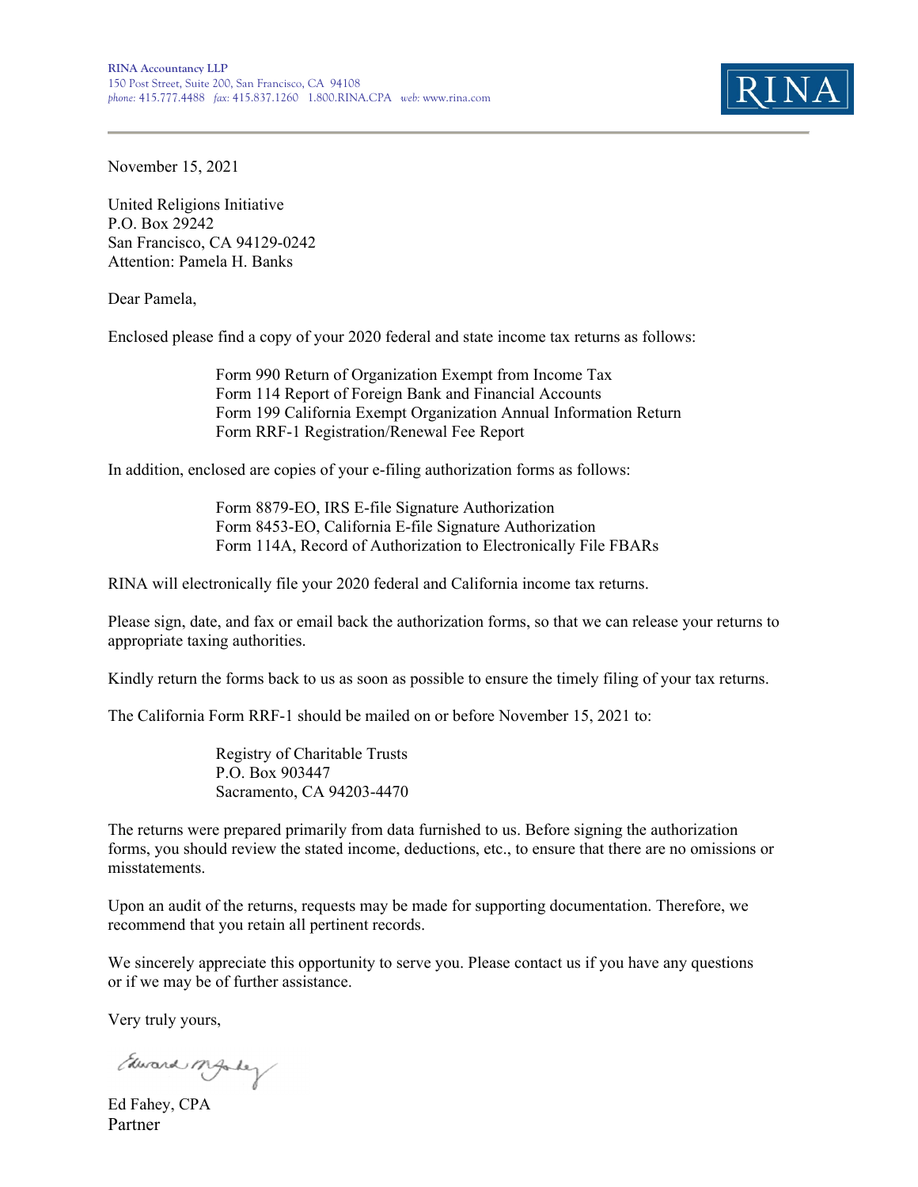RINA Accountancy LLP
150 Post Street, Suite 200, San Francisco, CA 94108
*phone:* 415.777.4488 *fax:* 415.837.1260 1.800.RINA.CPA *web:* www.rina.com

RINA

---

November 15, 2021

United Religions Initiative
P.O. Box 29242
San Francisco, CA 94129-0242
Attention: Pamela H. Banks

Dear Pamela,

Enclosed please find a copy of your 2020 federal and state income tax returns as follows:

> Form 990 Return of Organization Exempt from Income Tax
> Form 114 Report of Foreign Bank and Financial Accounts
> Form 199 California Exempt Organization Annual Information Return
> Form RRF-1 Registration/Renewal Fee Report

In addition, enclosed are copies of your e-filing authorization forms as follows:

> Form 8879-EO, IRS E-file Signature Authorization
> Form 8453-EO, California E-file Signature Authorization
> Form 114A, Record of Authorization to Electronically File FBARs

RINA will electronically file your 2020 federal and California income tax returns.

Please sign, date, and fax or email back the authorization forms, so that we can release your returns to appropriate taxing authorities.

Kindly return the forms back to us as soon as possible to ensure the timely filing of your tax returns.

The California Form RRF-1 should be mailed on or before November 15, 2021 to:

> Registry of Charitable Trusts
> P.O. Box 903447
> Sacramento, CA 94203-4470

The returns were prepared primarily from data furnished to us. Before signing the authorization forms, you should review the stated income, deductions, etc., to ensure that there are no omissions or misstatements.

Upon an audit of the returns, requests may be made for supporting documentation. Therefore, we recommend that you retain all pertinent records.

We sincerely appreciate this opportunity to serve you. Please contact us if you have any questions or if we may be of further assistance.

Very truly yours,

Edward M Fahey

Ed Fahey, CPA
Partner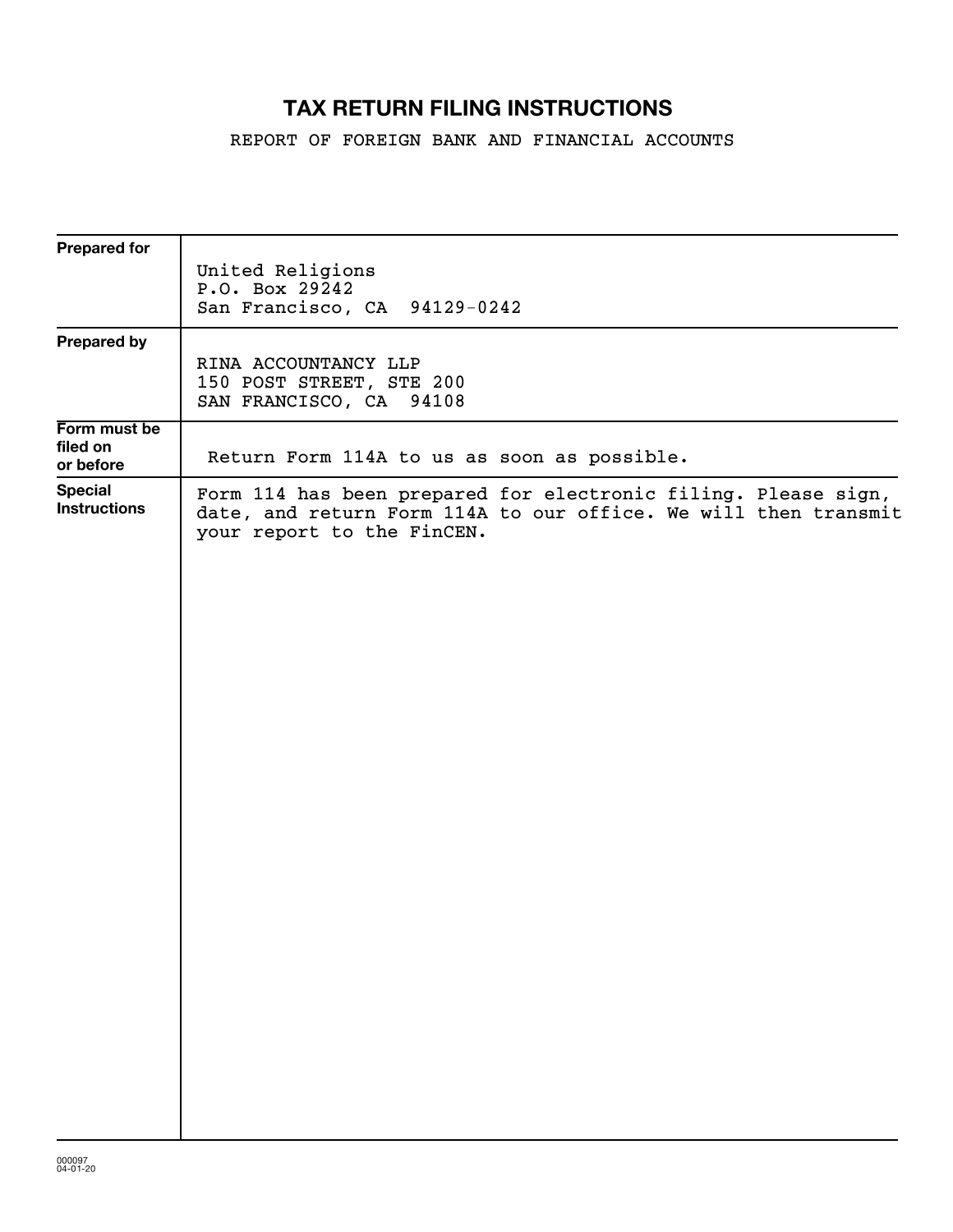# TAX RETURN FILING INSTRUCTIONS

REPORT OF FOREIGN BANK AND FINANCIAL ACCOUNTS

| | |
|---|---|
| **Prepared for** | United Religions<br>P.O. Box 29242<br>San Francisco, CA 94129-0242 |
| **Prepared by** | RINA ACCOUNTANCY LLP<br>150 POST STREET, STE 200<br>SAN FRANCISCO, CA 94108 |
| **Form must be filed on or before** | Return Form 114A to us as soon as possible. |
| **Special Instructions** | Form 114 has been prepared for electronic filing. Please sign, date, and return Form 114A to our office. We will then transmit your report to the FinCEN. |

000097
04-01-20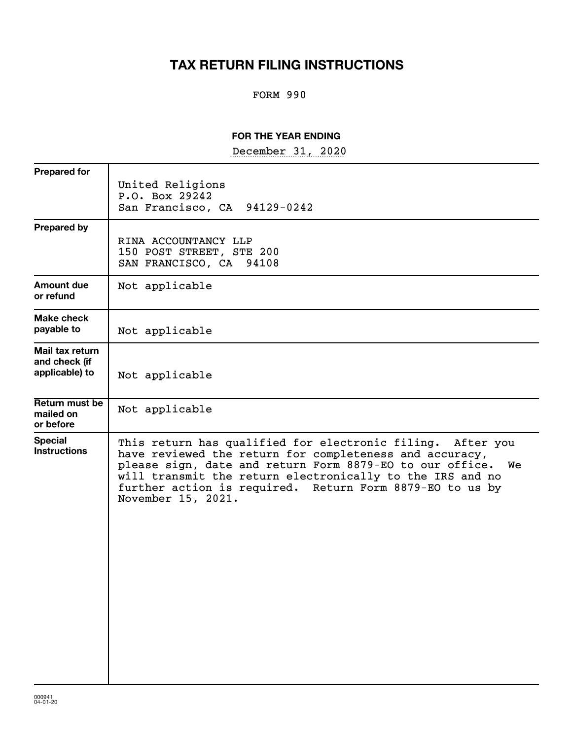# TAX RETURN FILING INSTRUCTIONS

FORM 990

**FOR THE YEAR ENDING**

December 31, 2020

| | |
|---|---|
| **Prepared for** | United Religions<br>P.O. Box 29242<br>San Francisco, CA 94129-0242 |
| **Prepared by** | RINA ACCOUNTANCY LLP<br>150 POST STREET, STE 200<br>SAN FRANCISCO, CA 94108 |
| **Amount due or refund** | Not applicable |
| **Make check payable to** | Not applicable |
| **Mail tax return and check (if applicable) to** | Not applicable |
| **Return must be mailed on or before** | Not applicable |
| **Special Instructions** | This return has qualified for electronic filing. After you have reviewed the return for completeness and accuracy, please sign, date and return Form 8879-EO to our office. We will transmit the return electronically to the IRS and no further action is required. Return Form 8879-EO to us by November 15, 2021. |

000941
04-01-20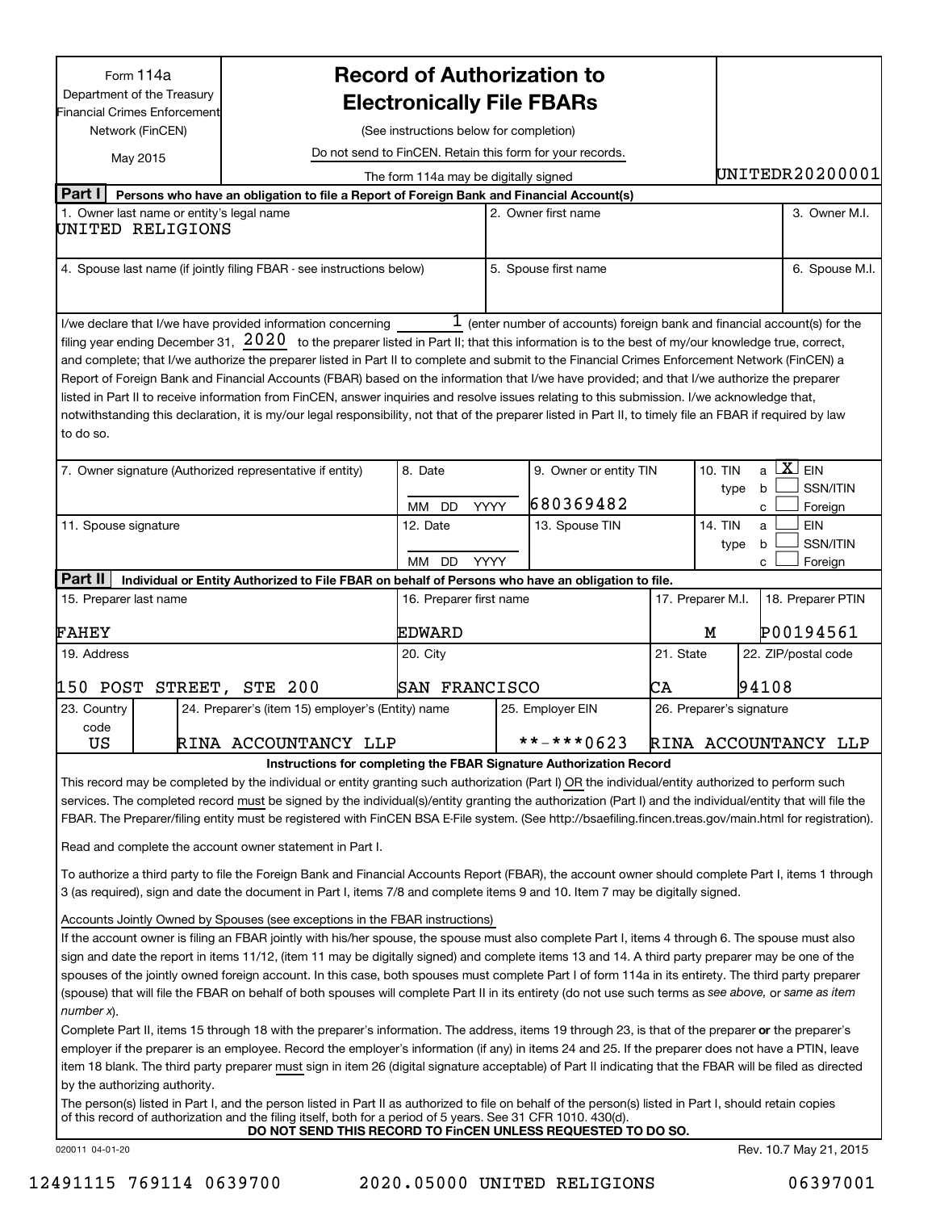Form 114a
Department of the Treasury
Financial Crimes Enforcement Network (FinCEN)
May 2015

# Record of Authorization to Electronically File FBARs

(See instructions below for completion)

Do not send to FinCEN. Retain this form for your records.

The form 114a may be digitally signed

UNITEDR20200001

**Part I** **Persons who have an obligation to file a Report of Foreign Bank and Financial Account(s)**

| 1. Owner last name or entity's legal name | 2. Owner first name | 3. Owner M.I. |
|---|---|---|
| UNITED RELIGIONS | | |
| 4. Spouse last name (if jointly filing FBAR - see instructions below) | 5. Spouse first name | 6. Spouse M.I. |
| | | |

I/we declare that I/we have provided information concerning 1 (enter number of accounts) foreign bank and financial account(s) for the filing year ending December 31, 2020 to the preparer listed in Part II; that this information is to the best of my/our knowledge true, correct, and complete; that I/we authorize the preparer listed in Part II to complete and submit to the Financial Crimes Enforcement Network (FinCEN) a Report of Foreign Bank and Financial Accounts (FBAR) based on the information that I/we have provided; and that I/we authorize the preparer listed in Part II to receive information from FinCEN, answer inquiries and resolve issues relating to this submission. I/we acknowledge that, notwithstanding this declaration, it is my/our legal responsibility, not that of the preparer listed in Part II, to timely file an FBAR if required by law to do so.

| 7. Owner signature (Authorized representative if entity) | 8. Date (MM DD YYYY) | 9. Owner or entity TIN | 10. TIN type |
|---|---|---|---|
| | | 680369482 | a [X] EIN<br>b [ ] SSN/ITIN<br>c [ ] Foreign |
| 11. Spouse signature | 12. Date (MM DD YYYY) | 13. Spouse TIN | 14. TIN type |
| | | | a [ ] EIN<br>b [ ] SSN/ITIN<br>c [ ] Foreign |

**Part II** **Individual or Entity Authorized to File FBAR on behalf of Persons who have an obligation to file.**

| 15. Preparer last name | 16. Preparer first name | 17. Preparer M.I. | 18. Preparer PTIN |
|---|---|---|---|
| FAHEY | EDWARD | M | P00194561 |
| 19. Address | 20. City | 21. State | 22. ZIP/postal code |
| 150 POST STREET, STE 200 | SAN FRANCISCO | CA | 94108 |

| 23. Country code | 24. Preparer's (item 15) employer's (Entity) name | 25. Employer EIN | 26. Preparer's signature |
|---|---|---|---|
| US | RINA ACCOUNTANCY LLP | **-***0623 | RINA ACCOUNTANCY LLP |

**Instructions for completing the FBAR Signature Authorization Record**

This record may be completed by the individual or entity granting such authorization (Part I) OR the individual/entity authorized to perform such services. The completed record must be signed by the individual(s)/entity granting the authorization (Part I) and the individual/entity that will file the FBAR. The Preparer/filing entity must be registered with FinCEN BSA E-File system. (See http://bsaefiling.fincen.treas.gov/main.html for registration).

Read and complete the account owner statement in Part I.

To authorize a third party to file the Foreign Bank and Financial Accounts Report (FBAR), the account owner should complete Part I, items 1 through 3 (as required), sign and date the document in Part I, items 7/8 and complete items 9 and 10. Item 7 may be digitally signed.

Accounts Jointly Owned by Spouses (see exceptions in the FBAR instructions)

If the account owner is filing an FBAR jointly with his/her spouse, the spouse must also complete Part I, items 4 through 6. The spouse must also sign and date the report in items 11/12, (item 11 may be digitally signed) and complete items 13 and 14. A third party preparer may be one of the spouses of the jointly owned foreign account. In this case, both spouses must complete Part I of form 114a in its entirety. The third party preparer (spouse) that will file the FBAR on behalf of both spouses will complete Part II in its entirety (do not use such terms as *see above,* or *same as item number x*).

Complete Part II, items 15 through 18 with the preparer's information. The address, items 19 through 23, is that of the preparer **or** the preparer's employer if the preparer is an employee. Record the employer's information (if any) in items 24 and 25. If the preparer does not have a PTIN, leave item 18 blank. The third party preparer must sign in item 26 (digital signature acceptable) of Part II indicating that the FBAR will be filed as directed by the authorizing authority.

The person(s) listed in Part I, and the person listed in Part II as authorized to file on behalf of the person(s) listed in Part I, should retain copies of this record of authorization and the filing itself, both for a period of 5 years. See 31 CFR 1010. 430(d).

**DO NOT SEND THIS RECORD TO FinCEN UNLESS REQUESTED TO DO SO.**

020011 04-01-20 Rev. 10.7 May 21, 2015

12491115 769114 0639700 2020.05000 UNITED RELIGIONS 06397001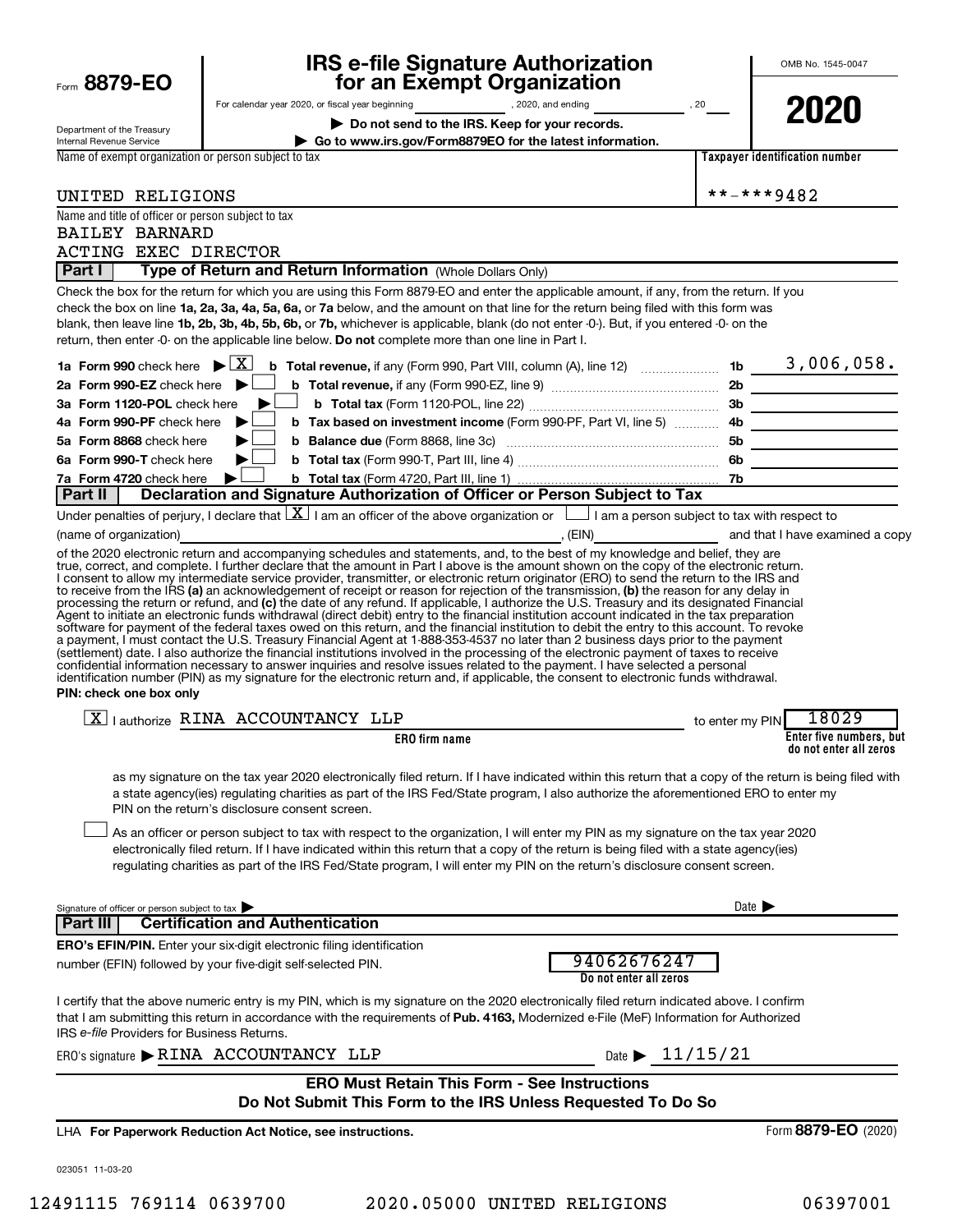Form **8879-EO**

Department of the Treasury
Internal Revenue Service

# IRS e-file Signature Authorization for an Exempt Organization

For calendar year 2020, or fiscal year beginning , 2020, and ending , 20

**▶ Do not send to the IRS. Keep for your records.**

**▶ Go to www.irs.gov/Form8879EO for the latest information.**

OMB No. 1545-0047

**2020**

| Name of exempt organization or person subject to tax | Taxpayer identification number |
|---|---|
| UNITED RELIGIONS | **-***9482 |

Name and title of officer or person subject to tax
BAILEY BARNARD
ACTING EXEC DIRECTOR

## Part I — Type of Return and Return Information (Whole Dollars Only)

Check the box for the return for which you are using this Form 8879-EO and enter the applicable amount, if any, from the return. If you check the box on line **1a, 2a, 3a, 4a, 5a, 6a,** or **7a** below, and the amount on that line for the return being filed with this form was blank, then leave line **1b, 2b, 3b, 4b, 5b, 6b,** or **7b,** whichever is applicable, blank (do not enter -0-). But, if you entered -0- on the return, then enter -0- on the applicable line below. **Do not** complete more than one line in Part I.

| | | | |
|---|---|---|---|
| **1a Form 990** check here ▶ [X] | **b Total revenue,** if any (Form 990, Part VIII, column (A), line 12) | **1b** | 3,006,058. |
| **2a Form 990-EZ** check here ▶ [ ] | **b Total revenue,** if any (Form 990-EZ, line 9) | **2b** | |
| **3a Form 1120-POL** check here ▶ [ ] | **b Total tax** (Form 1120-POL, line 22) | **3b** | |
| **4a Form 990-PF** check here ▶ [ ] | **b Tax based on investment income** (Form 990-PF, Part VI, line 5) | **4b** | |
| **5a Form 8868** check here ▶ [ ] | **b Balance due** (Form 8868, line 3c) | **5b** | |
| **6a Form 990-T** check here ▶ [ ] | **b Total tax** (Form 990-T, Part III, line 4) | **6b** | |
| **7a Form 4720** check here ▶ [ ] | **b Total tax** (Form 4720, Part III, line 1) | **7b** | |

## Part II — Declaration and Signature Authorization of Officer or Person Subject to Tax

Under penalties of perjury, I declare that [X] I am an officer of the above organization or [ ] I am a person subject to tax with respect to (name of organization) ______________________, (EIN) ____________ and that I have examined a copy of the 2020 electronic return and accompanying schedules and statements, and, to the best of my knowledge and belief, they are true, correct, and complete. I further declare that the amount in Part I above is the amount shown on the copy of the electronic return. I consent to allow my intermediate service provider, transmitter, or electronic return originator (ERO) to send the return to the IRS and to receive from the IRS **(a)** an acknowledgement of receipt or reason for rejection of the transmission, **(b)** the reason for any delay in processing the return or refund, and **(c)** the date of any refund. If applicable, I authorize the U.S. Treasury and its designated Financial Agent to initiate an electronic funds withdrawal (direct debit) entry to the financial institution account indicated in the tax preparation software for payment of the federal taxes owed on this return, and the financial institution to debit the entry to this account. To revoke a payment, I must contact the U.S. Treasury Financial Agent at 1-888-353-4537 no later than 2 business days prior to the payment (settlement) date. I also authorize the financial institutions involved in the processing of the electronic payment of taxes to receive confidential information necessary to answer inquiries and resolve issues related to the payment. I have selected a personal identification number (PIN) as my signature for the electronic return and, if applicable, the consent to electronic funds withdrawal.

**PIN: check one box only**

[X] I authorize RINA ACCOUNTANCY LLP (**ERO firm name**) to enter my PIN 18029 (**Enter five numbers, but do not enter all zeros**)

as my signature on the tax year 2020 electronically filed return. If I have indicated within this return that a copy of the return is being filed with a state agency(ies) regulating charities as part of the IRS Fed/State program, I also authorize the aforementioned ERO to enter my PIN on the return's disclosure consent screen.

[ ] As an officer or person subject to tax with respect to the organization, I will enter my PIN as my signature on the tax year 2020 electronically filed return. If I have indicated within this return that a copy of the return is being filed with a state agency(ies) regulating charities as part of the IRS Fed/State program, I will enter my PIN on the return's disclosure consent screen.

Signature of officer or person subject to tax ▶ ______________________ Date ▶ __________

## Part III — Certification and Authentication

**ERO's EFIN/PIN.** Enter your six-digit electronic filing identification number (EFIN) followed by your five-digit self-selected PIN.

94062676247
**Do not enter all zeros**

I certify that the above numeric entry is my PIN, which is my signature on the 2020 electronically filed return indicated above. I confirm that I am submitting this return in accordance with the requirements of **Pub. 4163,** Modernized e-File (MeF) Information for Authorized IRS *e-file* Providers for Business Returns.

ERO's signature ▶ RINA ACCOUNTANCY LLP Date ▶ 11/15/21

**ERO Must Retain This Form - See Instructions**
**Do Not Submit This Form to the IRS Unless Requested To Do So**

LHA **For Paperwork Reduction Act Notice, see instructions.** Form **8879-EO** (2020)

023051 11-03-20

12491115 769114 0639700 2020.05000 UNITED RELIGIONS 06397001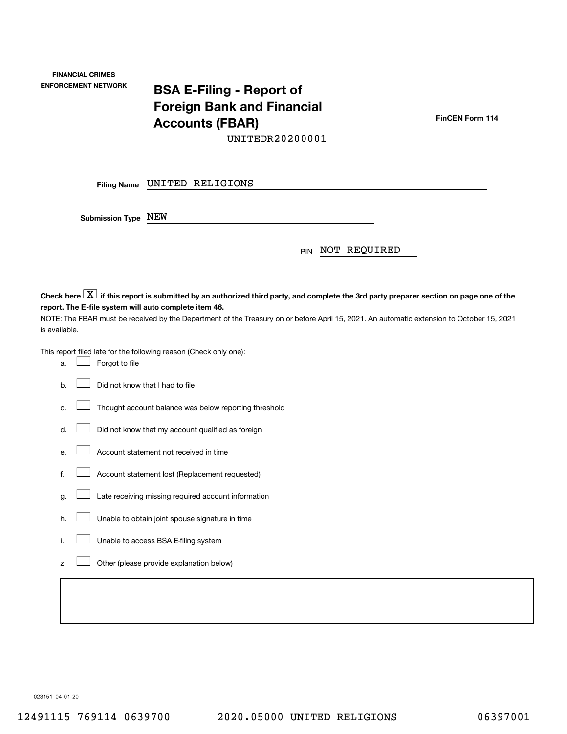FINANCIAL CRIMES ENFORCEMENT NETWORK

# BSA E-Filing - Report of Foreign Bank and Financial Accounts (FBAR)

UNITEDR20200001

FinCEN Form 114

**Filing Name** UNITED RELIGIONS

**Submission Type** NEW

PIN NOT REQUIRED

**Check here [X] if this report is submitted by an authorized third party, and complete the 3rd party preparer section on page one of the report. The E-file system will auto complete item 46.**

NOTE: The FBAR must be received by the Department of the Treasury on or before April 15, 2021. An automatic extension to October 15, 2021 is available.

This report filed late for the following reason (Check only one):

a. [ ] Forgot to file

b. [ ] Did not know that I had to file

c. [ ] Thought account balance was below reporting threshold

d. [ ] Did not know that my account qualified as foreign

e. [ ] Account statement not received in time

f. [ ] Account statement lost (Replacement requested)

g. [ ] Late receiving missing required account information

h. [ ] Unable to obtain joint spouse signature in time

i. [ ] Unable to access BSA E-filing system

z. [ ] Other (please provide explanation below)

023151 04-01-20

12491115 769114 0639700 2020.05000 UNITED RELIGIONS 06397001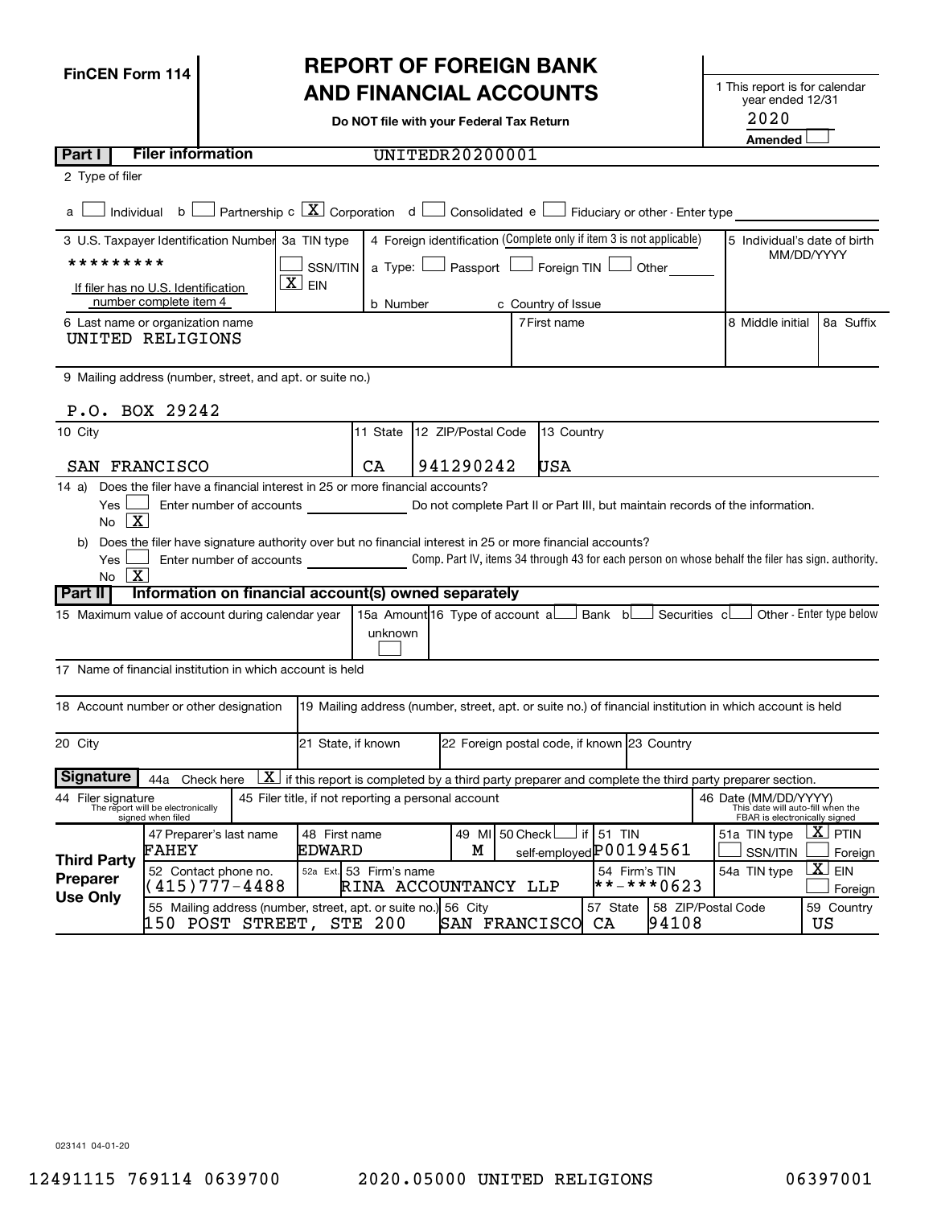**FinCEN Form 114**

# REPORT OF FOREIGN BANK AND FINANCIAL ACCOUNTS

**Do NOT file with your Federal Tax Return**

1 This report is for calendar year ended 12/31 2020

Amended ☐

**Part I** **Filer information** UNITEDR20200001

2 Type of filer

a ☐ Individual b ☐ Partnership c [X] Corporation d ☐ Consolidated e ☐ Fiduciary or other - Enter type

| 3 U.S. Taxpayer Identification Number | 3a TIN type | 4 Foreign identification (Complete only if item 3 is not applicable) | 5 Individual's date of birth MM/DD/YYYY |
|---|---|---|---|
| ********* <br> If filer has no U.S. Identification number complete item 4 | ☐ SSN/ITIN <br> [X] EIN | a Type: ☐ Passport ☐ Foreign TIN ☐ Other <br> b Number c Country of Issue | |

| 6 Last name or organization name | 7 First name | 8 Middle initial | 8a Suffix |
|---|---|---|---|
| UNITED RELIGIONS | | | |

9 Mailing address (number, street, and apt. or suite no.)

P.O. BOX 29242

| 10 City | 11 State | 12 ZIP/Postal Code | 13 Country |
|---|---|---|---|
| SAN FRANCISCO | CA | 941290242 | USA |

14 a) Does the filer have a financial interest in 25 or more financial accounts?

Yes ☐ Enter number of accounts \_\_\_\_\_ Do not complete Part II or Part III, but maintain records of the information.

No [X]

b) Does the filer have signature authority over but no financial interest in 25 or more financial accounts?

Yes ☐ Enter number of accounts \_\_\_\_\_ Comp. Part IV, items 34 through 43 for each person on whose behalf the filer has sign. authority.

No [X]

**Part II** **Information on financial account(s) owned separately**

| 15 Maximum value of account during calendar year | 15a Amount unknown ☐ | 16 Type of account a ☐ Bank b ☐ Securities c ☐ Other - Enter type below |
|---|---|---|

17 Name of financial institution in which account is held

| 18 Account number or other designation | 19 Mailing address (number, street, apt. or suite no.) of financial institution in which account is held |
|---|---|

| 20 City | 21 State, if known | 22 Foreign postal code, if known | 23 Country |
|---|---|---|---|

**Signature** 44a Check here [X] if this report is completed by a third party preparer and complete the third party preparer section.

| 44 Filer signature (The report will be electronically signed when filed) | 45 Filer title, if not reporting a personal account | 46 Date (MM/DD/YYYY) (This date will auto-fill when the FBAR is electronically signed) |
|---|---|---|

**Third Party Preparer Use Only**

| 47 Preparer's last name | 48 First name | 49 MI | 50 Check ☐ if self-employed | 51 TIN | 51a TIN type |
|---|---|---|---|---|---|
| FAHEY | EDWARD | M | | P00194561 | [X] PTIN ☐ SSN/ITIN ☐ Foreign |

| 52 Contact phone no. | 52a Ext. | 53 Firm's name | 54 Firm's TIN | 54a TIN type |
|---|---|---|---|---|
| (415)777-4488 | | RINA ACCOUNTANCY LLP | **-***0623 | [X] EIN ☐ Foreign |

| 55 Mailing address (number, street, apt. or suite no.) | 56 City | 57 State | 58 ZIP/Postal Code | 59 Country |
|---|---|---|---|---|
| 150 POST STREET, STE 200 | SAN FRANCISCO | CA | 94108 | US |

023141 04-01-20

12491115 769114 0639700 2020.05000 UNITED RELIGIONS 06397001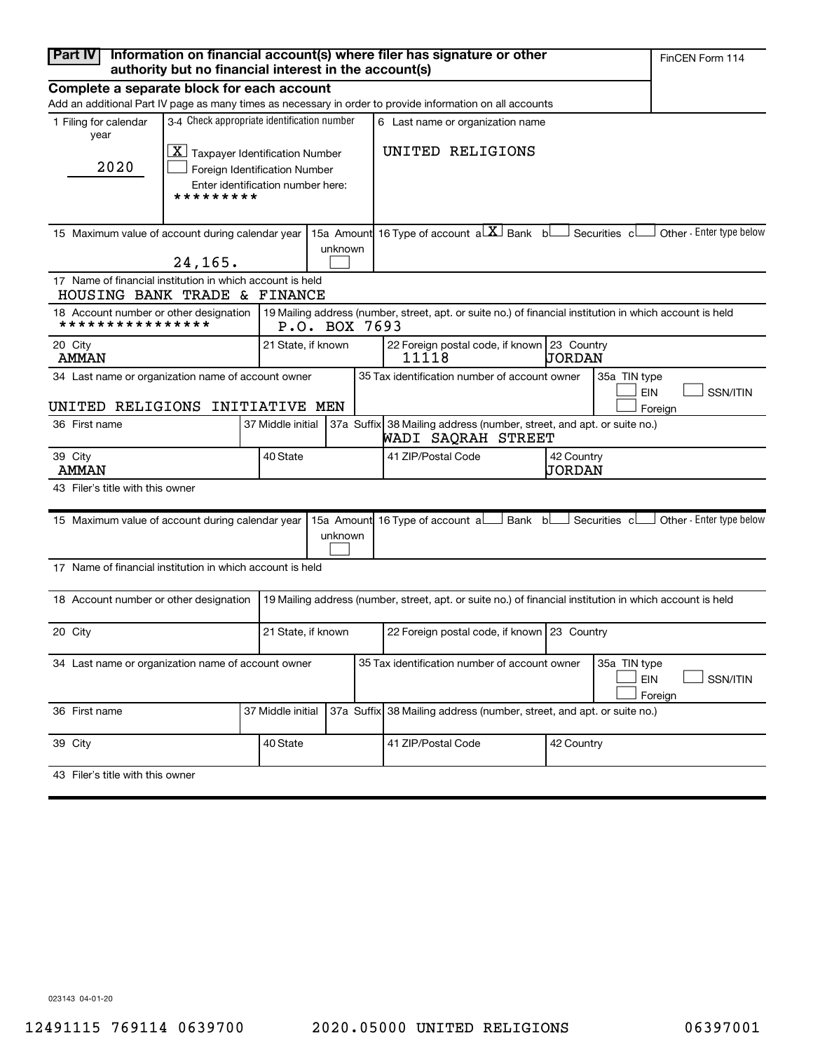**Part IV** **Information on financial account(s) where filer has signature or other authority but no financial interest in the account(s)**

FinCEN Form 114

**Complete a separate block for each account**

Add an additional Part IV page as many times as necessary in order to provide information on all accounts

| 1 Filing for calendar year | 3-4 Check appropriate identification number | 6 Last name or organization name |
|---|---|---|
| 2020 | [X] Taxpayer Identification Number<br>[ ] Foreign Identification Number<br>Enter identification number here:<br>********* | UNITED RELIGIONS |

| 15 Maximum value of account during calendar year | 15a Amount unknown | 16 Type of account |
|---|---|---|
| 24,165. | [ ] | a [X] Bank b [ ] Securities c [ ] Other - Enter type below |

17 Name of financial institution in which account is held
HOUSING BANK TRADE & FINANCE

| 18 Account number or other designation | 19 Mailing address (number, street, apt. or suite no.) of financial institution in which account is held |
|---|---|
| **************** | P.O. BOX 7693 |

| 20 City | 21 State, if known | 22 Foreign postal code, if known | 23 Country |
|---|---|---|---|
| AMMAN | | 11118 | JORDAN |

| 34 Last name or organization name of account owner | 35 Tax identification number of account owner | 35a TIN type |
|---|---|---|
| UNITED RELIGIONS INITIATIVE MEN | | [ ] EIN [ ] SSN/ITIN [ ] Foreign |

| 36 First name | 37 Middle initial | 37a Suffix | 38 Mailing address (number, street, and apt. or suite no.) |
|---|---|---|---|
| | | | WADI SAQRAH STREET |

| 39 City | 40 State | 41 ZIP/Postal Code | 42 Country |
|---|---|---|---|
| AMMAN | | | JORDAN |

43 Filer's title with this owner

---

| 15 Maximum value of account during calendar year | 15a Amount unknown | 16 Type of account |
|---|---|---|
| | [ ] | a [ ] Bank b [ ] Securities c [ ] Other - Enter type below |

17 Name of financial institution in which account is held

| 18 Account number or other designation | 19 Mailing address (number, street, apt. or suite no.) of financial institution in which account is held |
|---|---|
| | |

| 20 City | 21 State, if known | 22 Foreign postal code, if known | 23 Country |
|---|---|---|---|
| | | | |

| 34 Last name or organization name of account owner | 35 Tax identification number of account owner | 35a TIN type |
|---|---|---|
| | | [ ] EIN [ ] SSN/ITIN [ ] Foreign |

| 36 First name | 37 Middle initial | 37a Suffix | 38 Mailing address (number, street, and apt. or suite no.) |
|---|---|---|---|
| | | | |

| 39 City | 40 State | 41 ZIP/Postal Code | 42 Country |
|---|---|---|---|
| | | | |

43 Filer's title with this owner

023143 04-01-20

12491115 769114 0639700 2020.05000 UNITED RELIGIONS 06397001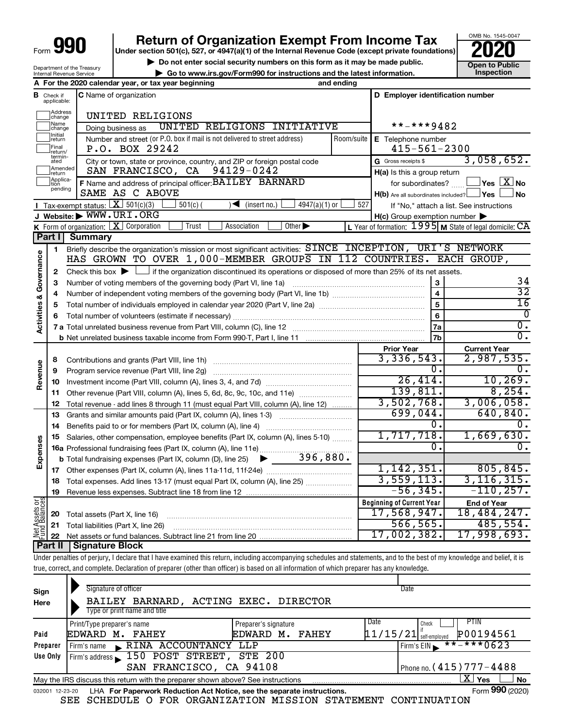Form **990**

# Return of Organization Exempt From Income Tax

**Under section 501(c), 527, or 4947(a)(1) of the Internal Revenue Code (except private foundations)**

▶ Do not enter social security numbers on this form as it may be made public.

▶ Go to www.irs.gov/Form990 for instructions and the latest information.

OMB No. 1545-0047

**2020**

**Open to Public Inspection**

Department of the Treasury
Internal Revenue Service

**A** For the 2020 calendar year, or tax year beginning and ending

**B** Check if applicable: Address change, Name change, Initial return, Final return/terminated, Amended return, Application pending

**C** Name of organization: UNITED RELIGIONS

Doing business as: UNITED RELIGIONS INITIATIVE

Number and street (or P.O. box if mail is not delivered to street address): P.O. BOX 29242 | Room/suite

City or town, state or province, country, and ZIP or foreign postal code: SAN FRANCISCO, CA 94129-0242

**D** Employer identification number: **-***9482

**E** Telephone number: 415-561-2300

**G** Gross receipts $ 3,058,652.

**F** Name and address of principal officer: BAILEY BARNARD
SAME AS C ABOVE

**H(a)** Is this a group return for subordinates? ☐ Yes ☒ No

**H(b)** Are all subordinates included? ☐ Yes ☐ No
If "No," attach a list. See instructions

**H(c)** Group exemption number ▶

**I** Tax-exempt status: ☒ 501(c)(3) ☐ 501(c) ( ) ◀ (insert no.) ☐ 4947(a)(1) or ☐ 527

**J** Website: ▶ WWW.URI.ORG

**K** Form of organization: ☒ Corporation ☐ Trust ☐ Association ☐ Other ▶

**L** Year of formation: 1995 **M** State of legal domicile: CA

## Part I Summary

**Activities & Governance**

1 Briefly describe the organization's mission or most significant activities: SINCE INCEPTION, URI'S NETWORK HAS GROWN TO OVER 1,000-MEMBER GROUPS IN 112 COUNTRIES. EACH GROUP,

2 Check this box ▶ ☐ if the organization discontinued its operations or disposed of more than 25% of its net assets.

| Line | Description | No. | Value |
|---|---|---|---|
| 3 | Number of voting members of the governing body (Part VI, line 1a) | 3 | 34 |
| 4 | Number of independent voting members of the governing body (Part VI, line 1b) | 4 | 32 |
| 5 | Total number of individuals employed in calendar year 2020 (Part V, line 2a) | 5 | 16 |
| 6 | Total number of volunteers (estimate if necessary) | 6 | 0 |
| 7a | Total unrelated business revenue from Part VIII, column (C), line 12 | 7a | 0. |
| 7b | Net unrelated business taxable income from Form 990-T, Part I, line 11 | 7b | 0. |

| Line | Description | Prior Year | Current Year |
|---|---|---|---|
| **Revenue** | | | |
| 8 | Contributions and grants (Part VIII, line 1h) | 3,336,543. | 2,987,535. |
| 9 | Program service revenue (Part VIII, line 2g) | 0. | 0. |
| 10 | Investment income (Part VIII, column (A), lines 3, 4, and 7d) | 26,414. | 10,269. |
| 11 | Other revenue (Part VIII, column (A), lines 5, 6d, 8c, 9c, 10c, and 11e) | 139,811. | 8,254. |
| 12 | Total revenue - add lines 8 through 11 (must equal Part VIII, column (A), line 12) | 3,502,768. | 3,006,058. |
| **Expenses** | | | |
| 13 | Grants and similar amounts paid (Part IX, column (A), lines 1-3) | 699,044. | 640,840. |
| 14 | Benefits paid to or for members (Part IX, column (A), line 4) | 0. | 0. |
| 15 | Salaries, other compensation, employee benefits (Part IX, column (A), lines 5-10) | 1,717,718. | 1,669,630. |
| 16a | Professional fundraising fees (Part IX, column (A), line 11e) | 0. | 0. |
| b | Total fundraising expenses (Part IX, column (D), line 25) ▶ 396,880. | | |
| 17 | Other expenses (Part IX, column (A), lines 11a-11d, 11f-24e) | 1,142,351. | 805,845. |
| 18 | Total expenses. Add lines 13-17 (must equal Part IX, column (A), line 25) | 3,559,113. | 3,116,315. |
| 19 | Revenue less expenses. Subtract line 18 from line 12 | -56,345. | -110,257. |

| Line | Net Assets or Fund Balances | Beginning of Current Year | End of Year |
|---|---|---|---|
| 20 | Total assets (Part X, line 16) | 17,568,947. | 18,484,247. |
| 21 | Total liabilities (Part X, line 26) | 566,565. | 485,554. |
| 22 | Net assets or fund balances. Subtract line 21 from line 20 | 17,002,382. | 17,998,693. |

## Part II Signature Block

Under penalties of perjury, I declare that I have examined this return, including accompanying schedules and statements, and to the best of my knowledge and belief, it is true, correct, and complete. Declaration of preparer (other than officer) is based on all information of which preparer has any knowledge.

**Sign Here**

Signature of officer | Date

BAILEY BARNARD, ACTING EXEC. DIRECTOR
Type or print name and title

**Paid Preparer Use Only**

| Print/Type preparer's name | Preparer's signature | Date | Check if self-employed | PTIN |
|---|---|---|---|---|
| EDWARD M. FAHEY | EDWARD M. FAHEY | 11/15/21 | ☐ | P00194561 |

Firm's name ▶ RINA ACCOUNTANCY LLP | Firm's EIN ▶ **-***0623

Firm's address ▶ 150 POST STREET, STE 200, SAN FRANCISCO, CA 94108 | Phone no. (415)777-4488

May the IRS discuss this return with the preparer shown above? See instructions ☒ Yes ☐ No

032001 12-23-20 LHA For Paperwork Reduction Act Notice, see the separate instructions. Form **990** (2020)

SEE SCHEDULE O FOR ORGANIZATION MISSION STATEMENT CONTINUATION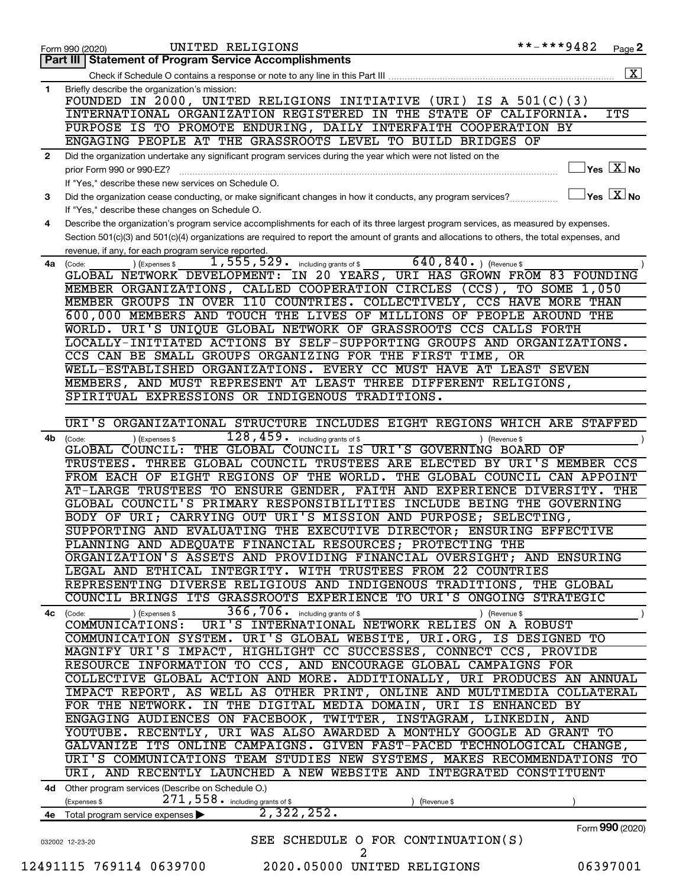Form 990 (2020) UNITED RELIGIONS **-***9482 Page 2

## Part III | Statement of Program Service Accomplishments

Check if Schedule O contains a response or note to any line in this Part III ... [X]

**1** Briefly describe the organization's mission:

FOUNDED IN 2000, UNITED RELIGIONS INITIATIVE (URI) IS A 501(C)(3) INTERNATIONAL ORGANIZATION REGISTERED IN THE STATE OF CALIFORNIA. ITS PURPOSE IS TO PROMOTE ENDURING, DAILY INTERFAITH COOPERATION BY ENGAGING PEOPLE AT THE GRASSROOTS LEVEL TO BUILD BRIDGES OF

**2** Did the organization undertake any significant program services during the year which were not listed on the prior Form 990 or 990-EZ? ... [ ] Yes [X] No

If "Yes," describe these new services on Schedule O.

**3** Did the organization cease conducting, or make significant changes in how it conducts, any program services? ... [ ] Yes [X] No

If "Yes," describe these changes on Schedule O.

**4** Describe the organization's program service accomplishments for each of its three largest program services, as measured by expenses. Section 501(c)(3) and 501(c)(4) organizations are required to report the amount of grants and allocations to others, the total expenses, and revenue, if any, for each program service reported.

**4a** (Code: ) (Expenses $ 1,555,529. including grants of $ 640,840. ) (Revenue $ )

GLOBAL NETWORK DEVELOPMENT: IN 20 YEARS, URI HAS GROWN FROM 83 FOUNDING MEMBER ORGANIZATIONS, CALLED COOPERATION CIRCLES (CCS), TO SOME 1,050 MEMBER GROUPS IN OVER 110 COUNTRIES. COLLECTIVELY, CCS HAVE MORE THAN 600,000 MEMBERS AND TOUCH THE LIVES OF MILLIONS OF PEOPLE AROUND THE WORLD. URI'S UNIQUE GLOBAL NETWORK OF GRASSROOTS CCS CALLS FORTH LOCALLY-INITIATED ACTIONS BY SELF-SUPPORTING GROUPS AND ORGANIZATIONS. CCS CAN BE SMALL GROUPS ORGANIZING FOR THE FIRST TIME, OR WELL-ESTABLISHED ORGANIZATIONS. EVERY CC MUST HAVE AT LEAST SEVEN MEMBERS, AND MUST REPRESENT AT LEAST THREE DIFFERENT RELIGIONS, SPIRITUAL EXPRESSIONS OR INDIGENOUS TRADITIONS.

URI'S ORGANIZATIONAL STRUCTURE INCLUDES EIGHT REGIONS WHICH ARE STAFFED

**4b** (Code: ) (Expenses $ 128,459. including grants of $ ) (Revenue $ )

GLOBAL COUNCIL: THE GLOBAL COUNCIL IS URI'S GOVERNING BOARD OF TRUSTEES. THREE GLOBAL COUNCIL TRUSTEES ARE ELECTED BY URI'S MEMBER CCS FROM EACH OF EIGHT REGIONS OF THE WORLD. THE GLOBAL COUNCIL CAN APPOINT AT-LARGE TRUSTEES TO ENSURE GENDER, FAITH AND EXPERIENCE DIVERSITY. THE GLOBAL COUNCIL'S PRIMARY RESPONSIBILITIES INCLUDE BEING THE GOVERNING BODY OF URI; CARRYING OUT URI'S MISSION AND PURPOSE; SELECTING, SUPPORTING AND EVALUATING THE EXECUTIVE DIRECTOR; ENSURING EFFECTIVE PLANNING AND ADEQUATE FINANCIAL RESOURCES; PROTECTING THE ORGANIZATION'S ASSETS AND PROVIDING FINANCIAL OVERSIGHT; AND ENSURING LEGAL AND ETHICAL INTEGRITY. WITH TRUSTEES FROM 22 COUNTRIES REPRESENTING DIVERSE RELIGIOUS AND INDIGENOUS TRADITIONS, THE GLOBAL COUNCIL BRINGS ITS GRASSROOTS EXPERIENCE TO URI'S ONGOING STRATEGIC

**4c** (Code: ) (Expenses $ 366,706. including grants of $ ) (Revenue $ )

COMMUNICATIONS: URI'S INTERNATIONAL NETWORK RELIES ON A ROBUST COMMUNICATION SYSTEM. URI'S GLOBAL WEBSITE, URI.ORG, IS DESIGNED TO MAGNIFY URI'S IMPACT, HIGHLIGHT CC SUCCESSES, CONNECT CCS, PROVIDE RESOURCE INFORMATION TO CCS, AND ENCOURAGE GLOBAL CAMPAIGNS FOR COLLECTIVE GLOBAL ACTION AND MORE. ADDITIONALLY, URI PRODUCES AN ANNUAL IMPACT REPORT, AS WELL AS OTHER PRINT, ONLINE AND MULTIMEDIA COLLATERAL FOR THE NETWORK. IN THE DIGITAL MEDIA DOMAIN, URI IS ENHANCED BY ENGAGING AUDIENCES ON FACEBOOK, TWITTER, INSTAGRAM, LINKEDIN, AND YOUTUBE. RECENTLY, URI WAS ALSO AWARDED A MONTHLY GOOGLE AD GRANT TO GALVANIZE ITS ONLINE CAMPAIGNS. GIVEN FAST-PACED TECHNOLOGICAL CHANGE, URI'S COMMUNICATIONS TEAM STUDIES NEW SYSTEMS, MAKES RECOMMENDATIONS TO URI, AND RECENTLY LAUNCHED A NEW WEBSITE AND INTEGRATED CONSTITUENT

**4d** Other program services (Describe on Schedule O.)

(Expenses $ 271,558. including grants of $ ) (Revenue $ )

**4e** Total program service expenses ▶ 2,322,252.

Form **990** (2020)

032002 12-23-20

SEE SCHEDULE O FOR CONTINUATION(S)

12491115 769114 0639700 2020.05000 UNITED RELIGIONS 06397001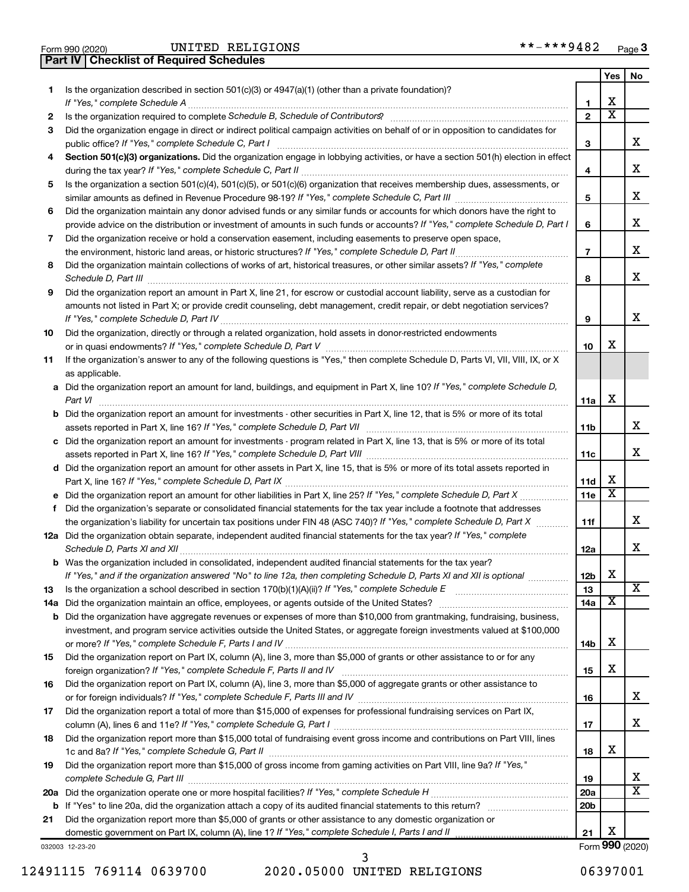Form 990 (2020) UNITED RELIGIONS **-***9482 Page 3

**Part IV | Checklist of Required Schedules**

| | | | Yes | No |
|---|---|---|---|---|
| 1 | Is the organization described in section 501(c)(3) or 4947(a)(1) (other than a private foundation)? *If "Yes," complete Schedule A* | 1 | X | |
| 2 | Is the organization required to complete *Schedule B, Schedule of Contributors*? | 2 | X | |
| 3 | Did the organization engage in direct or indirect political campaign activities on behalf of or in opposition to candidates for public office? *If "Yes," complete Schedule C, Part I* | 3 | | X |
| 4 | **Section 501(c)(3) organizations.** Did the organization engage in lobbying activities, or have a section 501(h) election in effect during the tax year? *If "Yes," complete Schedule C, Part II* | 4 | | X |
| 5 | Is the organization a section 501(c)(4), 501(c)(5), or 501(c)(6) organization that receives membership dues, assessments, or similar amounts as defined in Revenue Procedure 98-19? *If "Yes," complete Schedule C, Part III* | 5 | | X |
| 6 | Did the organization maintain any donor advised funds or any similar funds or accounts for which donors have the right to provide advice on the distribution or investment of amounts in such funds or accounts? *If "Yes," complete Schedule D, Part I* | 6 | | X |
| 7 | Did the organization receive or hold a conservation easement, including easements to preserve open space, the environment, historic land areas, or historic structures? *If "Yes," complete Schedule D, Part II* | 7 | | X |
| 8 | Did the organization maintain collections of works of art, historical treasures, or other similar assets? *If "Yes," complete Schedule D, Part III* | 8 | | X |
| 9 | Did the organization report an amount in Part X, line 21, for escrow or custodial account liability, serve as a custodian for amounts not listed in Part X; or provide credit counseling, debt management, credit repair, or debt negotiation services? *If "Yes," complete Schedule D, Part IV* | 9 | | X |
| 10 | Did the organization, directly or through a related organization, hold assets in donor-restricted endowments or in quasi endowments? *If "Yes," complete Schedule D, Part V* | 10 | X | |
| 11 | If the organization's answer to any of the following questions is "Yes," then complete Schedule D, Parts VI, VII, VIII, IX, or X as applicable. | | | |
| a | Did the organization report an amount for land, buildings, and equipment in Part X, line 10? *If "Yes," complete Schedule D, Part VI* | 11a | X | |
| b | Did the organization report an amount for investments - other securities in Part X, line 12, that is 5% or more of its total assets reported in Part X, line 16? *If "Yes," complete Schedule D, Part VII* | 11b | | X |
| c | Did the organization report an amount for investments - program related in Part X, line 13, that is 5% or more of its total assets reported in Part X, line 16? *If "Yes," complete Schedule D, Part VIII* | 11c | | X |
| d | Did the organization report an amount for other assets in Part X, line 15, that is 5% or more of its total assets reported in Part X, line 16? *If "Yes," complete Schedule D, Part IX* | 11d | X | |
| e | Did the organization report an amount for other liabilities in Part X, line 25? *If "Yes," complete Schedule D, Part X* | 11e | X | |
| f | Did the organization's separate or consolidated financial statements for the tax year include a footnote that addresses the organization's liability for uncertain tax positions under FIN 48 (ASC 740)? *If "Yes," complete Schedule D, Part X* | 11f | | X |
| 12a | Did the organization obtain separate, independent audited financial statements for the tax year? *If "Yes," complete Schedule D, Parts XI and XII* | 12a | | X |
| b | Was the organization included in consolidated, independent audited financial statements for the tax year? *If "Yes," and if the organization answered "No" to line 12a, then completing Schedule D, Parts XI and XII is optional* | 12b | X | |
| 13 | Is the organization a school described in section 170(b)(1)(A)(ii)? *If "Yes," complete Schedule E* | 13 | | X |
| 14a | Did the organization maintain an office, employees, or agents outside of the United States? | 14a | X | |
| b | Did the organization have aggregate revenues or expenses of more than $10,000 from grantmaking, fundraising, business, investment, and program service activities outside the United States, or aggregate foreign investments valued at $100,000 or more? *If "Yes," complete Schedule F, Parts I and IV* | 14b | X | |
| 15 | Did the organization report on Part IX, column (A), line 3, more than $5,000 of grants or other assistance to or for any foreign organization? *If "Yes," complete Schedule F, Parts II and IV* | 15 | X | |
| 16 | Did the organization report on Part IX, column (A), line 3, more than $5,000 of aggregate grants or other assistance to or for foreign individuals? *If "Yes," complete Schedule F, Parts III and IV* | 16 | | X |
| 17 | Did the organization report a total of more than $15,000 of expenses for professional fundraising services on Part IX, column (A), lines 6 and 11e? *If "Yes," complete Schedule G, Part I* | 17 | | X |
| 18 | Did the organization report more than $15,000 total of fundraising event gross income and contributions on Part VIII, lines 1c and 8a? *If "Yes," complete Schedule G, Part II* | 18 | X | |
| 19 | Did the organization report more than $15,000 of gross income from gaming activities on Part VIII, line 9a? *If "Yes," complete Schedule G, Part III* | 19 | | X |
| 20a | Did the organization operate one or more hospital facilities? *If "Yes," complete Schedule H* | 20a | | X |
| b | If "Yes" to line 20a, did the organization attach a copy of its audited financial statements to this return? | 20b | | |
| 21 | Did the organization report more than $5,000 of grants or other assistance to any domestic organization or domestic government on Part IX, column (A), line 1? *If "Yes," complete Schedule I, Parts I and II* | 21 | X | |

032003 12-23-20

Form **990** (2020)

12491115 769114 0639700 2020.05000 UNITED RELIGIONS 06397001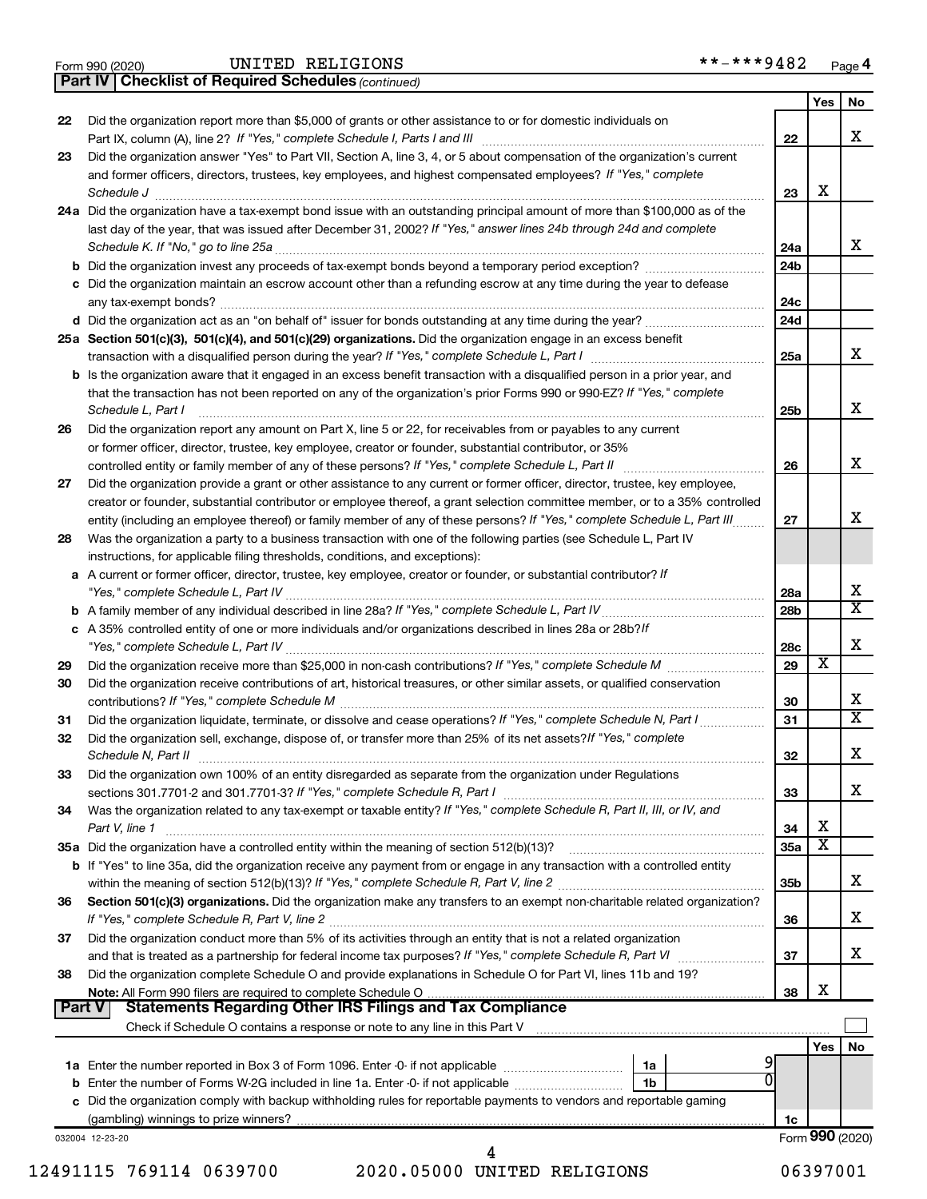Form 990 (2020) UNITED RELIGIONS **-***9482 Page 4

**Part IV | Checklist of Required Schedules** *(continued)*

| | | | Yes | No |
|---|---|---|---|---|
| 22 | Did the organization report more than $5,000 of grants or other assistance to or for domestic individuals on Part IX, column (A), line 2? *If "Yes," complete Schedule I, Parts I and III* | 22 | | X |
| 23 | Did the organization answer "Yes" to Part VII, Section A, line 3, 4, or 5 about compensation of the organization's current and former officers, directors, trustees, key employees, and highest compensated employees? *If "Yes," complete Schedule J* | 23 | X | |
| 24a | Did the organization have a tax-exempt bond issue with an outstanding principal amount of more than $100,000 as of the last day of the year, that was issued after December 31, 2002? *If "Yes," answer lines 24b through 24d and complete Schedule K. If "No," go to line 25a* | 24a | | X |
| b | Did the organization invest any proceeds of tax-exempt bonds beyond a temporary period exception? | 24b | | |
| c | Did the organization maintain an escrow account other than a refunding escrow at any time during the year to defease any tax-exempt bonds? | 24c | | |
| d | Did the organization act as an "on behalf of" issuer for bonds outstanding at any time during the year? | 24d | | |
| 25a | **Section 501(c)(3), 501(c)(4), and 501(c)(29) organizations.** Did the organization engage in an excess benefit transaction with a disqualified person during the year? *If "Yes," complete Schedule L, Part I* | 25a | | X |
| b | Is the organization aware that it engaged in an excess benefit transaction with a disqualified person in a prior year, and that the transaction has not been reported on any of the organization's prior Forms 990 or 990-EZ? *If "Yes," complete Schedule L, Part I* | 25b | | X |
| 26 | Did the organization report any amount on Part X, line 5 or 22, for receivables from or payables to any current or former officer, director, trustee, key employee, creator or founder, substantial contributor, or 35% controlled entity or family member of any of these persons? *If "Yes," complete Schedule L, Part II* | 26 | | X |
| 27 | Did the organization provide a grant or other assistance to any current or former officer, director, trustee, key employee, creator or founder, substantial contributor or employee thereof, a grant selection committee member, or to a 35% controlled entity (including an employee thereof) or family member of any of these persons? *If "Yes," complete Schedule L, Part III* | 27 | | X |
| 28 | Was the organization a party to a business transaction with one of the following parties (see Schedule L, Part IV instructions, for applicable filing thresholds, conditions, and exceptions): | | | |
| a | A current or former officer, director, trustee, key employee, creator or founder, or substantial contributor? *If "Yes," complete Schedule L, Part IV* | 28a | | X |
| b | A family member of any individual described in line 28a? *If "Yes," complete Schedule L, Part IV* | 28b | | X |
| c | A 35% controlled entity of one or more individuals and/or organizations described in lines 28a or 28b? *If "Yes," complete Schedule L, Part IV* | 28c | | X |
| 29 | Did the organization receive more than $25,000 in non-cash contributions? *If "Yes," complete Schedule M* | 29 | X | |
| 30 | Did the organization receive contributions of art, historical treasures, or other similar assets, or qualified conservation contributions? *If "Yes," complete Schedule M* | 30 | | X |
| 31 | Did the organization liquidate, terminate, or dissolve and cease operations? *If "Yes," complete Schedule N, Part I* | 31 | | X |
| 32 | Did the organization sell, exchange, dispose of, or transfer more than 25% of its net assets? *If "Yes," complete Schedule N, Part II* | 32 | | X |
| 33 | Did the organization own 100% of an entity disregarded as separate from the organization under Regulations sections 301.7701-2 and 301.7701-3? *If "Yes," complete Schedule R, Part I* | 33 | | X |
| 34 | Was the organization related to any tax-exempt or taxable entity? *If "Yes," complete Schedule R, Part II, III, or IV, and Part V, line 1* | 34 | X | |
| 35a | Did the organization have a controlled entity within the meaning of section 512(b)(13)? | 35a | X | |
| b | If "Yes" to line 35a, did the organization receive any payment from or engage in any transaction with a controlled entity within the meaning of section 512(b)(13)? *If "Yes," complete Schedule R, Part V, line 2* | 35b | | X |
| 36 | **Section 501(c)(3) organizations.** Did the organization make any transfers to an exempt non-charitable related organization? *If "Yes," complete Schedule R, Part V, line 2* | 36 | | X |
| 37 | Did the organization conduct more than 5% of its activities through an entity that is not a related organization and that is treated as a partnership for federal income tax purposes? *If "Yes," complete Schedule R, Part VI* | 37 | | X |
| 38 | Did the organization complete Schedule O and provide explanations in Schedule O for Part VI, lines 11b and 19? **Note:** All Form 990 filers are required to complete Schedule O | 38 | X | |

**Part V | Statements Regarding Other IRS Filings and Tax Compliance**

Check if Schedule O contains a response or note to any line in this Part V ☐

| | | | | | Yes | No |
|---|---|---|---|---|---|---|
| 1a | Enter the number reported in Box 3 of Form 1096. Enter -0- if not applicable | 1a | 9 | | | |
| b | Enter the number of Forms W-2G included in line 1a. Enter -0- if not applicable | 1b | 0 | | | |
| c | Did the organization comply with backup withholding rules for reportable payments to vendors and reportable gaming (gambling) winnings to prize winners? | | | 1c | | |

032004 12-23-20 Form **990** (2020)

12491115 769114 0639700 2020.05000 UNITED RELIGIONS 06397001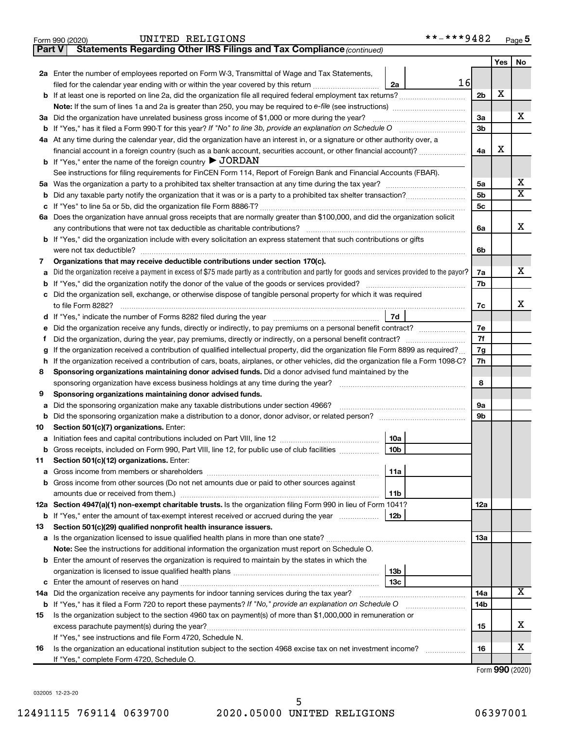Form 990 (2020) UNITED RELIGIONS **-***9482 Page 5

**Part V Statements Regarding Other IRS Filings and Tax Compliance** *(continued)*

| | | | | | Yes | No |
|---|---|---|---|---|---|---|
| **2a** | Enter the number of employees reported on Form W-3, Transmittal of Wage and Tax Statements, filed for the calendar year ending with or within the year covered by this return | 2a | 16 | | | |
| **b** | If at least one is reported on line 2a, did the organization file all required federal employment tax returns? | | | 2b | X | |
| | **Note:** If the sum of lines 1a and 2a is greater than 250, you may be required to *e-file* (see instructions) | | | | | |
| **3a** | Did the organization have unrelated business gross income of $1,000 or more during the year? | | | 3a | | X |
| **b** | If "Yes," has it filed a Form 990-T for this year? *If "No" to line 3b, provide an explanation on Schedule O* | | | 3b | | |
| **4a** | At any time during the calendar year, did the organization have an interest in, or a signature or other authority over, a financial account in a foreign country (such as a bank account, securities account, or other financial account)? | | | 4a | X | |
| **b** | If "Yes," enter the name of the foreign country ▶ JORDAN | | | | | |
| | See instructions for filing requirements for FinCEN Form 114, Report of Foreign Bank and Financial Accounts (FBAR). | | | | | |
| **5a** | Was the organization a party to a prohibited tax shelter transaction at any time during the tax year? | | | 5a | | X |
| **b** | Did any taxable party notify the organization that it was or is a party to a prohibited tax shelter transaction? | | | 5b | | X |
| **c** | If "Yes" to line 5a or 5b, did the organization file Form 8886-T? | | | 5c | | |
| **6a** | Does the organization have annual gross receipts that are normally greater than $100,000, and did the organization solicit any contributions that were not tax deductible as charitable contributions? | | | 6a | | X |
| **b** | If "Yes," did the organization include with every solicitation an express statement that such contributions or gifts were not tax deductible? | | | 6b | | |
| **7** | **Organizations that may receive deductible contributions under section 170(c).** | | | | | |
| **a** | Did the organization receive a payment in excess of $75 made partly as a contribution and partly for goods and services provided to the payor? | | | 7a | | X |
| **b** | If "Yes," did the organization notify the donor of the value of the goods or services provided? | | | 7b | | |
| **c** | Did the organization sell, exchange, or otherwise dispose of tangible personal property for which it was required to file Form 8282? | | | 7c | | X |
| **d** | If "Yes," indicate the number of Forms 8282 filed during the year | 7d | | | | |
| **e** | Did the organization receive any funds, directly or indirectly, to pay premiums on a personal benefit contract? | | | 7e | | |
| **f** | Did the organization, during the year, pay premiums, directly or indirectly, on a personal benefit contract? | | | 7f | | |
| **g** | If the organization received a contribution of qualified intellectual property, did the organization file Form 8899 as required? | | | 7g | | |
| **h** | If the organization received a contribution of cars, boats, airplanes, or other vehicles, did the organization file a Form 1098-C? | | | 7h | | |
| **8** | **Sponsoring organizations maintaining donor advised funds.** Did a donor advised fund maintained by the sponsoring organization have excess business holdings at any time during the year? | | | 8 | | |
| **9** | **Sponsoring organizations maintaining donor advised funds.** | | | | | |
| **a** | Did the sponsoring organization make any taxable distributions under section 4966? | | | 9a | | |
| **b** | Did the sponsoring organization make a distribution to a donor, donor advisor, or related person? | | | 9b | | |
| **10** | **Section 501(c)(7) organizations.** Enter: | | | | | |
| **a** | Initiation fees and capital contributions included on Part VIII, line 12 | 10a | | | | |
| **b** | Gross receipts, included on Form 990, Part VIII, line 12, for public use of club facilities | 10b | | | | |
| **11** | **Section 501(c)(12) organizations.** Enter: | | | | | |
| **a** | Gross income from members or shareholders | 11a | | | | |
| **b** | Gross income from other sources (Do not net amounts due or paid to other sources against amounts due or received from them.) | 11b | | | | |
| **12a** | **Section 4947(a)(1) non-exempt charitable trusts.** Is the organization filing Form 990 in lieu of Form 1041? | | | 12a | | |
| **b** | If "Yes," enter the amount of tax-exempt interest received or accrued during the year | 12b | | | | |
| **13** | **Section 501(c)(29) qualified nonprofit health insurance issuers.** | | | | | |
| **a** | Is the organization licensed to issue qualified health plans in more than one state? | | | 13a | | |
| | **Note:** See the instructions for additional information the organization must report on Schedule O. | | | | | |
| **b** | Enter the amount of reserves the organization is required to maintain by the states in which the organization is licensed to issue qualified health plans | 13b | | | | |
| **c** | Enter the amount of reserves on hand | 13c | | | | |
| **14a** | Did the organization receive any payments for indoor tanning services during the tax year? | | | 14a | | X |
| **b** | If "Yes," has it filed a Form 720 to report these payments? *If "No," provide an explanation on Schedule O* | | | 14b | | |
| **15** | Is the organization subject to the section 4960 tax on payment(s) of more than $1,000,000 in remuneration or excess parachute payment(s) during the year? | | | 15 | | X |
| | If "Yes," see instructions and file Form 4720, Schedule N. | | | | | |
| **16** | Is the organization an educational institution subject to the section 4968 excise tax on net investment income? | | | 16 | | X |
| | If "Yes," complete Form 4720, Schedule O. | | | | | |

Form **990** (2020)

032005 12-23-20

12491115 769114 0639700 2020.05000 UNITED RELIGIONS 06397001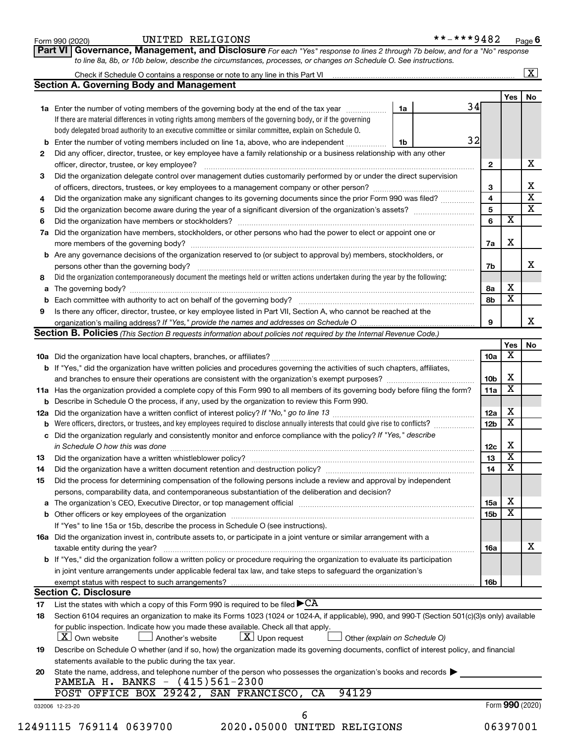Form 990 (2020) UNITED RELIGIONS **-***9482 Page 6

**Part VI Governance, Management, and Disclosure** *For each "Yes" response to lines 2 through 7b below, and for a "No" response to line 8a, 8b, or 10b below, describe the circumstances, processes, or changes on Schedule O. See instructions.*

Check if Schedule O contains a response or note to any line in this Part VI .......... [X]

## Section A. Governing Body and Management

| | | | | Yes | No |
|---|---|---|---|---|---|
| **1a** | Enter the number of voting members of the governing body at the end of the tax year ... **1a** 34. If there are material differences in voting rights among members of the governing body, or if the governing body delegated broad authority to an executive committee or similar committee, explain on Schedule O. | | | | |
| **b** | Enter the number of voting members included on line 1a, above, who are independent ... **1b** 32 | | | | |
| **2** | Did any officer, director, trustee, or key employee have a family relationship or a business relationship with any other officer, director, trustee, or key employee? | **2** | | | X |
| **3** | Did the organization delegate control over management duties customarily performed by or under the direct supervision of officers, directors, trustees, or key employees to a management company or other person? | **3** | | | X |
| **4** | Did the organization make any significant changes to its governing documents since the prior Form 990 was filed? | **4** | | | X |
| **5** | Did the organization become aware during the year of a significant diversion of the organization's assets? | **5** | | | X |
| **6** | Did the organization have members or stockholders? | **6** | | X | |
| **7a** | Did the organization have members, stockholders, or other persons who had the power to elect or appoint one or more members of the governing body? | **7a** | | X | |
| **b** | Are any governance decisions of the organization reserved to (or subject to approval by) members, stockholders, or persons other than the governing body? | **7b** | | | X |
| **8** | Did the organization contemporaneously document the meetings held or written actions undertaken during the year by the following: | | | | |
| **a** | The governing body? | **8a** | | X | |
| **b** | Each committee with authority to act on behalf of the governing body? | **8b** | | X | |
| **9** | Is there any officer, director, trustee, or key employee listed in Part VII, Section A, who cannot be reached at the organization's mailing address? *If "Yes," provide the names and addresses on Schedule O* | **9** | | | X |

## Section B. Policies *(This Section B requests information about policies not required by the Internal Revenue Code.)*

| | | | Yes | No |
|---|---|---|---|---|
| **10a** | Did the organization have local chapters, branches, or affiliates? | **10a** | X | |
| **b** | If "Yes," did the organization have written policies and procedures governing the activities of such chapters, affiliates, and branches to ensure their operations are consistent with the organization's exempt purposes? | **10b** | X | |
| **11a** | Has the organization provided a complete copy of this Form 990 to all members of its governing body before filing the form? | **11a** | X | |
| **b** | Describe in Schedule O the process, if any, used by the organization to review this Form 990. | | | |
| **12a** | Did the organization have a written conflict of interest policy? *If "No," go to line 13* | **12a** | X | |
| **b** | Were officers, directors, or trustees, and key employees required to disclose annually interests that could give rise to conflicts? | **12b** | X | |
| **c** | Did the organization regularly and consistently monitor and enforce compliance with the policy? *If "Yes," describe in Schedule O how this was done* | **12c** | X | |
| **13** | Did the organization have a written whistleblower policy? | **13** | X | |
| **14** | Did the organization have a written document retention and destruction policy? | **14** | X | |
| **15** | Did the process for determining compensation of the following persons include a review and approval by independent persons, comparability data, and contemporaneous substantiation of the deliberation and decision? | | | |
| **a** | The organization's CEO, Executive Director, or top management official | **15a** | X | |
| **b** | Other officers or key employees of the organization | **15b** | X | |
| | If "Yes" to line 15a or 15b, describe the process in Schedule O (see instructions). | | | |
| **16a** | Did the organization invest in, contribute assets to, or participate in a joint venture or similar arrangement with a taxable entity during the year? | **16a** | | X |
| **b** | If "Yes," did the organization follow a written policy or procedure requiring the organization to evaluate its participation in joint venture arrangements under applicable federal tax law, and take steps to safeguard the organization's exempt status with respect to such arrangements? | **16b** | | |

## Section C. Disclosure

**17** List the states with which a copy of this Form 990 is required to be filed ▶CA

**18** Section 6104 requires an organization to make its Forms 1023 (1024 or 1024-A, if applicable), 990, and 990-T (Section 501(c)(3)s only) available for public inspection. Indicate how you made these available. Check all that apply.

[X] Own website [ ] Another's website [X] Upon request [ ] Other *(explain on Schedule O)*

**19** Describe on Schedule O whether (and if so, how) the organization made its governing documents, conflict of interest policy, and financial statements available to the public during the tax year.

**20** State the name, address, and telephone number of the person who possesses the organization's books and records ▶

PAMELA H. BANKS - (415)561-2300
POST OFFICE BOX 29242, SAN FRANCISCO, CA 94129

032006 12-23-20 Form **990** (2020)

12491115 769114 0639700 2020.05000 UNITED RELIGIONS 06397001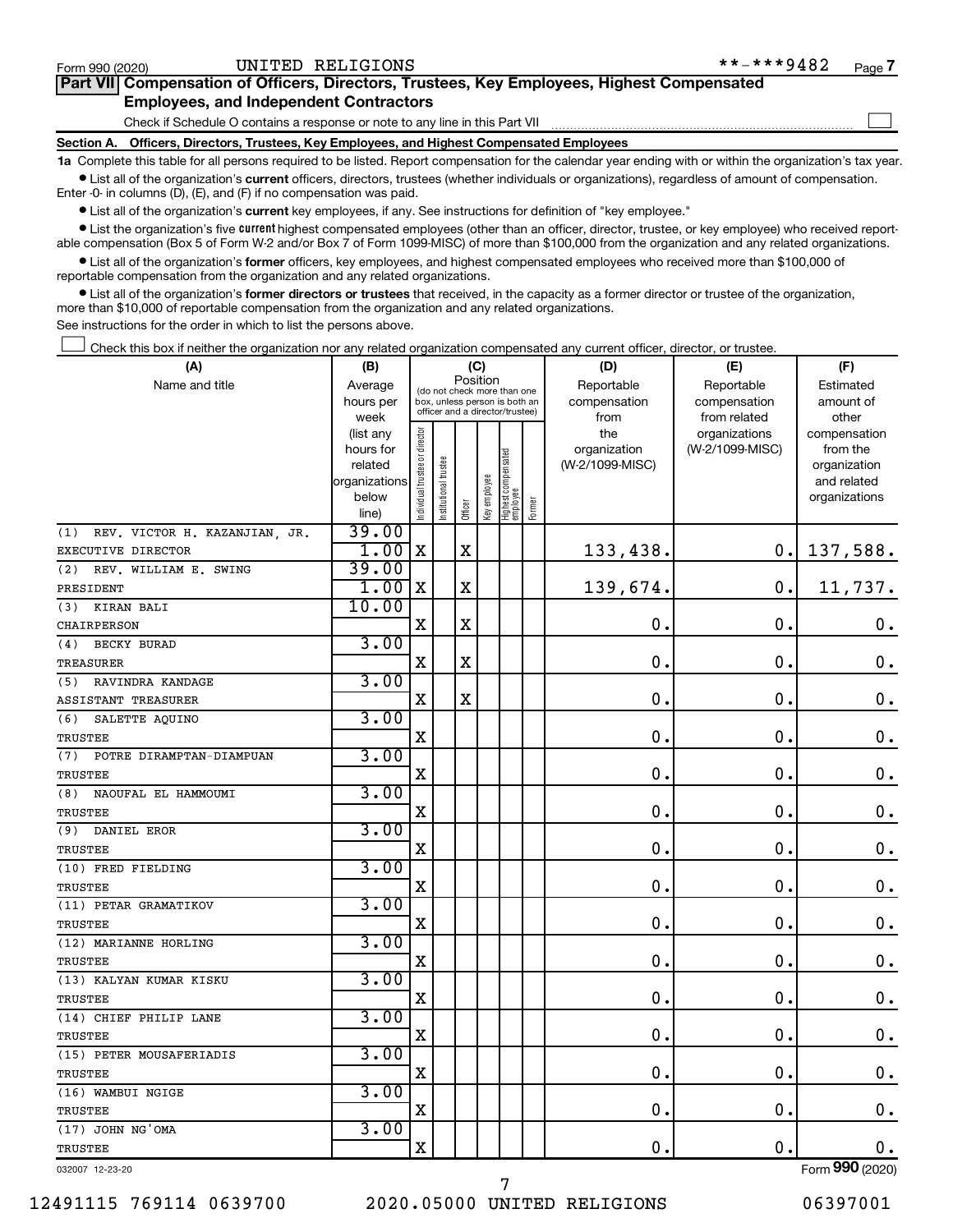Form 990 (2020) UNITED RELIGIONS **-***9482 Page 7

## Part VII Compensation of Officers, Directors, Trustees, Key Employees, Highest Compensated Employees, and Independent Contractors

Check if Schedule O contains a response or note to any line in this Part VII

**Section A. Officers, Directors, Trustees, Key Employees, and Highest Compensated Employees**

**1a** Complete this table for all persons required to be listed. Report compensation for the calendar year ending with or within the organization's tax year.

- List all of the organization's **current** officers, directors, trustees (whether individuals or organizations), regardless of amount of compensation. Enter -0- in columns (D), (E), and (F) if no compensation was paid.
- List all of the organization's **current** key employees, if any. See instructions for definition of "key employee."
- List the organization's five **current** highest compensated employees (other than an officer, director, trustee, or key employee) who received reportable compensation (Box 5 of Form W-2 and/or Box 7 of Form 1099-MISC) of more than $100,000 from the organization and any related organizations.
- List all of the organization's **former** officers, key employees, and highest compensated employees who received more than $100,000 of reportable compensation from the organization and any related organizations.
- List all of the organization's **former directors or trustees** that received, in the capacity as a former director or trustee of the organization, more than $10,000 of reportable compensation from the organization and any related organizations.

See instructions for the order in which to list the persons above.

Check this box if neither the organization nor any related organization compensated any current officer, director, or trustee.

| (A) Name and title | (B) Average hours per week (list any hours for related organizations below line) | (C) Position (do not check more than one box, unless person is both an officer and a director/trustee) | | | | | | (D) Reportable compensation from the organization (W-2/1099-MISC) | (E) Reportable compensation from related organizations (W-2/1099-MISC) | (F) Estimated amount of other compensation from the organization and related organizations |
|---|---|---|---|---|---|---|---|---|---|---|
| | | Individual trustee or director | Institutional trustee | Officer | Key employee | Highest compensated employee | Former | | | |
| (1) REV. VICTOR H. KAZANJIAN, JR. EXECUTIVE DIRECTOR | 39.00 / 1.00 | X | | X | | | | 133,438. | 0. | 137,588. |
| (2) REV. WILLIAM E. SWING PRESIDENT | 39.00 / 1.00 | X | | X | | | | 139,674. | 0. | 11,737. |
| (3) KIRAN BALI CHAIRPERSON | 10.00 | X | | X | | | | 0. | 0. | 0. |
| (4) BECKY BURAD TREASURER | 3.00 | X | | X | | | | 0. | 0. | 0. |
| (5) RAVINDRA KANDAGE ASSISTANT TREASURER | 3.00 | X | | X | | | | 0. | 0. | 0. |
| (6) SALETTE AQUINO TRUSTEE | 3.00 | X | | | | | | 0. | 0. | 0. |
| (7) POTRE DIRAMPTAN-DIAMPUAN TRUSTEE | 3.00 | X | | | | | | 0. | 0. | 0. |
| (8) NAOUFAL EL HAMMOUMI TRUSTEE | 3.00 | X | | | | | | 0. | 0. | 0. |
| (9) DANIEL EROR TRUSTEE | 3.00 | X | | | | | | 0. | 0. | 0. |
| (10) FRED FIELDING TRUSTEE | 3.00 | X | | | | | | 0. | 0. | 0. |
| (11) PETAR GRAMATIKOV TRUSTEE | 3.00 | X | | | | | | 0. | 0. | 0. |
| (12) MARIANNE HORLING TRUSTEE | 3.00 | X | | | | | | 0. | 0. | 0. |
| (13) KALYAN KUMAR KISKU TRUSTEE | 3.00 | X | | | | | | 0. | 0. | 0. |
| (14) CHIEF PHILIP LANE TRUSTEE | 3.00 | X | | | | | | 0. | 0. | 0. |
| (15) PETER MOUSAFERIADIS TRUSTEE | 3.00 | X | | | | | | 0. | 0. | 0. |
| (16) WAMBUI NGIGE TRUSTEE | 3.00 | X | | | | | | 0. | 0. | 0. |
| (17) JOHN NG'OMA TRUSTEE | 3.00 | X | | | | | | 0. | 0. | 0. |

032007 12-23-20 Form 990 (2020)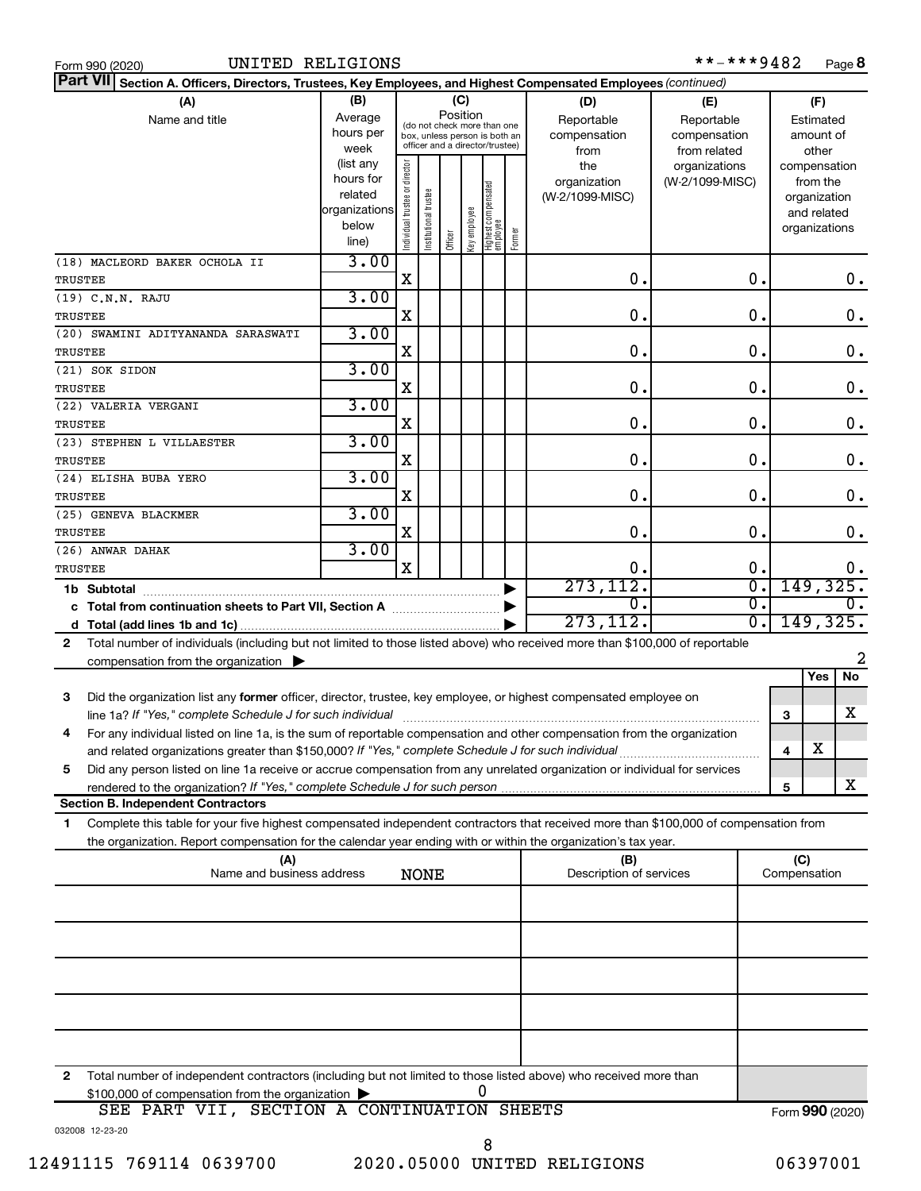Form 990 (2020) UNITED RELIGIONS **-***9482 Page 8

**Part VII Section A. Officers, Directors, Trustees, Key Employees, and Highest Compensated Employees** *(continued)*

| (A) Name and title | (B) Average hours per week (list any hours for related organizations below line) | (C) Position: Individual trustee or director | Institutional trustee | Officer | Key employee | Highest compensated employee | Former | (D) Reportable compensation from the organization (W-2/1099-MISC) | (E) Reportable compensation from related organizations (W-2/1099-MISC) | (F) Estimated amount of other compensation from the organization and related organizations |
|---|---|---|---|---|---|---|---|---|---|---|
| (18) MACLEORD BAKER OCHOLA II<br>TRUSTEE | 3.00 | X | | | | | | 0. | 0. | 0. |
| (19) C.N.N. RAJU<br>TRUSTEE | 3.00 | X | | | | | | 0. | 0. | 0. |
| (20) SWAMINI ADITYANANDA SARASWATI<br>TRUSTEE | 3.00 | X | | | | | | 0. | 0. | 0. |
| (21) SOK SIDON<br>TRUSTEE | 3.00 | X | | | | | | 0. | 0. | 0. |
| (22) VALERIA VERGANI<br>TRUSTEE | 3.00 | X | | | | | | 0. | 0. | 0. |
| (23) STEPHEN L VILLAESTER<br>TRUSTEE | 3.00 | X | | | | | | 0. | 0. | 0. |
| (24) ELISHA BUBA YERO<br>TRUSTEE | 3.00 | X | | | | | | 0. | 0. | 0. |
| (25) GENEVA BLACKMER<br>TRUSTEE | 3.00 | X | | | | | | 0. | 0. | 0. |
| (26) ANWAR DAHAK<br>TRUSTEE | 3.00 | X | | | | | | 0. | 0. | 0. |
| **1b Subtotal** | | | | | | | | 273,112. | 0. | 149,325. |
| **c Total from continuation sheets to Part VII, Section A** | | | | | | | | 0. | 0. | 0. |
| **d Total (add lines 1b and 1c)** | | | | | | | | 273,112. | 0. | 149,325. |

**2** Total number of individuals (including but not limited to those listed above) who received more than $100,000 of reportable compensation from the organization ▶ 2

| | | | Yes | No |
|---|---|---|---|---|
| **3** | Did the organization list any **former** officer, director, trustee, key employee, or highest compensated employee on line 1a? *If "Yes," complete Schedule J for such individual* | 3 | | X |
| **4** | For any individual listed on line 1a, is the sum of reportable compensation and other compensation from the organization and related organizations greater than $150,000? *If "Yes," complete Schedule J for such individual* | 4 | X | |
| **5** | Did any person listed on line 1a receive or accrue compensation from any unrelated organization or individual for services rendered to the organization? *If "Yes," complete Schedule J for such person* | 5 | | X |

**Section B. Independent Contractors**

**1** Complete this table for your five highest compensated independent contractors that received more than $100,000 of compensation from the organization. Report compensation for the calendar year ending with or within the organization's tax year.

| (A) Name and business address | (B) Description of services | (C) Compensation |
|---|---|---|
| NONE | | |
| | | |
| | | |
| | | |
| | | |

**2** Total number of independent contractors (including but not limited to those listed above) who received more than $100,000 of compensation from the organization ▶ 0

SEE PART VII, SECTION A CONTINUATION SHEETS

Form **990** (2020)

032008 12-23-20

12491115 769114 0639700 2020.05000 UNITED RELIGIONS 06397001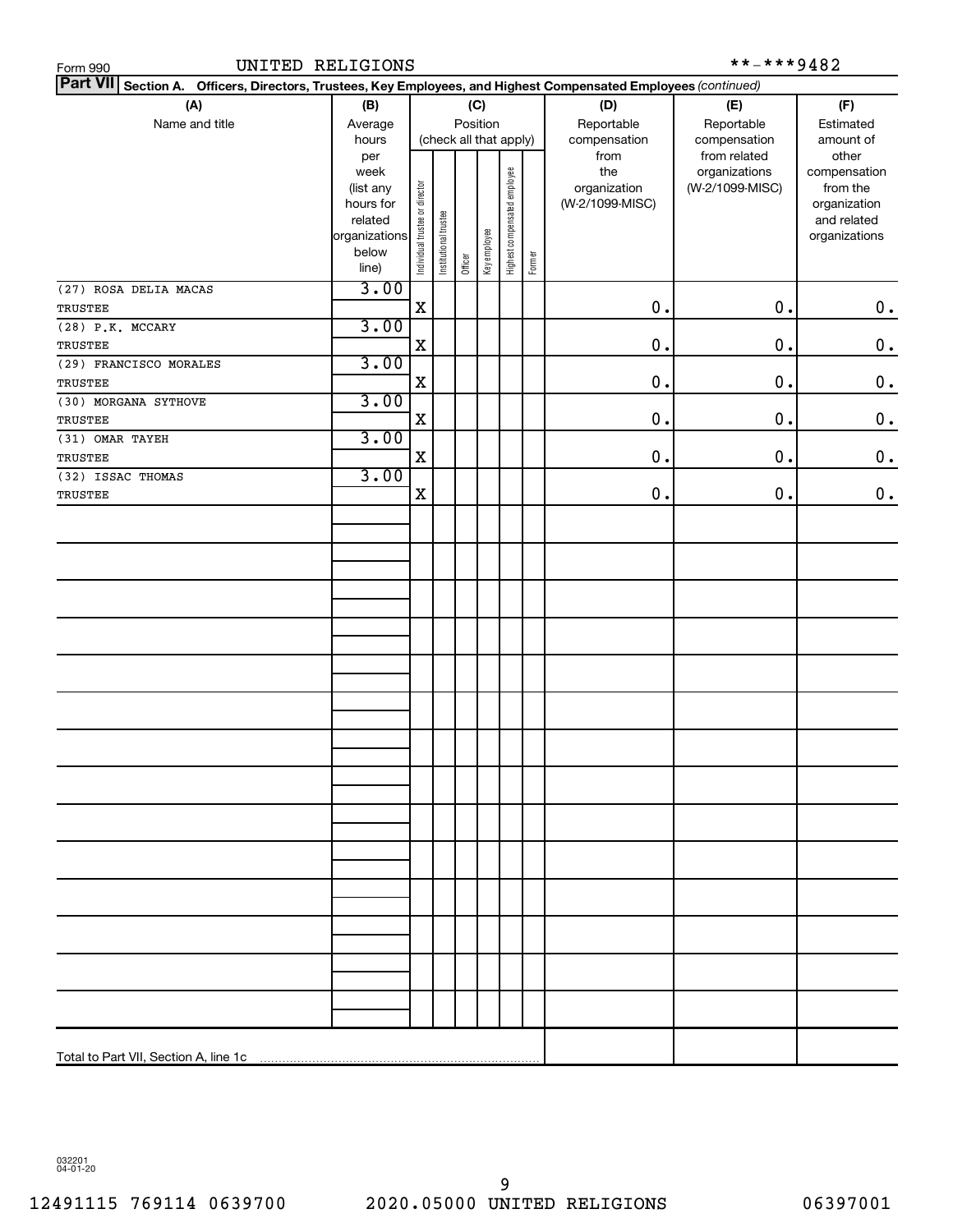Form 990 UNITED RELIGIONS **-***9482

**Part VII Section A. Officers, Directors, Trustees, Key Employees, and Highest Compensated Employees** *(continued)*

| (A) Name and title | (B) Average hours per week (list any hours for related organizations below line) | (C) Position (check all that apply): Individual trustee or director | Institutional trustee | Officer | Key employee | Highest compensated employee | Former | (D) Reportable compensation from the organization (W-2/1099-MISC) | (E) Reportable compensation from related organizations (W-2/1099-MISC) | (F) Estimated amount of other compensation from the organization and related organizations |
|---|---|---|---|---|---|---|---|---|---|---|
| (27) ROSA DELIA MACAS<br>TRUSTEE | 3.00 | X | | | | | | 0. | 0. | 0. |
| (28) P.K. MCCARY<br>TRUSTEE | 3.00 | X | | | | | | 0. | 0. | 0. |
| (29) FRANCISCO MORALES<br>TRUSTEE | 3.00 | X | | | | | | 0. | 0. | 0. |
| (30) MORGANA SYTHOVE<br>TRUSTEE | 3.00 | X | | | | | | 0. | 0. | 0. |
| (31) OMAR TAYEH<br>TRUSTEE | 3.00 | X | | | | | | 0. | 0. | 0. |
| (32) ISSAC THOMAS<br>TRUSTEE | 3.00 | X | | | | | | 0. | 0. | 0. |
| Total to Part VII, Section A, line 1c | | | | | | | | | | |

032201 04-01-20

12491115 769114 0639700 2020.05000 UNITED RELIGIONS 06397001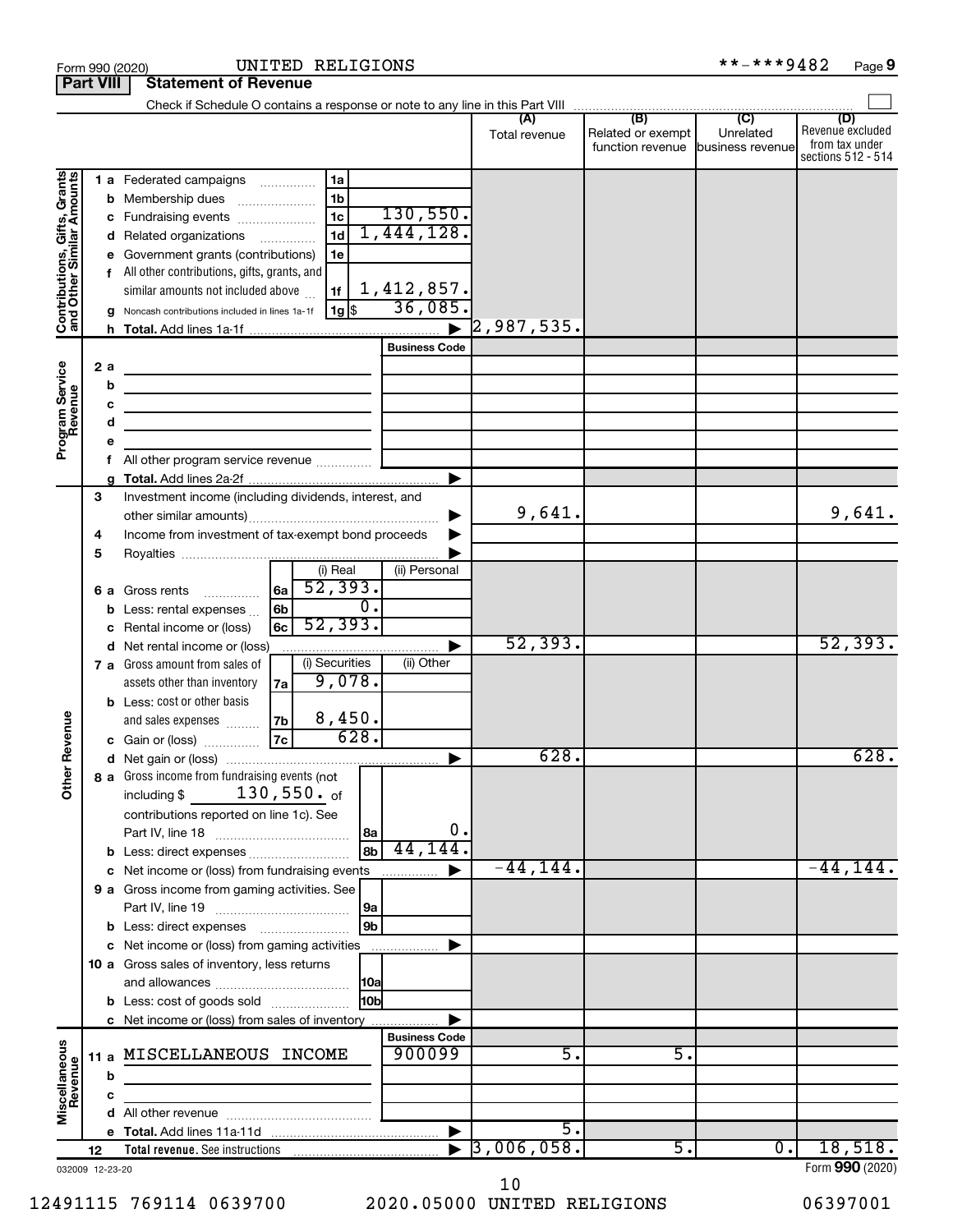Form 990 (2020) UNITED RELIGIONS **-***9482 Page 9

**Part VIII Statement of Revenue**

Check if Schedule O contains a response or note to any line in this Part VIII

| | | | (A) Total revenue | (B) Related or exempt function revenue | (C) Unrelated business revenue | (D) Revenue excluded from tax under sections 512 - 514 |
|---|---|---|---|---|---|---|
| **Contributions, Gifts, Grants and Other Similar Amounts** | 1a Federated campaigns | 1a | | | | |
| | b Membership dues | 1b | | | | |
| | c Fundraising events | 1c 130,550. | | | | |
| | d Related organizations | 1d 1,444,128. | | | | |
| | e Government grants (contributions) | 1e | | | | |
| | f All other contributions, gifts, grants, and similar amounts not included above | 1f 1,412,857. | | | | |
| | g Noncash contributions included in lines 1a-1f | 1g $ 36,085. | | | | |
| | h Total. Add lines 1a-1f | | 2,987,535. | | | |
| **Program Service Revenue** | | Business Code | | | | |
| | 2 a | | | | | |
| | b | | | | | |
| | c | | | | | |
| | d | | | | | |
| | e | | | | | |
| | f All other program service revenue | | | | | |
| | g Total. Add lines 2a-2f | | | | | |
| **Other Revenue** | 3 Investment income (including dividends, interest, and other similar amounts) | | 9,641. | | | 9,641. |
| | 4 Income from investment of tax-exempt bond proceeds | | | | | |
| | 5 Royalties | | | | | |
| | | (i) Real / (ii) Personal | | | | |
| | 6a Gross rents | 6a 52,393. | | | | |
| | b Less: rental expenses | 6b 0. | | | | |
| | c Rental income or (loss) | 6c 52,393. | | | | |
| | d Net rental income or (loss) | | 52,393. | | | 52,393. |
| | | (i) Securities / (ii) Other | | | | |
| | 7a Gross amount from sales of assets other than inventory | 7a 9,078. | | | | |
| | b Less: cost or other basis and sales expenses | 7b 8,450. | | | | |
| | c Gain or (loss) | 7c 628. | | | | |
| | d Net gain or (loss) | | 628. | | | 628. |
| | 8a Gross income from fundraising events (not including $ 130,550. of contributions reported on line 1c). See Part IV, line 18 | 8a 0. | | | | |
| | b Less: direct expenses | 8b 44,144. | | | | |
| | c Net income or (loss) from fundraising events | | -44,144. | | | -44,144. |
| | 9a Gross income from gaming activities. See Part IV, line 19 | 9a | | | | |
| | b Less: direct expenses | 9b | | | | |
| | c Net income or (loss) from gaming activities | | | | | |
| | 10a Gross sales of inventory, less returns and allowances | 10a | | | | |
| | b Less: cost of goods sold | 10b | | | | |
| | c Net income or (loss) from sales of inventory | | | | | |
| **Miscellaneous Revenue** | | Business Code | | | | |
| | 11a MISCELLANEOUS INCOME | 900099 | 5. | 5. | | |
| | b | | | | | |
| | c | | | | | |
| | d All other revenue | | | | | |
| | e Total. Add lines 11a-11d | | 5. | | | |
| | 12 Total revenue. See instructions | | 3,006,058. | 5. | 0. | 18,518. |

032009 12-23-20 Form **990** (2020)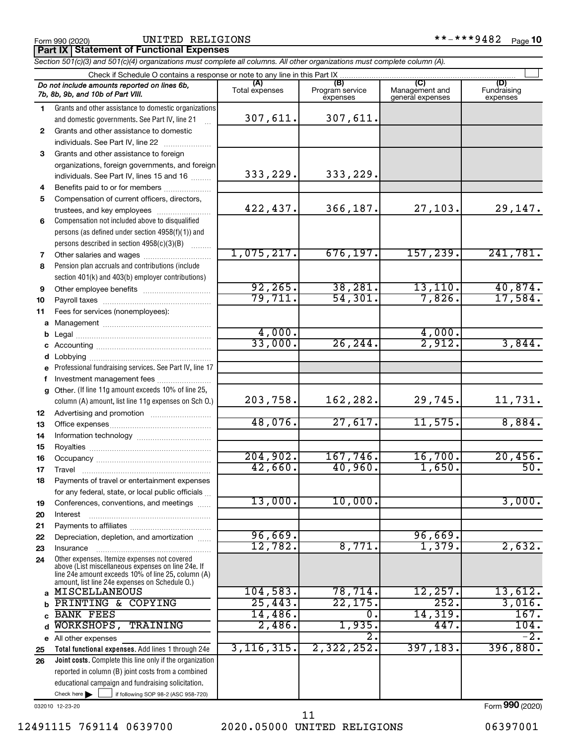Form 990 (2020) UNITED RELIGIONS **-***9482 Page 10

## Part IX Statement of Functional Expenses

*Section 501(c)(3) and 501(c)(4) organizations must complete all columns. All other organizations must complete column (A).*

Check if Schedule O contains a response or note to any line in this Part IX

| Do not include amounts reported on lines 6b, 7b, 8b, 9b, and 10b of Part VIII. | (A) Total expenses | (B) Program service expenses | (C) Management and general expenses | (D) Fundraising expenses |
|---|---|---|---|---|
| 1 Grants and other assistance to domestic organizations and domestic governments. See Part IV, line 21 | 307,611. | 307,611. | | |
| 2 Grants and other assistance to domestic individuals. See Part IV, line 22 | | | | |
| 3 Grants and other assistance to foreign organizations, foreign governments, and foreign individuals. See Part IV, lines 15 and 16 | 333,229. | 333,229. | | |
| 4 Benefits paid to or for members | | | | |
| 5 Compensation of current officers, directors, trustees, and key employees | 422,437. | 366,187. | 27,103. | 29,147. |
| 6 Compensation not included above to disqualified persons (as defined under section 4958(f)(1)) and persons described in section 4958(c)(3)(B) | | | | |
| 7 Other salaries and wages | 1,075,217. | 676,197. | 157,239. | 241,781. |
| 8 Pension plan accruals and contributions (include section 401(k) and 403(b) employer contributions) | | | | |
| 9 Other employee benefits | 92,265. | 38,281. | 13,110. | 40,874. |
| 10 Payroll taxes | 79,711. | 54,301. | 7,826. | 17,584. |
| 11 Fees for services (nonemployees): | | | | |
| a Management | | | | |
| b Legal | 4,000. | | 4,000. | |
| c Accounting | 33,000. | 26,244. | 2,912. | 3,844. |
| d Lobbying | | | | |
| e Professional fundraising services. See Part IV, line 17 | | | | |
| f Investment management fees | | | | |
| g Other. (If line 11g amount exceeds 10% of line 25, column (A) amount, list line 11g expenses on Sch O.) | 203,758. | 162,282. | 29,745. | 11,731. |
| 12 Advertising and promotion | | | | |
| 13 Office expenses | 48,076. | 27,617. | 11,575. | 8,884. |
| 14 Information technology | | | | |
| 15 Royalties | | | | |
| 16 Occupancy | 204,902. | 167,746. | 16,700. | 20,456. |
| 17 Travel | 42,660. | 40,960. | 1,650. | 50. |
| 18 Payments of travel or entertainment expenses for any federal, state, or local public officials | | | | |
| 19 Conferences, conventions, and meetings | 13,000. | 10,000. | | 3,000. |
| 20 Interest | | | | |
| 21 Payments to affiliates | | | | |
| 22 Depreciation, depletion, and amortization | 96,669. | | 96,669. | |
| 23 Insurance | 12,782. | 8,771. | 1,379. | 2,632. |
| 24 Other expenses. Itemize expenses not covered above (List miscellaneous expenses on line 24e. If line 24e amount exceeds 10% of line 25, column (A) amount, list line 24e expenses on Schedule O.) | | | | |
| a MISCELLANEOUS | 104,583. | 78,714. | 12,257. | 13,612. |
| b PRINTING & COPYING | 25,443. | 22,175. | 252. | 3,016. |
| c BANK FEES | 14,486. | 0. | 14,319. | 167. |
| d WORKSHOPS, TRAINING | 2,486. | 1,935. | 447. | 104. |
| e All other expenses | | 2. | | -2. |
| 25 Total functional expenses. Add lines 1 through 24e | 3,116,315. | 2,322,252. | 397,183. | 396,880. |
| 26 Joint costs. Complete this line only if the organization reported in column (B) joint costs from a combined educational campaign and fundraising solicitation. Check here ☐ if following SOP 98-2 (ASC 958-720) | | | | |

032010 12-23-20 Form 990 (2020)

12491115 769114 0639700 2020.05000 UNITED RELIGIONS 06397001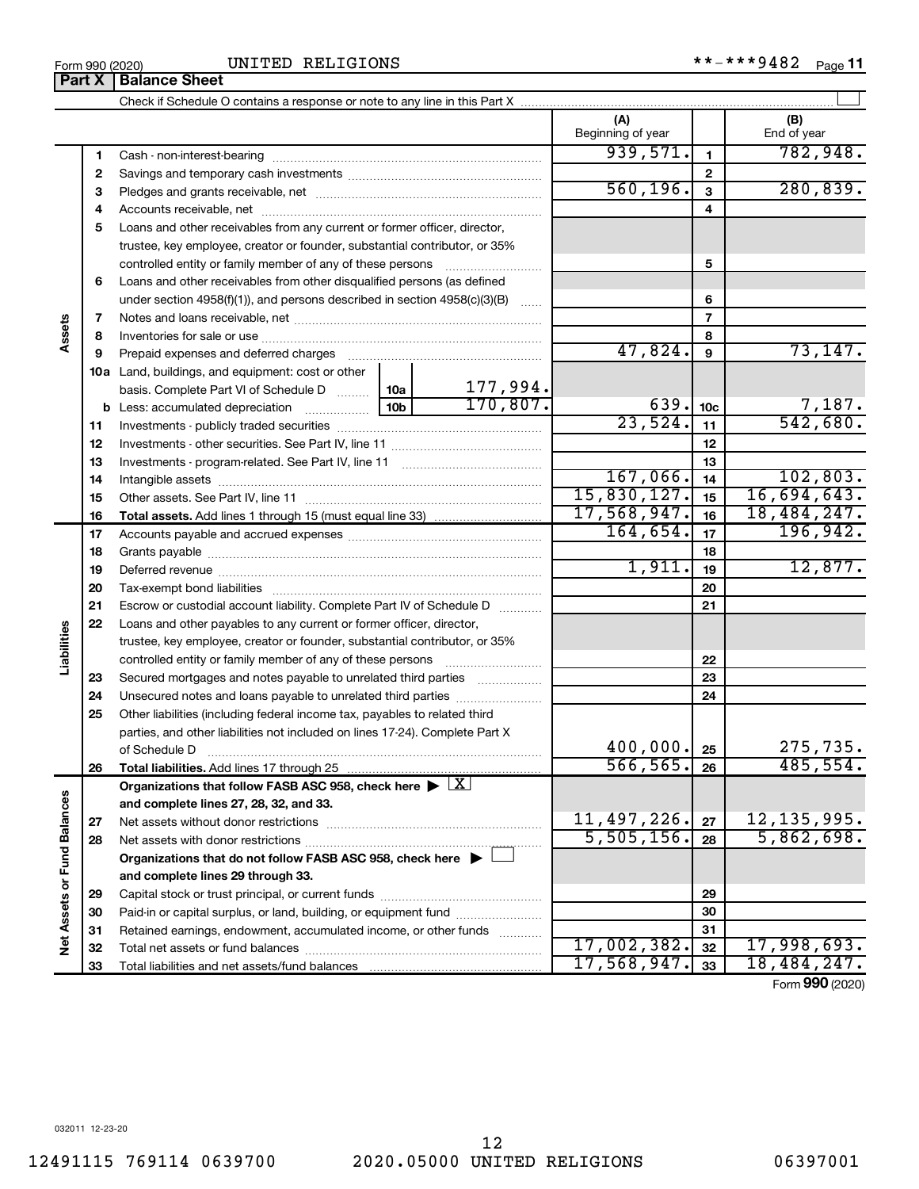Form 990 (2020) UNITED RELIGIONS **-***9482

## Part X | Balance Sheet

Check if Schedule O contains a response or note to any line in this Part X

| | | | | (A) Beginning of year | | (B) End of year |
|---|---|---|---|---|---|---|
| **Assets** | 1 | Cash - non-interest-bearing | | 939,571. | 1 | 782,948. |
| | 2 | Savings and temporary cash investments | | | 2 | |
| | 3 | Pledges and grants receivable, net | | 560,196. | 3 | 280,839. |
| | 4 | Accounts receivable, net | | | 4 | |
| | 5 | Loans and other receivables from any current or former officer, director, trustee, key employee, creator or founder, substantial contributor, or 35% controlled entity or family member of any of these persons | | | 5 | |
| | 6 | Loans and other receivables from other disqualified persons (as defined under section 4958(f)(1)), and persons described in section 4958(c)(3)(B) | | | 6 | |
| | 7 | Notes and loans receivable, net | | | 7 | |
| | 8 | Inventories for sale or use | | | 8 | |
| | 9 | Prepaid expenses and deferred charges | | 47,824. | 9 | 73,147. |
| | 10a | Land, buildings, and equipment: cost or other basis. Complete Part VI of Schedule D | 10a 177,994. | | | |
| | b | Less: accumulated depreciation | 10b 170,807. | 639. | 10c | 7,187. |
| | 11 | Investments - publicly traded securities | | 23,524. | 11 | 542,680. |
| | 12 | Investments - other securities. See Part IV, line 11 | | | 12 | |
| | 13 | Investments - program-related. See Part IV, line 11 | | | 13 | |
| | 14 | Intangible assets | | 167,066. | 14 | 102,803. |
| | 15 | Other assets. See Part IV, line 11 | | 15,830,127. | 15 | 16,694,643. |
| | 16 | **Total assets.** Add lines 1 through 15 (must equal line 33) | | 17,568,947. | 16 | 18,484,247. |
| **Liabilities** | 17 | Accounts payable and accrued expenses | | 164,654. | 17 | 196,942. |
| | 18 | Grants payable | | | 18 | |
| | 19 | Deferred revenue | | 1,911. | 19 | 12,877. |
| | 20 | Tax-exempt bond liabilities | | | 20 | |
| | 21 | Escrow or custodial account liability. Complete Part IV of Schedule D | | | 21 | |
| | 22 | Loans and other payables to any current or former officer, director, trustee, key employee, creator or founder, substantial contributor, or 35% controlled entity or family member of any of these persons | | | 22 | |
| | 23 | Secured mortgages and notes payable to unrelated third parties | | | 23 | |
| | 24 | Unsecured notes and loans payable to unrelated third parties | | | 24 | |
| | 25 | Other liabilities (including federal income tax, payables to related third parties, and other liabilities not included on lines 17-24). Complete Part X of Schedule D | | 400,000. | 25 | 275,735. |
| | 26 | **Total liabilities.** Add lines 17 through 25 | | 566,565. | 26 | 485,554. |
| **Net Assets or Fund Balances** | | **Organizations that follow FASB ASC 958, check here ▶ [X] and complete lines 27, 28, 32, and 33.** | | | | |
| | 27 | Net assets without donor restrictions | | 11,497,226. | 27 | 12,135,995. |
| | 28 | Net assets with donor restrictions | | 5,505,156. | 28 | 5,862,698. |
| | | **Organizations that do not follow FASB ASC 958, check here ▶ [ ] and complete lines 29 through 33.** | | | | |
| | 29 | Capital stock or trust principal, or current funds | | | 29 | |
| | 30 | Paid-in or capital surplus, or land, building, or equipment fund | | | 30 | |
| | 31 | Retained earnings, endowment, accumulated income, or other funds | | | 31 | |
| | 32 | Total net assets or fund balances | | 17,002,382. | 32 | 17,998,693. |
| | 33 | Total liabilities and net assets/fund balances | | 17,568,947. | 33 | 18,484,247. |

Form **990** (2020)

032011 12-23-20

12491115 769114 0639700 2020.05000 UNITED RELIGIONS 06397001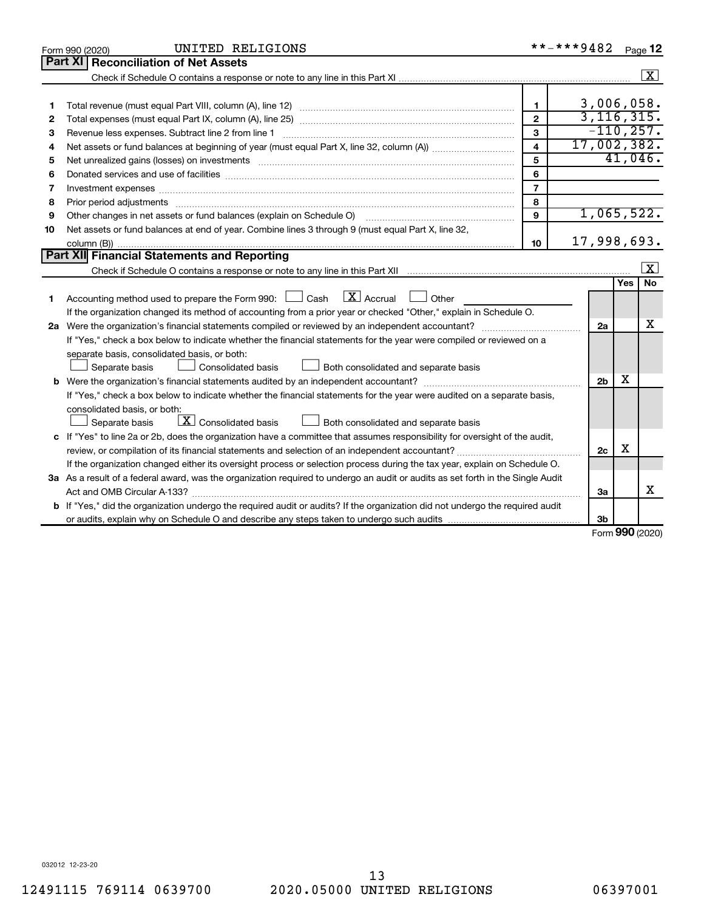Form 990 (2020) UNITED RELIGIONS **-***9482 Page 12

## Part XI Reconciliation of Net Assets

Check if Schedule O contains a response or note to any line in this Part XI .......... [X]

| | | | |
|---|---|---|---|
| 1 | Total revenue (must equal Part VIII, column (A), line 12) | 1 | 3,006,058. |
| 2 | Total expenses (must equal Part IX, column (A), line 25) | 2 | 3,116,315. |
| 3 | Revenue less expenses. Subtract line 2 from line 1 | 3 | -110,257. |
| 4 | Net assets or fund balances at beginning of year (must equal Part X, line 32, column (A)) | 4 | 17,002,382. |
| 5 | Net unrealized gains (losses) on investments | 5 | 41,046. |
| 6 | Donated services and use of facilities | 6 | |
| 7 | Investment expenses | 7 | |
| 8 | Prior period adjustments | 8 | |
| 9 | Other changes in net assets or fund balances (explain on Schedule O) | 9 | 1,065,522. |
| 10 | Net assets or fund balances at end of year. Combine lines 3 through 9 (must equal Part X, line 32, column (B)) | 10 | 17,998,693. |

## Part XII Financial Statements and Reporting

Check if Schedule O contains a response or note to any line in this Part XII .......... [X]

| | | | Yes | No |
|---|---|---|---|---|
| 1 | Accounting method used to prepare the Form 990: [ ] Cash [X] Accrual [ ] Other<br>If the organization changed its method of accounting from a prior year or checked "Other," explain in Schedule O. | | | |
| 2a | Were the organization's financial statements compiled or reviewed by an independent accountant?<br>If "Yes," check a box below to indicate whether the financial statements for the year were compiled or reviewed on a separate basis, consolidated basis, or both:<br>[ ] Separate basis [ ] Consolidated basis [ ] Both consolidated and separate basis | 2a | | X |
| b | Were the organization's financial statements audited by an independent accountant?<br>If "Yes," check a box below to indicate whether the financial statements for the year were audited on a separate basis, consolidated basis, or both:<br>[ ] Separate basis [X] Consolidated basis [ ] Both consolidated and separate basis | 2b | X | |
| c | If "Yes" to line 2a or 2b, does the organization have a committee that assumes responsibility for oversight of the audit, review, or compilation of its financial statements and selection of an independent accountant?<br>If the organization changed either its oversight process or selection process during the tax year, explain on Schedule O. | 2c | X | |
| 3a | As a result of a federal award, was the organization required to undergo an audit or audits as set forth in the Single Audit Act and OMB Circular A-133? | 3a | | X |
| b | If "Yes," did the organization undergo the required audit or audits? If the organization did not undergo the required audit or audits, explain why on Schedule O and describe any steps taken to undergo such audits | 3b | | |

Form 990 (2020)

032012 12-23-20

12491115 769114 0639700 2020.05000 UNITED RELIGIONS 06397001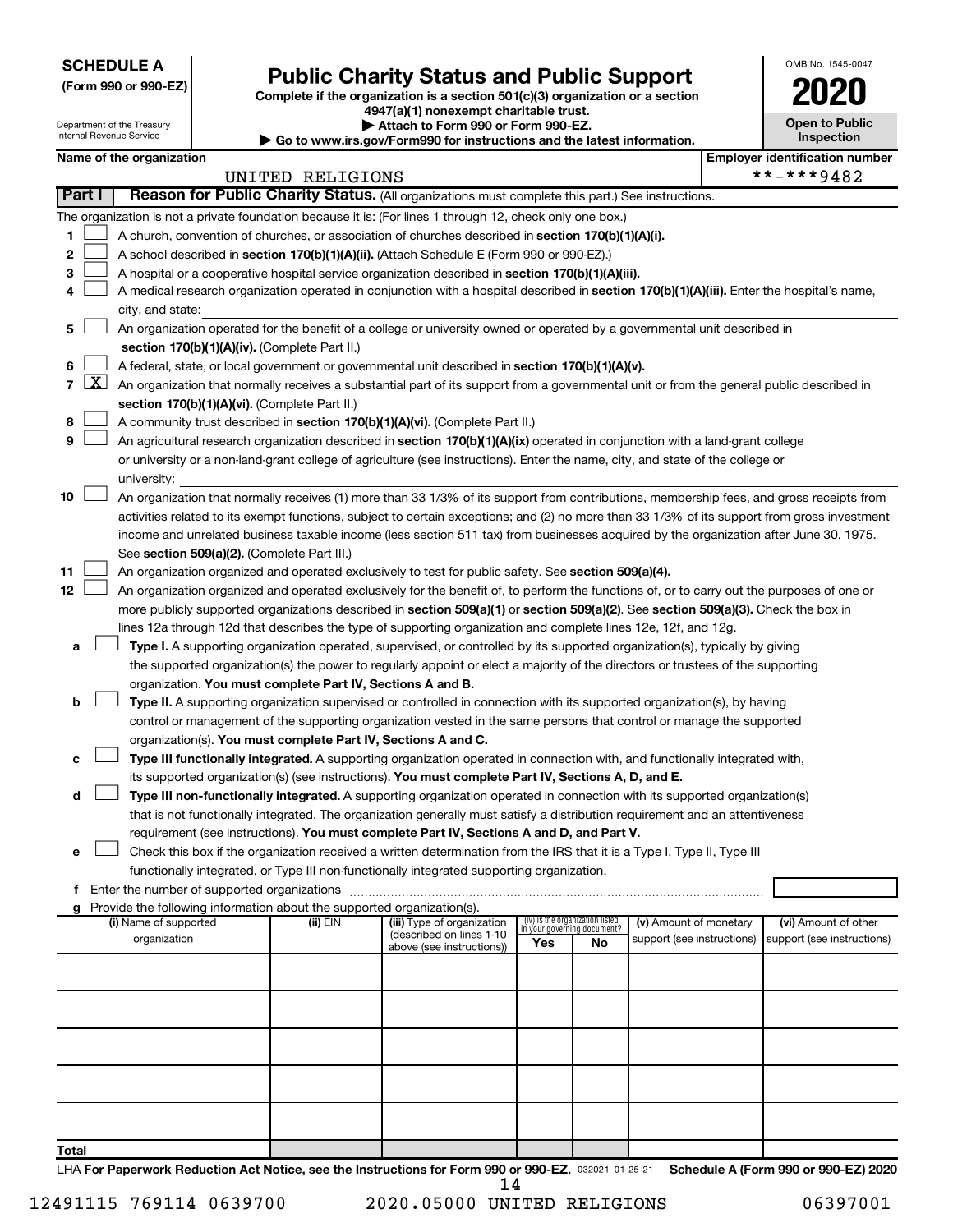**SCHEDULE A**
**(Form 990 or 990-EZ)**

Department of the Treasury
Internal Revenue Service

# Public Charity Status and Public Support

**Complete if the organization is a section 501(c)(3) organization or a section 4947(a)(1) nonexempt charitable trust.**
**▶ Attach to Form 990 or Form 990-EZ.**
**▶ Go to www.irs.gov/Form990 for instructions and the latest information.**

OMB No. 1545-0047
**2020**
**Open to Public Inspection**

**Name of the organization**
UNITED RELIGIONS

**Employer identification number**
**-***9482

**Part I** **Reason for Public Charity Status.** (All organizations must complete this part.) See instructions.

The organization is not a private foundation because it is: (For lines 1 through 12, check only one box.)

1 ☐ A church, convention of churches, or association of churches described in **section 170(b)(1)(A)(i).**

2 ☐ A school described in **section 170(b)(1)(A)(ii).** (Attach Schedule E (Form 990 or 990-EZ).)

3 ☐ A hospital or a cooperative hospital service organization described in **section 170(b)(1)(A)(iii).**

4 ☐ A medical research organization operated in conjunction with a hospital described in **section 170(b)(1)(A)(iii).** Enter the hospital's name, city, and state:

5 ☐ An organization operated for the benefit of a college or university owned or operated by a governmental unit described in **section 170(b)(1)(A)(iv).** (Complete Part II.)

6 ☐ A federal, state, or local government or governmental unit described in **section 170(b)(1)(A)(v).**

7 ☒ An organization that normally receives a substantial part of its support from a governmental unit or from the general public described in **section 170(b)(1)(A)(vi).** (Complete Part II.)

8 ☐ A community trust described in **section 170(b)(1)(A)(vi).** (Complete Part II.)

9 ☐ An agricultural research organization described in **section 170(b)(1)(A)(ix)** operated in conjunction with a land-grant college or university or a non-land-grant college of agriculture (see instructions). Enter the name, city, and state of the college or university:

10 ☐ An organization that normally receives (1) more than 33 1/3% of its support from contributions, membership fees, and gross receipts from activities related to its exempt functions, subject to certain exceptions; and (2) no more than 33 1/3% of its support from gross investment income and unrelated business taxable income (less section 511 tax) from businesses acquired by the organization after June 30, 1975. See **section 509(a)(2).** (Complete Part III.)

11 ☐ An organization organized and operated exclusively to test for public safety. See **section 509(a)(4).**

12 ☐ An organization organized and operated exclusively for the benefit of, to perform the functions of, or to carry out the purposes of one or more publicly supported organizations described in **section 509(a)(1)** or **section 509(a)(2)**. See **section 509(a)(3).** Check the box in lines 12a through 12d that describes the type of supporting organization and complete lines 12e, 12f, and 12g.

a ☐ **Type I.** A supporting organization operated, supervised, or controlled by its supported organization(s), typically by giving the supported organization(s) the power to regularly appoint or elect a majority of the directors or trustees of the supporting organization. **You must complete Part IV, Sections A and B.**

b ☐ **Type II.** A supporting organization supervised or controlled in connection with its supported organization(s), by having control or management of the supporting organization vested in the same persons that control or manage the supported organization(s). **You must complete Part IV, Sections A and C.**

c ☐ **Type III functionally integrated.** A supporting organization operated in connection with, and functionally integrated with, its supported organization(s) (see instructions). **You must complete Part IV, Sections A, D, and E.**

d ☐ **Type III non-functionally integrated.** A supporting organization operated in connection with its supported organization(s) that is not functionally integrated. The organization generally must satisfy a distribution requirement and an attentiveness requirement (see instructions). **You must complete Part IV, Sections A and D, and Part V.**

e ☐ Check this box if the organization received a written determination from the IRS that it is a Type I, Type II, Type III functionally integrated, or Type III non-functionally integrated supporting organization.

f Enter the number of supported organizations

g Provide the following information about the supported organization(s).

| (i) Name of supported organization | (ii) EIN | (iii) Type of organization (described on lines 1-10 above (see instructions)) | (iv) Is the organization listed in your governing document? Yes | No | (v) Amount of monetary support (see instructions) | (vi) Amount of other support (see instructions) |
|---|---|---|---|---|---|---|
| | | | | | | |
| | | | | | | |
| | | | | | | |
| | | | | | | |
| | | | | | | |
| **Total** | | | | | | |

LHA **For Paperwork Reduction Act Notice, see the Instructions for Form 990 or 990-EZ.** 032021 01-25-21 **Schedule A (Form 990 or 990-EZ) 2020**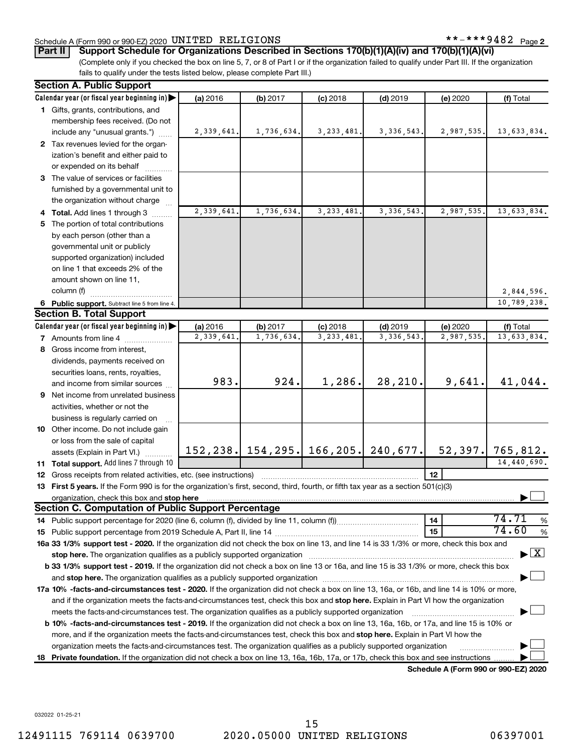Schedule A (Form 990 or 990-EZ) 2020 UNITED RELIGIONS **-***9482 Page 2

**Part II — Support Schedule for Organizations Described in Sections 170(b)(1)(A)(iv) and 170(b)(1)(A)(vi)**

(Complete only if you checked the box on line 5, 7, or 8 of Part I or if the organization failed to qualify under Part III. If the organization fails to qualify under the tests listed below, please complete Part III.)

**Section A. Public Support**

| Calendar year (or fiscal year beginning in) ▶ | (a) 2016 | (b) 2017 | (c) 2018 | (d) 2019 | (e) 2020 | (f) Total |
|---|---|---|---|---|---|---|
| 1 Gifts, grants, contributions, and membership fees received. (Do not include any "unusual grants.") | 2,339,641. | 1,736,634. | 3,233,481. | 3,336,543. | 2,987,535. | 13,633,834. |
| 2 Tax revenues levied for the organization's benefit and either paid to or expended on its behalf | | | | | | |
| 3 The value of services or facilities furnished by a governmental unit to the organization without charge | | | | | | |
| 4 **Total.** Add lines 1 through 3 | 2,339,641. | 1,736,634. | 3,233,481. | 3,336,543. | 2,987,535. | 13,633,834. |
| 5 The portion of total contributions by each person (other than a governmental unit or publicly supported organization) included on line 1 that exceeds 2% of the amount shown on line 11, column (f) | | | | | | 2,844,596. |
| 6 **Public support.** Subtract line 5 from line 4. | | | | | | 10,789,238. |

**Section B. Total Support**

| Calendar year (or fiscal year beginning in) ▶ | (a) 2016 | (b) 2017 | (c) 2018 | (d) 2019 | (e) 2020 | (f) Total |
|---|---|---|---|---|---|---|
| 7 Amounts from line 4 | 2,339,641. | 1,736,634. | 3,233,481. | 3,336,543. | 2,987,535. | 13,633,834. |
| 8 Gross income from interest, dividends, payments received on securities loans, rents, royalties, and income from similar sources | 983. | 924. | 1,286. | 28,210. | 9,641. | 41,044. |
| 9 Net income from unrelated business activities, whether or not the business is regularly carried on | | | | | | |
| 10 Other income. Do not include gain or loss from the sale of capital assets (Explain in Part VI.) | 152,238. | 154,295. | 166,205. | 240,677. | 52,397. | 765,812. |
| 11 **Total support.** Add lines 7 through 10 | | | | | | 14,440,690. |

12 Gross receipts from related activities, etc. (see instructions) | 12 |

13 **First 5 years.** If the Form 990 is for the organization's first, second, third, fourth, or fifth tax year as a section 501(c)(3) organization, check this box and **stop here** ▶ ☐

**Section C. Computation of Public Support Percentage**

14 Public support percentage for 2020 (line 6, column (f), divided by line 11, column (f)) | 14 | 74.71 %

15 Public support percentage from 2019 Schedule A, Part II, line 14 | 15 | 74.60 %

**16a 33 1/3% support test - 2020.** If the organization did not check the box on line 13, and line 14 is 33 1/3% or more, check this box and **stop here.** The organization qualifies as a publicly supported organization ▶ ☒

**b 33 1/3% support test - 2019.** If the organization did not check a box on line 13 or 16a, and line 15 is 33 1/3% or more, check this box and **stop here.** The organization qualifies as a publicly supported organization ▶ ☐

**17a 10% -facts-and-circumstances test - 2020.** If the organization did not check a box on line 13, 16a, or 16b, and line 14 is 10% or more, and if the organization meets the facts-and-circumstances test, check this box and **stop here.** Explain in Part VI how the organization meets the facts-and-circumstances test. The organization qualifies as a publicly supported organization ▶ ☐

**b 10% -facts-and-circumstances test - 2019.** If the organization did not check a box on line 13, 16a, 16b, or 17a, and line 15 is 10% or more, and if the organization meets the facts-and-circumstances test, check this box and **stop here.** Explain in Part VI how the organization meets the facts-and-circumstances test. The organization qualifies as a publicly supported organization ▶ ☐

**18 Private foundation.** If the organization did not check a box on line 13, 16a, 16b, 17a, or 17b, check this box and see instructions ▶ ☐

**Schedule A (Form 990 or 990-EZ) 2020**

032022 01-25-21

12491115 769114 0639700 2020.05000 UNITED RELIGIONS 06397001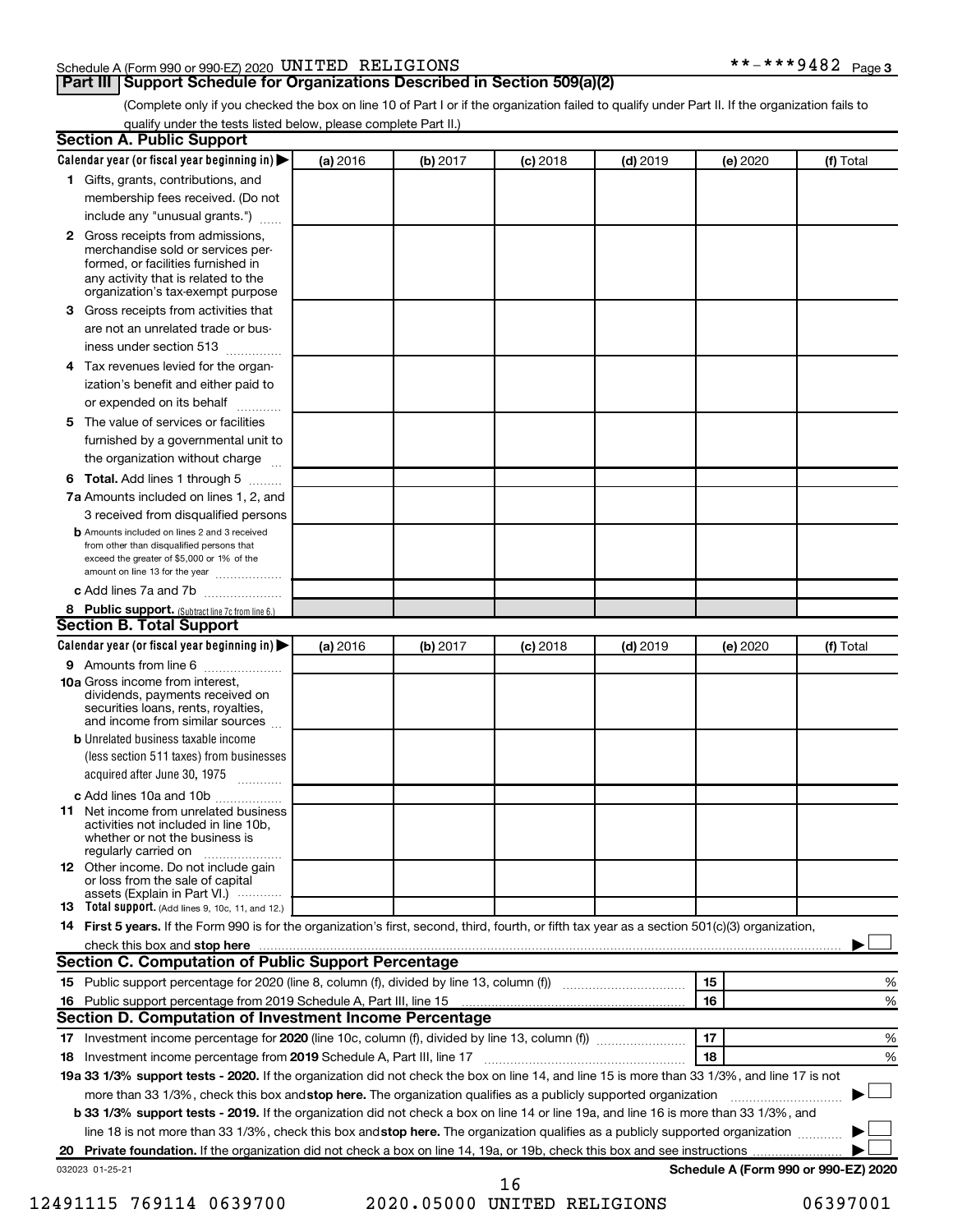Schedule A (Form 990 or 990-EZ) 2020 UNITED RELIGIONS **-***9482 Page 3

## Part III Support Schedule for Organizations Described in Section 509(a)(2)

(Complete only if you checked the box on line 10 of Part I or if the organization failed to qualify under Part II. If the organization fails to qualify under the tests listed below, please complete Part II.)

### Section A. Public Support

| Calendar year (or fiscal year beginning in) ▶ | (a) 2016 | (b) 2017 | (c) 2018 | (d) 2019 | (e) 2020 | (f) Total |
|---|---|---|---|---|---|---|
| **1** Gifts, grants, contributions, and membership fees received. (Do not include any "unusual grants.") | | | | | | |
| **2** Gross receipts from admissions, merchandise sold or services performed, or facilities furnished in any activity that is related to the organization's tax-exempt purpose | | | | | | |
| **3** Gross receipts from activities that are not an unrelated trade or business under section 513 | | | | | | |
| **4** Tax revenues levied for the organization's benefit and either paid to or expended on its behalf | | | | | | |
| **5** The value of services or facilities furnished by a governmental unit to the organization without charge | | | | | | |
| **6 Total.** Add lines 1 through 5 | | | | | | |
| **7a** Amounts included on lines 1, 2, and 3 received from disqualified persons | | | | | | |
| **b** Amounts included on lines 2 and 3 received from other than disqualified persons that exceed the greater of $5,000 or 1% of the amount on line 13 for the year | | | | | | |
| **c** Add lines 7a and 7b | | | | | | |
| **8 Public support.** (Subtract line 7c from line 6.) | | | | | | |

### Section B. Total Support

| Calendar year (or fiscal year beginning in) ▶ | (a) 2016 | (b) 2017 | (c) 2018 | (d) 2019 | (e) 2020 | (f) Total |
|---|---|---|---|---|---|---|
| **9** Amounts from line 6 | | | | | | |
| **10a** Gross income from interest, dividends, payments received on securities loans, rents, royalties, and income from similar sources | | | | | | |
| **b** Unrelated business taxable income (less section 511 taxes) from businesses acquired after June 30, 1975 | | | | | | |
| **c** Add lines 10a and 10b | | | | | | |
| **11** Net income from unrelated business activities not included in line 10b, whether or not the business is regularly carried on | | | | | | |
| **12** Other income. Do not include gain or loss from the sale of capital assets (Explain in Part VI.) | | | | | | |
| **13 Total support.** (Add lines 9, 10c, 11, and 12.) | | | | | | |

**14 First 5 years.** If the Form 990 is for the organization's first, second, third, fourth, or fifth tax year as a section 501(c)(3) organization, check this box and **stop here** ▶ ☐

### Section C. Computation of Public Support Percentage

| | | |
|---|---|---|
| **15** Public support percentage for 2020 (line 8, column (f), divided by line 13, column (f)) | 15 | % |
| **16** Public support percentage from 2019 Schedule A, Part III, line 15 | 16 | % |

### Section D. Computation of Investment Income Percentage

| | | |
|---|---|---|
| **17** Investment income percentage for **2020** (line 10c, column (f), divided by line 13, column (f)) | 17 | % |
| **18** Investment income percentage from **2019** Schedule A, Part III, line 17 | 18 | % |

**19a 33 1/3% support tests - 2020.** If the organization did not check the box on line 14, and line 15 is more than 33 1/3%, and line 17 is not more than 33 1/3%, check this box and **stop here.** The organization qualifies as a publicly supported organization ▶ ☐

**b 33 1/3% support tests - 2019.** If the organization did not check a box on line 14 or line 19a, and line 16 is more than 33 1/3%, and line 18 is not more than 33 1/3%, check this box and **stop here.** The organization qualifies as a publicly supported organization ▶ ☐

**20 Private foundation.** If the organization did not check a box on line 14, 19a, or 19b, check this box and see instructions ▶ ☐

032023 01-25-21 **Schedule A (Form 990 or 990-EZ) 2020**

12491115 769114 0639700 2020.05000 UNITED RELIGIONS 06397001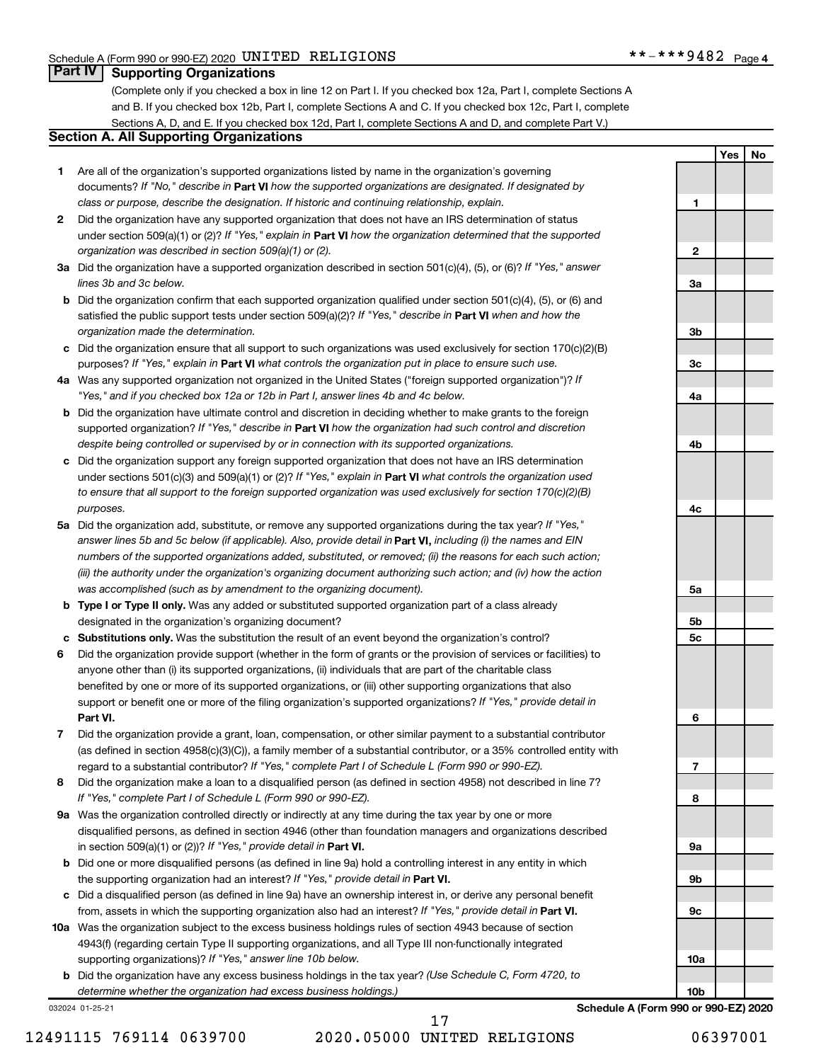Schedule A (Form 990 or 990-EZ) 2020 UNITED RELIGIONS **-***9482 Page 4

## Part IV Supporting Organizations

(Complete only if you checked a box in line 12 on Part I. If you checked box 12a, Part I, complete Sections A and B. If you checked box 12b, Part I, complete Sections A and C. If you checked box 12c, Part I, complete Sections A, D, and E. If you checked box 12d, Part I, complete Sections A and D, and complete Part V.)

### Section A. All Supporting Organizations

| | | | Yes | No |
|---|---|---|---|---|
| **1** | Are all of the organization's supported organizations listed by name in the organization's governing documents? *If "No," describe in* **Part VI** *how the supported organizations are designated. If designated by class or purpose, describe the designation. If historic and continuing relationship, explain.* | **1** | | |
| **2** | Did the organization have any supported organization that does not have an IRS determination of status under section 509(a)(1) or (2)? *If "Yes," explain in* **Part VI** *how the organization determined that the supported organization was described in section 509(a)(1) or (2).* | **2** | | |
| **3a** | Did the organization have a supported organization described in section 501(c)(4), (5), or (6)? *If "Yes," answer lines 3b and 3c below.* | **3a** | | |
| **b** | Did the organization confirm that each supported organization qualified under section 501(c)(4), (5), or (6) and satisfied the public support tests under section 509(a)(2)? *If "Yes," describe in* **Part VI** *when and how the organization made the determination.* | **3b** | | |
| **c** | Did the organization ensure that all support to such organizations was used exclusively for section 170(c)(2)(B) purposes? *If "Yes," explain in* **Part VI** *what controls the organization put in place to ensure such use.* | **3c** | | |
| **4a** | Was any supported organization not organized in the United States ("foreign supported organization")? *If "Yes," and if you checked box 12a or 12b in Part I, answer lines 4b and 4c below.* | **4a** | | |
| **b** | Did the organization have ultimate control and discretion in deciding whether to make grants to the foreign supported organization? *If "Yes," describe in* **Part VI** *how the organization had such control and discretion despite being controlled or supervised by or in connection with its supported organizations.* | **4b** | | |
| **c** | Did the organization support any foreign supported organization that does not have an IRS determination under sections 501(c)(3) and 509(a)(1) or (2)? *If "Yes," explain in* **Part VI** *what controls the organization used to ensure that all support to the foreign supported organization was used exclusively for section 170(c)(2)(B) purposes.* | **4c** | | |
| **5a** | Did the organization add, substitute, or remove any supported organizations during the tax year? *If "Yes," answer lines 5b and 5c below (if applicable). Also, provide detail in* **Part VI,** *including (i) the names and EIN numbers of the supported organizations added, substituted, or removed; (ii) the reasons for each such action; (iii) the authority under the organization's organizing document authorizing such action; and (iv) how the action was accomplished (such as by amendment to the organizing document).* | **5a** | | |
| **b** | **Type I or Type II only.** Was any added or substituted supported organization part of a class already designated in the organization's organizing document? | **5b** | | |
| **c** | **Substitutions only.** Was the substitution the result of an event beyond the organization's control? | **5c** | | |
| **6** | Did the organization provide support (whether in the form of grants or the provision of services or facilities) to anyone other than (i) its supported organizations, (ii) individuals that are part of the charitable class benefited by one or more of its supported organizations, or (iii) other supporting organizations that also support or benefit one or more of the filing organization's supported organizations? *If "Yes," provide detail in* **Part VI.** | **6** | | |
| **7** | Did the organization provide a grant, loan, compensation, or other similar payment to a substantial contributor (as defined in section 4958(c)(3)(C)), a family member of a substantial contributor, or a 35% controlled entity with regard to a substantial contributor? *If "Yes," complete Part I of Schedule L (Form 990 or 990-EZ).* | **7** | | |
| **8** | Did the organization make a loan to a disqualified person (as defined in section 4958) not described in line 7? *If "Yes," complete Part I of Schedule L (Form 990 or 990-EZ).* | **8** | | |
| **9a** | Was the organization controlled directly or indirectly at any time during the tax year by one or more disqualified persons, as defined in section 4946 (other than foundation managers and organizations described in section 509(a)(1) or (2))? *If "Yes," provide detail in* **Part VI.** | **9a** | | |
| **b** | Did one or more disqualified persons (as defined in line 9a) hold a controlling interest in any entity in which the supporting organization had an interest? *If "Yes," provide detail in* **Part VI.** | **9b** | | |
| **c** | Did a disqualified person (as defined in line 9a) have an ownership interest in, or derive any personal benefit from, assets in which the supporting organization also had an interest? *If "Yes," provide detail in* **Part VI.** | **9c** | | |
| **10a** | Was the organization subject to the excess business holdings rules of section 4943 because of section 4943(f) (regarding certain Type II supporting organizations, and all Type III non-functionally integrated supporting organizations)? *If "Yes," answer line 10b below.* | **10a** | | |
| **b** | Did the organization have any excess business holdings in the tax year? *(Use Schedule C, Form 4720, to determine whether the organization had excess business holdings.)* | **10b** | | |

032024 01-25-21 **Schedule A (Form 990 or 990-EZ) 2020**

12491115 769114 0639700 2020.05000 UNITED RELIGIONS 06397001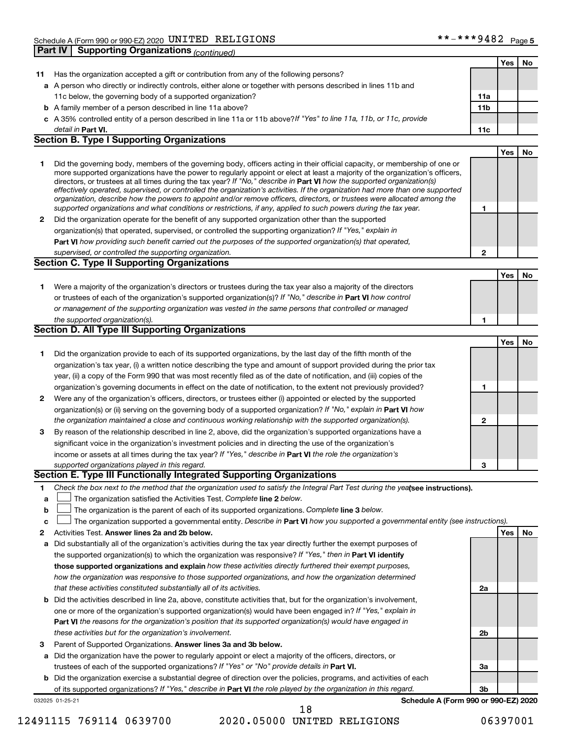Schedule A (Form 990 or 990-EZ) 2020 UNITED RELIGIONS **-***9482 Page 5

## Part IV Supporting Organizations *(continued)*

| | | | Yes | No |
|---|---|---|---|---|
| **11** | Has the organization accepted a gift or contribution from any of the following persons? | | | |
| **a** | A person who directly or indirectly controls, either alone or together with persons described in lines 11b and 11c below, the governing body of a supported organization? | 11a | | |
| **b** | A family member of a person described in line 11a above? | 11b | | |
| **c** | A 35% controlled entity of a person described in line 11a or 11b above? *If "Yes" to line 11a, 11b, or 11c, provide detail in* **Part VI.** | 11c | | |

### Section B. Type I Supporting Organizations

| | | | Yes | No |
|---|---|---|---|---|
| **1** | Did the governing body, members of the governing body, officers acting in their official capacity, or membership of one or more supported organizations have the power to regularly appoint or elect at least a majority of the organization's officers, directors, or trustees at all times during the tax year? *If "No," describe in* **Part VI** *how the supported organization(s) effectively operated, supervised, or controlled the organization's activities. If the organization had more than one supported organization, describe how the powers to appoint and/or remove officers, directors, or trustees were allocated among the supported organizations and what conditions or restrictions, if any, applied to such powers during the tax year.* | 1 | | |
| **2** | Did the organization operate for the benefit of any supported organization other than the supported organization(s) that operated, supervised, or controlled the supporting organization? *If "Yes," explain in* **Part VI** *how providing such benefit carried out the purposes of the supported organization(s) that operated, supervised, or controlled the supporting organization.* | 2 | | |

### Section C. Type II Supporting Organizations

| | | | Yes | No |
|---|---|---|---|---|
| **1** | Were a majority of the organization's directors or trustees during the tax year also a majority of the directors or trustees of each of the organization's supported organization(s)? *If "No," describe in* **Part VI** *how control or management of the supporting organization was vested in the same persons that controlled or managed the supported organization(s).* | 1 | | |

### Section D. All Type III Supporting Organizations

| | | | Yes | No |
|---|---|---|---|---|
| **1** | Did the organization provide to each of its supported organizations, by the last day of the fifth month of the organization's tax year, (i) a written notice describing the type and amount of support provided during the prior tax year, (ii) a copy of the Form 990 that was most recently filed as of the date of notification, and (iii) copies of the organization's governing documents in effect on the date of notification, to the extent not previously provided? | 1 | | |
| **2** | Were any of the organization's officers, directors, or trustees either (i) appointed or elected by the supported organization(s) or (ii) serving on the governing body of a supported organization? *If "No," explain in* **Part VI** *how the organization maintained a close and continuous working relationship with the supported organization(s).* | 2 | | |
| **3** | By reason of the relationship described in line 2, above, did the organization's supported organizations have a significant voice in the organization's investment policies and in directing the use of the organization's income or assets at all times during the tax year? *If "Yes," describe in* **Part VI** *the role the organization's supported organizations played in this regard.* | 3 | | |

### Section E. Type III Functionally Integrated Supporting Organizations

**1** *Check the box next to the method that the organization used to satisfy the Integral Part Test during the year* **(see instructions).**

- **a** ☐ The organization satisfied the Activities Test. *Complete* **line 2** *below.*
- **b** ☐ The organization is the parent of each of its supported organizations. *Complete* **line 3** *below.*
- **c** ☐ The organization supported a governmental entity. *Describe in* **Part VI** *how you supported a governmental entity (see instructions).*

| | | | Yes | No |
|---|---|---|---|---|
| **2** | Activities Test. **Answer lines 2a and 2b below.** | | | |
| **a** | Did substantially all of the organization's activities during the tax year directly further the exempt purposes of the supported organization(s) to which the organization was responsive? *If "Yes," then in* **Part VI identify those supported organizations and explain** *how these activities directly furthered their exempt purposes, how the organization was responsive to those supported organizations, and how the organization determined that these activities constituted substantially all of its activities.* | 2a | | |
| **b** | Did the activities described in line 2a, above, constitute activities that, but for the organization's involvement, one or more of the organization's supported organization(s) would have been engaged in? *If "Yes," explain in* **Part VI** *the reasons for the organization's position that its supported organization(s) would have engaged in these activities but for the organization's involvement.* | 2b | | |
| **3** | Parent of Supported Organizations. **Answer lines 3a and 3b below.** | | | |
| **a** | Did the organization have the power to regularly appoint or elect a majority of the officers, directors, or trustees of each of the supported organizations? *If "Yes" or "No" provide details in* **Part VI.** | 3a | | |
| **b** | Did the organization exercise a substantial degree of direction over the policies, programs, and activities of each of its supported organizations? *If "Yes," describe in* **Part VI** *the role played by the organization in this regard.* | 3b | | |

032025 01-25-21 **Schedule A (Form 990 or 990-EZ) 2020**

12491115 769114 0639700 2020.05000 UNITED RELIGIONS 06397001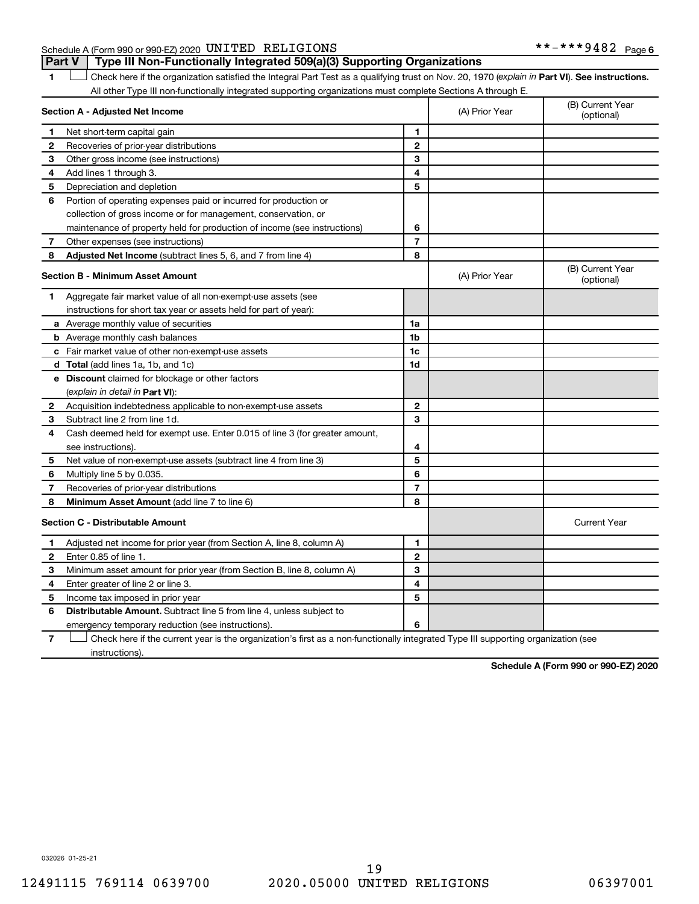Schedule A (Form 990 or 990-EZ) 2020 UNITED RELIGIONS **-***9482 Page 6

## Part V Type III Non-Functionally Integrated 509(a)(3) Supporting Organizations

**1** ☐ Check here if the organization satisfied the Integral Part Test as a qualifying trust on Nov. 20, 1970 (*explain in* **Part VI**). **See instructions.** All other Type III non-functionally integrated supporting organizations must complete Sections A through E.

| **Section A - Adjusted Net Income** | | | (A) Prior Year | (B) Current Year (optional) |
|---|---|---|---|---|
| 1 | Net short-term capital gain | 1 | | |
| 2 | Recoveries of prior-year distributions | 2 | | |
| 3 | Other gross income (see instructions) | 3 | | |
| 4 | Add lines 1 through 3. | 4 | | |
| 5 | Depreciation and depletion | 5 | | |
| 6 | Portion of operating expenses paid or incurred for production or collection of gross income or for management, conservation, or maintenance of property held for production of income (see instructions) | 6 | | |
| 7 | Other expenses (see instructions) | 7 | | |
| 8 | **Adjusted Net Income** (subtract lines 5, 6, and 7 from line 4) | 8 | | |

| **Section B - Minimum Asset Amount** | | | (A) Prior Year | (B) Current Year (optional) |
|---|---|---|---|---|
| 1 | Aggregate fair market value of all non-exempt-use assets (see instructions for short tax year or assets held for part of year): | | | |
| a | Average monthly value of securities | 1a | | |
| b | Average monthly cash balances | 1b | | |
| c | Fair market value of other non-exempt-use assets | 1c | | |
| d | **Total** (add lines 1a, 1b, and 1c) | 1d | | |
| e | **Discount** claimed for blockage or other factors (*explain in detail in* **Part VI**): | | | |
| 2 | Acquisition indebtedness applicable to non-exempt-use assets | 2 | | |
| 3 | Subtract line 2 from line 1d. | 3 | | |
| 4 | Cash deemed held for exempt use. Enter 0.015 of line 3 (for greater amount, see instructions). | 4 | | |
| 5 | Net value of non-exempt-use assets (subtract line 4 from line 3) | 5 | | |
| 6 | Multiply line 5 by 0.035. | 6 | | |
| 7 | Recoveries of prior-year distributions | 7 | | |
| 8 | **Minimum Asset Amount** (add line 7 to line 6) | 8 | | |

| **Section C - Distributable Amount** | | | | Current Year |
|---|---|---|---|---|
| 1 | Adjusted net income for prior year (from Section A, line 8, column A) | 1 | | |
| 2 | Enter 0.85 of line 1. | 2 | | |
| 3 | Minimum asset amount for prior year (from Section B, line 8, column A) | 3 | | |
| 4 | Enter greater of line 2 or line 3. | 4 | | |
| 5 | Income tax imposed in prior year | 5 | | |
| 6 | **Distributable Amount.** Subtract line 5 from line 4, unless subject to emergency temporary reduction (see instructions). | 6 | | |

**7** ☐ Check here if the current year is the organization's first as a non-functionally integrated Type III supporting organization (see instructions).

**Schedule A (Form 990 or 990-EZ) 2020**

032026 01-25-21

12491115 769114 0639700 2020.05000 UNITED RELIGIONS 06397001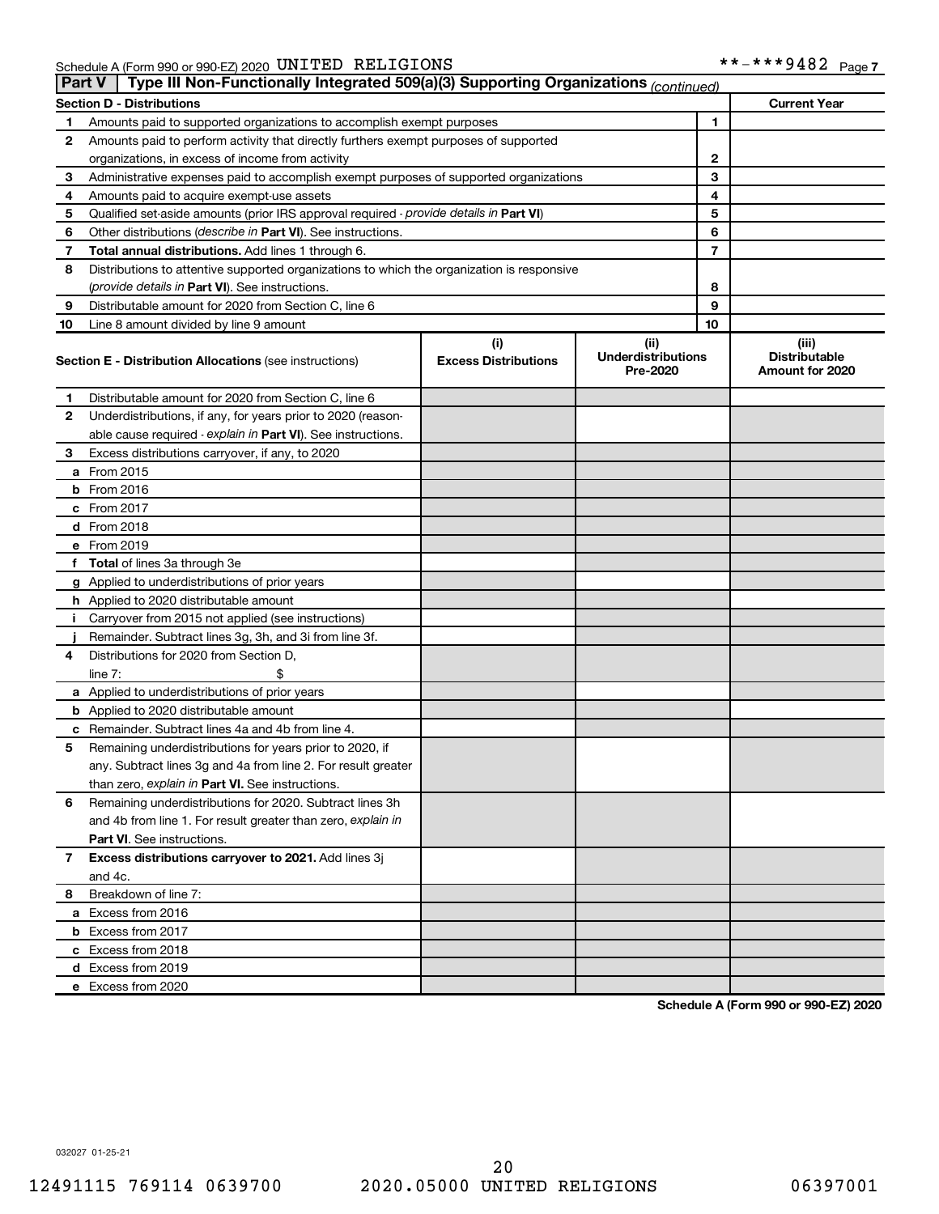Schedule A (Form 990 or 990-EZ) 2020 UNITED RELIGIONS **-***9482 Page 7

## Part V Type III Non-Functionally Integrated 509(a)(3) Supporting Organizations *(continued)*

| Section D - Distributions | | | Current Year |
|---|---|---|---|
| 1 | Amounts paid to supported organizations to accomplish exempt purposes | 1 | |
| 2 | Amounts paid to perform activity that directly furthers exempt purposes of supported organizations, in excess of income from activity | 2 | |
| 3 | Administrative expenses paid to accomplish exempt purposes of supported organizations | 3 | |
| 4 | Amounts paid to acquire exempt-use assets | 4 | |
| 5 | Qualified set-aside amounts (prior IRS approval required - *provide details in* **Part VI**) | 5 | |
| 6 | Other distributions (*describe in* **Part VI**). See instructions. | 6 | |
| 7 | **Total annual distributions.** Add lines 1 through 6. | 7 | |
| 8 | Distributions to attentive supported organizations to which the organization is responsive (*provide details in* **Part VI**). See instructions. | 8 | |
| 9 | Distributable amount for 2020 from Section C, line 6 | 9 | |
| 10 | Line 8 amount divided by line 9 amount | 10 | |

| Section E - Distribution Allocations (see instructions) | (i) Excess Distributions | (ii) Underdistributions Pre-2020 | (iii) Distributable Amount for 2020 |
|---|---|---|---|
| 1 Distributable amount for 2020 from Section C, line 6 | | | |
| 2 Underdistributions, if any, for years prior to 2020 (reasonable cause required - *explain in* **Part VI**). See instructions. | | | |
| 3 Excess distributions carryover, if any, to 2020 | | | |
| a From 2015 | | | |
| b From 2016 | | | |
| c From 2017 | | | |
| d From 2018 | | | |
| e From 2019 | | | |
| f **Total** of lines 3a through 3e | | | |
| g Applied to underdistributions of prior years | | | |
| h Applied to 2020 distributable amount | | | |
| i Carryover from 2015 not applied (see instructions) | | | |
| j Remainder. Subtract lines 3g, 3h, and 3i from line 3f. | | | |
| 4 Distributions for 2020 from Section D, line 7: $ | | | |
| a Applied to underdistributions of prior years | | | |
| b Applied to 2020 distributable amount | | | |
| c Remainder. Subtract lines 4a and 4b from line 4. | | | |
| 5 Remaining underdistributions for years prior to 2020, if any. Subtract lines 3g and 4a from line 2. For result greater than zero, *explain in* **Part VI.** See instructions. | | | |
| 6 Remaining underdistributions for 2020. Subtract lines 3h and 4b from line 1. For result greater than zero, *explain in* **Part VI**. See instructions. | | | |
| 7 **Excess distributions carryover to 2021.** Add lines 3j and 4c. | | | |
| 8 Breakdown of line 7: | | | |
| a Excess from 2016 | | | |
| b Excess from 2017 | | | |
| c Excess from 2018 | | | |
| d Excess from 2019 | | | |
| e Excess from 2020 | | | |

**Schedule A (Form 990 or 990-EZ) 2020**

032027 01-25-21

12491115 769114 0639700 2020.05000 UNITED RELIGIONS 06397001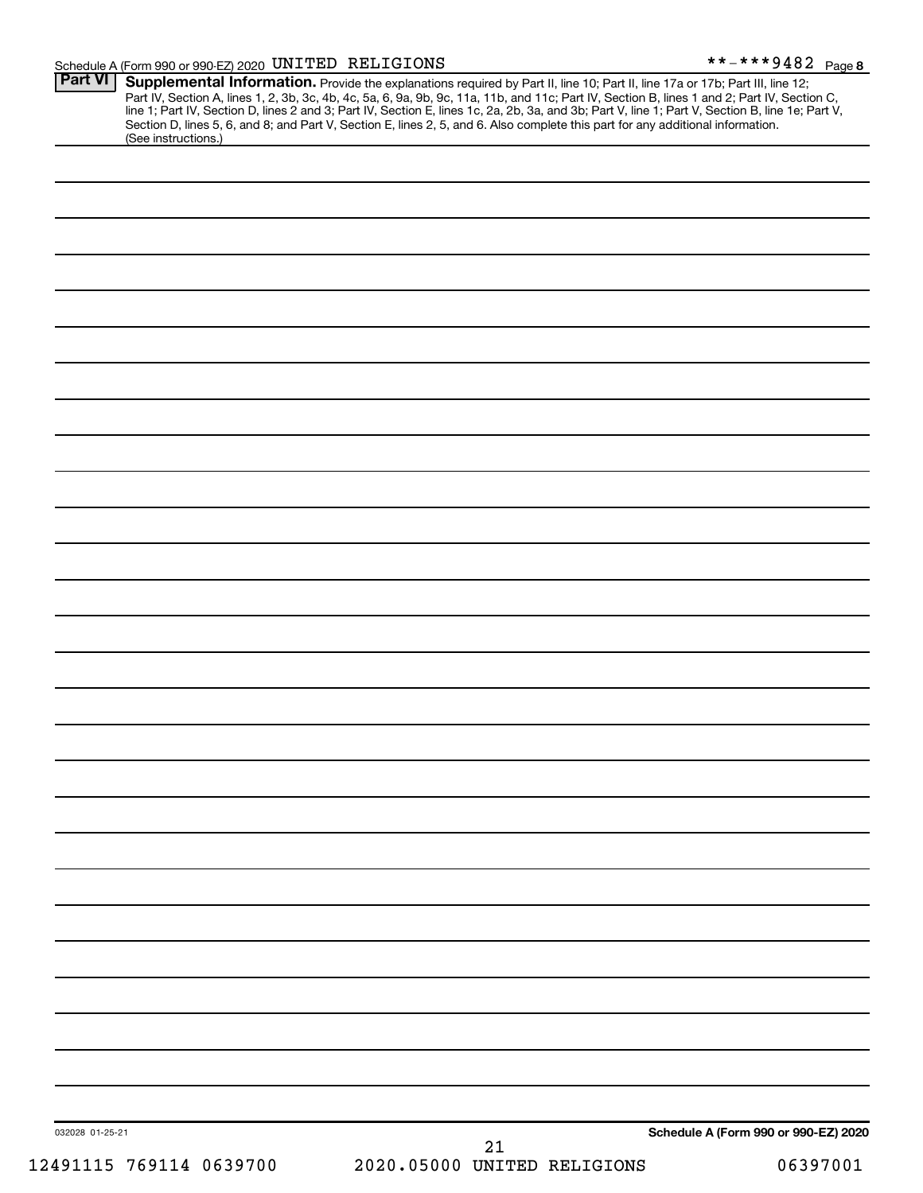Schedule A (Form 990 or 990-EZ) 2020 UNITED RELIGIONS **-***9482 Page 8

**Part VI** **Supplemental Information.** Provide the explanations required by Part II, line 10; Part II, line 17a or 17b; Part III, line 12; Part IV, Section A, lines 1, 2, 3b, 3c, 4b, 4c, 5a, 6, 9a, 9b, 9c, 11a, 11b, and 11c; Part IV, Section B, lines 1 and 2; Part IV, Section C, line 1; Part IV, Section D, lines 2 and 3; Part IV, Section E, lines 1c, 2a, 2b, 3a, and 3b; Part V, line 1; Part V, Section B, line 1e; Part V, Section D, lines 5, 6, and 8; and Part V, Section E, lines 2, 5, and 6. Also complete this part for any additional information. (See instructions.)

032028 01-25-21

**Schedule A (Form 990 or 990-EZ) 2020**

12491115 769114 0639700 2020.05000 UNITED RELIGIONS 06397001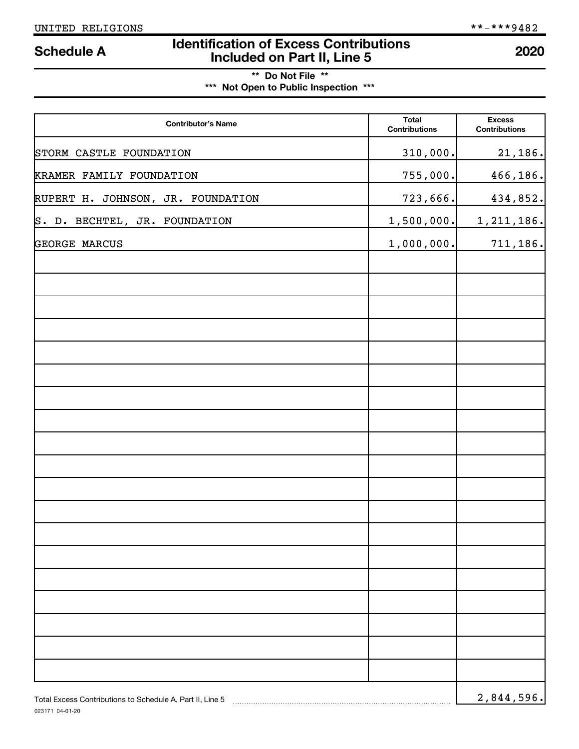UNITED RELIGIONS **-***9482

# Schedule A — Identification of Excess Contributions Included on Part II, Line 5 — 2020

** Do Not File **

*** Not Open to Public Inspection ***

| Contributor's Name | Total Contributions | Excess Contributions |
|---|---|---|
| STORM CASTLE FOUNDATION | 310,000. | 21,186. |
| KRAMER FAMILY FOUNDATION | 755,000. | 466,186. |
| RUPERT H. JOHNSON, JR. FOUNDATION | 723,666. | 434,852. |
| S. D. BECHTEL, JR. FOUNDATION | 1,500,000. | 1,211,186. |
| GEORGE MARCUS | 1,000,000. | 711,186. |

Total Excess Contributions to Schedule A, Part II, Line 5 ........ 2,844,596.

023171 04-01-20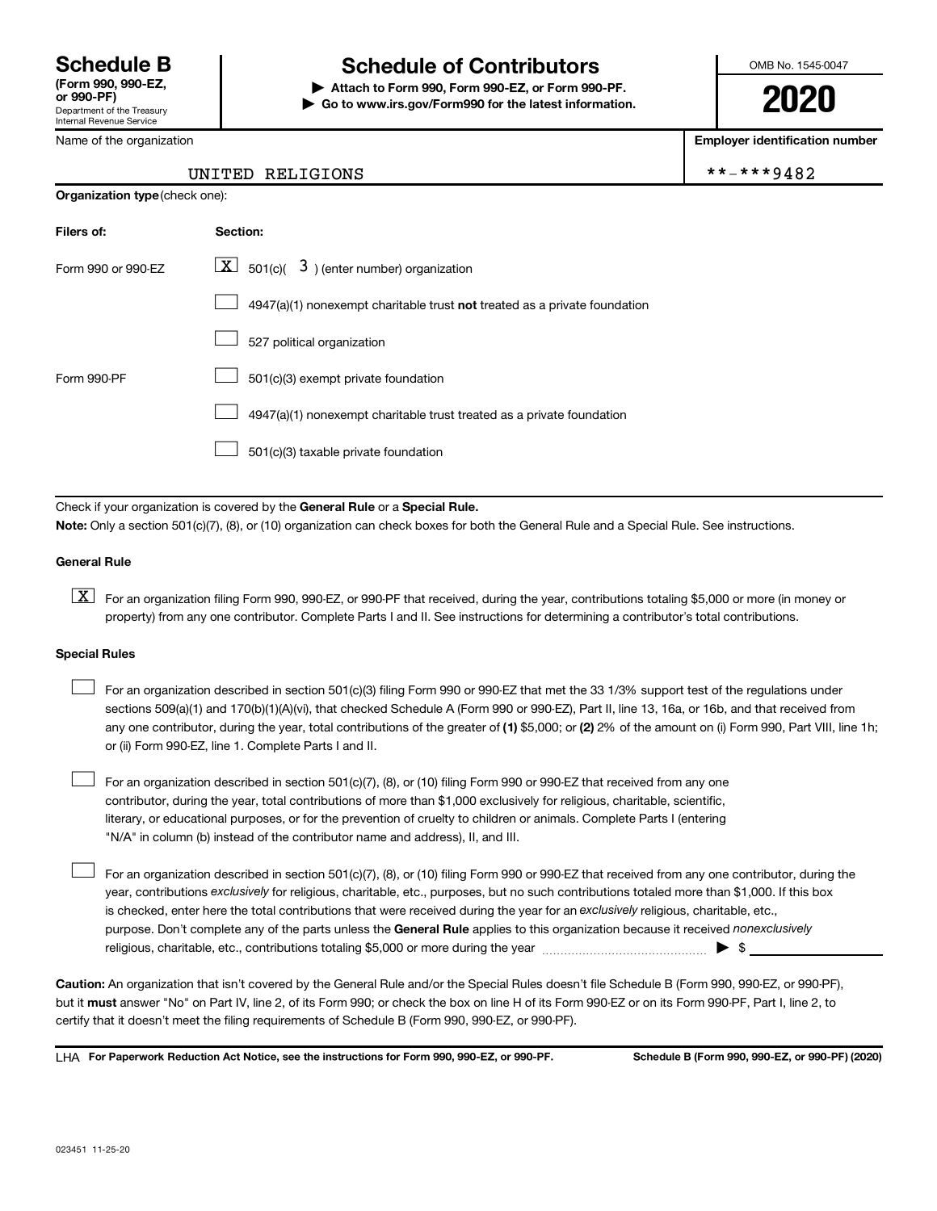# Schedule B

**(Form 990, 990-EZ, or 990-PF)**
Department of the Treasury
Internal Revenue Service

# Schedule of Contributors

**▶ Attach to Form 990, Form 990-EZ, or Form 990-PF.**
**▶ Go to www.irs.gov/Form990 for the latest information.**

OMB No. 1545-0047

**2020**

| Name of the organization | Employer identification number |
|---|---|
| UNITED RELIGIONS | **-***9482 |

**Organization type** (check one):

| Filers of: | Section: |
|---|---|
| Form 990 or 990-EZ | [X] 501(c)( 3 ) (enter number) organization |
| | [ ] 4947(a)(1) nonexempt charitable trust **not** treated as a private foundation |
| | [ ] 527 political organization |
| Form 990-PF | [ ] 501(c)(3) exempt private foundation |
| | [ ] 4947(a)(1) nonexempt charitable trust treated as a private foundation |
| | [ ] 501(c)(3) taxable private foundation |

Check if your organization is covered by the **General Rule** or a **Special Rule.**

**Note:** Only a section 501(c)(7), (8), or (10) organization can check boxes for both the General Rule and a Special Rule. See instructions.

**General Rule**

[X] For an organization filing Form 990, 990-EZ, or 990-PF that received, during the year, contributions totaling $5,000 or more (in money or property) from any one contributor. Complete Parts I and II. See instructions for determining a contributor's total contributions.

**Special Rules**

[ ] For an organization described in section 501(c)(3) filing Form 990 or 990-EZ that met the 33 1/3% support test of the regulations under sections 509(a)(1) and 170(b)(1)(A)(vi), that checked Schedule A (Form 990 or 990-EZ), Part II, line 13, 16a, or 16b, and that received from any one contributor, during the year, total contributions of the greater of **(1)** $5,000; or **(2)** 2% of the amount on (i) Form 990, Part VIII, line 1h; or (ii) Form 990-EZ, line 1. Complete Parts I and II.

[ ] For an organization described in section 501(c)(7), (8), or (10) filing Form 990 or 990-EZ that received from any one contributor, during the year, total contributions of more than $1,000 exclusively for religious, charitable, scientific, literary, or educational purposes, or for the prevention of cruelty to children or animals. Complete Parts I (entering "N/A" in column (b) instead of the contributor name and address), II, and III.

[ ] For an organization described in section 501(c)(7), (8), or (10) filing Form 990 or 990-EZ that received from any one contributor, during the year, contributions *exclusively* for religious, charitable, etc., purposes, but no such contributions totaled more than $1,000. If this box is checked, enter here the total contributions that were received during the year for an *exclusively* religious, charitable, etc., purpose. Don't complete any of the parts unless the **General Rule** applies to this organization because it received *nonexclusively* religious, charitable, etc., contributions totaling $5,000 or more during the year ..................... ▶ $ ____________

**Caution:** An organization that isn't covered by the General Rule and/or the Special Rules doesn't file Schedule B (Form 990, 990-EZ, or 990-PF), but it **must** answer "No" on Part IV, line 2, of its Form 990; or check the box on line H of its Form 990-EZ or on its Form 990-PF, Part I, line 2, to certify that it doesn't meet the filing requirements of Schedule B (Form 990, 990-EZ, or 990-PF).

LHA **For Paperwork Reduction Act Notice, see the instructions for Form 990, 990-EZ, or 990-PF.** **Schedule B (Form 990, 990-EZ, or 990-PF) (2020)**

023451 11-25-20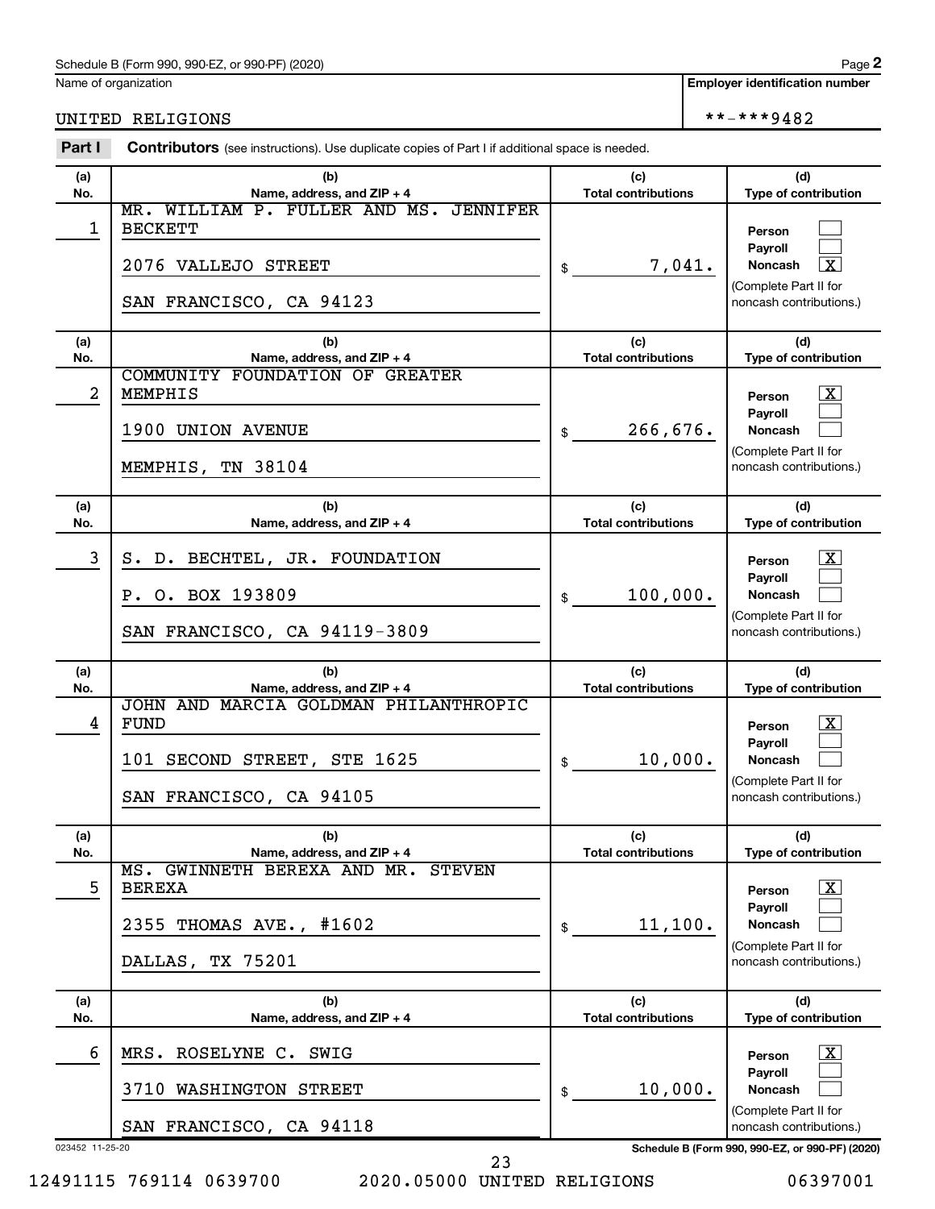Schedule B (Form 990, 990-EZ, or 990-PF) (2020)

Name of organization: UNITED RELIGIONS

Employer identification number: **-***9482

**Part I** **Contributors** (see instructions). Use duplicate copies of Part I if additional space is needed.

| (a) No. | (b) Name, address, and ZIP + 4 | (c) Total contributions | (d) Type of contribution |
|---|---|---|---|
| 1 | MR. WILLIAM P. FULLER AND MS. JENNIFER BECKETT<br>2076 VALLEJO STREET<br>SAN FRANCISCO, CA 94123 | $ 7,041. | Person [ ]<br>Payroll [ ]<br>Noncash [X]<br>(Complete Part II for noncash contributions.) |
| 2 | COMMUNITY FOUNDATION OF GREATER MEMPHIS<br>1900 UNION AVENUE<br>MEMPHIS, TN 38104 | $ 266,676. | Person [X]<br>Payroll [ ]<br>Noncash [ ]<br>(Complete Part II for noncash contributions.) |
| 3 | S. D. BECHTEL, JR. FOUNDATION<br>P. O. BOX 193809<br>SAN FRANCISCO, CA 94119-3809 | $ 100,000. | Person [X]<br>Payroll [ ]<br>Noncash [ ]<br>(Complete Part II for noncash contributions.) |
| 4 | JOHN AND MARCIA GOLDMAN PHILANTHROPIC FUND<br>101 SECOND STREET, STE 1625<br>SAN FRANCISCO, CA 94105 | $ 10,000. | Person [X]<br>Payroll [ ]<br>Noncash [ ]<br>(Complete Part II for noncash contributions.) |
| 5 | MS. GWINNETH BEREXA AND MR. STEVEN BEREXA<br>2355 THOMAS AVE., #1602<br>DALLAS, TX 75201 | $ 11,100. | Person [X]<br>Payroll [ ]<br>Noncash [ ]<br>(Complete Part II for noncash contributions.) |
| 6 | MRS. ROSELYNE C. SWIG<br>3710 WASHINGTON STREET<br>SAN FRANCISCO, CA 94118 | $ 10,000. | Person [X]<br>Payroll [ ]<br>Noncash [ ]<br>(Complete Part II for noncash contributions.) |

023452 11-25-20

Schedule B (Form 990, 990-EZ, or 990-PF) (2020)

12491115 769114 0639700 2020.05000 UNITED RELIGIONS 06397001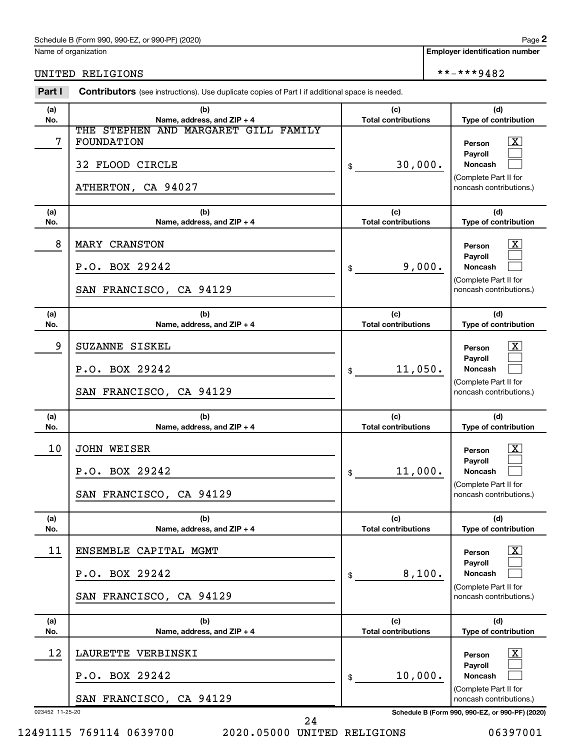Schedule B (Form 990, 990-EZ, or 990-PF) (2020)

Name of organization: UNITED RELIGIONS

Employer identification number: \*\*-\*\*\*9482

**Part I** **Contributors** (see instructions). Use duplicate copies of Part I if additional space is needed.

| (a) No. | (b) Name, address, and ZIP + 4 | (c) Total contributions | (d) Type of contribution |
|---|---|---|---|
| 7 | THE STEPHEN AND MARGARET GILL FAMILY FOUNDATION<br>32 FLOOD CIRCLE<br>ATHERTON, CA 94027 | $ 30,000. | Person [X]<br>Payroll [ ]<br>Noncash [ ]<br>(Complete Part II for noncash contributions.) |
| 8 | MARY CRANSTON<br>P.O. BOX 29242<br>SAN FRANCISCO, CA 94129 | $ 9,000. | Person [X]<br>Payroll [ ]<br>Noncash [ ]<br>(Complete Part II for noncash contributions.) |
| 9 | SUZANNE SISKEL<br>P.O. BOX 29242<br>SAN FRANCISCO, CA 94129 | $ 11,050. | Person [X]<br>Payroll [ ]<br>Noncash [ ]<br>(Complete Part II for noncash contributions.) |
| 10 | JOHN WEISER<br>P.O. BOX 29242<br>SAN FRANCISCO, CA 94129 | $ 11,000. | Person [X]<br>Payroll [ ]<br>Noncash [ ]<br>(Complete Part II for noncash contributions.) |
| 11 | ENSEMBLE CAPITAL MGMT<br>P.O. BOX 29242<br>SAN FRANCISCO, CA 94129 | $ 8,100. | Person [X]<br>Payroll [ ]<br>Noncash [ ]<br>(Complete Part II for noncash contributions.) |
| 12 | LAURETTE VERBINSKI<br>P.O. BOX 29242<br>SAN FRANCISCO, CA 94129 | $ 10,000. | Person [X]<br>Payroll [ ]<br>Noncash [ ]<br>(Complete Part II for noncash contributions.) |

023452 11-25-20

Schedule B (Form 990, 990-EZ, or 990-PF) (2020)

12491115 769114 0639700 2020.05000 UNITED RELIGIONS 06397001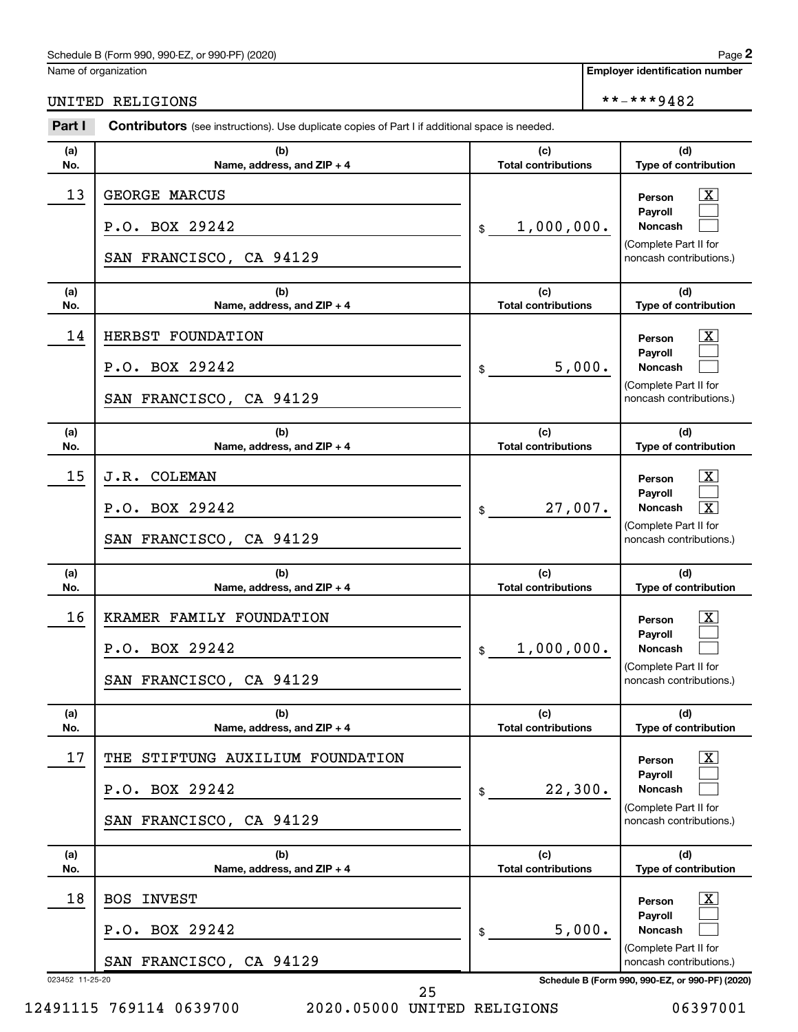Schedule B (Form 990, 990-EZ, or 990-PF) (2020)

Name of organization: UNITED RELIGIONS

Employer identification number: **-***9482

**Part I** **Contributors** (see instructions). Use duplicate copies of Part I if additional space is needed.

| (a) No. | (b) Name, address, and ZIP + 4 | (c) Total contributions | (d) Type of contribution |
|---|---|---|---|
| 13 | GEORGE MARCUS<br>P.O. BOX 29242<br>SAN FRANCISCO, CA 94129 | $ 1,000,000. | Person [X]<br>Payroll [ ]<br>Noncash [ ]<br>(Complete Part II for noncash contributions.) |
| 14 | HERBST FOUNDATION<br>P.O. BOX 29242<br>SAN FRANCISCO, CA 94129 | $ 5,000. | Person [X]<br>Payroll [ ]<br>Noncash [ ]<br>(Complete Part II for noncash contributions.) |
| 15 | J.R. COLEMAN<br>P.O. BOX 29242<br>SAN FRANCISCO, CA 94129 | $ 27,007. | Person [X]<br>Payroll [ ]<br>Noncash [X]<br>(Complete Part II for noncash contributions.) |
| 16 | KRAMER FAMILY FOUNDATION<br>P.O. BOX 29242<br>SAN FRANCISCO, CA 94129 | $ 1,000,000. | Person [X]<br>Payroll [ ]<br>Noncash [ ]<br>(Complete Part II for noncash contributions.) |
| 17 | THE STIFTUNG AUXILIUM FOUNDATION<br>P.O. BOX 29242<br>SAN FRANCISCO, CA 94129 | $ 22,300. | Person [X]<br>Payroll [ ]<br>Noncash [ ]<br>(Complete Part II for noncash contributions.) |
| 18 | BOS INVEST<br>P.O. BOX 29242<br>SAN FRANCISCO, CA 94129 | $ 5,000. | Person [X]<br>Payroll [ ]<br>Noncash [ ]<br>(Complete Part II for noncash contributions.) |

023452 11-25-20

Schedule B (Form 990, 990-EZ, or 990-PF) (2020)

12491115 769114 0639700 2020.05000 UNITED RELIGIONS 06397001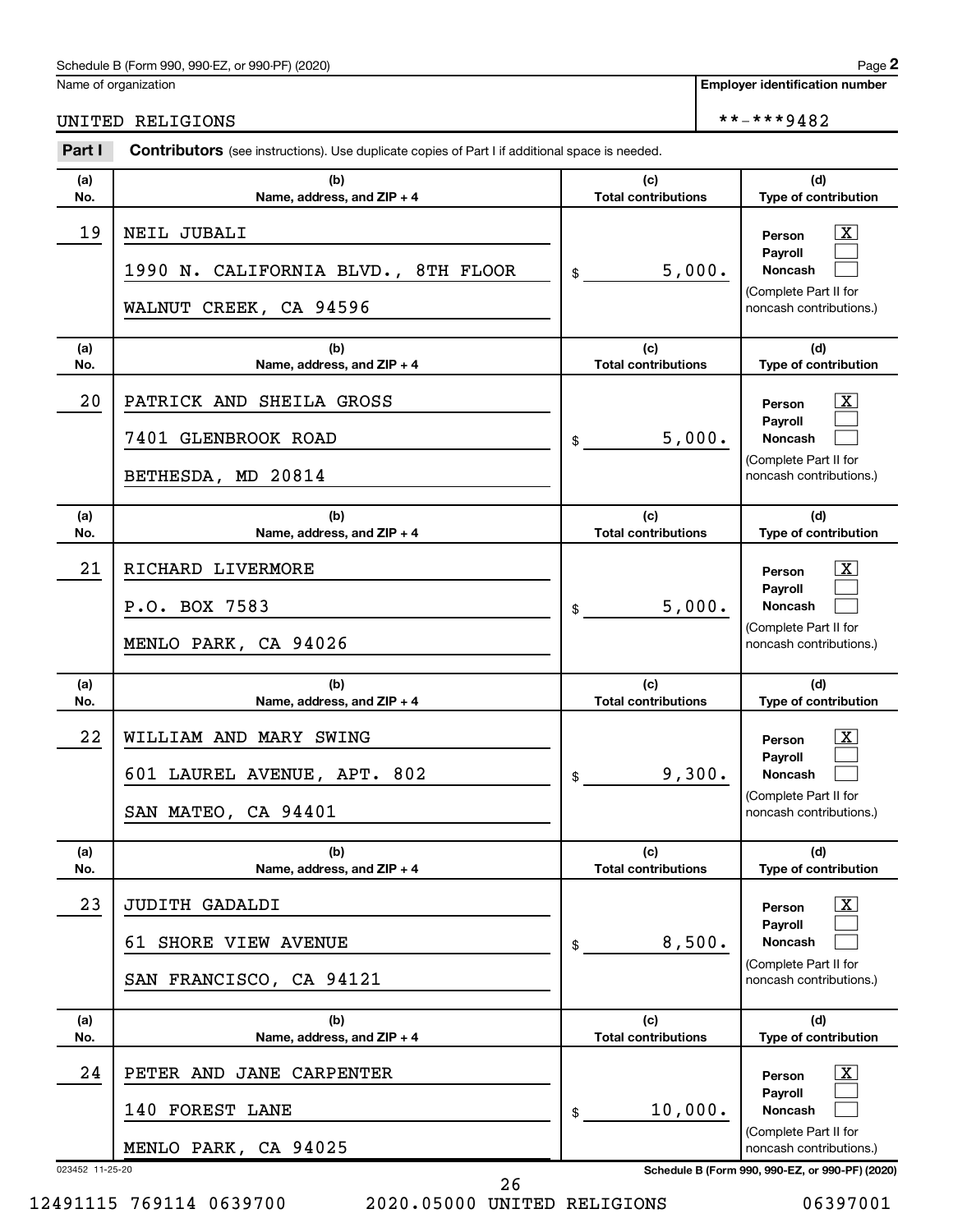Schedule B (Form 990, 990-EZ, or 990-PF) (2020)

Name of organization: UNITED RELIGIONS

Employer identification number: **-***9482

## Part I Contributors (see instructions). Use duplicate copies of Part I if additional space is needed.

| (a) No. | (b) Name, address, and ZIP + 4 | (c) Total contributions | (d) Type of contribution |
|---|---|---|---|
| 19 | NEIL JUBALI<br>1990 N. CALIFORNIA BLVD., 8TH FLOOR<br>WALNUT CREEK, CA 94596 | $ 5,000. | Person [X]<br>Payroll [ ]<br>Noncash [ ]<br>(Complete Part II for noncash contributions.) |
| 20 | PATRICK AND SHEILA GROSS<br>7401 GLENBROOK ROAD<br>BETHESDA, MD 20814 | $ 5,000. | Person [X]<br>Payroll [ ]<br>Noncash [ ]<br>(Complete Part II for noncash contributions.) |
| 21 | RICHARD LIVERMORE<br>P.O. BOX 7583<br>MENLO PARK, CA 94026 | $ 5,000. | Person [X]<br>Payroll [ ]<br>Noncash [ ]<br>(Complete Part II for noncash contributions.) |
| 22 | WILLIAM AND MARY SWING<br>601 LAUREL AVENUE, APT. 802<br>SAN MATEO, CA 94401 | $ 9,300. | Person [X]<br>Payroll [ ]<br>Noncash [ ]<br>(Complete Part II for noncash contributions.) |
| 23 | JUDITH GADALDI<br>61 SHORE VIEW AVENUE<br>SAN FRANCISCO, CA 94121 | $ 8,500. | Person [X]<br>Payroll [ ]<br>Noncash [ ]<br>(Complete Part II for noncash contributions.) |
| 24 | PETER AND JANE CARPENTER<br>140 FOREST LANE<br>MENLO PARK, CA 94025 | $ 10,000. | Person [X]<br>Payroll [ ]<br>Noncash [ ]<br>(Complete Part II for noncash contributions.) |

023452 11-25-20

12491115 769114 0639700 2020.05000 UNITED RELIGIONS 06397001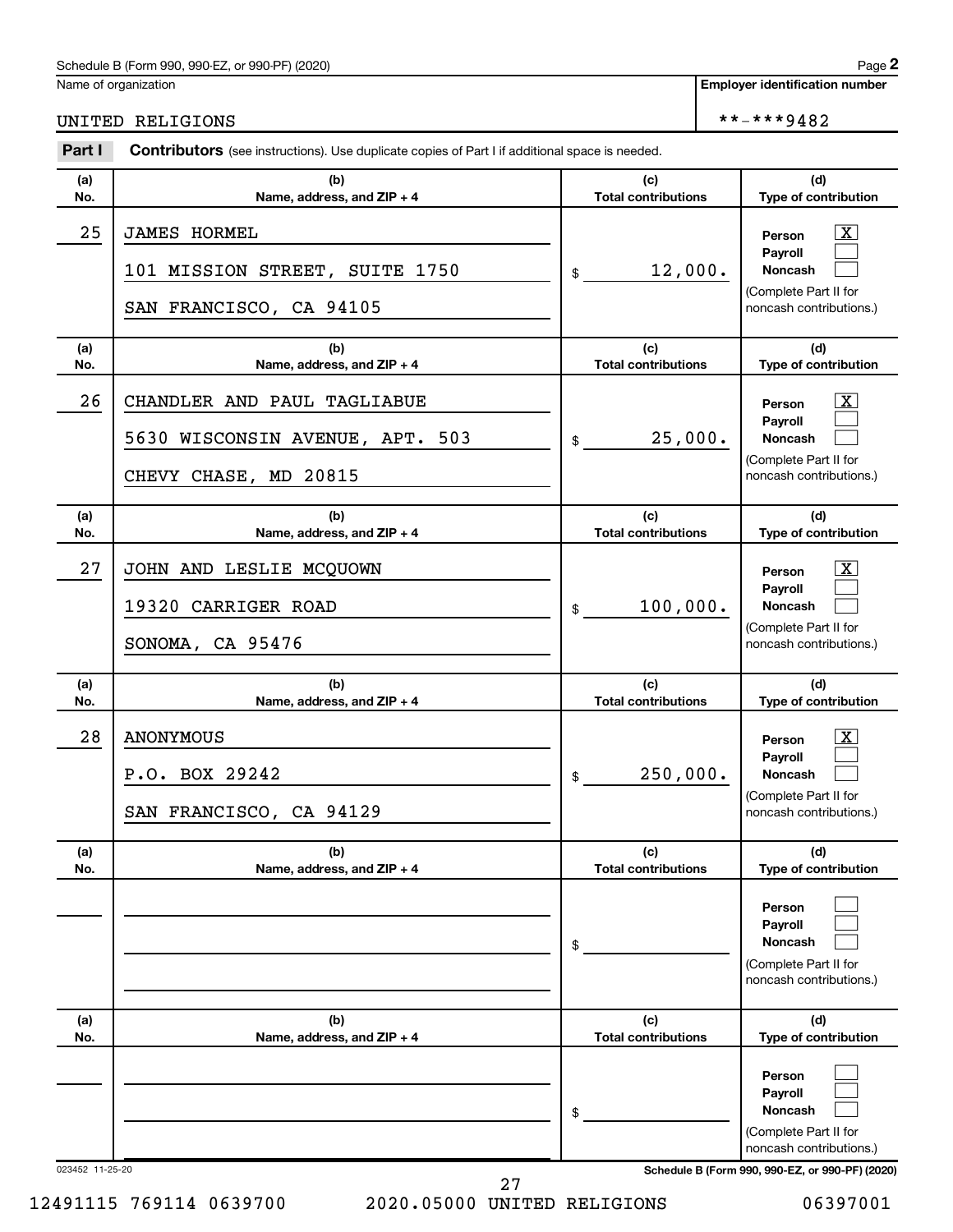Schedule B (Form 990, 990-EZ, or 990-PF) (2020)

Name of organization: UNITED RELIGIONS

Employer identification number: **-***9482

**Part I** **Contributors** (see instructions). Use duplicate copies of Part I if additional space is needed.

| (a) No. | (b) Name, address, and ZIP + 4 | (c) Total contributions | (d) Type of contribution |
|---|---|---|---|
| 25 | JAMES HORMEL<br>101 MISSION STREET, SUITE 1750<br>SAN FRANCISCO, CA 94105 | $ 12,000. | Person [X]<br>Payroll [ ]<br>Noncash [ ]<br>(Complete Part II for noncash contributions.) |
| 26 | CHANDLER AND PAUL TAGLIABUE<br>5630 WISCONSIN AVENUE, APT. 503<br>CHEVY CHASE, MD 20815 | $ 25,000. | Person [X]<br>Payroll [ ]<br>Noncash [ ]<br>(Complete Part II for noncash contributions.) |
| 27 | JOHN AND LESLIE MCQUOWN<br>19320 CARRIGER ROAD<br>SONOMA, CA 95476 | $ 100,000. | Person [X]<br>Payroll [ ]<br>Noncash [ ]<br>(Complete Part II for noncash contributions.) |
| 28 | ANONYMOUS<br>P.O. BOX 29242<br>SAN FRANCISCO, CA 94129 | $ 250,000. | Person [X]<br>Payroll [ ]<br>Noncash [ ]<br>(Complete Part II for noncash contributions.) |
| | | $ | Person [ ]<br>Payroll [ ]<br>Noncash [ ]<br>(Complete Part II for noncash contributions.) |
| | | $ | Person [ ]<br>Payroll [ ]<br>Noncash [ ]<br>(Complete Part II for noncash contributions.) |

023452 11-25-20

Schedule B (Form 990, 990-EZ, or 990-PF) (2020)

12491115 769114 0639700 2020.05000 UNITED RELIGIONS 06397001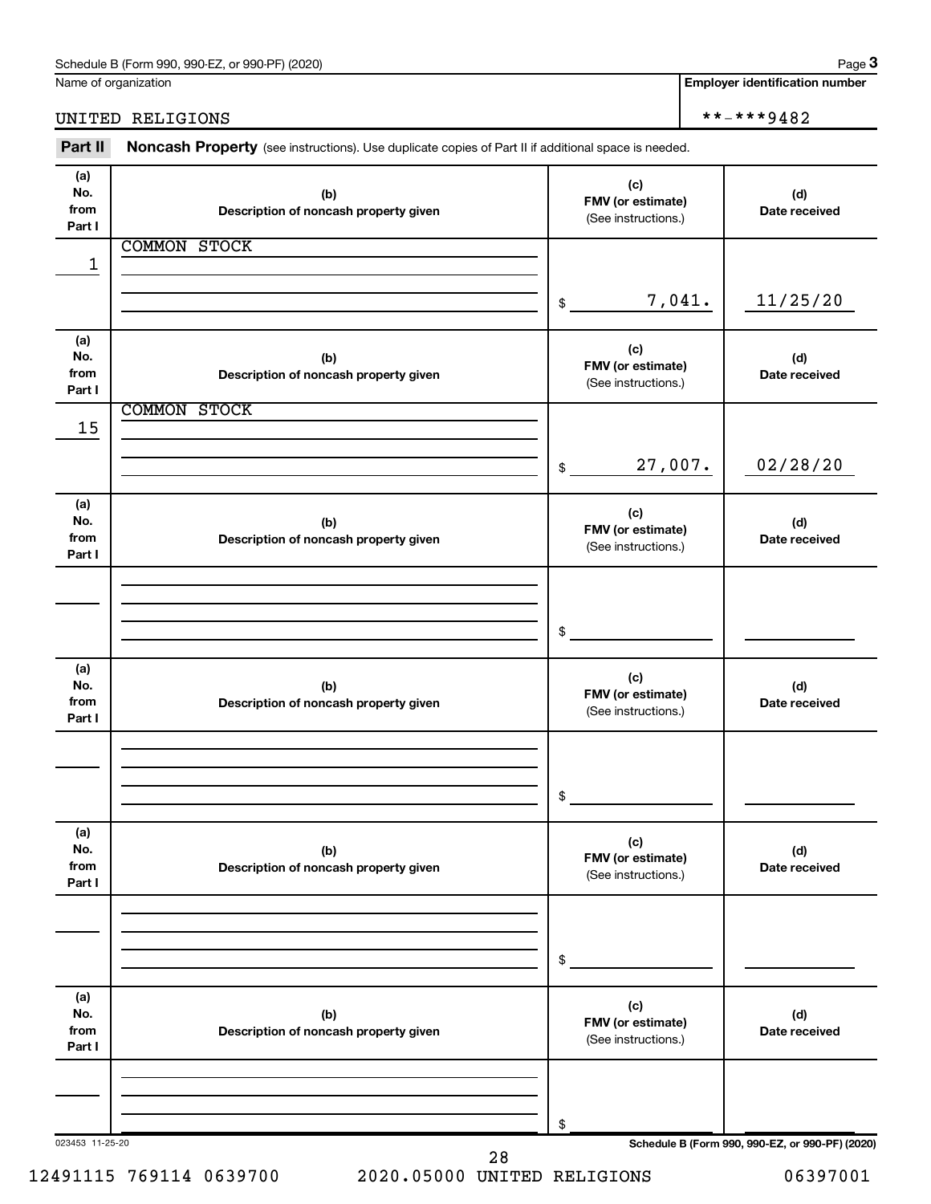Schedule B (Form 990, 990-EZ, or 990-PF) (2020)

| Name of organization | Employer identification number |
|---|---|
| UNITED RELIGIONS | **-***9482 |

**Part II** **Noncash Property** (see instructions). Use duplicate copies of Part II if additional space is needed.

| (a) No. from Part I | (b) Description of noncash property given | (c) FMV (or estimate) (See instructions.) | (d) Date received |
|---|---|---|---|
| 1 | COMMON STOCK | $ 7,041. | 11/25/20 |
| 15 | COMMON STOCK | $ 27,007. | 02/28/20 |
| | | $ | |
| | | $ | |
| | | $ | |
| | | $ | |

023453 11-25-20

Schedule B (Form 990, 990-EZ, or 990-PF) (2020)

12491115 769114 0639700 2020.05000 UNITED RELIGIONS 06397001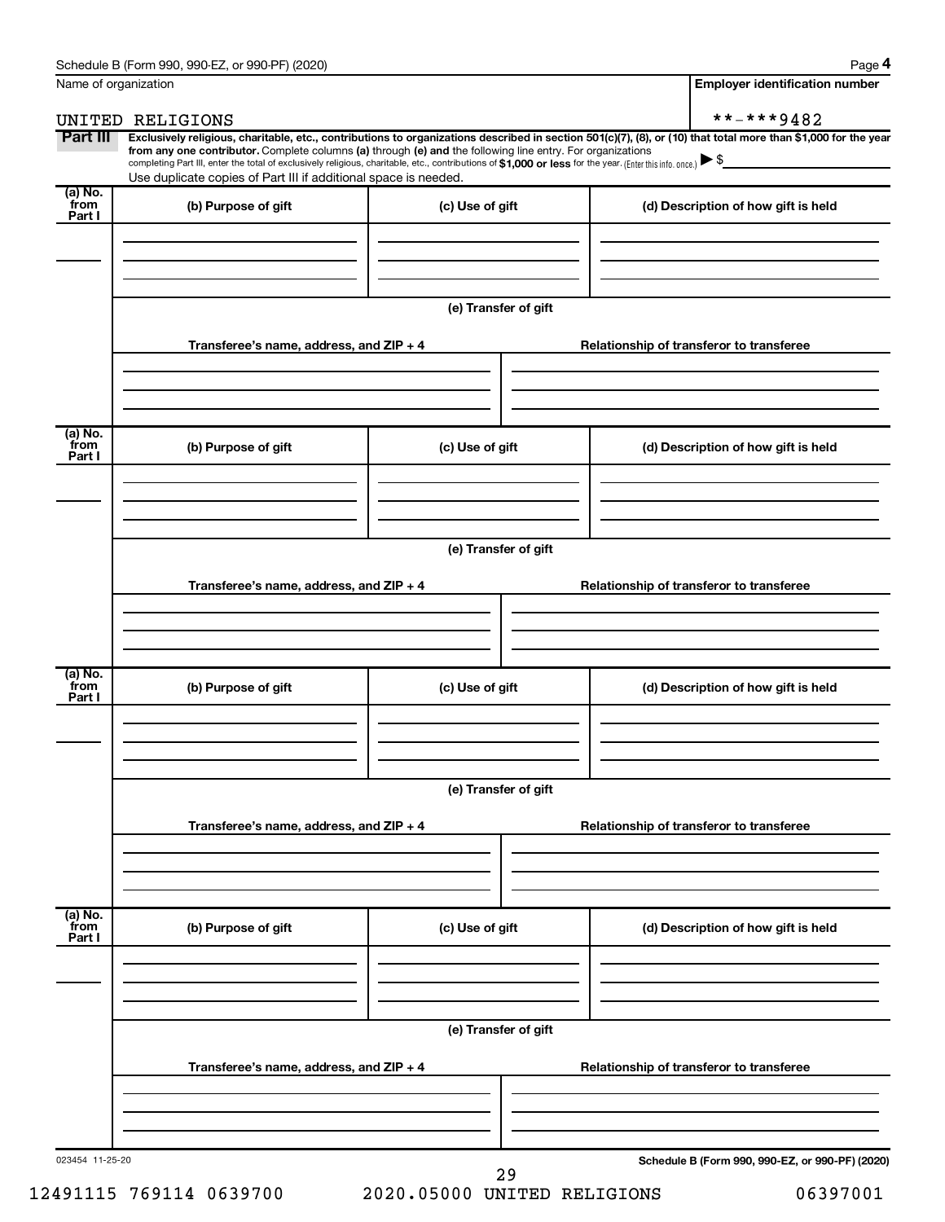Name of organization

UNITED RELIGIONS

**Employer identification number**

**-***9482

**Part III** **Exclusively religious, charitable, etc., contributions to organizations described in section 501(c)(7), (8), or (10) that total more than $1,000 for the year from any one contributor.** Complete columns **(a)** through **(e)** and the following line entry. For organizations completing Part III, enter the total of exclusively religious, charitable, etc., contributions of **$1,000 or less** for the year. (Enter this info. once.) ▶ $

Use duplicate copies of Part III if additional space is needed.

| (a) No. from Part I | (b) Purpose of gift | (c) Use of gift | (d) Description of how gift is held |
|---|---|---|---|
| | | | |

(e) Transfer of gift

| Transferee's name, address, and ZIP + 4 | Relationship of transferor to transferee |
|---|---|
| | |

| (a) No. from Part I | (b) Purpose of gift | (c) Use of gift | (d) Description of how gift is held |
|---|---|---|---|
| | | | |

(e) Transfer of gift

| Transferee's name, address, and ZIP + 4 | Relationship of transferor to transferee |
|---|---|
| | |

| (a) No. from Part I | (b) Purpose of gift | (c) Use of gift | (d) Description of how gift is held |
|---|---|---|---|
| | | | |

(e) Transfer of gift

| Transferee's name, address, and ZIP + 4 | Relationship of transferor to transferee |
|---|---|
| | |

| (a) No. from Part I | (b) Purpose of gift | (c) Use of gift | (d) Description of how gift is held |
|---|---|---|---|
| | | | |

(e) Transfer of gift

| Transferee's name, address, and ZIP + 4 | Relationship of transferor to transferee |
|---|---|
| | |

023454 11-25-20

12491115 769114 0639700 2020.05000 UNITED RELIGIONS 06397001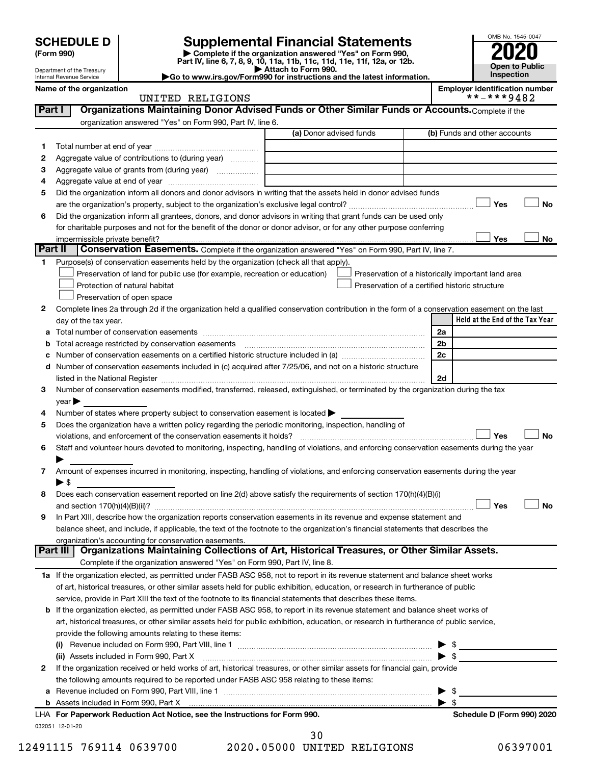**SCHEDULE D**
**(Form 990)**

Department of the Treasury
Internal Revenue Service

# Supplemental Financial Statements

▶ Complete if the organization answered "Yes" on Form 990, Part IV, line 6, 7, 8, 9, 10, 11a, 11b, 11c, 11d, 11e, 11f, 12a, or 12b.
▶ Attach to Form 990.
▶Go to www.irs.gov/Form990 for instructions and the latest information.

OMB No. 1545-0047
**2020**
**Open to Public Inspection**

**Name of the organization**
UNITED RELIGIONS

**Employer identification number**
**-***9482

**Part I** **Organizations Maintaining Donor Advised Funds or Other Similar Funds or Accounts.** Complete if the organization answered "Yes" on Form 990, Part IV, line 6.

| | | (a) Donor advised funds | (b) Funds and other accounts |
|---|---|---|---|
| 1 | Total number at end of year | | |
| 2 | Aggregate value of contributions to (during year) | | |
| 3 | Aggregate value of grants from (during year) | | |
| 4 | Aggregate value at end of year | | |

5 Did the organization inform all donors and donor advisors in writing that the assets held in donor advised funds are the organization's property, subject to the organization's exclusive legal control? ☐ Yes ☐ No

6 Did the organization inform all grantees, donors, and donor advisors in writing that grant funds can be used only for charitable purposes and not for the benefit of the donor or donor advisor, or for any other purpose conferring impermissible private benefit? ☐ Yes ☐ No

**Part II** **Conservation Easements.** Complete if the organization answered "Yes" on Form 990, Part IV, line 7.

1 Purpose(s) of conservation easements held by the organization (check all that apply).
☐ Preservation of land for public use (for example, recreation or education)
☐ Preservation of a historically important land area
☐ Protection of natural habitat
☐ Preservation of a certified historic structure
☐ Preservation of open space

2 Complete lines 2a through 2d if the organization held a qualified conservation contribution in the form of a conservation easement on the last day of the tax year.

| | | | Held at the End of the Tax Year |
|---|---|---|---|
| a | Total number of conservation easements | 2a | |
| b | Total acreage restricted by conservation easements | 2b | |
| c | Number of conservation easements on a certified historic structure included in (a) | 2c | |
| d | Number of conservation easements included in (c) acquired after 7/25/06, and not on a historic structure listed in the National Register | 2d | |

3 Number of conservation easements modified, transferred, released, extinguished, or terminated by the organization during the tax year ▶

4 Number of states where property subject to conservation easement is located ▶

5 Does the organization have a written policy regarding the periodic monitoring, inspection, handling of violations, and enforcement of the conservation easements it holds? ☐ Yes ☐ No

6 Staff and volunteer hours devoted to monitoring, inspecting, handling of violations, and enforcing conservation easements during the year ▶

7 Amount of expenses incurred in monitoring, inspecting, handling of violations, and enforcing conservation easements during the year ▶ $

8 Does each conservation easement reported on line 2(d) above satisfy the requirements of section 170(h)(4)(B)(i) and section 170(h)(4)(B)(ii)? ☐ Yes ☐ No

9 In Part XIII, describe how the organization reports conservation easements in its revenue and expense statement and balance sheet, and include, if applicable, the text of the footnote to the organization's financial statements that describes the organization's accounting for conservation easements.

**Part III** **Organizations Maintaining Collections of Art, Historical Treasures, or Other Similar Assets.** Complete if the organization answered "Yes" on Form 990, Part IV, line 8.

1a If the organization elected, as permitted under FASB ASC 958, not to report in its revenue statement and balance sheet works of art, historical treasures, or other similar assets held for public exhibition, education, or research in furtherance of public service, provide in Part XIII the text of the footnote to its financial statements that describes these items.

b If the organization elected, as permitted under FASB ASC 958, to report in its revenue statement and balance sheet works of art, historical treasures, or other similar assets held for public exhibition, education, or research in furtherance of public service, provide the following amounts relating to these items:

(i) Revenue included on Form 990, Part VIII, line 1 ▶ $

(ii) Assets included in Form 990, Part X ▶ $

2 If the organization received or held works of art, historical treasures, or other similar assets for financial gain, provide the following amounts required to be reported under FASB ASC 958 relating to these items:

a Revenue included on Form 990, Part VIII, line 1 ▶ $

b Assets included in Form 990, Part X ▶ $

**LHA For Paperwork Reduction Act Notice, see the Instructions for Form 990.** **Schedule D (Form 990) 2020**

032051 12-01-20

12491115 769114 0639700 2020.05000 UNITED RELIGIONS 06397001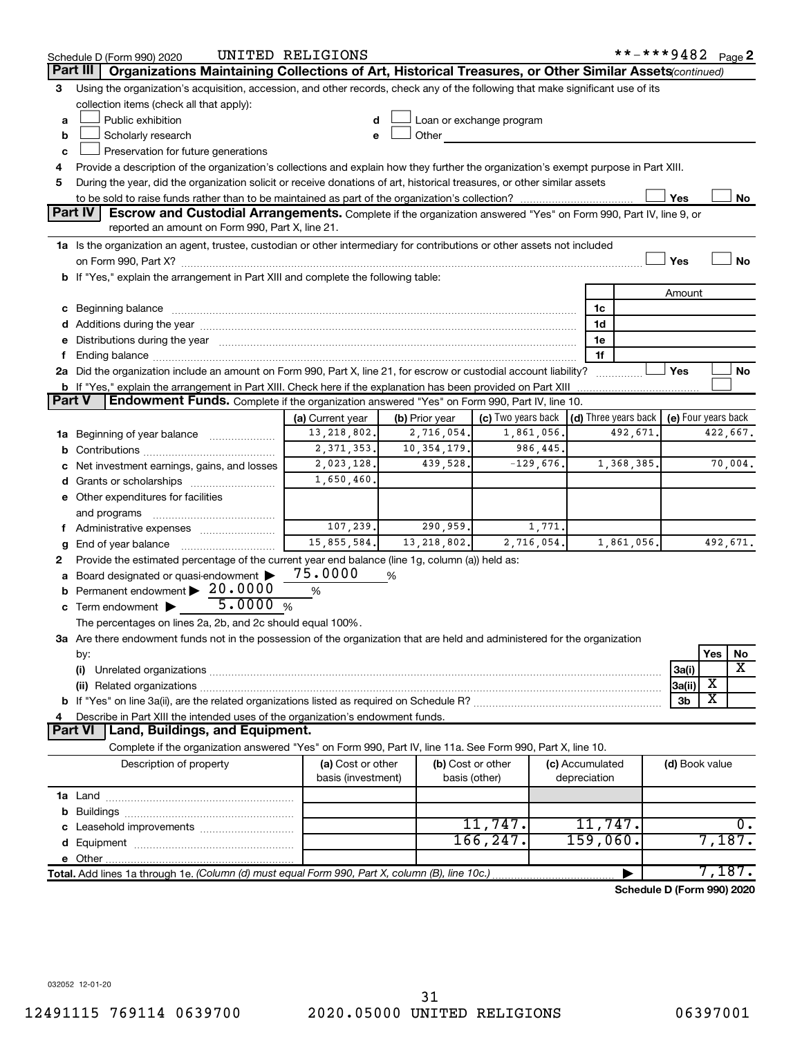Schedule D (Form 990) 2020 UNITED RELIGIONS **-***9482 Page 2

## Part III Organizations Maintaining Collections of Art, Historical Treasures, or Other Similar Assets *(continued)*

3 Using the organization's acquisition, accession, and other records, check any of the following that make significant use of its collection items (check all that apply):

a ☐ Public exhibition
b ☐ Scholarly research
c ☐ Preservation for future generations
d ☐ Loan or exchange program
e ☐ Other

4 Provide a description of the organization's collections and explain how they further the organization's exempt purpose in Part XIII.

5 During the year, did the organization solicit or receive donations of art, historical treasures, or other similar assets to be sold to raise funds rather than to be maintained as part of the organization's collection? ☐ Yes ☐ No

## Part IV Escrow and Custodial Arrangements.

Complete if the organization answered "Yes" on Form 990, Part IV, line 9, or reported an amount on Form 990, Part X, line 21.

1a Is the organization an agent, trustee, custodian or other intermediary for contributions or other assets not included on Form 990, Part X? ☐ Yes ☐ No

b If "Yes," explain the arrangement in Part XIII and complete the following table:

| | | Amount |
|---|---|---|
| c Beginning balance | 1c | |
| d Additions during the year | 1d | |
| e Distributions during the year | 1e | |
| f Ending balance | 1f | |

2a Did the organization include an amount on Form 990, Part X, line 21, for escrow or custodial account liability? ☐ Yes ☐ No

b If "Yes," explain the arrangement in Part XIII. Check here if the explanation has been provided on Part XIII ☐

## Part V Endowment Funds.

Complete if the organization answered "Yes" on Form 990, Part IV, line 10.

| | (a) Current year | (b) Prior year | (c) Two years back | (d) Three years back | (e) Four years back |
|---|---|---|---|---|---|
| 1a Beginning of year balance | 13,218,802. | 2,716,054. | 1,861,056. | 492,671. | 422,667. |
| b Contributions | 2,371,353. | 10,354,179. | 986,445. | | |
| c Net investment earnings, gains, and losses | 2,023,128. | 439,528. | -129,676. | 1,368,385. | 70,004. |
| d Grants or scholarships | 1,650,460. | | | | |
| e Other expenditures for facilities and programs | | | | | |
| f Administrative expenses | 107,239. | 290,959. | 1,771. | | |
| g End of year balance | 15,855,584. | 13,218,802. | 2,716,054. | 1,861,056. | 492,671. |

2 Provide the estimated percentage of the current year end balance (line 1g, column (a)) held as:

a Board designated or quasi-endowment ▶ 75.0000 %
b Permanent endowment ▶ 20.0000 %
c Term endowment ▶ 5.0000 %

The percentages on lines 2a, 2b, and 2c should equal 100%.

3a Are there endowment funds not in the possession of the organization that are held and administered for the organization by:

| | | Yes | No |
|---|---|---|---|
| (i) Unrelated organizations | 3a(i) | | X |
| (ii) Related organizations | 3a(ii) | X | |
| b If "Yes" on line 3a(ii), are the related organizations listed as required on Schedule R? | 3b | X | |

4 Describe in Part XIII the intended uses of the organization's endowment funds.

## Part VI Land, Buildings, and Equipment.

Complete if the organization answered "Yes" on Form 990, Part IV, line 11a. See Form 990, Part X, line 10.

| Description of property | (a) Cost or other basis (investment) | (b) Cost or other basis (other) | (c) Accumulated depreciation | (d) Book value |
|---|---|---|---|---|
| 1a Land | | | | |
| b Buildings | | | | |
| c Leasehold improvements | | 11,747. | 11,747. | 0. |
| d Equipment | | 166,247. | 159,060. | 7,187. |
| e Other | | | | |

Total. Add lines 1a through 1e. *(Column (d) must equal Form 990, Part X, column (B), line 10c.)* ▶ 7,187.

**Schedule D (Form 990) 2020**

032052 12-01-20

12491115 769114 0639700 2020.05000 UNITED RELIGIONS 06397001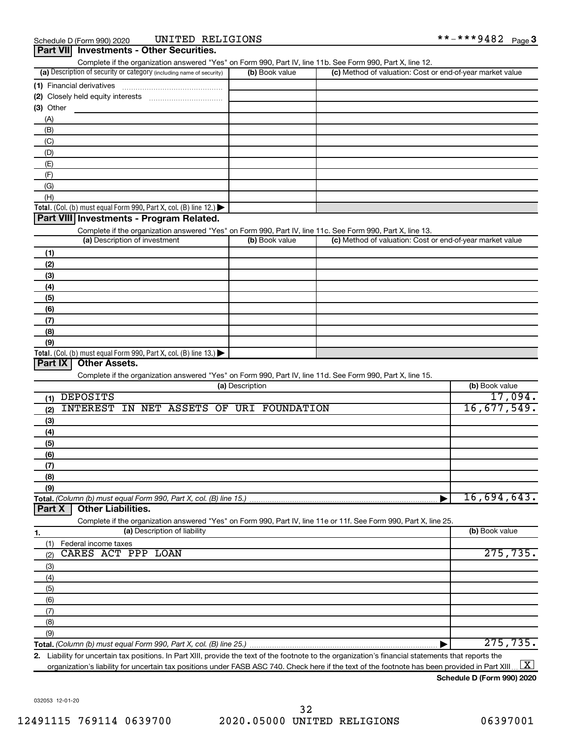Schedule D (Form 990) 2020 UNITED RELIGIONS **-***9482

## Part VII Investments - Other Securities.

Complete if the organization answered "Yes" on Form 990, Part IV, line 11b. See Form 990, Part X, line 12.

| (a) Description of security or category (including name of security) | (b) Book value | (c) Method of valuation: Cost or end-of-year market value |
|---|---|---|
| (1) Financial derivatives | | |
| (2) Closely held equity interests | | |
| (3) Other | | |
| (A) | | |
| (B) | | |
| (C) | | |
| (D) | | |
| (E) | | |
| (F) | | |
| (G) | | |
| (H) | | |
| **Total.** (Col. (b) must equal Form 990, Part X, col. (B) line 12.) ▶ | | |

## Part VIII Investments - Program Related.

Complete if the organization answered "Yes" on Form 990, Part IV, line 11c. See Form 990, Part X, line 13.

| (a) Description of investment | (b) Book value | (c) Method of valuation: Cost or end-of-year market value |
|---|---|---|
| (1) | | |
| (2) | | |
| (3) | | |
| (4) | | |
| (5) | | |
| (6) | | |
| (7) | | |
| (8) | | |
| (9) | | |
| **Total.** (Col. (b) must equal Form 990, Part X, col. (B) line 13.) ▶ | | |

## Part IX Other Assets.

Complete if the organization answered "Yes" on Form 990, Part IV, line 11d. See Form 990, Part X, line 15.

| (a) Description | (b) Book value |
|---|---|
| (1) DEPOSITS | 17,094. |
| (2) INTEREST IN NET ASSETS OF URI FOUNDATION | 16,677,549. |
| (3) | |
| (4) | |
| (5) | |
| (6) | |
| (7) | |
| (8) | |
| (9) | |
| **Total.** *(Column (b) must equal Form 990, Part X, col. (B) line 15.)* ▶ | 16,694,643. |

## Part X Other Liabilities.

Complete if the organization answered "Yes" on Form 990, Part IV, line 11e or 11f. See Form 990, Part X, line 25.

| 1. (a) Description of liability | (b) Book value |
|---|---|
| (1) Federal income taxes | |
| (2) CARES ACT PPP LOAN | 275,735. |
| (3) | |
| (4) | |
| (5) | |
| (6) | |
| (7) | |
| (8) | |
| (9) | |
| **Total.** *(Column (b) must equal Form 990, Part X, col. (B) line 25.)* ▶ | 275,735. |

2. Liability for uncertain tax positions. In Part XIII, provide the text of the footnote to the organization's financial statements that reports the organization's liability for uncertain tax positions under FASB ASC 740. Check here if the text of the footnote has been provided in Part XIII [X]

**Schedule D (Form 990) 2020**

032053 12-01-20

12491115 769114 0639700 2020.05000 UNITED RELIGIONS 06397001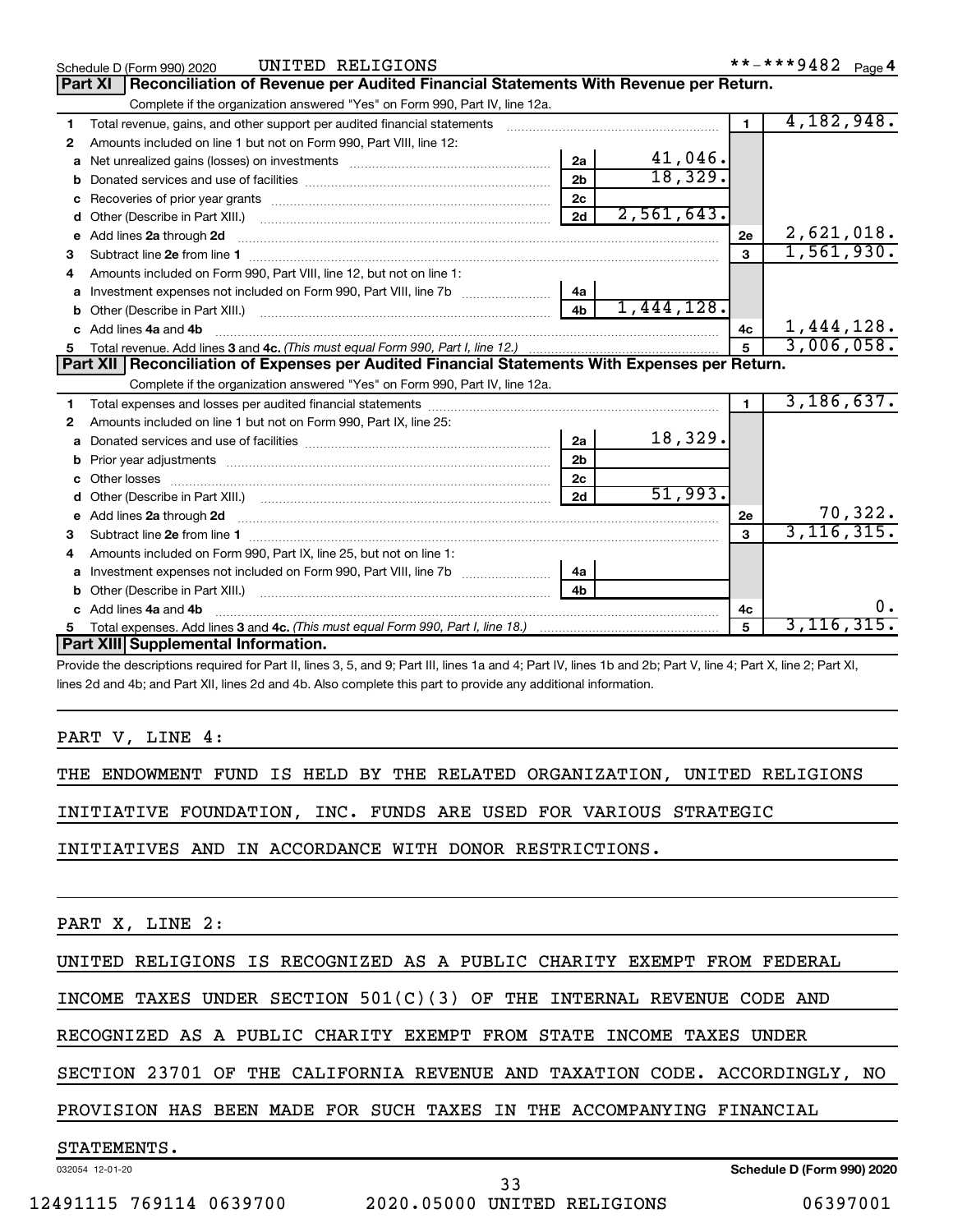Schedule D (Form 990) 2020 UNITED RELIGIONS **-***9482 Page 4

## Part XI Reconciliation of Revenue per Audited Financial Statements With Revenue per Return.

Complete if the organization answered "Yes" on Form 990, Part IV, line 12a.

| | | | | | |
|---|---|---|---|---|---|
| 1 | Total revenue, gains, and other support per audited financial statements | | | 1 | 4,182,948. |
| 2 | Amounts included on line 1 but not on Form 990, Part VIII, line 12: | | | | |
| a | Net unrealized gains (losses) on investments | 2a | 41,046. | | |
| b | Donated services and use of facilities | 2b | 18,329. | | |
| c | Recoveries of prior year grants | 2c | | | |
| d | Other (Describe in Part XIII.) | 2d | 2,561,643. | | |
| e | Add lines 2a through 2d | | | 2e | 2,621,018. |
| 3 | Subtract line 2e from line 1 | | | 3 | 1,561,930. |
| 4 | Amounts included on Form 990, Part VIII, line 12, but not on line 1: | | | | |
| a | Investment expenses not included on Form 990, Part VIII, line 7b | 4a | | | |
| b | Other (Describe in Part XIII.) | 4b | 1,444,128. | | |
| c | Add lines 4a and 4b | | | 4c | 1,444,128. |
| 5 | Total revenue. Add lines 3 and 4c. *(This must equal Form 990, Part I, line 12.)* | | | 5 | 3,006,058. |

## Part XII Reconciliation of Expenses per Audited Financial Statements With Expenses per Return.

Complete if the organization answered "Yes" on Form 990, Part IV, line 12a.

| | | | | | |
|---|---|---|---|---|---|
| 1 | Total expenses and losses per audited financial statements | | | 1 | 3,186,637. |
| 2 | Amounts included on line 1 but not on Form 990, Part IX, line 25: | | | | |
| a | Donated services and use of facilities | 2a | 18,329. | | |
| b | Prior year adjustments | 2b | | | |
| c | Other losses | 2c | | | |
| d | Other (Describe in Part XIII.) | 2d | 51,993. | | |
| e | Add lines 2a through 2d | | | 2e | 70,322. |
| 3 | Subtract line 2e from line 1 | | | 3 | 3,116,315. |
| 4 | Amounts included on Form 990, Part IX, line 25, but not on line 1: | | | | |
| a | Investment expenses not included on Form 990, Part VIII, line 7b | 4a | | | |
| b | Other (Describe in Part XIII.) | 4b | | | |
| c | Add lines 4a and 4b | | | 4c | 0. |
| 5 | Total expenses. Add lines 3 and 4c. *(This must equal Form 990, Part I, line 18.)* | | | 5 | 3,116,315. |

## Part XIII Supplemental Information.

Provide the descriptions required for Part II, lines 3, 5, and 9; Part III, lines 1a and 4; Part IV, lines 1b and 2b; Part V, line 4; Part X, line 2; Part XI, lines 2d and 4b; and Part XII, lines 2d and 4b. Also complete this part to provide any additional information.

PART V, LINE 4:

THE ENDOWMENT FUND IS HELD BY THE RELATED ORGANIZATION, UNITED RELIGIONS INITIATIVE FOUNDATION, INC. FUNDS ARE USED FOR VARIOUS STRATEGIC INITIATIVES AND IN ACCORDANCE WITH DONOR RESTRICTIONS.

PART X, LINE 2:

UNITED RELIGIONS IS RECOGNIZED AS A PUBLIC CHARITY EXEMPT FROM FEDERAL INCOME TAXES UNDER SECTION 501(C)(3) OF THE INTERNAL REVENUE CODE AND RECOGNIZED AS A PUBLIC CHARITY EXEMPT FROM STATE INCOME TAXES UNDER SECTION 23701 OF THE CALIFORNIA REVENUE AND TAXATION CODE. ACCORDINGLY, NO PROVISION HAS BEEN MADE FOR SUCH TAXES IN THE ACCOMPANYING FINANCIAL STATEMENTS.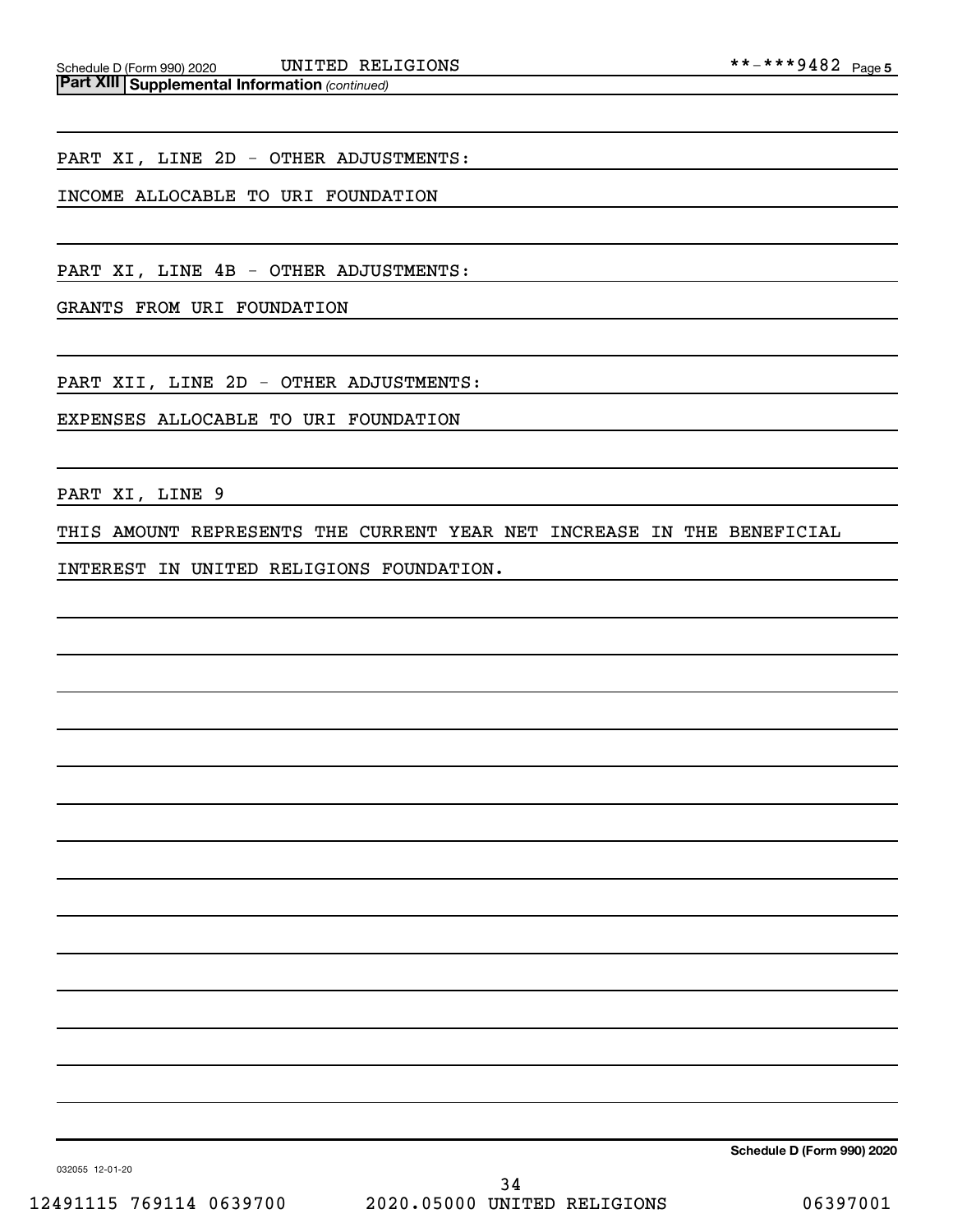**Part XIII** **Supplemental Information** *(continued)*

PART XI, LINE 2D - OTHER ADJUSTMENTS:

INCOME ALLOCABLE TO URI FOUNDATION

PART XI, LINE 4B - OTHER ADJUSTMENTS:

GRANTS FROM URI FOUNDATION

PART XII, LINE 2D - OTHER ADJUSTMENTS:

EXPENSES ALLOCABLE TO URI FOUNDATION

PART XI, LINE 9

THIS AMOUNT REPRESENTS THE CURRENT YEAR NET INCREASE IN THE BENEFICIAL INTEREST IN UNITED RELIGIONS FOUNDATION.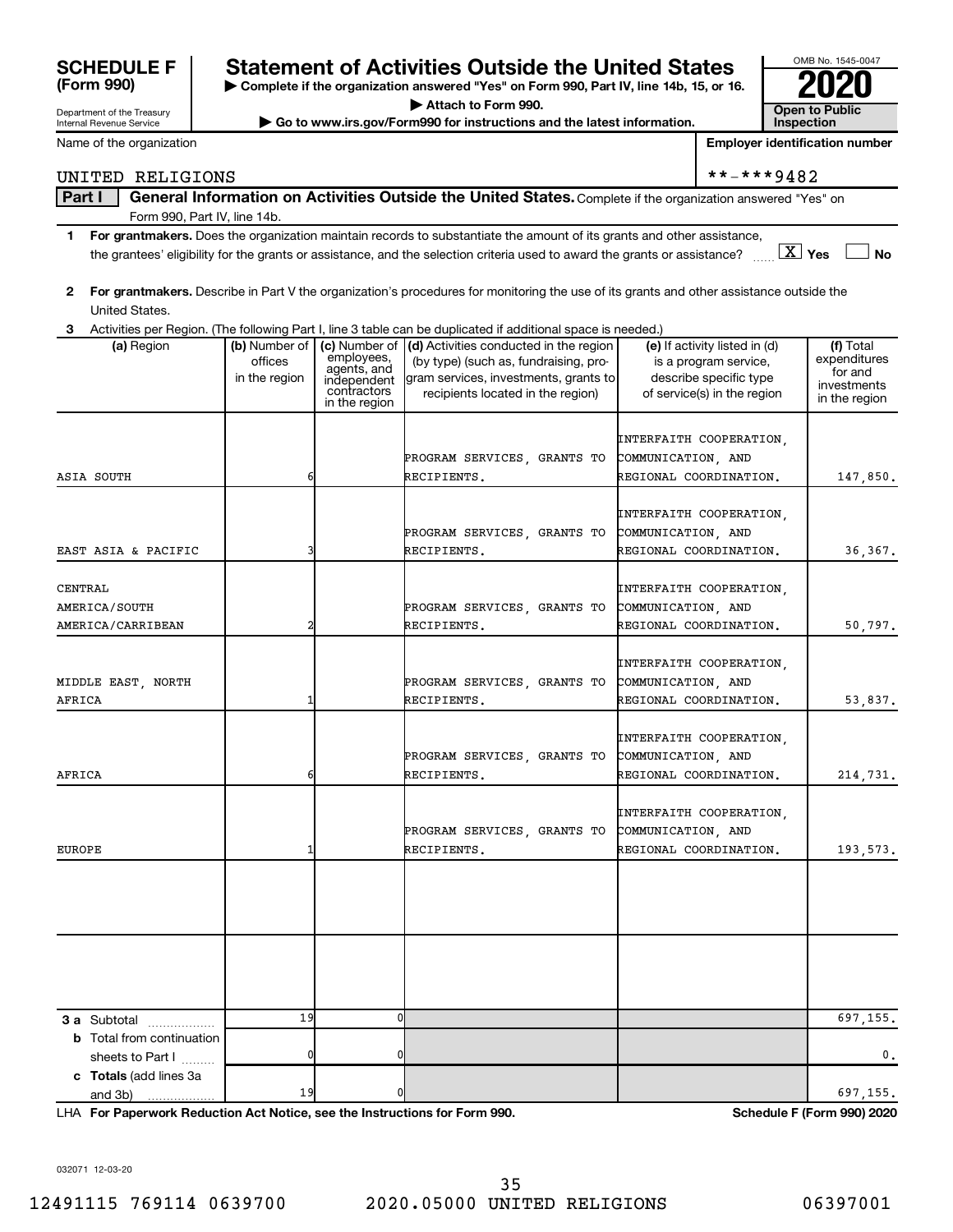**SCHEDULE F (Form 990)**

Department of the Treasury
Internal Revenue Service

# Statement of Activities Outside the United States

▶ Complete if the organization answered "Yes" on Form 990, Part IV, line 14b, 15, or 16.
▶ Attach to Form 990.
▶ Go to www.irs.gov/Form990 for instructions and the latest information.

OMB No. 1545-0047
**2020**
**Open to Public Inspection**

Name of the organization: UNITED RELIGIONS
Employer identification number: **-***9482

**Part I** **General Information on Activities Outside the United States.** Complete if the organization answered "Yes" on Form 990, Part IV, line 14b.

1 **For grantmakers.** Does the organization maintain records to substantiate the amount of its grants and other assistance, the grantees' eligibility for the grants or assistance, and the selection criteria used to award the grants or assistance? [X] Yes [ ] No

2 **For grantmakers.** Describe in Part V the organization's procedures for monitoring the use of its grants and other assistance outside the United States.

3 Activities per Region. (The following Part I, line 3 table can be duplicated if additional space is needed.)

| (a) Region | (b) Number of offices in the region | (c) Number of employees, agents, and independent contractors in the region | (d) Activities conducted in the region (by type) (such as, fundraising, program services, investments, grants to recipients located in the region) | (e) If activity listed in (d) is a program service, describe specific type of service(s) in the region | (f) Total expenditures for and investments in the region |
|---|---|---|---|---|---|
| ASIA SOUTH | 6 | | PROGRAM SERVICES, GRANTS TO RECIPIENTS. | INTERFAITH COOPERATION, COMMUNICATION, AND REGIONAL COORDINATION. | 147,850. |
| EAST ASIA & PACIFIC | 3 | | PROGRAM SERVICES, GRANTS TO RECIPIENTS. | INTERFAITH COOPERATION, COMMUNICATION, AND REGIONAL COORDINATION. | 36,367. |
| CENTRAL AMERICA/SOUTH AMERICA/CARRIBEAN | 2 | | PROGRAM SERVICES, GRANTS TO RECIPIENTS. | INTERFAITH COOPERATION, COMMUNICATION, AND REGIONAL COORDINATION. | 50,797. |
| MIDDLE EAST, NORTH AFRICA | 1 | | PROGRAM SERVICES, GRANTS TO RECIPIENTS. | INTERFAITH COOPERATION, COMMUNICATION, AND REGIONAL COORDINATION. | 53,837. |
| AFRICA | 6 | | PROGRAM SERVICES, GRANTS TO RECIPIENTS. | INTERFAITH COOPERATION, COMMUNICATION, AND REGIONAL COORDINATION. | 214,731. |
| EUROPE | 1 | | PROGRAM SERVICES, GRANTS TO RECIPIENTS. | INTERFAITH COOPERATION, COMMUNICATION, AND REGIONAL COORDINATION. | 193,573. |
| | | | | | |
| | | | | | |
| **3 a** Subtotal | 19 | 0 | | | 697,155. |
| **b** Total from continuation sheets to Part I | 0 | 0 | | | 0. |
| **c Totals** (add lines 3a and 3b) | 19 | 0 | | | 697,155. |

LHA **For Paperwork Reduction Act Notice, see the Instructions for Form 990.** **Schedule F (Form 990) 2020**

032071 12-03-20

12491115 769114 0639700 2020.05000 UNITED RELIGIONS 06397001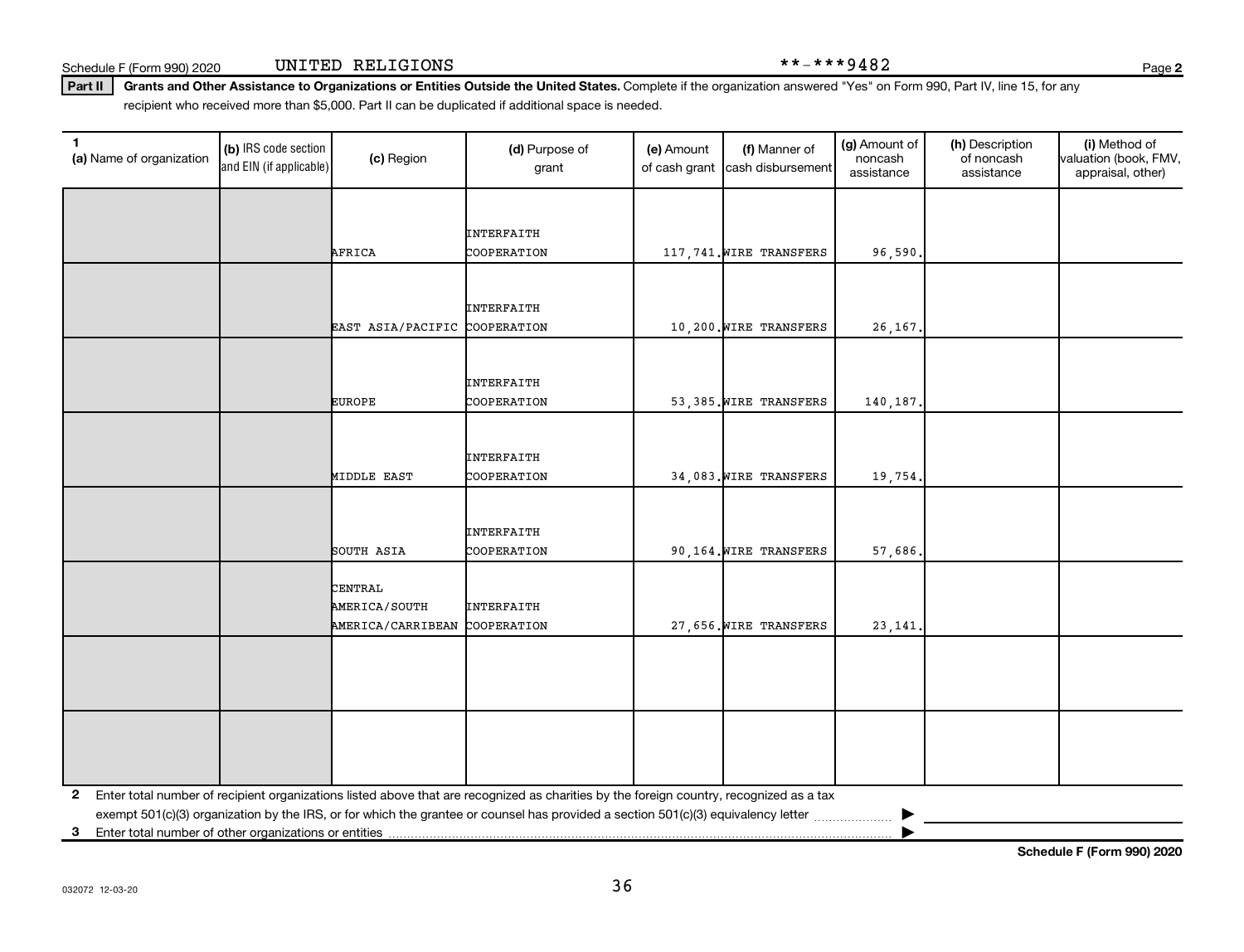Schedule F (Form 990) 2020 UNITED RELIGIONS **-***9482

**Part II** **Grants and Other Assistance to Organizations or Entities Outside the United States.** Complete if the organization answered "Yes" on Form 990, Part IV, line 15, for any recipient who received more than $5,000. Part II can be duplicated if additional space is needed.

| 1 (a) Name of organization | (b) IRS code section and EIN (if applicable) | (c) Region | (d) Purpose of grant | (e) Amount of cash grant | (f) Manner of cash disbursement | (g) Amount of noncash assistance | (h) Description of noncash assistance | (i) Method of valuation (book, FMV, appraisal, other) |
|---|---|---|---|---|---|---|---|---|
| | | AFRICA | INTERFAITH COOPERATION | 117,741. | WIRE TRANSFERS | 96,590. | | |
| | | EAST ASIA/PACIFIC | INTERFAITH COOPERATION | 10,200. | WIRE TRANSFERS | 26,167. | | |
| | | EUROPE | INTERFAITH COOPERATION | 53,385. | WIRE TRANSFERS | 140,187. | | |
| | | MIDDLE EAST | INTERFAITH COOPERATION | 34,083. | WIRE TRANSFERS | 19,754. | | |
| | | SOUTH ASIA | INTERFAITH COOPERATION | 90,164. | WIRE TRANSFERS | 57,686. | | |
| | | CENTRAL AMERICA/SOUTH AMERICA/CARRIBEAN | INTERFAITH COOPERATION | 27,656. | WIRE TRANSFERS | 23,141. | | |
| | | | | | | | | |
| | | | | | | | | |

**2** Enter total number of recipient organizations listed above that are recognized as charities by the foreign country, recognized as a tax exempt 501(c)(3) organization by the IRS, or for which the grantee or counsel has provided a section 501(c)(3) equivalency letter ▶

**3** Enter total number of other organizations or entities ▶

**Schedule F (Form 990) 2020**

032072 12-03-20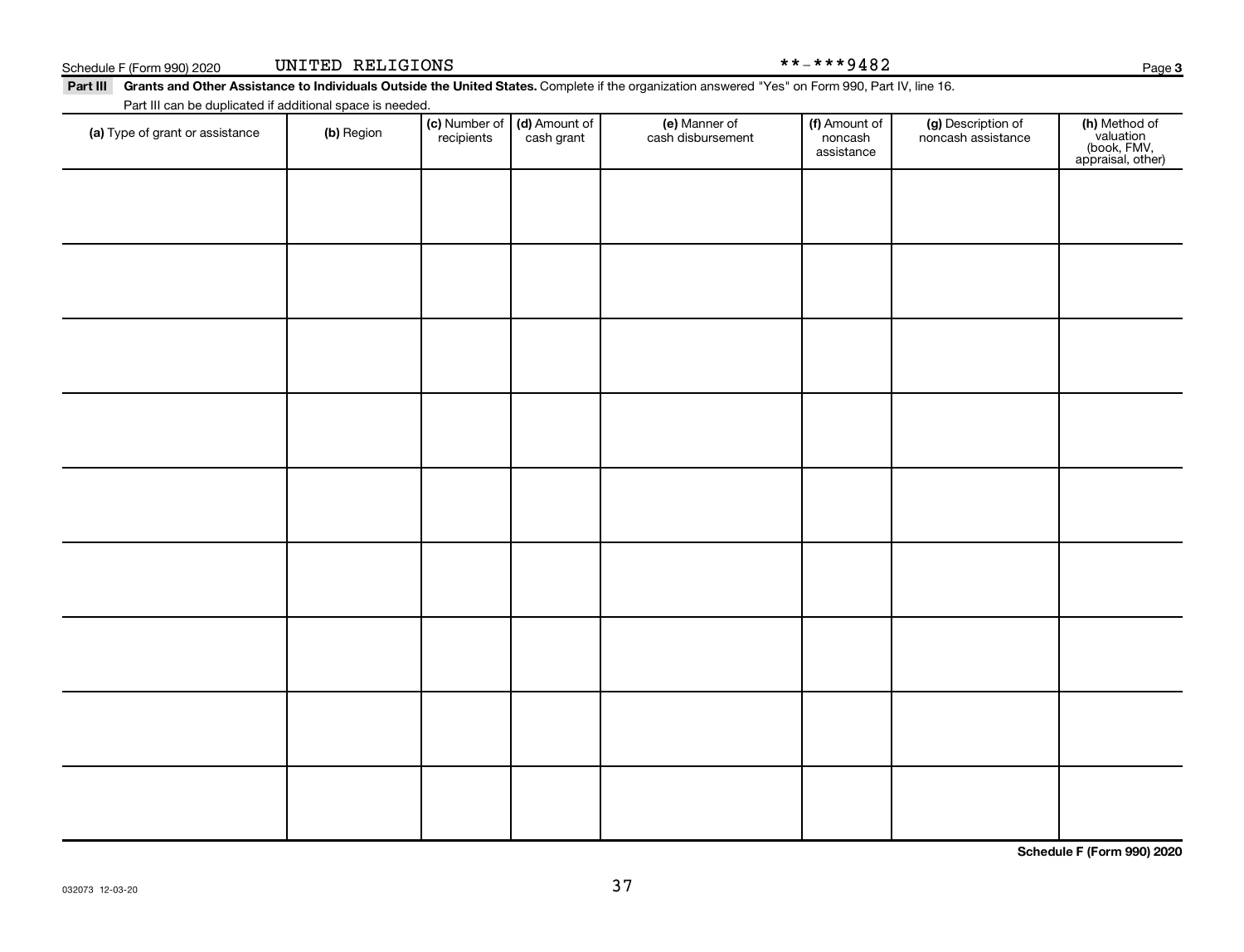Schedule F (Form 990) 2020 UNITED RELIGIONS **-***9482

**Part III** **Grants and Other Assistance to Individuals Outside the United States.** Complete if the organization answered "Yes" on Form 990, Part IV, line 16.

Part III can be duplicated if additional space is needed.

| (a) Type of grant or assistance | (b) Region | (c) Number of recipients | (d) Amount of cash grant | (e) Manner of cash disbursement | (f) Amount of noncash assistance | (g) Description of noncash assistance | (h) Method of valuation (book, FMV, appraisal, other) |
|---|---|---|---|---|---|---|---|
| | | | | | | | |
| | | | | | | | |
| | | | | | | | |
| | | | | | | | |
| | | | | | | | |
| | | | | | | | |
| | | | | | | | |
| | | | | | | | |
| | | | | | | | |

**Schedule F (Form 990) 2020**

032073 12-03-20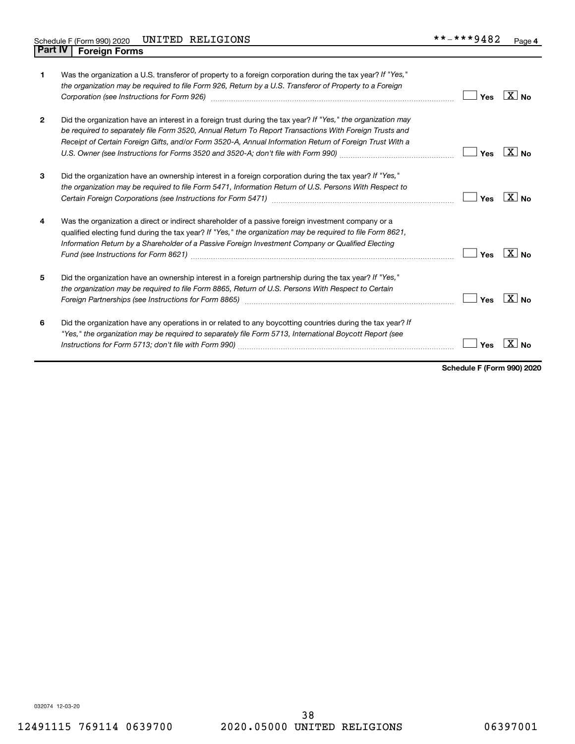Schedule F (Form 990) 2020 UNITED RELIGIONS **-***9482

## Part IV Foreign Forms

| | | | |
|---|---|---|---|
| **1** | Was the organization a U.S. transferor of property to a foreign corporation during the tax year? *If "Yes," the organization may be required to file Form 926, Return by a U.S. Transferor of Property to a Foreign Corporation (see Instructions for Form 926)* | Yes | [X] No |
| **2** | Did the organization have an interest in a foreign trust during the tax year? *If "Yes," the organization may be required to separately file Form 3520, Annual Return To Report Transactions With Foreign Trusts and Receipt of Certain Foreign Gifts, and/or Form 3520-A, Annual Information Return of Foreign Trust With a U.S. Owner (see Instructions for Forms 3520 and 3520-A; don't file with Form 990)* | Yes | [X] No |
| **3** | Did the organization have an ownership interest in a foreign corporation during the tax year? *If "Yes," the organization may be required to file Form 5471, Information Return of U.S. Persons With Respect to Certain Foreign Corporations (see Instructions for Form 5471)* | Yes | [X] No |
| **4** | Was the organization a direct or indirect shareholder of a passive foreign investment company or a qualified electing fund during the tax year? *If "Yes," the organization may be required to file Form 8621, Information Return by a Shareholder of a Passive Foreign Investment Company or Qualified Electing Fund (see Instructions for Form 8621)* | Yes | [X] No |
| **5** | Did the organization have an ownership interest in a foreign partnership during the tax year? *If "Yes," the organization may be required to file Form 8865, Return of U.S. Persons With Respect to Certain Foreign Partnerships (see Instructions for Form 8865)* | Yes | [X] No |
| **6** | Did the organization have any operations in or related to any boycotting countries during the tax year? *If "Yes," the organization may be required to separately file Form 5713, International Boycott Report (see Instructions for Form 5713; don't file with Form 990)* | Yes | [X] No |

**Schedule F (Form 990) 2020**

032074 12-03-20

12491115 769114 0639700 2020.05000 UNITED RELIGIONS 06397001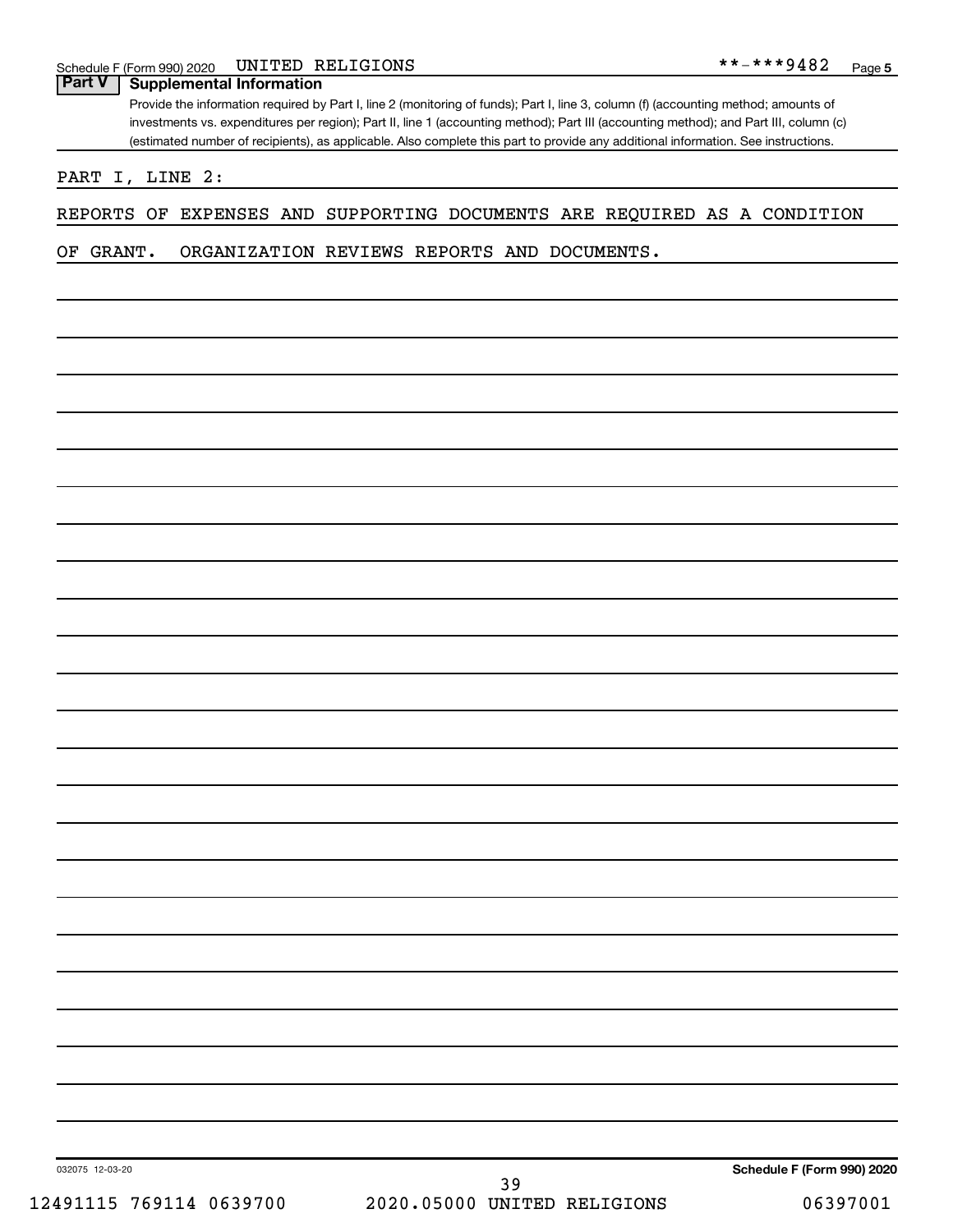Schedule F (Form 990) 2020 UNITED RELIGIONS **-***9482 Page 5

## Part V Supplemental Information

Provide the information required by Part I, line 2 (monitoring of funds); Part I, line 3, column (f) (accounting method; amounts of investments vs. expenditures per region); Part II, line 1 (accounting method); Part III (accounting method); and Part III, column (c) (estimated number of recipients), as applicable. Also complete this part to provide any additional information. See instructions.

PART I, LINE 2:

REPORTS OF EXPENSES AND SUPPORTING DOCUMENTS ARE REQUIRED AS A CONDITION OF GRANT. ORGANIZATION REVIEWS REPORTS AND DOCUMENTS.

032075 12-03-20

Schedule F (Form 990) 2020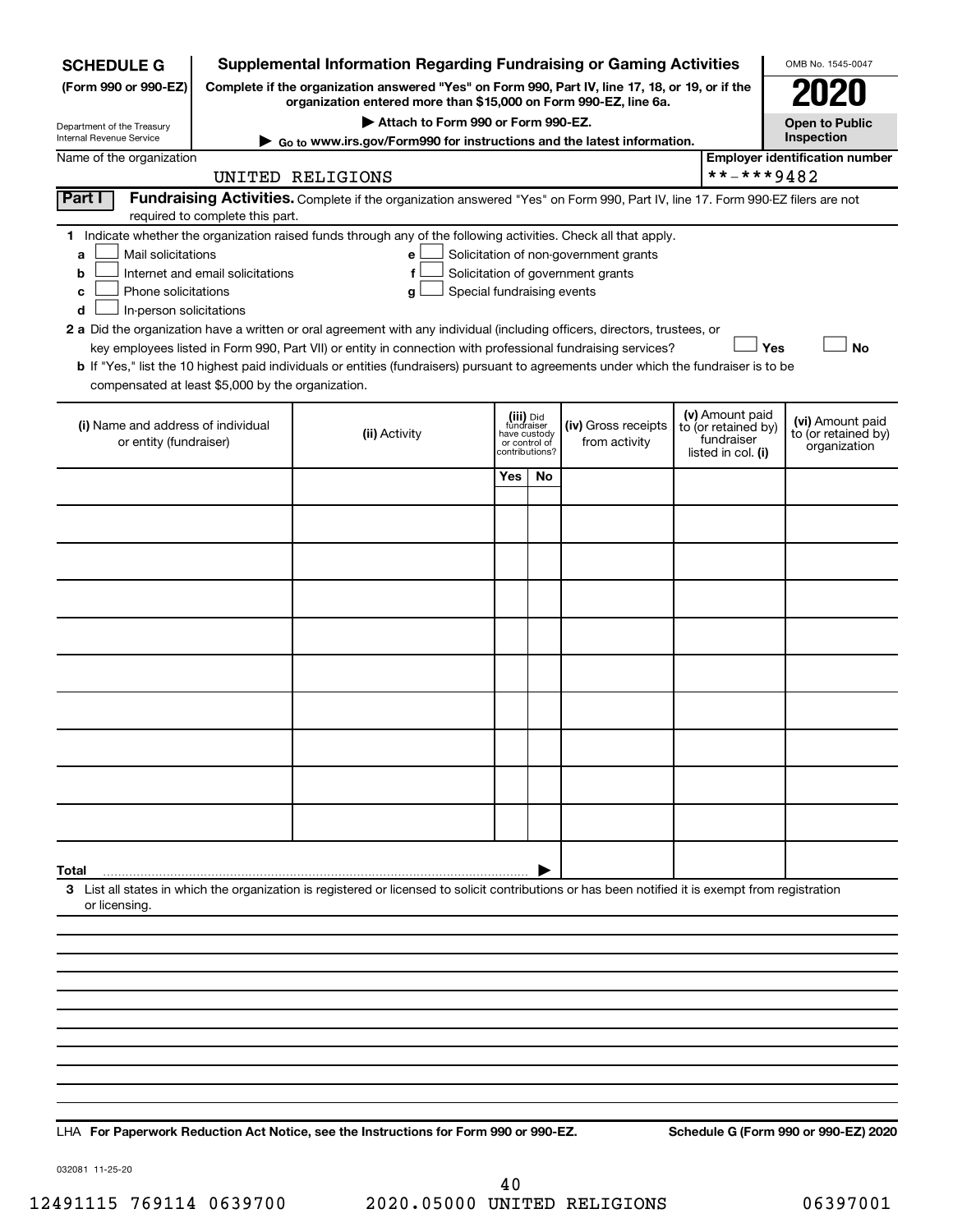**SCHEDULE G**
**(Form 990 or 990-EZ)**

Department of the Treasury
Internal Revenue Service

# Supplemental Information Regarding Fundraising or Gaming Activities

**Complete if the organization answered "Yes" on Form 990, Part IV, line 17, 18, or 19, or if the organization entered more than $15,000 on Form 990-EZ, line 6a.**

**▶ Attach to Form 990 or Form 990-EZ.**

**▶ Go to www.irs.gov/Form990 for instructions and the latest information.**

OMB No. 1545-0047

**2020**

**Open to Public Inspection**

Name of the organization: UNITED RELIGIONS

**Employer identification number** **-***9482

**Part I** **Fundraising Activities.** Complete if the organization answered "Yes" on Form 990, Part IV, line 17. Form 990-EZ filers are not required to complete this part.

**1** Indicate whether the organization raised funds through any of the following activities. Check all that apply.

- **a** ☐ Mail solicitations
- **b** ☐ Internet and email solicitations
- **c** ☐ Phone solicitations
- **d** ☐ In-person solicitations
- **e** ☐ Solicitation of non-government grants
- **f** ☐ Solicitation of government grants
- **g** ☐ Special fundraising events

**2 a** Did the organization have a written or oral agreement with any individual (including officers, directors, trustees, or key employees listed in Form 990, Part VII) or entity in connection with professional fundraising services? ☐ **Yes** ☐ **No**

**b** If "Yes," list the 10 highest paid individuals or entities (fundraisers) pursuant to agreements under which the fundraiser is to be compensated at least $5,000 by the organization.

| (i) Name and address of individual or entity (fundraiser) | (ii) Activity | (iii) Did fundraiser have custody or control of contributions? Yes | No | (iv) Gross receipts from activity | (v) Amount paid to (or retained by) fundraiser listed in col. (i) | (vi) Amount paid to (or retained by) organization |
|---|---|---|---|---|---|---|
| | | | | | | |
| | | | | | | |
| | | | | | | |
| | | | | | | |
| | | | | | | |
| | | | | | | |
| | | | | | | |
| | | | | | | |
| | | | | | | |
| | | | | | | |
| **Total** ▶ | | | | | | |

**3** List all states in which the organization is registered or licensed to solicit contributions or has been notified it is exempt from registration or licensing.

LHA **For Paperwork Reduction Act Notice, see the Instructions for Form 990 or 990-EZ.** **Schedule G (Form 990 or 990-EZ) 2020**

032081 11-25-20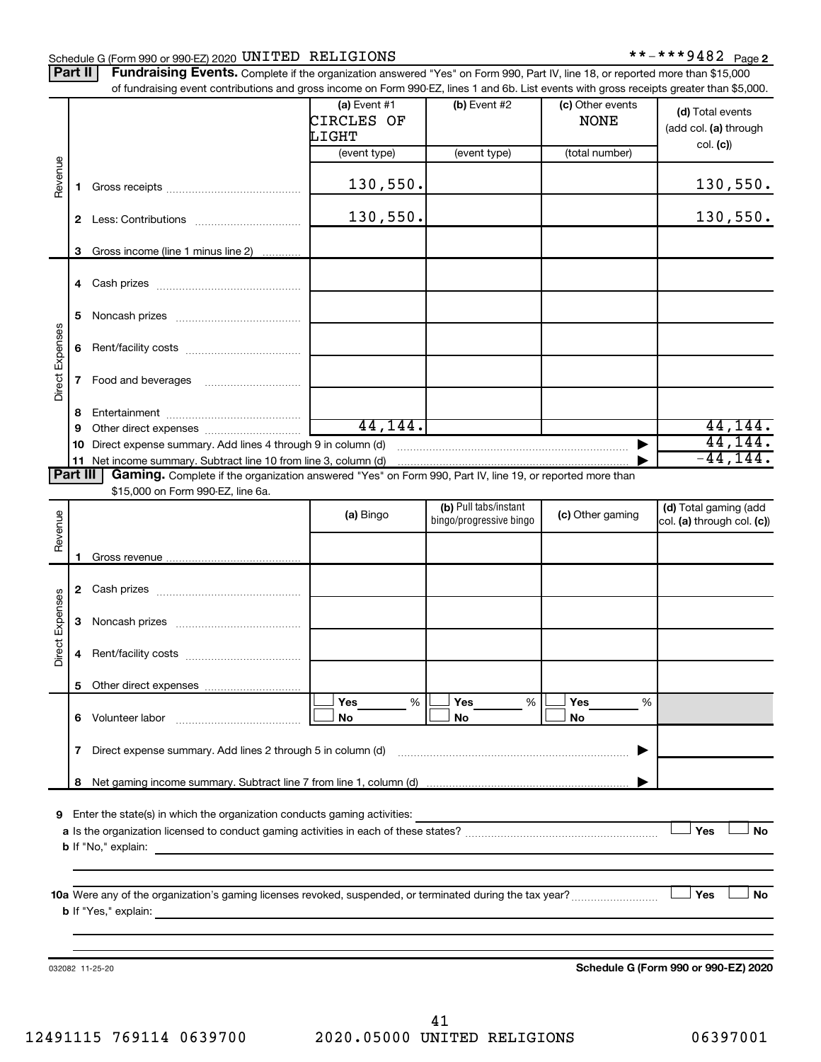Schedule G (Form 990 or 990-EZ) 2020 UNITED RELIGIONS **-***9482 Page 2

**Part II** **Fundraising Events.** Complete if the organization answered "Yes" on Form 990, Part IV, line 18, or reported more than $15,000 of fundraising event contributions and gross income on Form 990-EZ, lines 1 and 6b. List events with gross receipts greater than $5,000.

| | | (a) Event #1 CIRCLES OF LIGHT (event type) | (b) Event #2 (event type) | (c) Other events NONE (total number) | (d) Total events (add col. (a) through col. (c)) |
|---|---|---|---|---|---|
| Revenue | 1 Gross receipts | 130,550. | | | 130,550. |
| | 2 Less: Contributions | 130,550. | | | 130,550. |
| | 3 Gross income (line 1 minus line 2) | | | | |
| Direct Expenses | 4 Cash prizes | | | | |
| | 5 Noncash prizes | | | | |
| | 6 Rent/facility costs | | | | |
| | 7 Food and beverages | | | | |
| | 8 Entertainment | | | | |
| | 9 Other direct expenses | 44,144. | | | 44,144. |
| | 10 Direct expense summary. Add lines 4 through 9 in column (d) | | | | 44,144. |
| | 11 Net income summary. Subtract line 10 from line 3, column (d) | | | | -44,144. |

**Part III** **Gaming.** Complete if the organization answered "Yes" on Form 990, Part IV, line 19, or reported more than $15,000 on Form 990-EZ, line 6a.

| | | (a) Bingo | (b) Pull tabs/instant bingo/progressive bingo | (c) Other gaming | (d) Total gaming (add col. (a) through col. (c)) |
|---|---|---|---|---|---|
| Revenue | 1 Gross revenue | | | | |
| Direct Expenses | 2 Cash prizes | | | | |
| | 3 Noncash prizes | | | | |
| | 4 Rent/facility costs | | | | |
| | 5 Other direct expenses | | | | |
| | 6 Volunteer labor | ☐ Yes ___ % ☐ No | ☐ Yes ___ % ☐ No | ☐ Yes ___ % ☐ No | |
| | 7 Direct expense summary. Add lines 2 through 5 in column (d) | | | | |
| | 8 Net gaming income summary. Subtract line 7 from line 1, column (d) | | | | |

9 Enter the state(s) in which the organization conducts gaming activities:

a Is the organization licensed to conduct gaming activities in each of these states? ☐ Yes ☐ No

b If "No," explain:

10a Were any of the organization's gaming licenses revoked, suspended, or terminated during the tax year? ☐ Yes ☐ No

b If "Yes," explain:

032082 11-25-20 **Schedule G (Form 990 or 990-EZ) 2020**

12491115 769114 0639700 2020.05000 UNITED RELIGIONS 06397001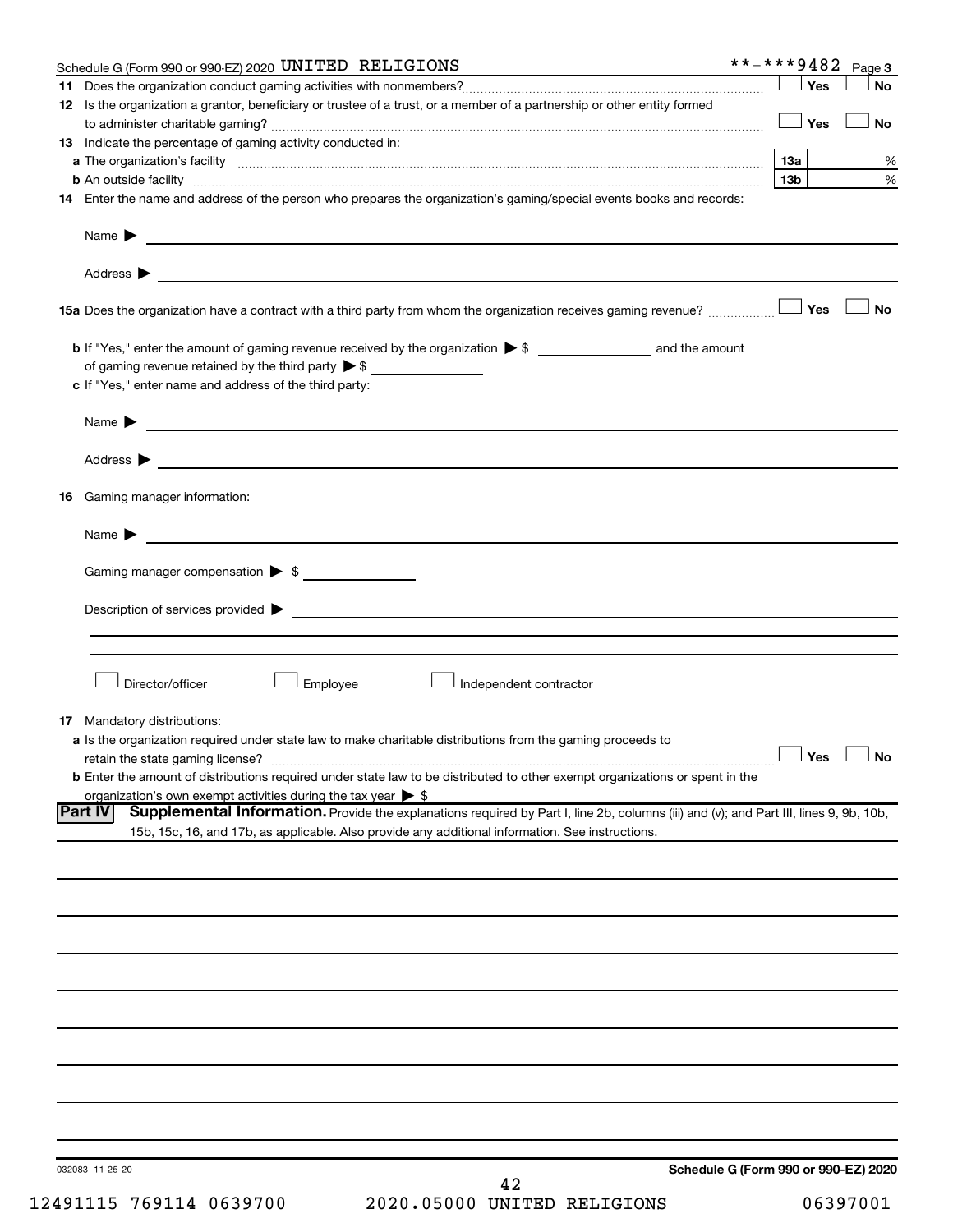Schedule G (Form 990 or 990-EZ) 2020 UNITED RELIGIONS **-***9482 Page 3

11 Does the organization conduct gaming activities with nonmembers? ☐ Yes ☐ No

12 Is the organization a grantor, beneficiary or trustee of a trust, or a member of a partnership or other entity formed to administer charitable gaming? ☐ Yes ☐ No

13 Indicate the percentage of gaming activity conducted in:

a The organization's facility 13a %

b An outside facility 13b %

14 Enter the name and address of the person who prepares the organization's gaming/special events books and records:

Name ▶

Address ▶

15a Does the organization have a contract with a third party from whom the organization receives gaming revenue? ☐ Yes ☐ No

b If "Yes," enter the amount of gaming revenue received by the organization ▶ $ and the amount of gaming revenue retained by the third party ▶ $

c If "Yes," enter name and address of the third party:

Name ▶

Address ▶

16 Gaming manager information:

Name ▶

Gaming manager compensation ▶ $

Description of services provided ▶

☐ Director/officer ☐ Employee ☐ Independent contractor

17 Mandatory distributions:

a Is the organization required under state law to make charitable distributions from the gaming proceeds to retain the state gaming license? ☐ Yes ☐ No

b Enter the amount of distributions required under state law to be distributed to other exempt organizations or spent in the organization's own exempt activities during the tax year ▶ $

**Part IV Supplemental Information.** Provide the explanations required by Part I, line 2b, columns (iii) and (v); and Part III, lines 9, 9b, 10b, 15b, 15c, 16, and 17b, as applicable. Also provide any additional information. See instructions.

032083 11-25-20

Schedule G (Form 990 or 990-EZ) 2020

12491115 769114 0639700 2020.05000 UNITED RELIGIONS 06397001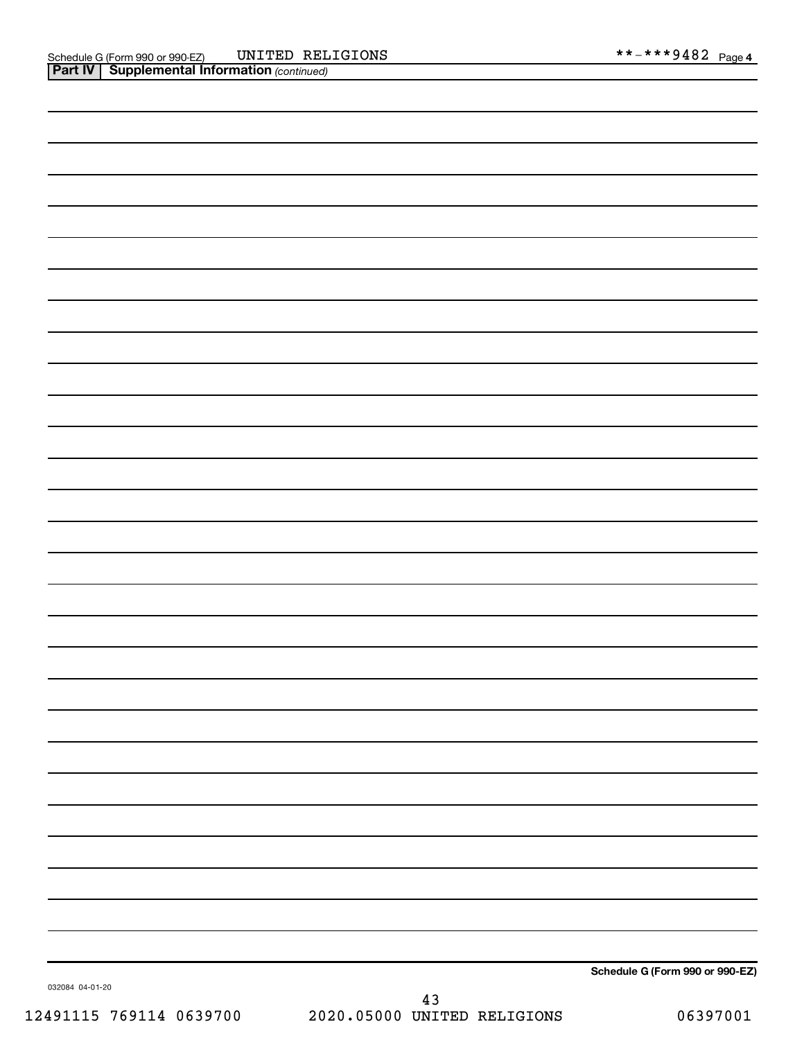Schedule G (Form 990 or 990-EZ) UNITED RELIGIONS **-***9482 Page 4

**Part IV | Supplemental Information** *(continued)*

**Schedule G (Form 990 or 990-EZ)**

032084 04-01-20

12491115 769114 0639700 2020.05000 UNITED RELIGIONS 06397001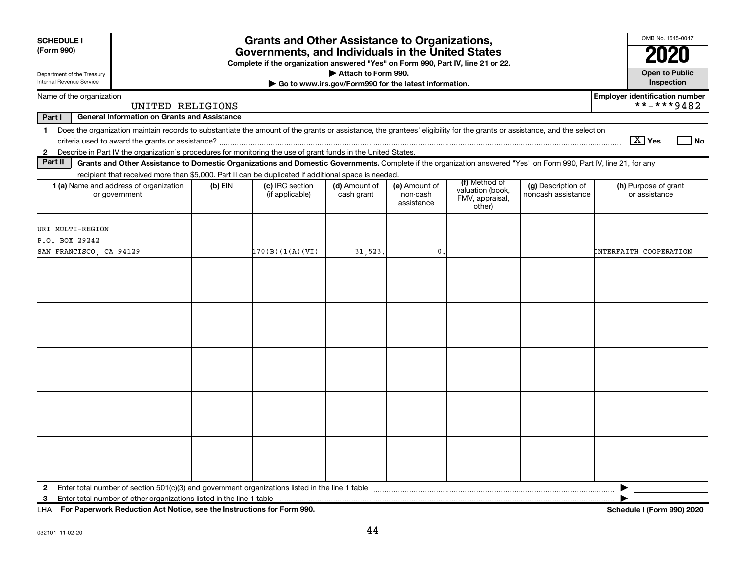**SCHEDULE I (Form 990)**

Department of the Treasury
Internal Revenue Service

# Grants and Other Assistance to Organizations, Governments, and Individuals in the United States

**Complete if the organization answered "Yes" on Form 990, Part IV, line 21 or 22.**

**▶ Attach to Form 990.**

**▶ Go to www.irs.gov/Form990 for the latest information.**

OMB No. 1545-0047

**2020**

**Open to Public Inspection**

Name of the organization: UNITED RELIGIONS

**Employer identification number**: **-***9482

**Part I — General Information on Grants and Assistance**

1 Does the organization maintain records to substantiate the amount of the grants or assistance, the grantees' eligibility for the grants or assistance, and the selection criteria used to award the grants or assistance? [X] Yes [ ] No

2 Describe in Part IV the organization's procedures for monitoring the use of grant funds in the United States.

**Part II — Grants and Other Assistance to Domestic Organizations and Domestic Governments.** Complete if the organization answered "Yes" on Form 990, Part IV, line 21, for any recipient that received more than $5,000. Part II can be duplicated if additional space is needed.

| 1 (a) Name and address of organization or government | (b) EIN | (c) IRC section (if applicable) | (d) Amount of cash grant | (e) Amount of non-cash assistance | (f) Method of valuation (book, FMV, appraisal, other) | (g) Description of noncash assistance | (h) Purpose of grant or assistance |
|---|---|---|---|---|---|---|---|
| URI MULTI-REGION<br>P.O. BOX 29242<br>SAN FRANCISCO, CA 94129 | | 170(B)(1(A)(VI) | 31,523. | 0. | | | INTERFAITH COOPERATION |
| | | | | | | | |
| | | | | | | | |
| | | | | | | | |
| | | | | | | | |
| | | | | | | | |

2 Enter total number of section 501(c)(3) and government organizations listed in the line 1 table ▶

3 Enter total number of other organizations listed in the line 1 table ▶

LHA **For Paperwork Reduction Act Notice, see the Instructions for Form 990.** **Schedule I (Form 990) 2020**

032101 11-02-20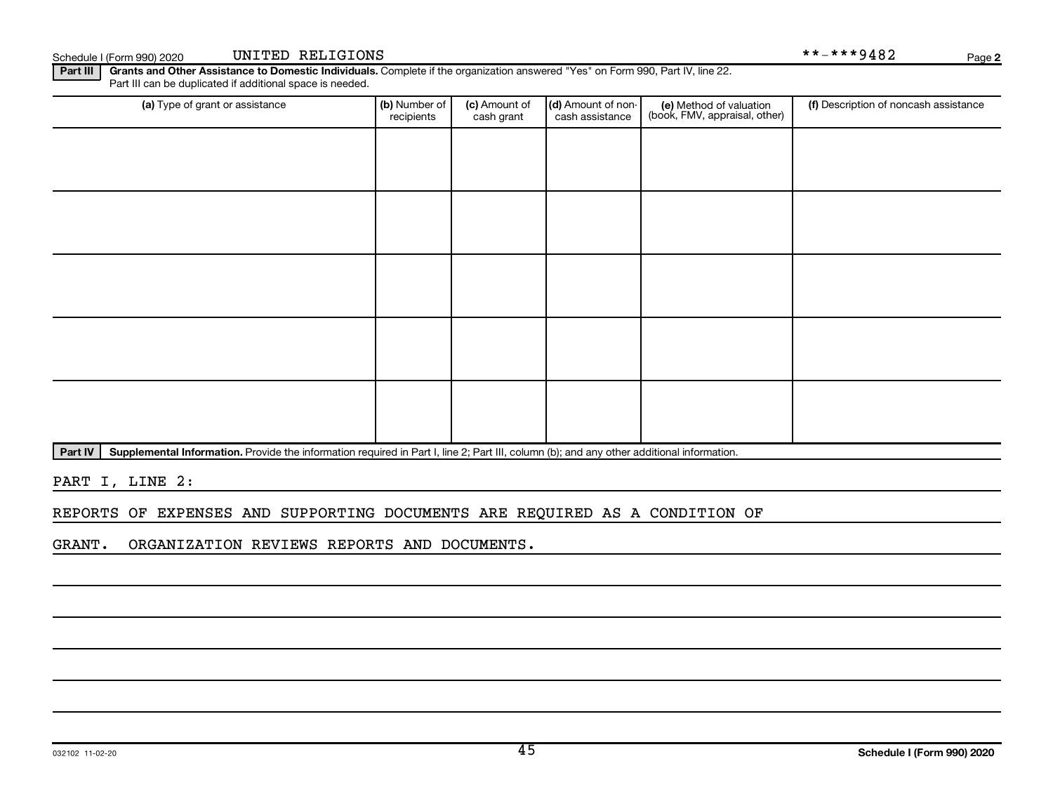Schedule I (Form 990) 2020 UNITED RELIGIONS **-***9482 Page 2

**Part III** **Grants and Other Assistance to Domestic Individuals.** Complete if the organization answered "Yes" on Form 990, Part IV, line 22. Part III can be duplicated if additional space is needed.

| (a) Type of grant or assistance | (b) Number of recipients | (c) Amount of cash grant | (d) Amount of non-cash assistance | (e) Method of valuation (book, FMV, appraisal, other) | (f) Description of noncash assistance |
|---|---|---|---|---|---|
| | | | | | |
| | | | | | |
| | | | | | |
| | | | | | |
| | | | | | |

**Part IV** **Supplemental Information.** Provide the information required in Part I, line 2; Part III, column (b); and any other additional information.

PART I, LINE 2:

REPORTS OF EXPENSES AND SUPPORTING DOCUMENTS ARE REQUIRED AS A CONDITION OF GRANT. ORGANIZATION REVIEWS REPORTS AND DOCUMENTS.

032102 11-02-20 **Schedule I (Form 990) 2020**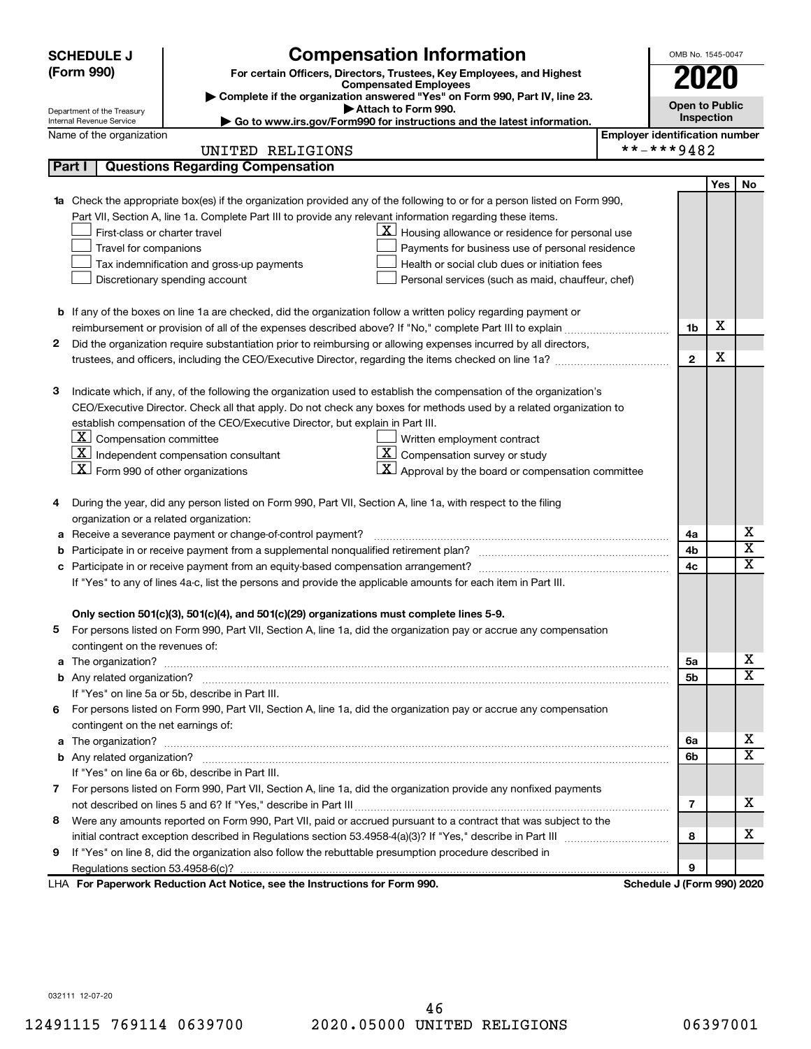**SCHEDULE J (Form 990)**

Department of the Treasury
Internal Revenue Service

# Compensation Information

**For certain Officers, Directors, Trustees, Key Employees, and Highest Compensated Employees**

▶ Complete if the organization answered "Yes" on Form 990, Part IV, line 23.
▶ Attach to Form 990.
▶ Go to www.irs.gov/Form990 for instructions and the latest information.

OMB No. 1545-0047

**2020**

**Open to Public Inspection**

Name of the organization: UNITED RELIGIONS

Employer identification number: **-***9482

**Part I | Questions Regarding Compensation**

| | | Yes | No |
|---|---|---|---|
| **1a** Check the appropriate box(es) if the organization provided any of the following to or for a person listed on Form 990, Part VII, Section A, line 1a. Complete Part III to provide any relevant information regarding these items.<br>☐ First-class or charter travel ☒ Housing allowance or residence for personal use<br>☐ Travel for companions ☐ Payments for business use of personal residence<br>☐ Tax indemnification and gross-up payments ☐ Health or social club dues or initiation fees<br>☐ Discretionary spending account ☐ Personal services (such as maid, chauffeur, chef) | | | |
| **b** If any of the boxes on line 1a are checked, did the organization follow a written policy regarding payment or reimbursement or provision of all of the expenses described above? If "No," complete Part III to explain | 1b | X | |
| **2** Did the organization require substantiation prior to reimbursing or allowing expenses incurred by all directors, trustees, and officers, including the CEO/Executive Director, regarding the items checked on line 1a? | 2 | X | |
| **3** Indicate which, if any, of the following the organization used to establish the compensation of the organization's CEO/Executive Director. Check all that apply. Do not check any boxes for methods used by a related organization to establish compensation of the CEO/Executive Director, but explain in Part III.<br>☒ Compensation committee ☐ Written employment contract<br>☒ Independent compensation consultant ☒ Compensation survey or study<br>☒ Form 990 of other organizations ☒ Approval by the board or compensation committee | | | |
| **4** During the year, did any person listed on Form 990, Part VII, Section A, line 1a, with respect to the filing organization or a related organization: | | | |
| **a** Receive a severance payment or change-of-control payment? | 4a | | X |
| **b** Participate in or receive payment from a supplemental nonqualified retirement plan? | 4b | | X |
| **c** Participate in or receive payment from an equity-based compensation arrangement? | 4c | | X |
| If "Yes" to any of lines 4a-c, list the persons and provide the applicable amounts for each item in Part III. | | | |
| **Only section 501(c)(3), 501(c)(4), and 501(c)(29) organizations must complete lines 5-9.** | | | |
| **5** For persons listed on Form 990, Part VII, Section A, line 1a, did the organization pay or accrue any compensation contingent on the revenues of: | | | |
| **a** The organization? | 5a | | X |
| **b** Any related organization? | 5b | | X |
| If "Yes" on line 5a or 5b, describe in Part III. | | | |
| **6** For persons listed on Form 990, Part VII, Section A, line 1a, did the organization pay or accrue any compensation contingent on the net earnings of: | | | |
| **a** The organization? | 6a | | X |
| **b** Any related organization? | 6b | | X |
| If "Yes" on line 6a or 6b, describe in Part III. | | | |
| **7** For persons listed on Form 990, Part VII, Section A, line 1a, did the organization provide any nonfixed payments not described on lines 5 and 6? If "Yes," describe in Part III | 7 | | X |
| **8** Were any amounts reported on Form 990, Part VII, paid or accrued pursuant to a contract that was subject to the initial contract exception described in Regulations section 53.4958-4(a)(3)? If "Yes," describe in Part III | 8 | | X |
| **9** If "Yes" on line 8, did the organization also follow the rebuttable presumption procedure described in Regulations section 53.4958-6(c)? | 9 | | |

LHA **For Paperwork Reduction Act Notice, see the Instructions for Form 990.** **Schedule J (Form 990) 2020**

032111 12-07-20

12491115 769114 0639700 2020.05000 UNITED RELIGIONS 06397001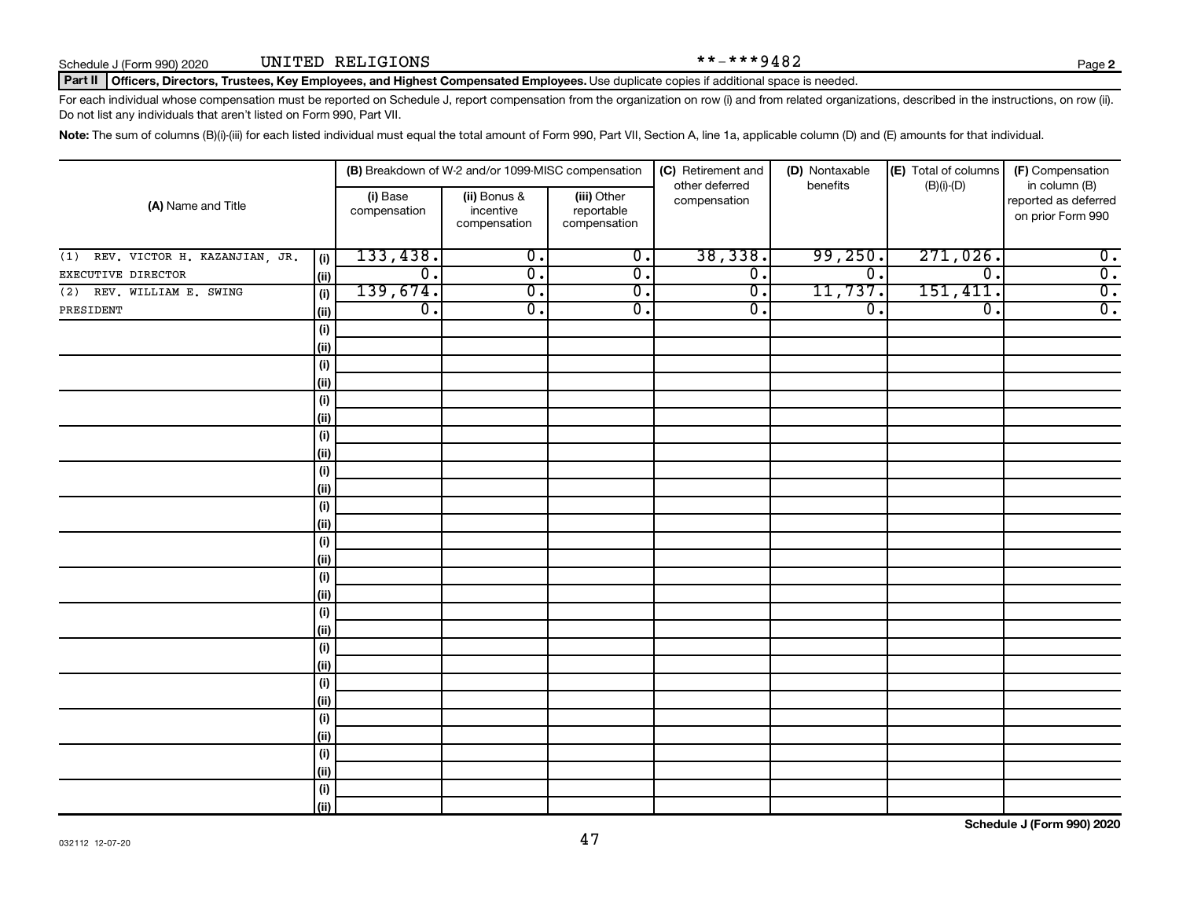Schedule J (Form 990) 2020 UNITED RELIGIONS **-***9482

## Part II Officers, Directors, Trustees, Key Employees, and Highest Compensated Employees. Use duplicate copies if additional space is needed.

For each individual whose compensation must be reported on Schedule J, report compensation from the organization on row (i) and from related organizations, described in the instructions, on row (ii). Do not list any individuals that aren't listed on Form 990, Part VII.

**Note:** The sum of columns (B)(i)-(iii) for each listed individual must equal the total amount of Form 990, Part VII, Section A, line 1a, applicable column (D) and (E) amounts for that individual.

| (A) Name and Title | | (B) Breakdown of W-2 and/or 1099-MISC compensation | | | (C) Retirement and other deferred compensation | (D) Nontaxable benefits | (E) Total of columns (B)(i)-(D) | (F) Compensation in column (B) reported as deferred on prior Form 990 |
|---|---|---|---|---|---|---|---|---|
| | | (i) Base compensation | (ii) Bonus & incentive compensation | (iii) Other reportable compensation | | | | |
| (1) REV. VICTOR H. KAZANJIAN, JR. | (i) | 133,438. | 0. | 0. | 38,338. | 99,250. | 271,026. | 0. |
| EXECUTIVE DIRECTOR | (ii) | 0. | 0. | 0. | 0. | 0. | 0. | 0. |
| (2) REV. WILLIAM E. SWING | (i) | 139,674. | 0. | 0. | 0. | 11,737. | 151,411. | 0. |
| PRESIDENT | (ii) | 0. | 0. | 0. | 0. | 0. | 0. | 0. |

Schedule J (Form 990) 2020

032112 12-07-20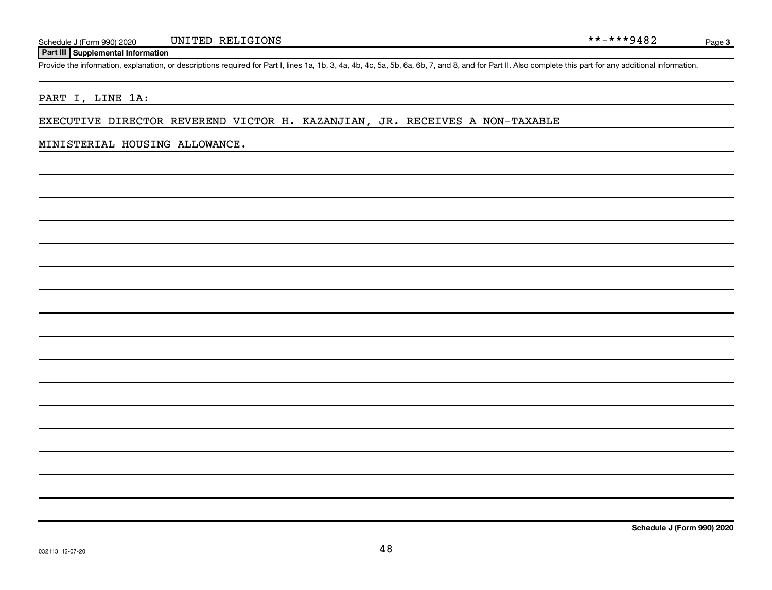Schedule J (Form 990) 2020 UNITED RELIGIONS **-***9482

## Part III Supplemental Information

Provide the information, explanation, or descriptions required for Part I, lines 1a, 1b, 3, 4a, 4b, 4c, 5a, 5b, 6a, 6b, 7, and 8, and for Part II. Also complete this part for any additional information.

PART I, LINE 1A:

EXECUTIVE DIRECTOR REVEREND VICTOR H. KAZANJIAN, JR. RECEIVES A NON-TAXABLE MINISTERIAL HOUSING ALLOWANCE.

Schedule J (Form 990) 2020

032113 12-07-20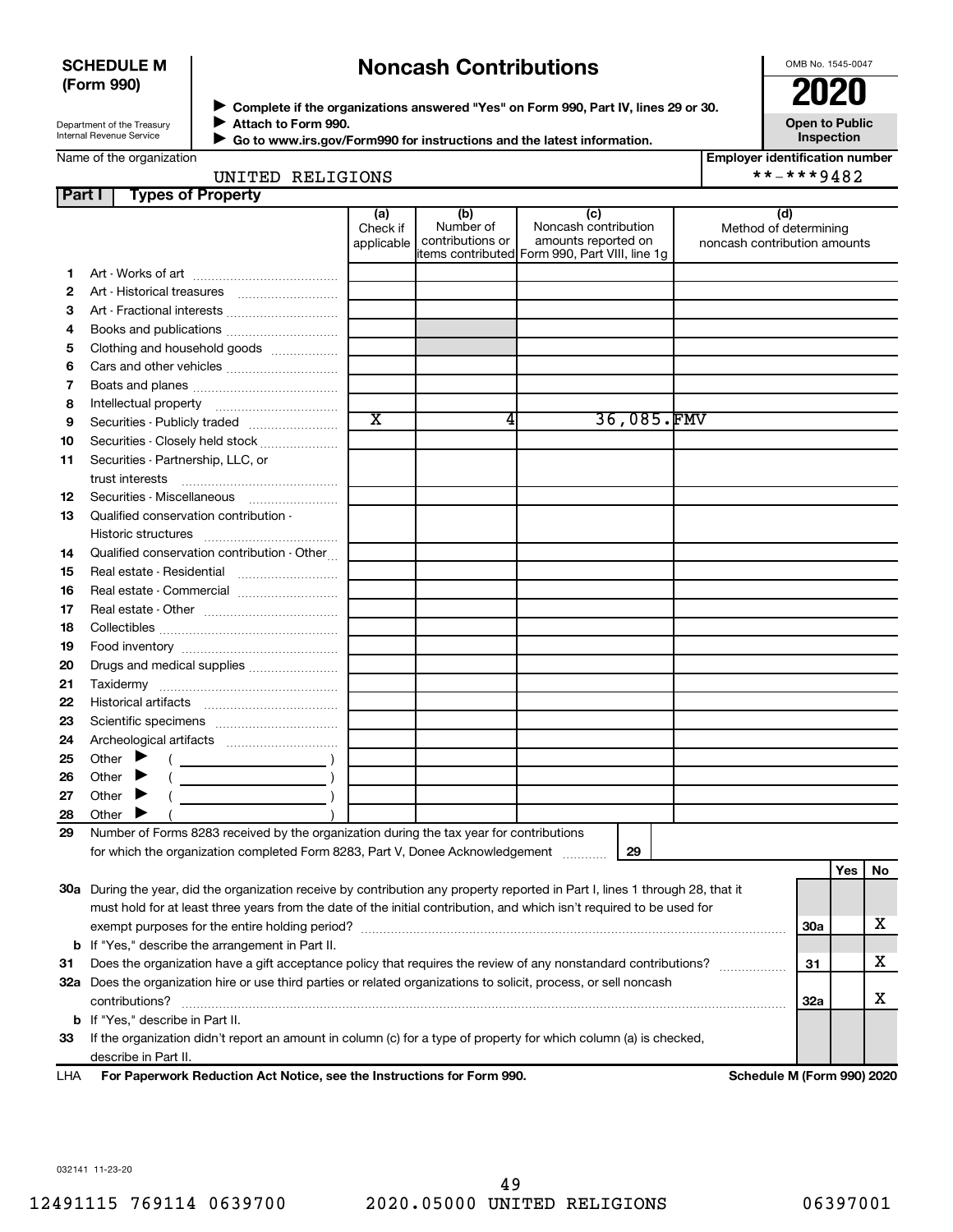**SCHEDULE M (Form 990)**

Department of the Treasury
Internal Revenue Service

# Noncash Contributions

▶ Complete if the organizations answered "Yes" on Form 990, Part IV, lines 29 or 30.
▶ Attach to Form 990.
▶ Go to www.irs.gov/Form990 for instructions and the latest information.

OMB No. 1545-0047

**2020**

**Open to Public Inspection**

Name of the organization: UNITED RELIGIONS

Employer identification number: **-***9482

## Part I Types of Property

| | | (a) Check if applicable | (b) Number of contributions or items contributed | (c) Noncash contribution amounts reported on Form 990, Part VIII, line 1g | (d) Method of determining noncash contribution amounts |
|---|---|---|---|---|---|
| 1 | Art - Works of art | | | | |
| 2 | Art - Historical treasures | | | | |
| 3 | Art - Fractional interests | | | | |
| 4 | Books and publications | | | | |
| 5 | Clothing and household goods | | | | |
| 6 | Cars and other vehicles | | | | |
| 7 | Boats and planes | | | | |
| 8 | Intellectual property | | | | |
| 9 | Securities - Publicly traded | X | 4 | 36,085. | FMV |
| 10 | Securities - Closely held stock | | | | |
| 11 | Securities - Partnership, LLC, or trust interests | | | | |
| 12 | Securities - Miscellaneous | | | | |
| 13 | Qualified conservation contribution - Historic structures | | | | |
| 14 | Qualified conservation contribution - Other | | | | |
| 15 | Real estate - Residential | | | | |
| 16 | Real estate - Commercial | | | | |
| 17 | Real estate - Other | | | | |
| 18 | Collectibles | | | | |
| 19 | Food inventory | | | | |
| 20 | Drugs and medical supplies | | | | |
| 21 | Taxidermy | | | | |
| 22 | Historical artifacts | | | | |
| 23 | Scientific specimens | | | | |
| 24 | Archeological artifacts | | | | |
| 25 | Other ▶ ( ) | | | | |
| 26 | Other ▶ ( ) | | | | |
| 27 | Other ▶ ( ) | | | | |
| 28 | Other ▶ ( ) | | | | |

29 Number of Forms 8283 received by the organization during the tax year for contributions for which the organization completed Form 8283, Part V, Donee Acknowledgement ..... 29

| | | | Yes | No |
|---|---|---|---|---|
| 30a | During the year, did the organization receive by contribution any property reported in Part I, lines 1 through 28, that it must hold for at least three years from the date of the initial contribution, and which isn't required to be used for exempt purposes for the entire holding period? | 30a | | X |
| b | If "Yes," describe the arrangement in Part II. | | | |
| 31 | Does the organization have a gift acceptance policy that requires the review of any nonstandard contributions? | 31 | | X |
| 32a | Does the organization hire or use third parties or related organizations to solicit, process, or sell noncash contributions? | 32a | | X |
| b | If "Yes," describe in Part II. | | | |
| 33 | If the organization didn't report an amount in column (c) for a type of property for which column (a) is checked, describe in Part II. | | | |

LHA **For Paperwork Reduction Act Notice, see the Instructions for Form 990.** **Schedule M (Form 990) 2020**

032141 11-23-20

12491115 769114 0639700 2020.05000 UNITED RELIGIONS 06397001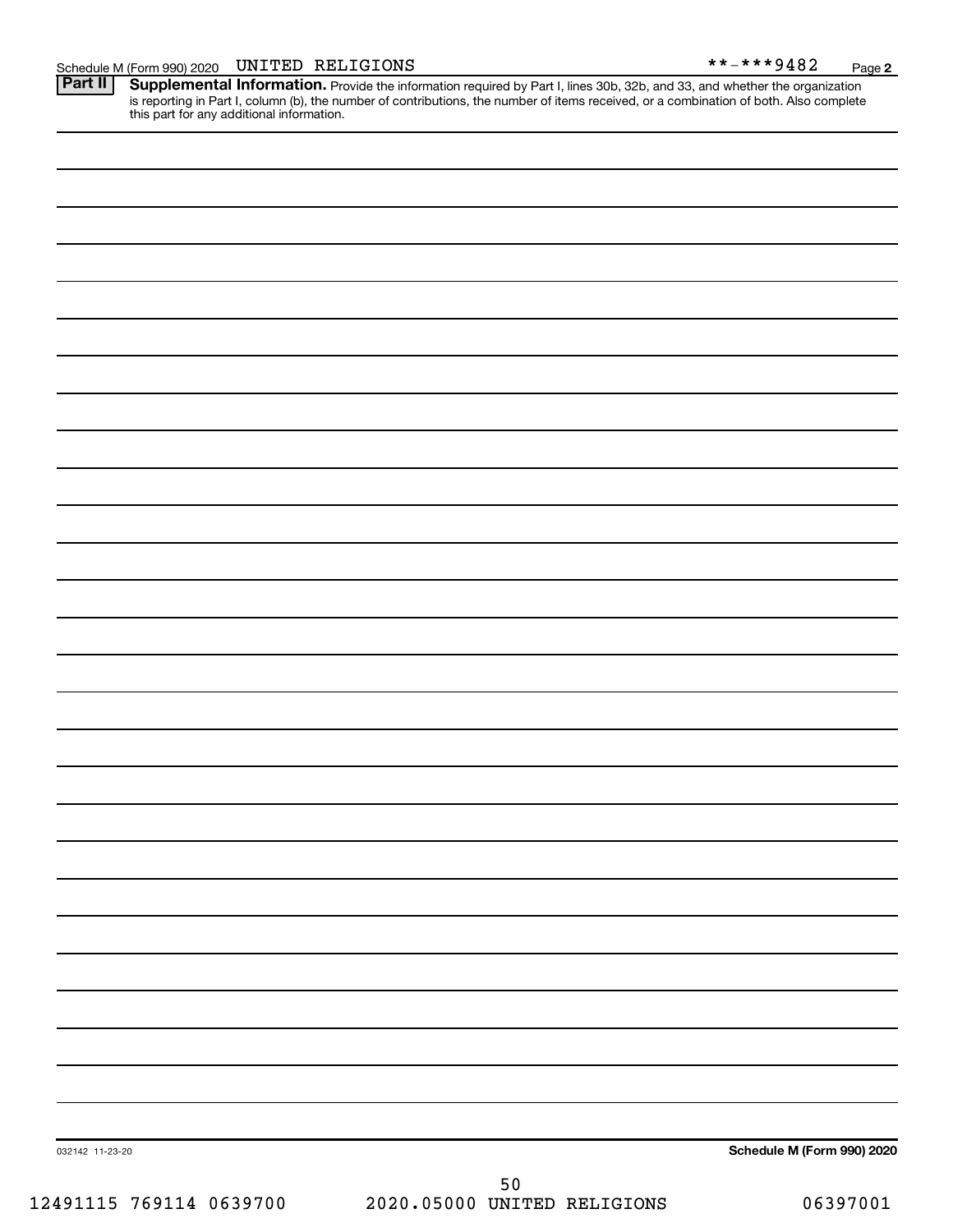Schedule M (Form 990) 2020 UNITED RELIGIONS **-***9482 Page 2

**Part II** **Supplemental Information.** Provide the information required by Part I, lines 30b, 32b, and 33, and whether the organization is reporting in Part I, column (b), the number of contributions, the number of items received, or a combination of both. Also complete this part for any additional information.

032142 11-23-20 **Schedule M (Form 990) 2020**

12491115 769114 0639700 2020.05000 UNITED RELIGIONS 06397001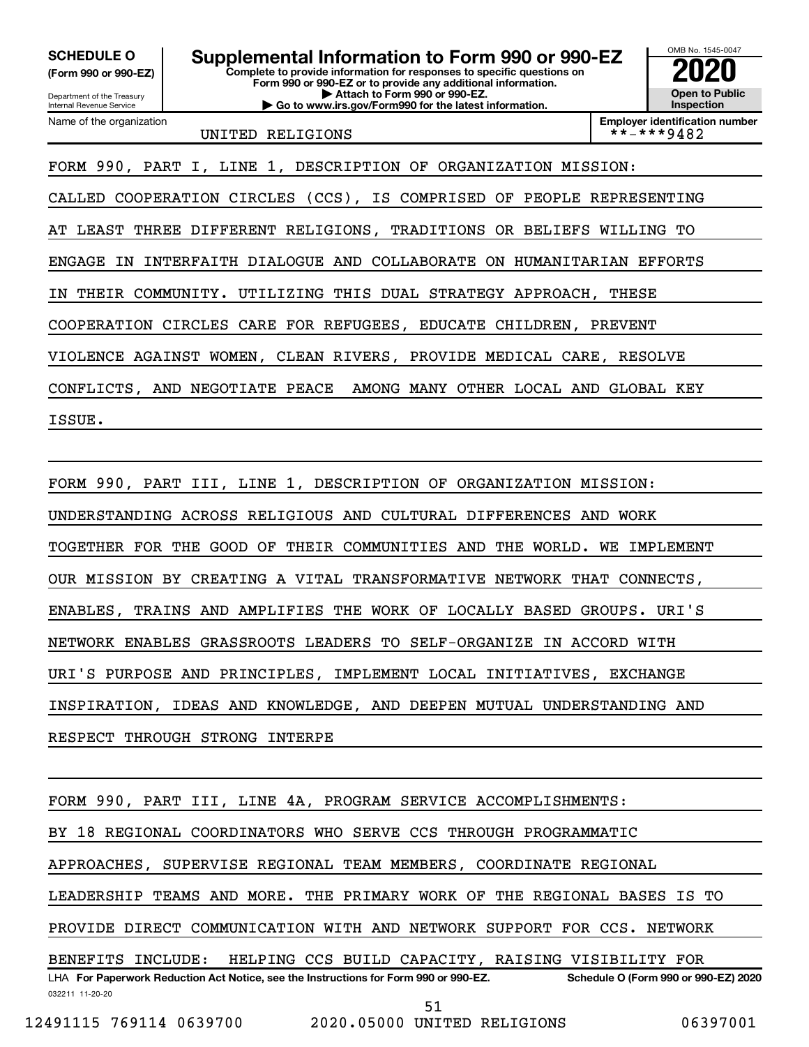**SCHEDULE O (Form 990 or 990-EZ)**

Department of the Treasury
Internal Revenue Service

# Supplemental Information to Form 990 or 990-EZ

**Complete to provide information for responses to specific questions on Form 990 or 990-EZ or to provide any additional information.**
**▶ Attach to Form 990 or 990-EZ.**
**▶ Go to www.irs.gov/Form990 for the latest information.**

OMB No. 1545-0047

**2020**

**Open to Public Inspection**

Name of the organization: UNITED RELIGIONS

**Employer identification number** **-***9482

FORM 990, PART I, LINE 1, DESCRIPTION OF ORGANIZATION MISSION:
CALLED COOPERATION CIRCLES (CCS), IS COMPRISED OF PEOPLE REPRESENTING AT LEAST THREE DIFFERENT RELIGIONS, TRADITIONS OR BELIEFS WILLING TO ENGAGE IN INTERFAITH DIALOGUE AND COLLABORATE ON HUMANITARIAN EFFORTS IN THEIR COMMUNITY. UTILIZING THIS DUAL STRATEGY APPROACH, THESE COOPERATION CIRCLES CARE FOR REFUGEES, EDUCATE CHILDREN, PREVENT VIOLENCE AGAINST WOMEN, CLEAN RIVERS, PROVIDE MEDICAL CARE, RESOLVE CONFLICTS, AND NEGOTIATE PEACE AMONG MANY OTHER LOCAL AND GLOBAL KEY ISSUE.

FORM 990, PART III, LINE 1, DESCRIPTION OF ORGANIZATION MISSION:
UNDERSTANDING ACROSS RELIGIOUS AND CULTURAL DIFFERENCES AND WORK TOGETHER FOR THE GOOD OF THEIR COMMUNITIES AND THE WORLD. WE IMPLEMENT OUR MISSION BY CREATING A VITAL TRANSFORMATIVE NETWORK THAT CONNECTS, ENABLES, TRAINS AND AMPLIFIES THE WORK OF LOCALLY BASED GROUPS. URI'S NETWORK ENABLES GRASSROOTS LEADERS TO SELF-ORGANIZE IN ACCORD WITH URI'S PURPOSE AND PRINCIPLES, IMPLEMENT LOCAL INITIATIVES, EXCHANGE INSPIRATION, IDEAS AND KNOWLEDGE, AND DEEPEN MUTUAL UNDERSTANDING AND RESPECT THROUGH STRONG INTERPE

FORM 990, PART III, LINE 4A, PROGRAM SERVICE ACCOMPLISHMENTS:
BY 18 REGIONAL COORDINATORS WHO SERVE CCS THROUGH PROGRAMMATIC APPROACHES, SUPERVISE REGIONAL TEAM MEMBERS, COORDINATE REGIONAL LEADERSHIP TEAMS AND MORE. THE PRIMARY WORK OF THE REGIONAL BASES IS TO PROVIDE DIRECT COMMUNICATION WITH AND NETWORK SUPPORT FOR CCS. NETWORK BENEFITS INCLUDE: HELPING CCS BUILD CAPACITY, RAISING VISIBILITY FOR

LHA **For Paperwork Reduction Act Notice, see the Instructions for Form 990 or 990-EZ.** **Schedule O (Form 990 or 990-EZ) 2020**

032211 11-20-20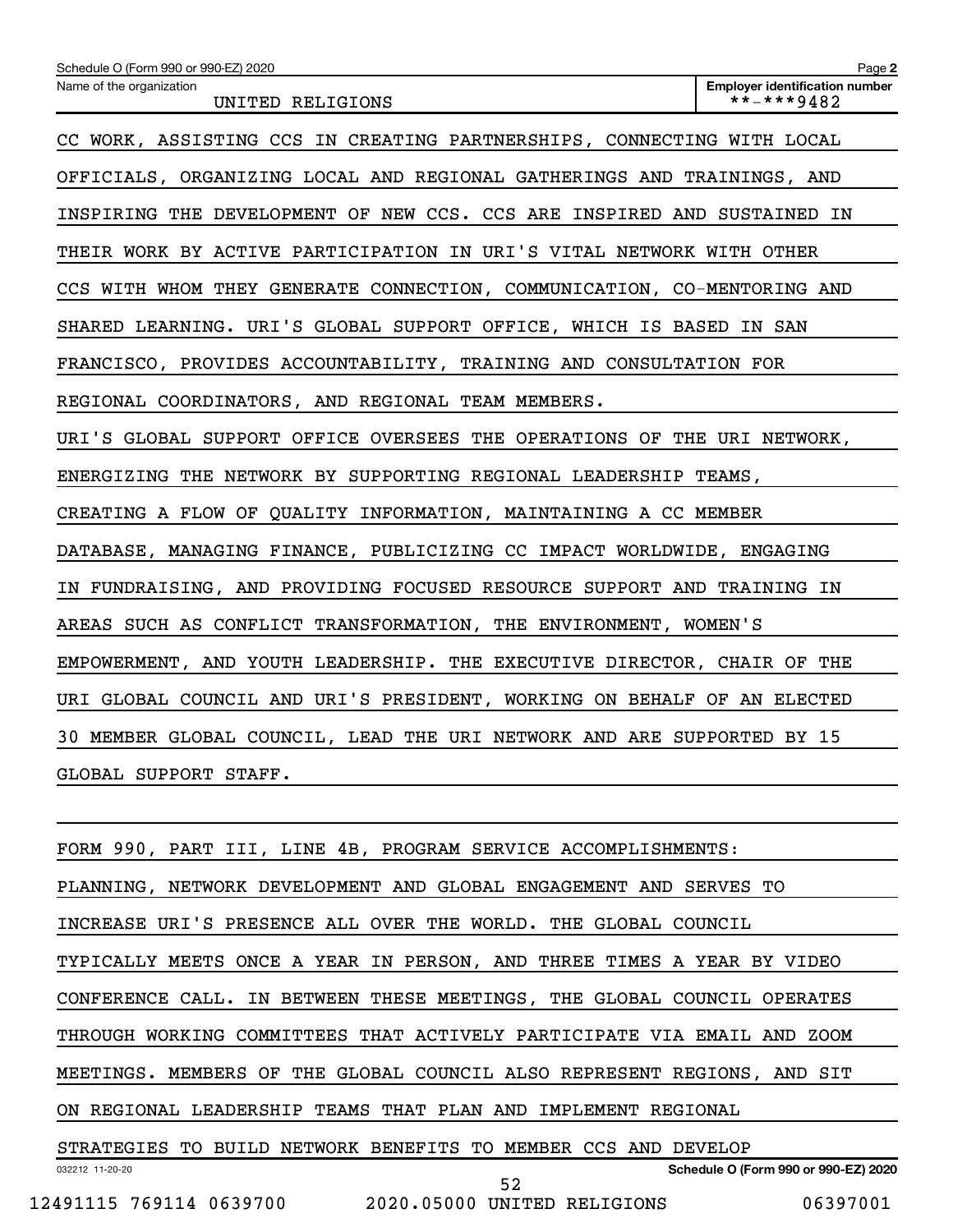Schedule O (Form 990 or 990-EZ) 2020

Name of the organization: UNITED RELIGIONS

Employer identification number: **-***9482

CC WORK, ASSISTING CCS IN CREATING PARTNERSHIPS, CONNECTING WITH LOCAL OFFICIALS, ORGANIZING LOCAL AND REGIONAL GATHERINGS AND TRAININGS, AND INSPIRING THE DEVELOPMENT OF NEW CCS. CCS ARE INSPIRED AND SUSTAINED IN THEIR WORK BY ACTIVE PARTICIPATION IN URI'S VITAL NETWORK WITH OTHER CCS WITH WHOM THEY GENERATE CONNECTION, COMMUNICATION, CO-MENTORING AND SHARED LEARNING. URI'S GLOBAL SUPPORT OFFICE, WHICH IS BASED IN SAN FRANCISCO, PROVIDES ACCOUNTABILITY, TRAINING AND CONSULTATION FOR REGIONAL COORDINATORS, AND REGIONAL TEAM MEMBERS.

URI'S GLOBAL SUPPORT OFFICE OVERSEES THE OPERATIONS OF THE URI NETWORK, ENERGIZING THE NETWORK BY SUPPORTING REGIONAL LEADERSHIP TEAMS, CREATING A FLOW OF QUALITY INFORMATION, MAINTAINING A CC MEMBER DATABASE, MANAGING FINANCE, PUBLICIZING CC IMPACT WORLDWIDE, ENGAGING IN FUNDRAISING, AND PROVIDING FOCUSED RESOURCE SUPPORT AND TRAINING IN AREAS SUCH AS CONFLICT TRANSFORMATION, THE ENVIRONMENT, WOMEN'S EMPOWERMENT, AND YOUTH LEADERSHIP. THE EXECUTIVE DIRECTOR, CHAIR OF THE URI GLOBAL COUNCIL AND URI'S PRESIDENT, WORKING ON BEHALF OF AN ELECTED 30 MEMBER GLOBAL COUNCIL, LEAD THE URI NETWORK AND ARE SUPPORTED BY 15 GLOBAL SUPPORT STAFF.

FORM 990, PART III, LINE 4B, PROGRAM SERVICE ACCOMPLISHMENTS:

PLANNING, NETWORK DEVELOPMENT AND GLOBAL ENGAGEMENT AND SERVES TO INCREASE URI'S PRESENCE ALL OVER THE WORLD. THE GLOBAL COUNCIL TYPICALLY MEETS ONCE A YEAR IN PERSON, AND THREE TIMES A YEAR BY VIDEO CONFERENCE CALL. IN BETWEEN THESE MEETINGS, THE GLOBAL COUNCIL OPERATES THROUGH WORKING COMMITTEES THAT ACTIVELY PARTICIPATE VIA EMAIL AND ZOOM MEETINGS. MEMBERS OF THE GLOBAL COUNCIL ALSO REPRESENT REGIONS, AND SIT ON REGIONAL LEADERSHIP TEAMS THAT PLAN AND IMPLEMENT REGIONAL STRATEGIES TO BUILD NETWORK BENEFITS TO MEMBER CCS AND DEVELOP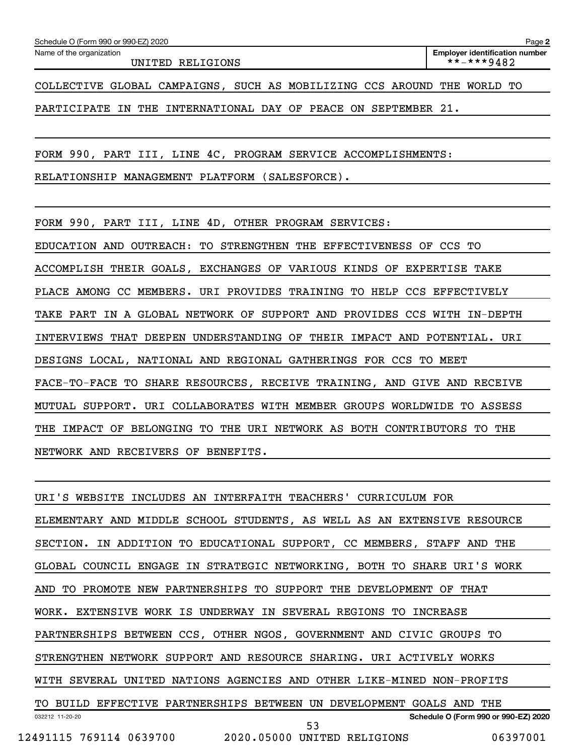COLLECTIVE GLOBAL CAMPAIGNS, SUCH AS MOBILIZING CCS AROUND THE WORLD TO PARTICIPATE IN THE INTERNATIONAL DAY OF PEACE ON SEPTEMBER 21.

FORM 990, PART III, LINE 4C, PROGRAM SERVICE ACCOMPLISHMENTS:

RELATIONSHIP MANAGEMENT PLATFORM (SALESFORCE).

FORM 990, PART III, LINE 4D, OTHER PROGRAM SERVICES:

EDUCATION AND OUTREACH: TO STRENGTHEN THE EFFECTIVENESS OF CCS TO ACCOMPLISH THEIR GOALS, EXCHANGES OF VARIOUS KINDS OF EXPERTISE TAKE PLACE AMONG CC MEMBERS. URI PROVIDES TRAINING TO HELP CCS EFFECTIVELY TAKE PART IN A GLOBAL NETWORK OF SUPPORT AND PROVIDES CCS WITH IN-DEPTH INTERVIEWS THAT DEEPEN UNDERSTANDING OF THEIR IMPACT AND POTENTIAL. URI DESIGNS LOCAL, NATIONAL AND REGIONAL GATHERINGS FOR CCS TO MEET FACE-TO-FACE TO SHARE RESOURCES, RECEIVE TRAINING, AND GIVE AND RECEIVE MUTUAL SUPPORT. URI COLLABORATES WITH MEMBER GROUPS WORLDWIDE TO ASSESS THE IMPACT OF BELONGING TO THE URI NETWORK AS BOTH CONTRIBUTORS TO THE NETWORK AND RECEIVERS OF BENEFITS.

URI'S WEBSITE INCLUDES AN INTERFAITH TEACHERS' CURRICULUM FOR ELEMENTARY AND MIDDLE SCHOOL STUDENTS, AS WELL AS AN EXTENSIVE RESOURCE SECTION. IN ADDITION TO EDUCATIONAL SUPPORT, CC MEMBERS, STAFF AND THE GLOBAL COUNCIL ENGAGE IN STRATEGIC NETWORKING, BOTH TO SHARE URI'S WORK AND TO PROMOTE NEW PARTNERSHIPS TO SUPPORT THE DEVELOPMENT OF THAT WORK. EXTENSIVE WORK IS UNDERWAY IN SEVERAL REGIONS TO INCREASE PARTNERSHIPS BETWEEN CCS, OTHER NGOS, GOVERNMENT AND CIVIC GROUPS TO STRENGTHEN NETWORK SUPPORT AND RESOURCE SHARING. URI ACTIVELY WORKS WITH SEVERAL UNITED NATIONS AGENCIES AND OTHER LIKE-MINED NON-PROFITS TO BUILD EFFECTIVE PARTNERSHIPS BETWEEN UN DEVELOPMENT GOALS AND THE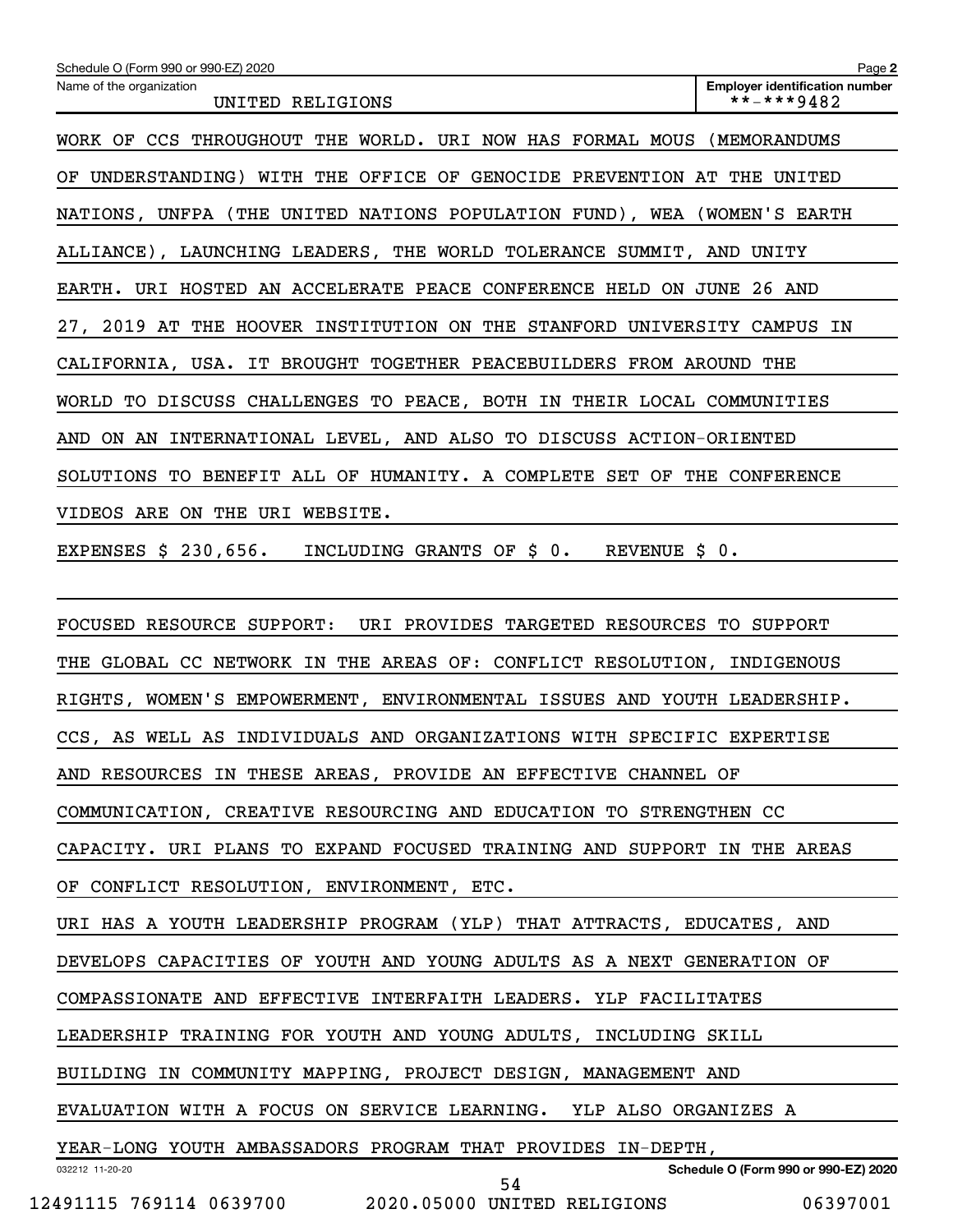Schedule O (Form 990 or 990-EZ) 2020

Name of the organization: UNITED RELIGIONS

Employer identification number: **-***9482

WORK OF CCS THROUGHOUT THE WORLD. URI NOW HAS FORMAL MOUS (MEMORANDUMS OF UNDERSTANDING) WITH THE OFFICE OF GENOCIDE PREVENTION AT THE UNITED NATIONS, UNFPA (THE UNITED NATIONS POPULATION FUND), WEA (WOMEN'S EARTH ALLIANCE), LAUNCHING LEADERS, THE WORLD TOLERANCE SUMMIT, AND UNITY EARTH. URI HOSTED AN ACCELERATE PEACE CONFERENCE HELD ON JUNE 26 AND 27, 2019 AT THE HOOVER INSTITUTION ON THE STANFORD UNIVERSITY CAMPUS IN CALIFORNIA, USA. IT BROUGHT TOGETHER PEACEBUILDERS FROM AROUND THE WORLD TO DISCUSS CHALLENGES TO PEACE, BOTH IN THEIR LOCAL COMMUNITIES AND ON AN INTERNATIONAL LEVEL, AND ALSO TO DISCUSS ACTION-ORIENTED SOLUTIONS TO BENEFIT ALL OF HUMANITY. A COMPLETE SET OF THE CONFERENCE VIDEOS ARE ON THE URI WEBSITE.

EXPENSES $ 230,656.   INCLUDING GRANTS OF $ 0.   REVENUE $ 0.

FOCUSED RESOURCE SUPPORT: URI PROVIDES TARGETED RESOURCES TO SUPPORT THE GLOBAL CC NETWORK IN THE AREAS OF: CONFLICT RESOLUTION, INDIGENOUS RIGHTS, WOMEN'S EMPOWERMENT, ENVIRONMENTAL ISSUES AND YOUTH LEADERSHIP. CCS, AS WELL AS INDIVIDUALS AND ORGANIZATIONS WITH SPECIFIC EXPERTISE AND RESOURCES IN THESE AREAS, PROVIDE AN EFFECTIVE CHANNEL OF COMMUNICATION, CREATIVE RESOURCING AND EDUCATION TO STRENGTHEN CC CAPACITY. URI PLANS TO EXPAND FOCUSED TRAINING AND SUPPORT IN THE AREAS OF CONFLICT RESOLUTION, ENVIRONMENT, ETC.

URI HAS A YOUTH LEADERSHIP PROGRAM (YLP) THAT ATTRACTS, EDUCATES, AND DEVELOPS CAPACITIES OF YOUTH AND YOUNG ADULTS AS A NEXT GENERATION OF COMPASSIONATE AND EFFECTIVE INTERFAITH LEADERS. YLP FACILITATES LEADERSHIP TRAINING FOR YOUTH AND YOUNG ADULTS, INCLUDING SKILL BUILDING IN COMMUNITY MAPPING, PROJECT DESIGN, MANAGEMENT AND EVALUATION WITH A FOCUS ON SERVICE LEARNING. YLP ALSO ORGANIZES A YEAR-LONG YOUTH AMBASSADORS PROGRAM THAT PROVIDES IN-DEPTH,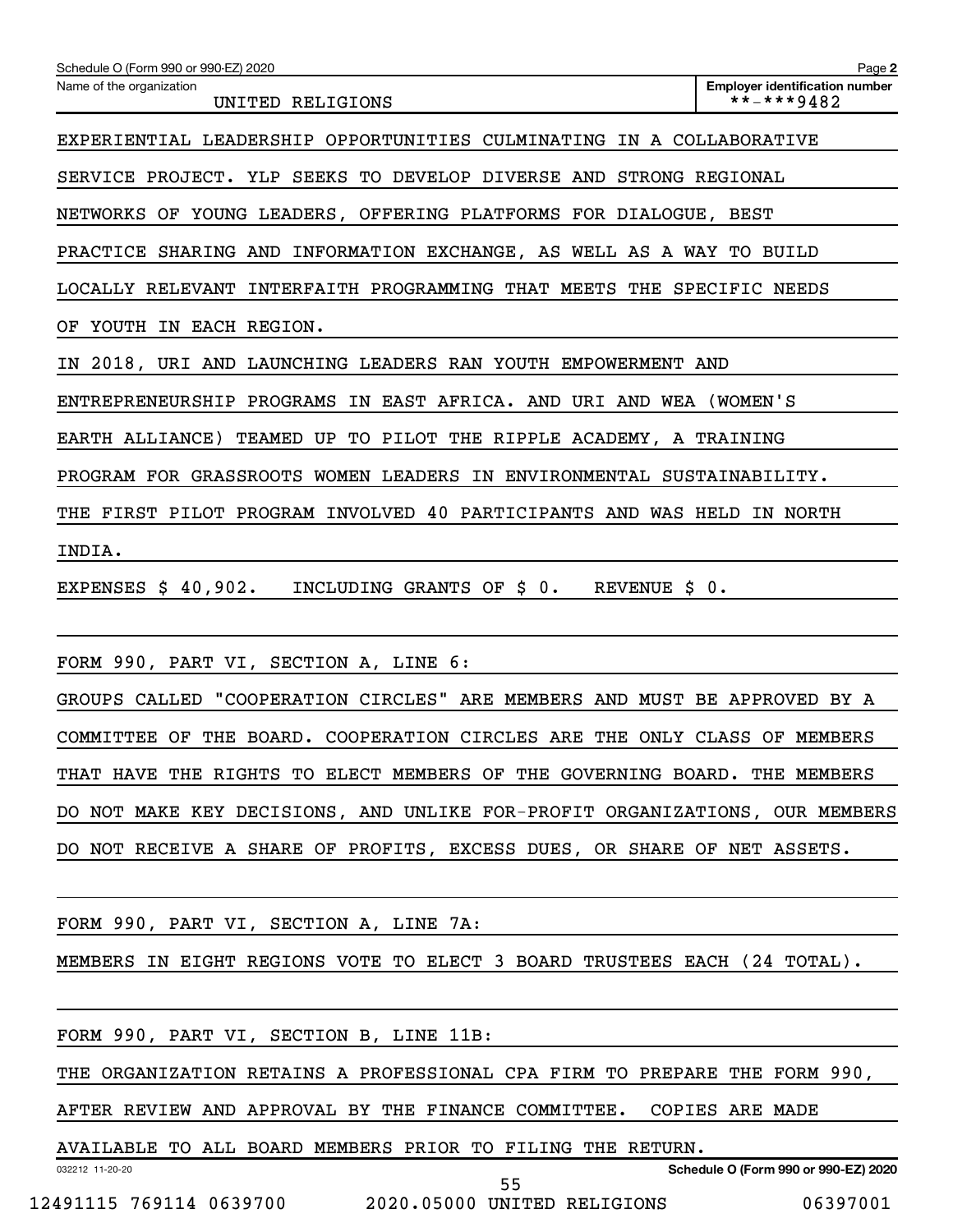Schedule O (Form 990 or 990-EZ) 2020

Name of the organization: UNITED RELIGIONS

Employer identification number: **-***9482

EXPERIENTIAL LEADERSHIP OPPORTUNITIES CULMINATING IN A COLLABORATIVE SERVICE PROJECT. YLP SEEKS TO DEVELOP DIVERSE AND STRONG REGIONAL NETWORKS OF YOUNG LEADERS, OFFERING PLATFORMS FOR DIALOGUE, BEST PRACTICE SHARING AND INFORMATION EXCHANGE, AS WELL AS A WAY TO BUILD LOCALLY RELEVANT INTERFAITH PROGRAMMING THAT MEETS THE SPECIFIC NEEDS OF YOUTH IN EACH REGION.

IN 2018, URI AND LAUNCHING LEADERS RAN YOUTH EMPOWERMENT AND ENTREPRENEURSHIP PROGRAMS IN EAST AFRICA. AND URI AND WEA (WOMEN'S EARTH ALLIANCE) TEAMED UP TO PILOT THE RIPPLE ACADEMY, A TRAINING PROGRAM FOR GRASSROOTS WOMEN LEADERS IN ENVIRONMENTAL SUSTAINABILITY. THE FIRST PILOT PROGRAM INVOLVED 40 PARTICIPANTS AND WAS HELD IN NORTH INDIA.

EXPENSES $ 40,902. INCLUDING GRANTS OF $ 0. REVENUE $ 0.

FORM 990, PART VI, SECTION A, LINE 6:

GROUPS CALLED "COOPERATION CIRCLES" ARE MEMBERS AND MUST BE APPROVED BY A COMMITTEE OF THE BOARD. COOPERATION CIRCLES ARE THE ONLY CLASS OF MEMBERS THAT HAVE THE RIGHTS TO ELECT MEMBERS OF THE GOVERNING BOARD. THE MEMBERS DO NOT MAKE KEY DECISIONS, AND UNLIKE FOR-PROFIT ORGANIZATIONS, OUR MEMBERS DO NOT RECEIVE A SHARE OF PROFITS, EXCESS DUES, OR SHARE OF NET ASSETS.

FORM 990, PART VI, SECTION A, LINE 7A:

MEMBERS IN EIGHT REGIONS VOTE TO ELECT 3 BOARD TRUSTEES EACH (24 TOTAL).

FORM 990, PART VI, SECTION B, LINE 11B:

THE ORGANIZATION RETAINS A PROFESSIONAL CPA FIRM TO PREPARE THE FORM 990, AFTER REVIEW AND APPROVAL BY THE FINANCE COMMITTEE. COPIES ARE MADE AVAILABLE TO ALL BOARD MEMBERS PRIOR TO FILING THE RETURN.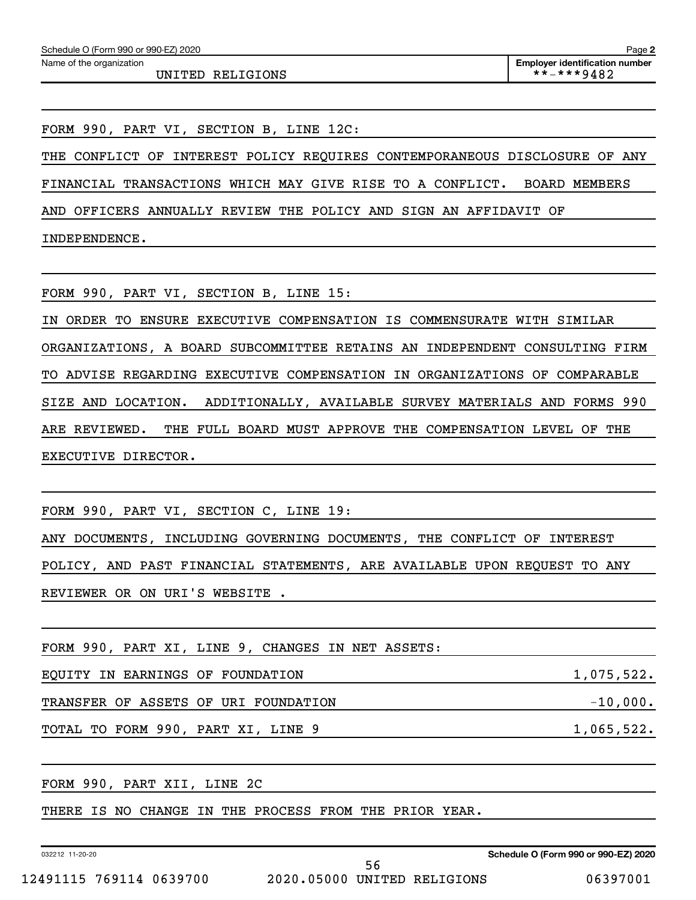Schedule O (Form 990 or 990-EZ) 2020 Page **2**

Name of the organization: UNITED RELIGIONS

**Employer identification number**: **-***9482

FORM 990, PART VI, SECTION B, LINE 12C:

THE CONFLICT OF INTEREST POLICY REQUIRES CONTEMPORANEOUS DISCLOSURE OF ANY FINANCIAL TRANSACTIONS WHICH MAY GIVE RISE TO A CONFLICT. BOARD MEMBERS AND OFFICERS ANNUALLY REVIEW THE POLICY AND SIGN AN AFFIDAVIT OF INDEPENDENCE.

FORM 990, PART VI, SECTION B, LINE 15:

IN ORDER TO ENSURE EXECUTIVE COMPENSATION IS COMMENSURATE WITH SIMILAR ORGANIZATIONS, A BOARD SUBCOMMITTEE RETAINS AN INDEPENDENT CONSULTING FIRM TO ADVISE REGARDING EXECUTIVE COMPENSATION IN ORGANIZATIONS OF COMPARABLE SIZE AND LOCATION. ADDITIONALLY, AVAILABLE SURVEY MATERIALS AND FORMS 990 ARE REVIEWED. THE FULL BOARD MUST APPROVE THE COMPENSATION LEVEL OF THE EXECUTIVE DIRECTOR.

FORM 990, PART VI, SECTION C, LINE 19:

ANY DOCUMENTS, INCLUDING GOVERNING DOCUMENTS, THE CONFLICT OF INTEREST POLICY, AND PAST FINANCIAL STATEMENTS, ARE AVAILABLE UPON REQUEST TO ANY REVIEWER OR ON URI'S WEBSITE .

FORM 990, PART XI, LINE 9, CHANGES IN NET ASSETS:

| | |
|---|---|
| EQUITY IN EARNINGS OF FOUNDATION | 1,075,522. |
| TRANSFER OF ASSETS OF URI FOUNDATION | -10,000. |
| TOTAL TO FORM 990, PART XI, LINE 9 | 1,065,522. |

FORM 990, PART XII, LINE 2C

THERE IS NO CHANGE IN THE PROCESS FROM THE PRIOR YEAR.

032212 11-20-20 **Schedule O (Form 990 or 990-EZ) 2020**

12491115 769114 0639700 2020.05000 UNITED RELIGIONS 06397001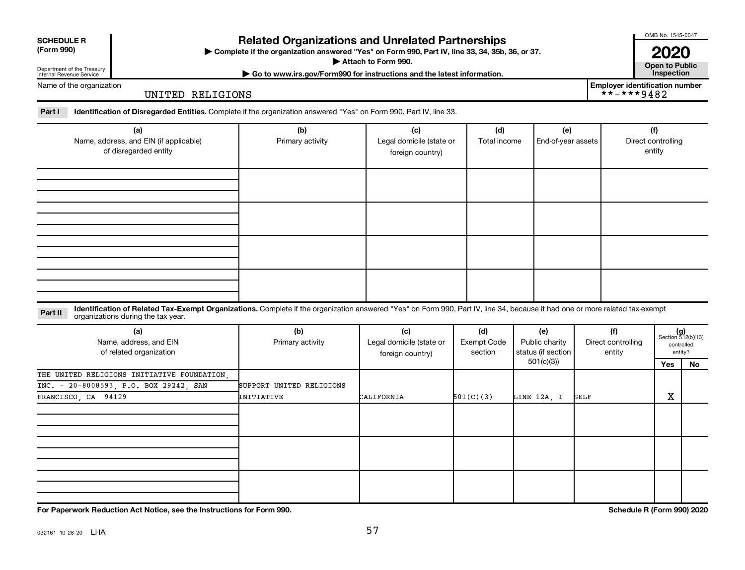**SCHEDULE R (Form 990)**

Department of the Treasury
Internal Revenue Service

# Related Organizations and Unrelated Partnerships

▶ Complete if the organization answered "Yes" on Form 990, Part IV, line 33, 34, 35b, 36, or 37.
▶ Attach to Form 990.
▶ Go to www.irs.gov/Form990 for instructions and the latest information.

OMB No. 1545-0047

**2020**

**Open to Public Inspection**

Name of the organization: UNITED RELIGIONS

Employer identification number: **-***9482

**Part I** **Identification of Disregarded Entities.** Complete if the organization answered "Yes" on Form 990, Part IV, line 33.

| (a) Name, address, and EIN (if applicable) of disregarded entity | (b) Primary activity | (c) Legal domicile (state or foreign country) | (d) Total income | (e) End-of-year assets | (f) Direct controlling entity |
|---|---|---|---|---|---|
| | | | | | |
| | | | | | |
| | | | | | |
| | | | | | |

**Part II** **Identification of Related Tax-Exempt Organizations.** Complete if the organization answered "Yes" on Form 990, Part IV, line 34, because it had one or more related tax-exempt organizations during the tax year.

| (a) Name, address, and EIN of related organization | (b) Primary activity | (c) Legal domicile (state or foreign country) | (d) Exempt Code section | (e) Public charity status (if section 501(c)(3)) | (f) Direct controlling entity | (g) Section 512(b)(13) controlled entity? Yes | No |
|---|---|---|---|---|---|---|---|
| THE UNITED RELIGIONS INITIATIVE FOUNDATION, INC. - 20-8008593, P.O. BOX 29242, SAN FRANCISCO, CA 94129 | SUPPORT UNITED RELIGIONS INITIATIVE | CALIFORNIA | 501(C)(3) | LINE 12A, I | SELF | X | |
| | | | | | | | |
| | | | | | | | |
| | | | | | | | |

**For Paperwork Reduction Act Notice, see the Instructions for Form 990.**

**Schedule R (Form 990) 2020**

032161 10-28-20 LHA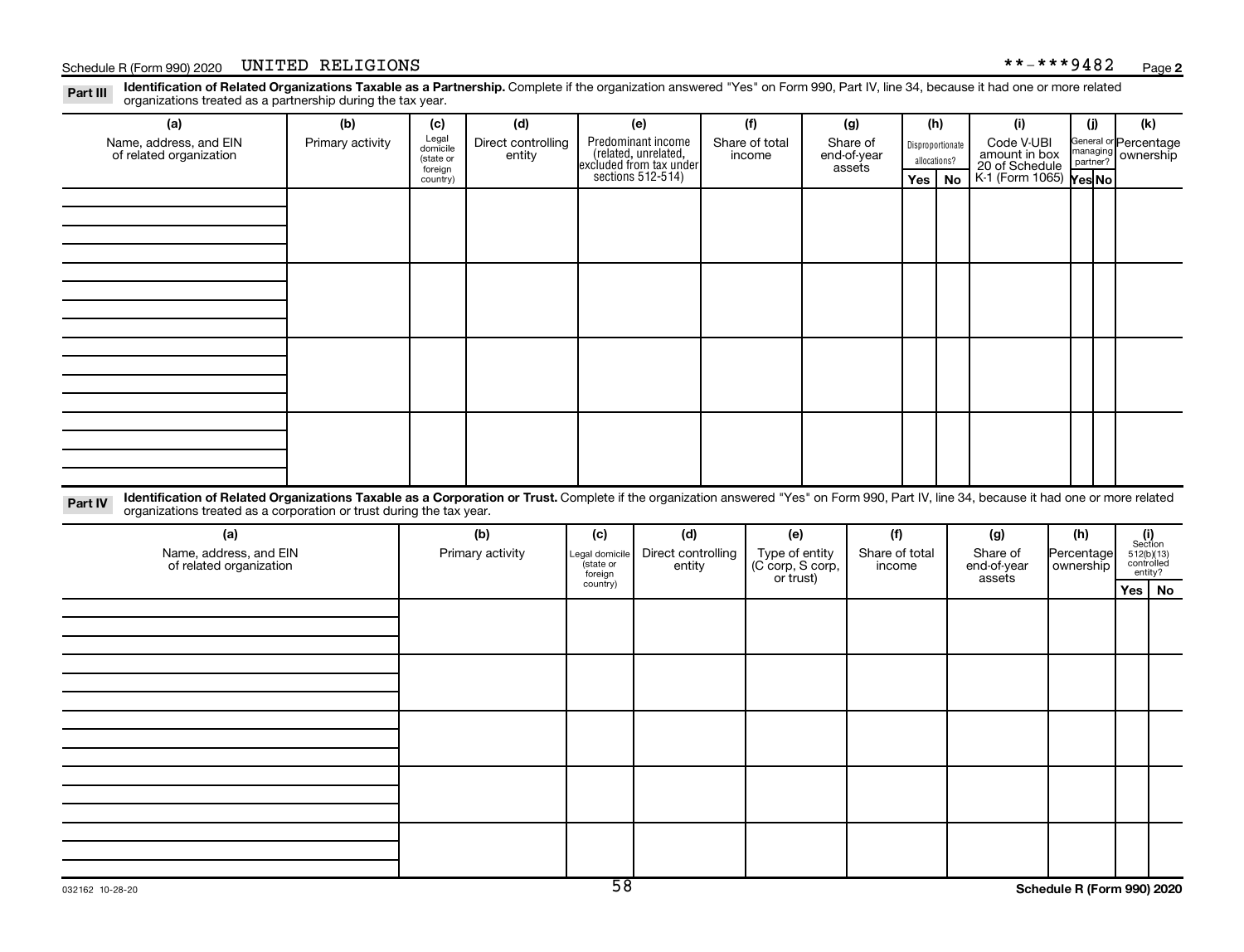Schedule R (Form 990) 2020 UNITED RELIGIONS **-***9482

**Part III** **Identification of Related Organizations Taxable as a Partnership.** Complete if the organization answered "Yes" on Form 990, Part IV, line 34, because it had one or more related organizations treated as a partnership during the tax year.

| (a) Name, address, and EIN of related organization | (b) Primary activity | (c) Legal domicile (state or foreign country) | (d) Direct controlling entity | (e) Predominant income (related, unrelated, excluded from tax under sections 512-514) | (f) Share of total income | (g) Share of end-of-year assets | (h) Disproportionate allocations? | | (i) Code V-UBI amount in box 20 of Schedule K-1 (Form 1065) | (j) General or managing partner? | | (k) Percentage ownership |
|---|---|---|---|---|---|---|---|---|---|---|---|---|
| | | | | | | | Yes | No | | Yes | No | |
| | | | | | | | | | | | | |
| | | | | | | | | | | | | |
| | | | | | | | | | | | | |
| | | | | | | | | | | | | |

**Part IV** **Identification of Related Organizations Taxable as a Corporation or Trust.** Complete if the organization answered "Yes" on Form 990, Part IV, line 34, because it had one or more related organizations treated as a corporation or trust during the tax year.

| (a) Name, address, and EIN of related organization | (b) Primary activity | (c) Legal domicile (state or foreign country) | (d) Direct controlling entity | (e) Type of entity (C corp, S corp, or trust) | (f) Share of total income | (g) Share of end-of-year assets | (h) Percentage ownership | (i) Section 512(b)(13) controlled entity? | |
|---|---|---|---|---|---|---|---|---|---|
| | | | | | | | | Yes | No |
| | | | | | | | | | |
| | | | | | | | | | |
| | | | | | | | | | |
| | | | | | | | | | |
| | | | | | | | | | |

032162 10-28-20

Schedule R (Form 990) 2020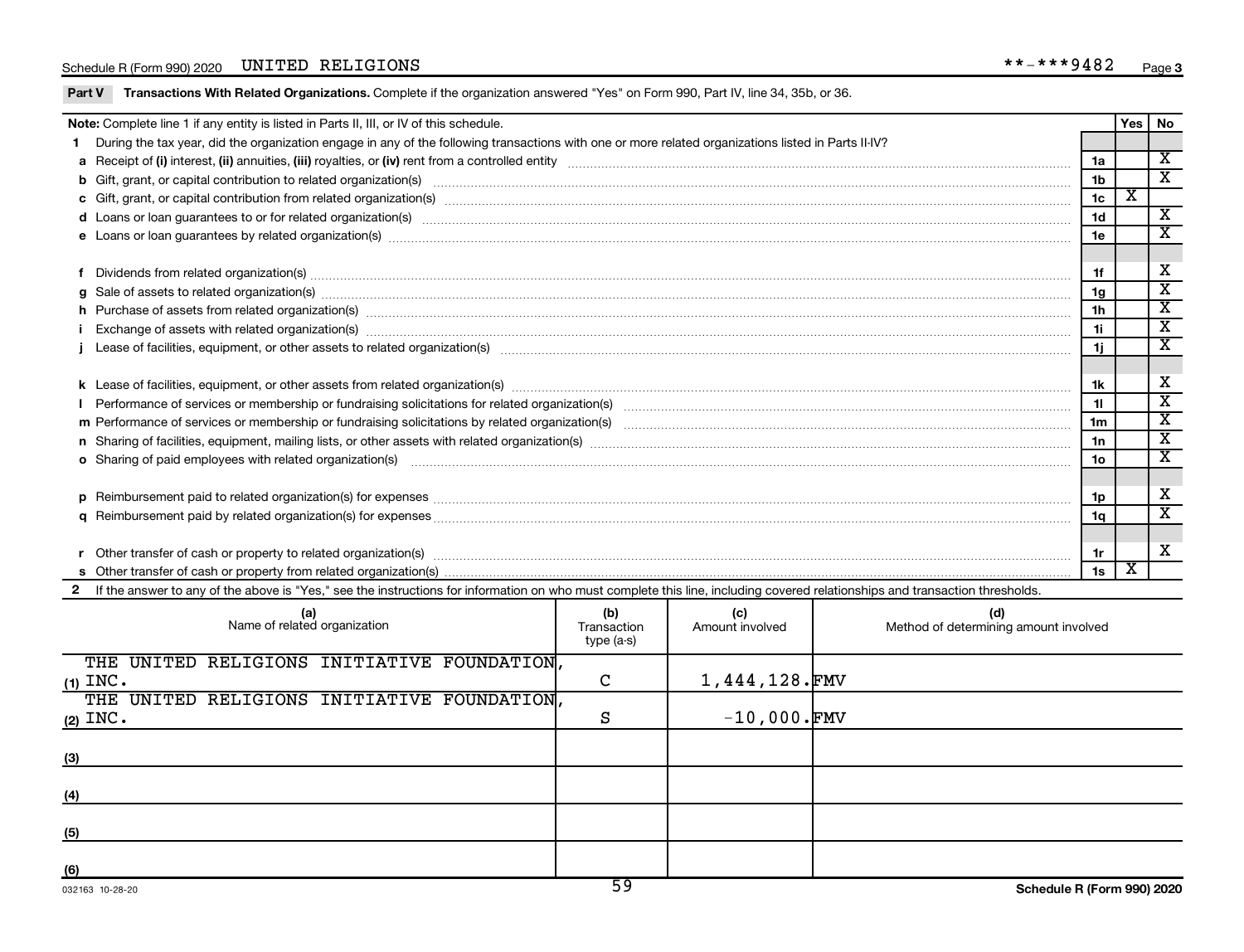Schedule R (Form 990) 2020 UNITED RELIGIONS **-***9482 Page 3

## Part V Transactions With Related Organizations. Complete if the organization answered "Yes" on Form 990, Part IV, line 34, 35b, or 36.

| Note: Complete line 1 if any entity is listed in Parts II, III, or IV of this schedule. | | Yes | No |
|---|---|---|---|
| **1** During the tax year, did the organization engage in any of the following transactions with one or more related organizations listed in Parts II-IV? | | | |
| **a** Receipt of **(i)** interest, **(ii)** annuities, **(iii)** royalties, or **(iv)** rent from a controlled entity | 1a | | X |
| **b** Gift, grant, or capital contribution to related organization(s) | 1b | | X |
| **c** Gift, grant, or capital contribution from related organization(s) | 1c | X | |
| **d** Loans or loan guarantees to or for related organization(s) | 1d | | X |
| **e** Loans or loan guarantees by related organization(s) | 1e | | X |
| **f** Dividends from related organization(s) | 1f | | X |
| **g** Sale of assets to related organization(s) | 1g | | X |
| **h** Purchase of assets from related organization(s) | 1h | | X |
| **i** Exchange of assets with related organization(s) | 1i | | X |
| **j** Lease of facilities, equipment, or other assets to related organization(s) | 1j | | X |
| **k** Lease of facilities, equipment, or other assets from related organization(s) | 1k | | X |
| **l** Performance of services or membership or fundraising solicitations for related organization(s) | 1l | | X |
| **m** Performance of services or membership or fundraising solicitations by related organization(s) | 1m | | X |
| **n** Sharing of facilities, equipment, mailing lists, or other assets with related organization(s) | 1n | | X |
| **o** Sharing of paid employees with related organization(s) | 1o | | X |
| **p** Reimbursement paid to related organization(s) for expenses | 1p | | X |
| **q** Reimbursement paid by related organization(s) for expenses | 1q | | X |
| **r** Other transfer of cash or property to related organization(s) | 1r | | X |
| **s** Other transfer of cash or property from related organization(s) | 1s | X | |

**2** If the answer to any of the above is "Yes," see the instructions for information on who must complete this line, including covered relationships and transaction thresholds.

| | (a) Name of related organization | (b) Transaction type (a-s) | (c) Amount involved | (d) Method of determining amount involved |
|---|---|---|---|---|
| (1) | THE UNITED RELIGIONS INITIATIVE FOUNDATION, INC. | C | 1,444,128. | FMV |
| (2) | THE UNITED RELIGIONS INITIATIVE FOUNDATION, INC. | S | -10,000. | FMV |
| (3) | | | | |
| (4) | | | | |
| (5) | | | | |
| (6) | | | | |

032163 10-28-20 Schedule R (Form 990) 2020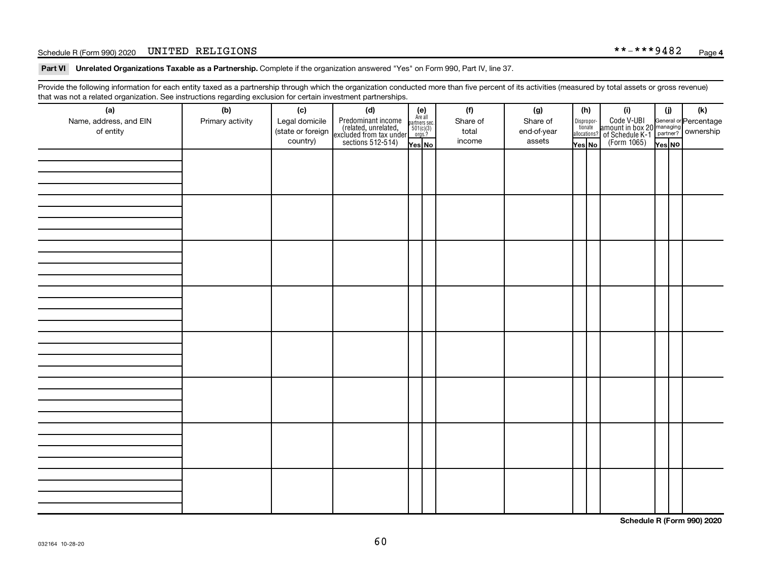## Part VI Unrelated Organizations Taxable as a Partnership.

Complete if the organization answered "Yes" on Form 990, Part IV, line 37.

Provide the following information for each entity taxed as a partnership through which the organization conducted more than five percent of its activities (measured by total assets or gross revenue) that was not a related organization. See instructions regarding exclusion for certain investment partnerships.

| (a) Name, address, and EIN of entity | (b) Primary activity | (c) Legal domicile (state or foreign country) | (d) Predominant income (related, unrelated, excluded from tax under sections 512-514) | (e) Are all partners sec. 501(c)(3) orgs.? | | (f) Share of total income | (g) Share of end-of-year assets | (h) Disproportionate allocations? | | (i) Code V-UBI amount in box 20 of Schedule K-1 (Form 1065) | (j) General or managing partner? | | (k) Percentage ownership |
|---|---|---|---|---|---|---|---|---|---|---|---|---|---|
| | | | | Yes | No | | | Yes | No | | Yes | No | |
| | | | | | | | | | | | | | |
| | | | | | | | | | | | | | |
| | | | | | | | | | | | | | |
| | | | | | | | | | | | | | |
| | | | | | | | | | | | | | |
| | | | | | | | | | | | | | |
| | | | | | | | | | | | | | |
| | | | | | | | | | | | | | |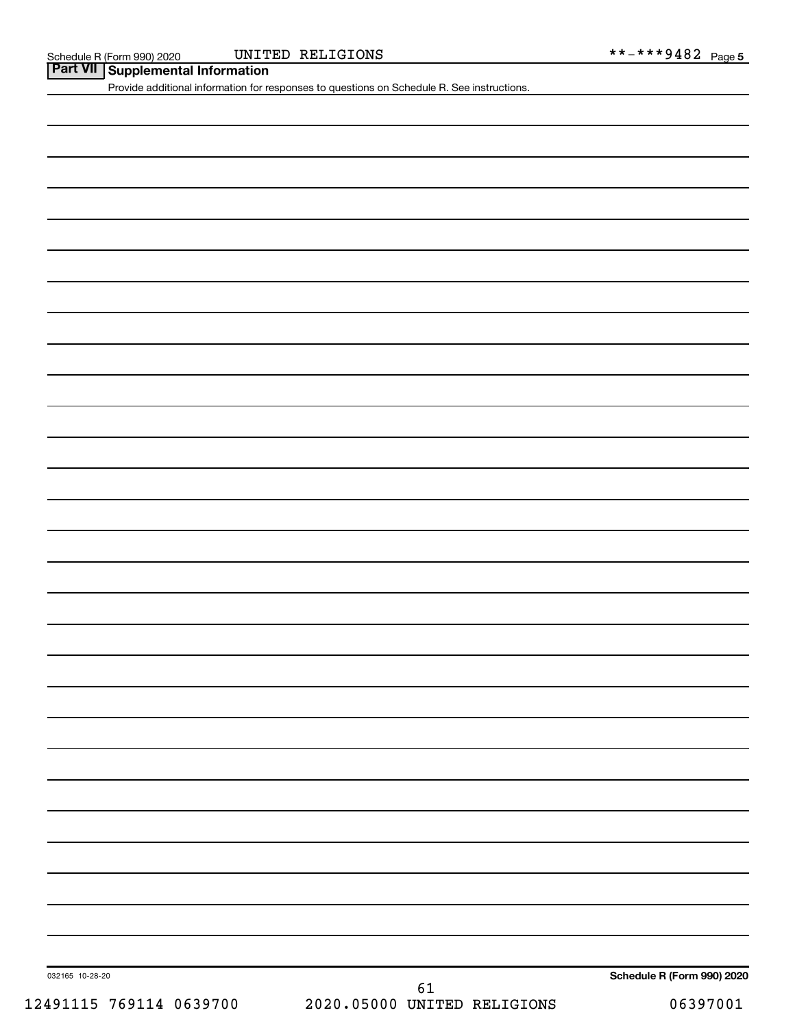## Part VII Supplemental Information

Provide additional information for responses to questions on Schedule R. See instructions.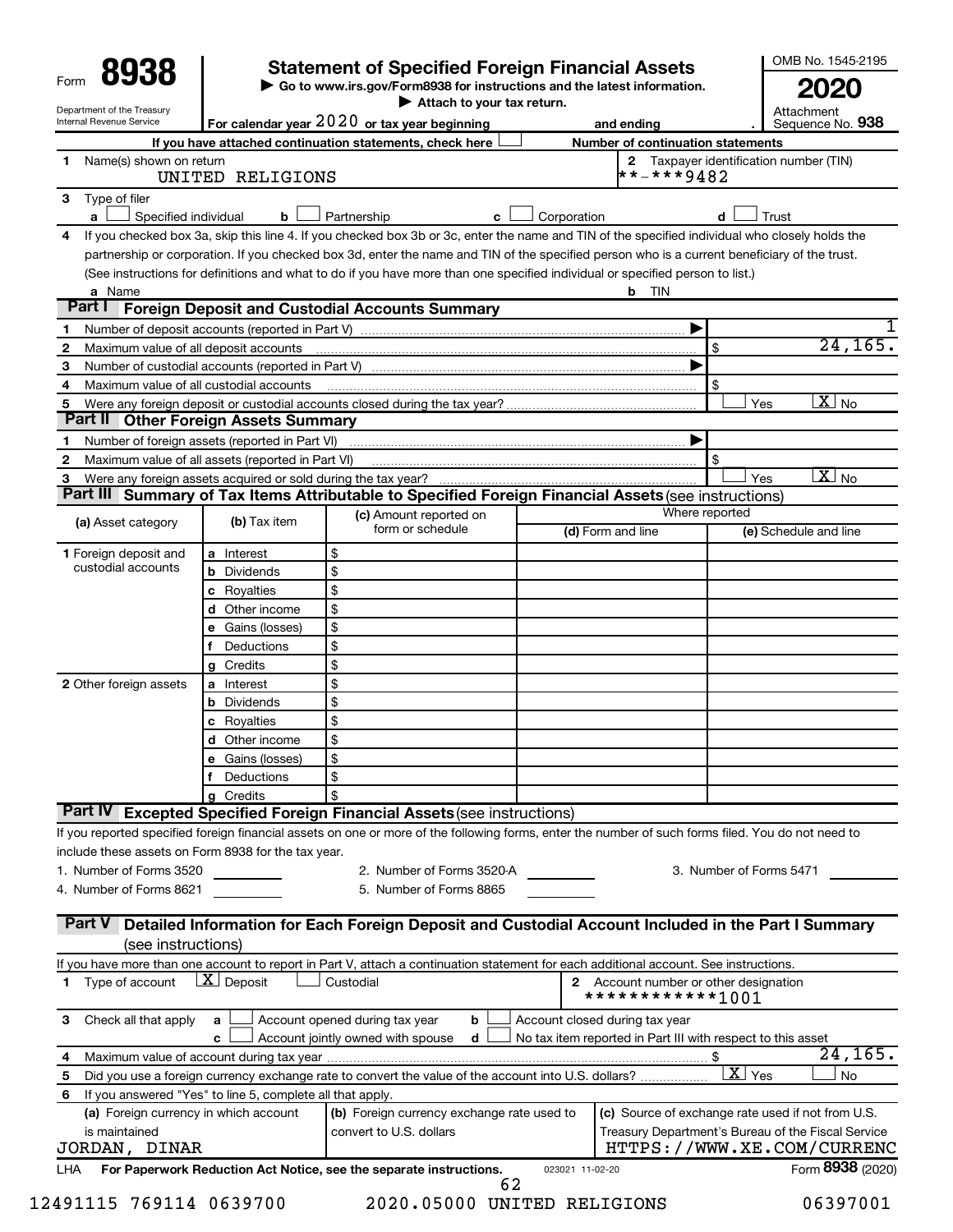Form **8938**

Department of the Treasury
Internal Revenue Service

# Statement of Specified Foreign Financial Assets

▶ Go to www.irs.gov/Form8938 for instructions and the latest information.
▶ Attach to your tax return.

OMB No. 1545-2195

**2020**

Attachment Sequence No. **938**

For calendar year 2020 or tax year beginning , and ending .

If you have attached continuation statements, check here ☐ Number of continuation statements

**1** Name(s) shown on return: UNITED RELIGIONS

**2** Taxpayer identification number (TIN): **-***9482

**3** Type of filer
a ☐ Specified individual b ☐ Partnership c ☐ Corporation d ☐ Trust

**4** If you checked box 3a, skip this line 4. If you checked box 3b or 3c, enter the name and TIN of the specified individual who closely holds the partnership or corporation. If you checked box 3d, enter the name and TIN of the specified person who is a current beneficiary of the trust. (See instructions for definitions and what to do if you have more than one specified individual or specified person to list.)

a Name b TIN

## Part I Foreign Deposit and Custodial Accounts Summary

| | | |
|---|---|---|
| 1 | Number of deposit accounts (reported in Part V) ▶ | 1 |
| 2 | Maximum value of all deposit accounts | $ 24,165. |
| 3 | Number of custodial accounts (reported in Part V) ▶ | |
| 4 | Maximum value of all custodial accounts | $ |
| 5 | Were any foreign deposit or custodial accounts closed during the tax year? | ☐ Yes ☒ No |

## Part II Other Foreign Assets Summary

| | | |
|---|---|---|
| 1 | Number of foreign assets (reported in Part VI) ▶ | |
| 2 | Maximum value of all assets (reported in Part VI) | $ |
| 3 | Were any foreign assets acquired or sold during the tax year? | ☐ Yes ☒ No |

## Part III Summary of Tax Items Attributable to Specified Foreign Financial Assets (see instructions)

| (a) Asset category | (b) Tax item | (c) Amount reported on form or schedule | (d) Form and line | (e) Schedule and line |
|---|---|---|---|---|
| 1 Foreign deposit and custodial accounts | a Interest | $ | | |
| | b Dividends | $ | | |
| | c Royalties | $ | | |
| | d Other income | $ | | |
| | e Gains (losses) | $ | | |
| | f Deductions | $ | | |
| | g Credits | $ | | |
| 2 Other foreign assets | a Interest | $ | | |
| | b Dividends | $ | | |
| | c Royalties | $ | | |
| | d Other income | $ | | |
| | e Gains (losses) | $ | | |
| | f Deductions | $ | | |
| | g Credits | $ | | |

## Part IV Excepted Specified Foreign Financial Assets (see instructions)

If you reported specified foreign financial assets on one or more of the following forms, enter the number of such forms filed. You do not need to include these assets on Form 8938 for the tax year.

1. Number of Forms 3520 ____ 2. Number of Forms 3520-A ____ 3. Number of Forms 5471 ____
4. Number of Forms 8621 ____ 5. Number of Forms 8865 ____

## Part V Detailed Information for Each Foreign Deposit and Custodial Account Included in the Part I Summary (see instructions)

If you have more than one account to report in Part V, attach a continuation statement for each additional account. See instructions.

**1** Type of account ☒ Deposit ☐ Custodial

**2** Account number or other designation: *************1001

**3** Check all that apply a ☐ Account opened during tax year b ☐ Account closed during tax year c ☐ Account jointly owned with spouse d ☐ No tax item reported in Part III with respect to this asset

**4** Maximum value of account during tax year: $ 24,165.

**5** Did you use a foreign currency exchange rate to convert the value of the account into U.S. dollars? ☒ Yes ☐ No

**6** If you answered "Yes" to line 5, complete all that apply.

| (a) Foreign currency in which account is maintained | (b) Foreign currency exchange rate used to convert to U.S. dollars | (c) Source of exchange rate used if not from U.S. Treasury Department's Bureau of the Fiscal Service |
|---|---|---|
| JORDAN, DINAR | | HTTPS://WWW.XE.COM/CURRENC |

LHA For Paperwork Reduction Act Notice, see the separate instructions. 023021 11-02-20 Form **8938** (2020)

12491115 769114 0639700 2020.05000 UNITED RELIGIONS 06397001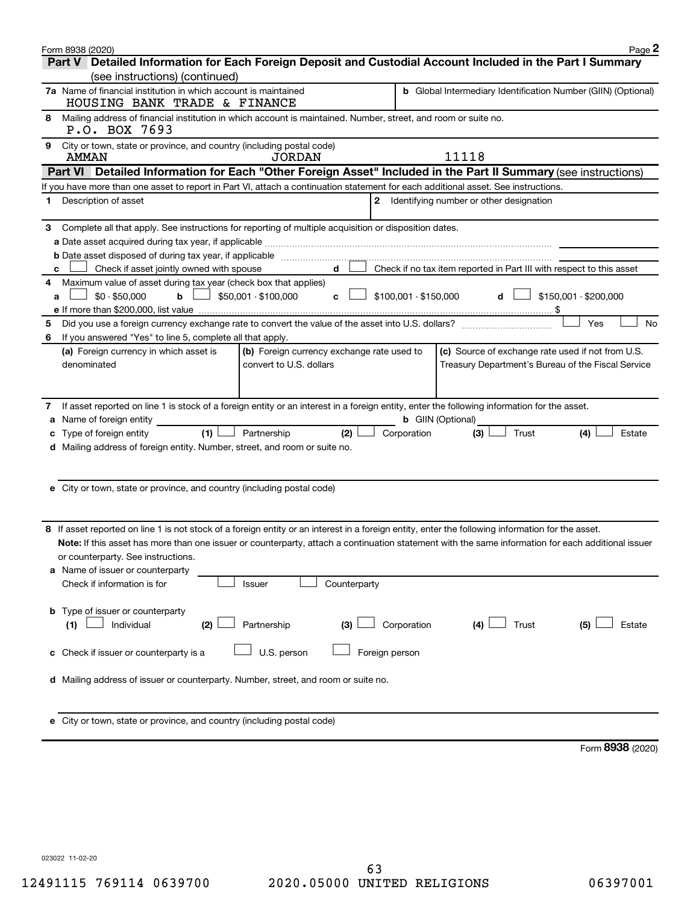Form 8938 (2020)

## Part V Detailed Information for Each Foreign Deposit and Custodial Account Included in the Part I Summary (see instructions) (continued)

**7a** Name of financial institution in which account is maintained
HOUSING BANK TRADE & FINANCE

**b** Global Intermediary Identification Number (GIIN) (Optional)

**8** Mailing address of financial institution in which account is maintained. Number, street, and room or suite no.
P.O. BOX 7693

**9** City or town, state or province, and country (including postal code)
AMMAN JORDAN 11118

## Part VI Detailed Information for Each "Other Foreign Asset" Included in the Part II Summary (see instructions)

If you have more than one asset to report in Part VI, attach a continuation statement for each additional asset. See instructions.

**1** Description of asset

**2** Identifying number or other designation

**3** Complete all that apply. See instructions for reporting of multiple acquisition or disposition dates.

**a** Date asset acquired during tax year, if applicable

**b** Date asset disposed of during tax year, if applicable

**c** ☐ Check if asset jointly owned with spouse **d** ☐ Check if no tax item reported in Part III with respect to this asset

**4** Maximum value of asset during tax year (check box that applies)

**a** ☐ $0 - $50,000 **b** ☐ $50,001 - $100,000 **c** ☐ $100,001 - $150,000 **d** ☐ $150,001 - $200,000

**e** If more than $200,000, list value $

**5** Did you use a foreign currency exchange rate to convert the value of the asset into U.S. dollars? ☐ Yes ☐ No

**6** If you answered "Yes" to line 5, complete all that apply.

| (a) Foreign currency in which asset is denominated | (b) Foreign currency exchange rate used to convert to U.S. dollars | (c) Source of exchange rate used if not from U.S. Treasury Department's Bureau of the Fiscal Service |
|---|---|---|
| | | |

**7** If asset reported on line 1 is stock of a foreign entity or an interest in a foreign entity, enter the following information for the asset.

**a** Name of foreign entity **b** GIIN (Optional)

**c** Type of foreign entity (1) ☐ Partnership (2) ☐ Corporation (3) ☐ Trust (4) ☐ Estate

**d** Mailing address of foreign entity. Number, street, and room or suite no.

**e** City or town, state or province, and country (including postal code)

**8** If asset reported on line 1 is not stock of a foreign entity or an interest in a foreign entity, enter the following information for the asset.

**Note:** If this asset has more than one issuer or counterparty, attach a continuation statement with the same information for each additional issuer or counterparty. See instructions.

**a** Name of issuer or counterparty
Check if information is for ☐ Issuer ☐ Counterparty

**b** Type of issuer or counterparty
(1) ☐ Individual (2) ☐ Partnership (3) ☐ Corporation (4) ☐ Trust (5) ☐ Estate

**c** Check if issuer or counterparty is a ☐ U.S. person ☐ Foreign person

**d** Mailing address of issuer or counterparty. Number, street, and room or suite no.

**e** City or town, state or province, and country (including postal code)

Form **8938** (2020)

023022 11-02-20

12491115 769114 0639700 2020.05000 UNITED RELIGIONS 06397001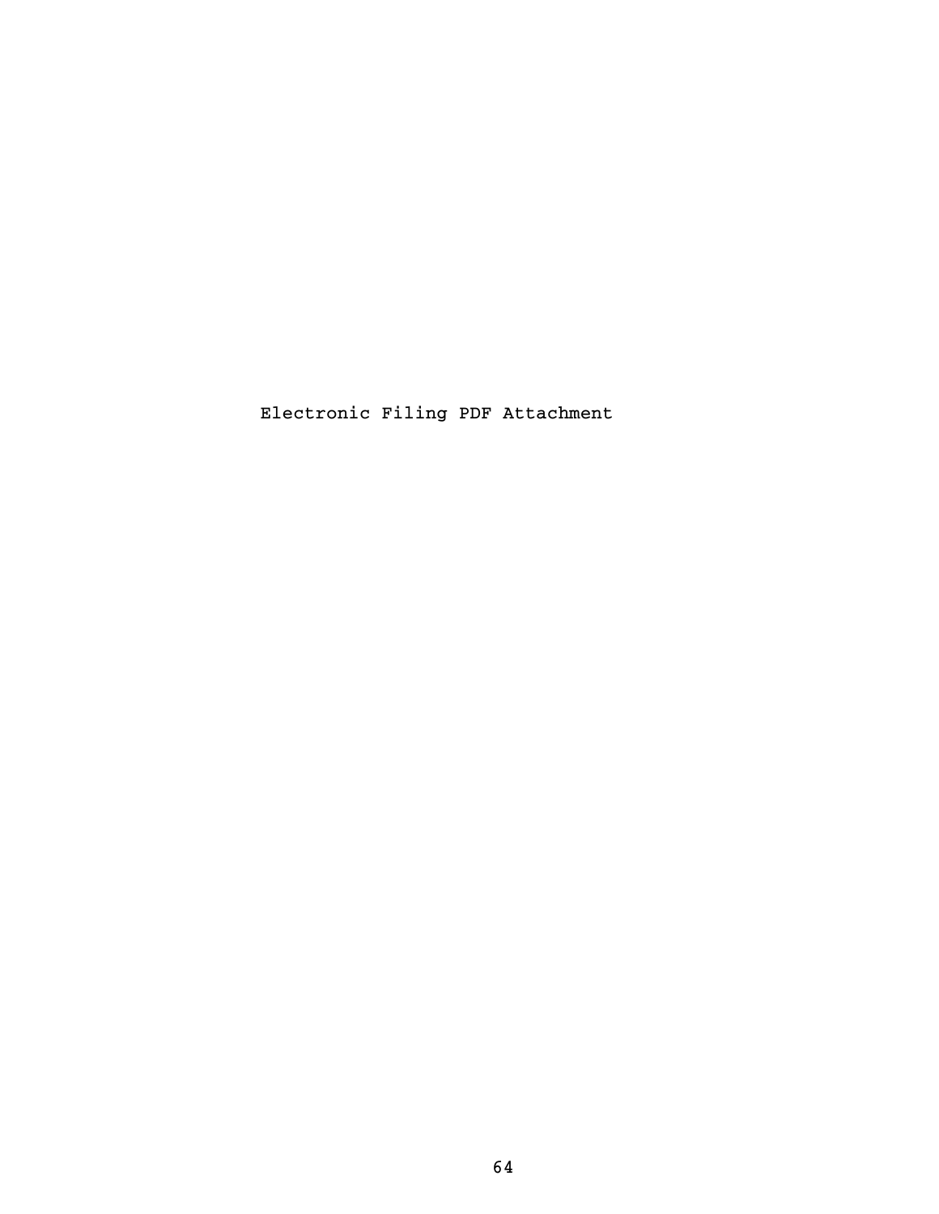Electronic Filing PDF Attachment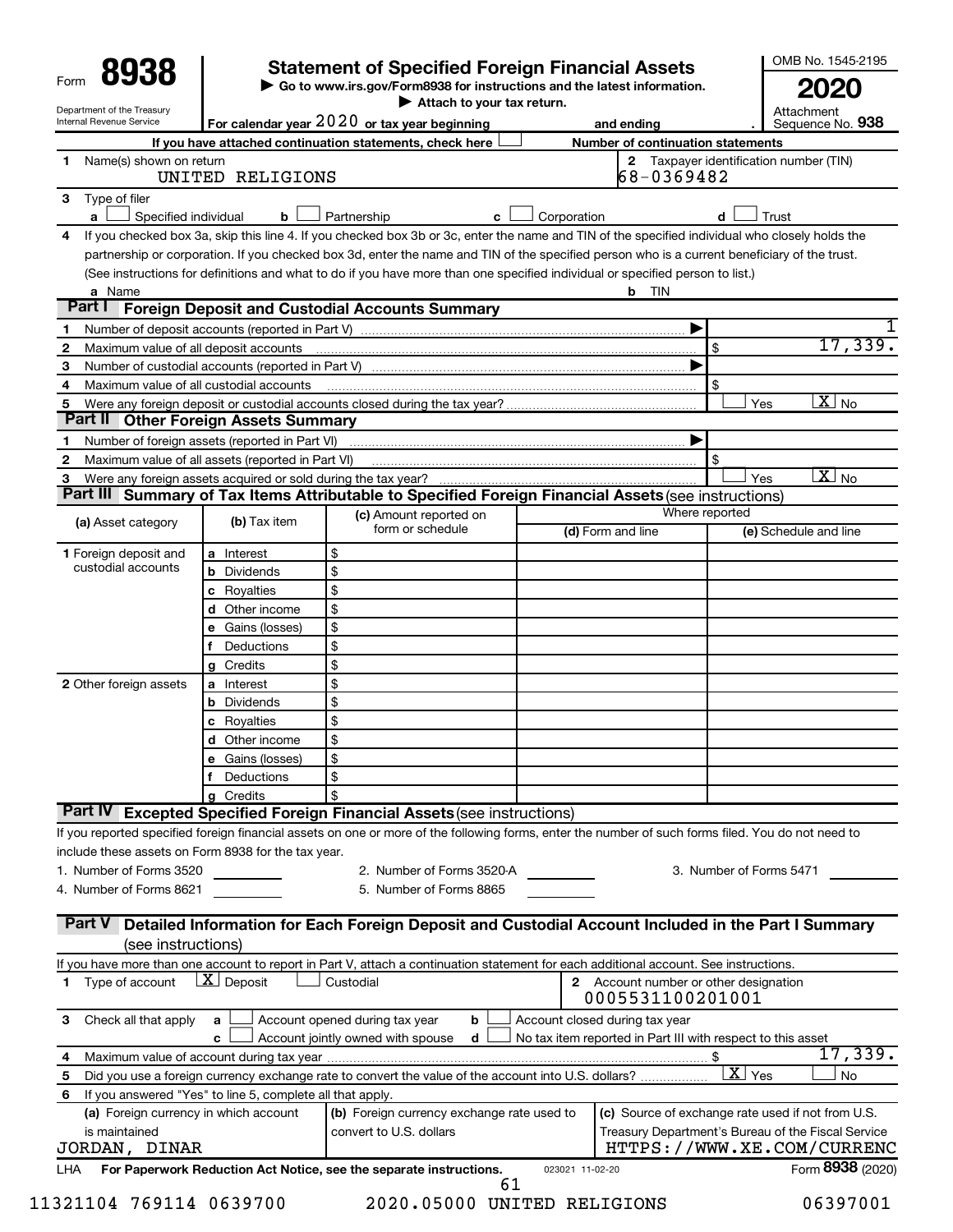Form **8938**

Department of the Treasury
Internal Revenue Service

# Statement of Specified Foreign Financial Assets

▶ Go to www.irs.gov/Form8938 for instructions and the latest information.
▶ Attach to your tax return.

OMB No. 1545-2195

**2020**

Attachment Sequence No. **938**

For calendar year 2020 or tax year beginning , and ending .

If you have attached continuation statements, check here ☐ Number of continuation statements

**1** Name(s) shown on return: UNITED RELIGIONS

**2** Taxpayer identification number (TIN): 68-0369482

**3** Type of filer
a ☐ Specified individual b ☐ Partnership c ☐ Corporation d ☐ Trust

**4** If you checked box 3a, skip this line 4. If you checked box 3b or 3c, enter the name and TIN of the specified individual who closely holds the partnership or corporation. If you checked box 3d, enter the name and TIN of the specified person who is a current beneficiary of the trust. (See instructions for definitions and what to do if you have more than one specified individual or specified person to list.)

a Name b TIN

## Part I Foreign Deposit and Custodial Accounts Summary

| | | |
|---|---|---|
| 1 | Number of deposit accounts (reported in Part V) ▶ | 1 |
| 2 | Maximum value of all deposit accounts | $ 17,339. |
| 3 | Number of custodial accounts (reported in Part V) ▶ | |
| 4 | Maximum value of all custodial accounts | $ |
| 5 | Were any foreign deposit or custodial accounts closed during the tax year? | ☐ Yes ☒ No |

## Part II Other Foreign Assets Summary

| | | |
|---|---|---|
| 1 | Number of foreign assets (reported in Part VI) ▶ | |
| 2 | Maximum value of all assets (reported in Part VI) | $ |
| 3 | Were any foreign assets acquired or sold during the tax year? | ☐ Yes ☒ No |

## Part III Summary of Tax Items Attributable to Specified Foreign Financial Assets (see instructions)

| (a) Asset category | (b) Tax item | (c) Amount reported on form or schedule | Where reported (d) Form and line | (e) Schedule and line |
|---|---|---|---|---|
| 1 Foreign deposit and custodial accounts | a Interest | $ | | |
| | b Dividends | $ | | |
| | c Royalties | $ | | |
| | d Other income | $ | | |
| | e Gains (losses) | $ | | |
| | f Deductions | $ | | |
| | g Credits | $ | | |
| 2 Other foreign assets | a Interest | $ | | |
| | b Dividends | $ | | |
| | c Royalties | $ | | |
| | d Other income | $ | | |
| | e Gains (losses) | $ | | |
| | f Deductions | $ | | |
| | g Credits | $ | | |

## Part IV Excepted Specified Foreign Financial Assets (see instructions)

If you reported specified foreign financial assets on one or more of the following forms, enter the number of such forms filed. You do not need to include these assets on Form 8938 for the tax year.

1. Number of Forms 3520 ______ 2. Number of Forms 3520-A ______ 3. Number of Forms 5471 ______
4. Number of Forms 8621 ______ 5. Number of Forms 8865 ______

## Part V Detailed Information for Each Foreign Deposit and Custodial Account Included in the Part I Summary (see instructions)

If you have more than one account to report in Part V, attach a continuation statement for each additional account. See instructions.

**1** Type of account ☒ Deposit ☐ Custodial

**2** Account number or other designation: 0005531100201001

**3** Check all that apply: a ☐ Account opened during tax year b ☐ Account closed during tax year c ☐ Account jointly owned with spouse d ☐ No tax item reported in Part III with respect to this asset

**4** Maximum value of account during tax year: $ 17,339.

**5** Did you use a foreign currency exchange rate to convert the value of the account into U.S. dollars? ☒ Yes ☐ No

**6** If you answered "Yes" to line 5, complete all that apply.

| (a) Foreign currency in which account is maintained | (b) Foreign currency exchange rate used to convert to U.S. dollars | (c) Source of exchange rate used if not from U.S. Treasury Department's Bureau of the Fiscal Service |
|---|---|---|
| JORDAN, DINAR | | HTTPS://WWW.XE.COM/CURRENC |

LHA For Paperwork Reduction Act Notice, see the separate instructions. Form **8938** (2020)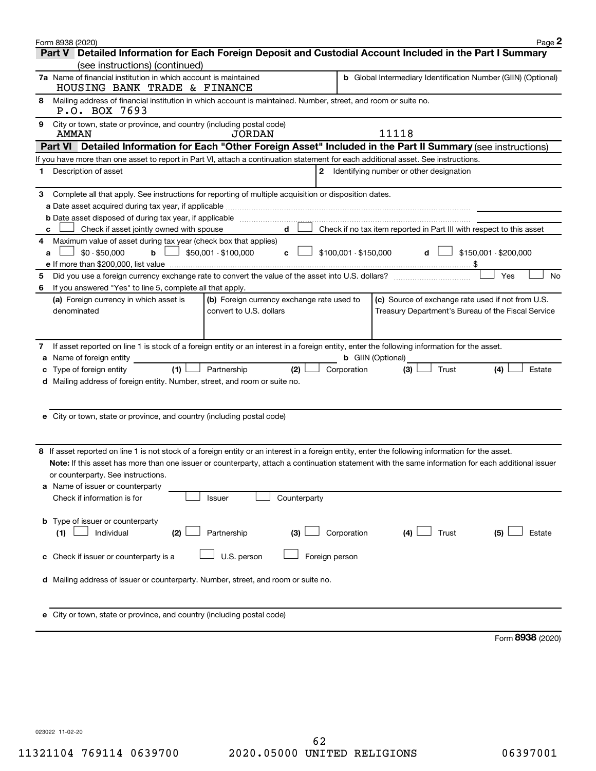Form 8938 (2020)

## Part V Detailed Information for Each Foreign Deposit and Custodial Account Included in the Part I Summary (see instructions) (continued)

**7a** Name of financial institution in which account is maintained
HOUSING BANK TRADE & FINANCE

**b** Global Intermediary Identification Number (GIIN) (Optional)

**8** Mailing address of financial institution in which account is maintained. Number, street, and room or suite no.
P.O. BOX 7693

**9** City or town, state or province, and country (including postal code)
AMMAN JORDAN 11118

## Part VI Detailed Information for Each "Other Foreign Asset" Included in the Part II Summary (see instructions)

If you have more than one asset to report in Part VI, attach a continuation statement for each additional asset. See instructions.

**1** Description of asset

**2** Identifying number or other designation

**3** Complete all that apply. See instructions for reporting of multiple acquisition or disposition dates.

**a** Date asset acquired during tax year, if applicable

**b** Date asset disposed of during tax year, if applicable

**c** ☐ Check if asset jointly owned with spouse **d** ☐ Check if no tax item reported in Part III with respect to this asset

**4** Maximum value of asset during tax year (check box that applies)

**a** ☐ $0 - $50,000 **b** ☐ $50,001 - $100,000 **c** ☐ $100,001 - $150,000 **d** ☐ $150,001 - $200,000

**e** If more than $200,000, list value $

**5** Did you use a foreign currency exchange rate to convert the value of the asset into U.S. dollars? ☐ Yes ☐ No

**6** If you answered "Yes" to line 5, complete all that apply.

| (a) Foreign currency in which asset is denominated | (b) Foreign currency exchange rate used to convert to U.S. dollars | (c) Source of exchange rate used if not from U.S. Treasury Department's Bureau of the Fiscal Service |
|---|---|---|
| | | |

**7** If asset reported on line 1 is stock of a foreign entity or an interest in a foreign entity, enter the following information for the asset.

**a** Name of foreign entity

**b** GIIN (Optional)

**c** Type of foreign entity (1) ☐ Partnership (2) ☐ Corporation (3) ☐ Trust (4) ☐ Estate

**d** Mailing address of foreign entity. Number, street, and room or suite no.

**e** City or town, state or province, and country (including postal code)

**8** If asset reported on line 1 is not stock of a foreign entity or an interest in a foreign entity, enter the following information for the asset.

**Note:** If this asset has more than one issuer or counterparty, attach a continuation statement with the same information for each additional issuer or counterparty. See instructions.

**a** Name of issuer or counterparty

Check if information is for ☐ Issuer ☐ Counterparty

**b** Type of issuer or counterparty

(1) ☐ Individual (2) ☐ Partnership (3) ☐ Corporation (4) ☐ Trust (5) ☐ Estate

**c** Check if issuer or counterparty is a ☐ U.S. person ☐ Foreign person

**d** Mailing address of issuer or counterparty. Number, street, and room or suite no.

**e** City or town, state or province, and country (including postal code)

Form **8938** (2020)

023022 11-02-20

11321104 769114 0639700 2020.05000 UNITED RELIGIONS 06397001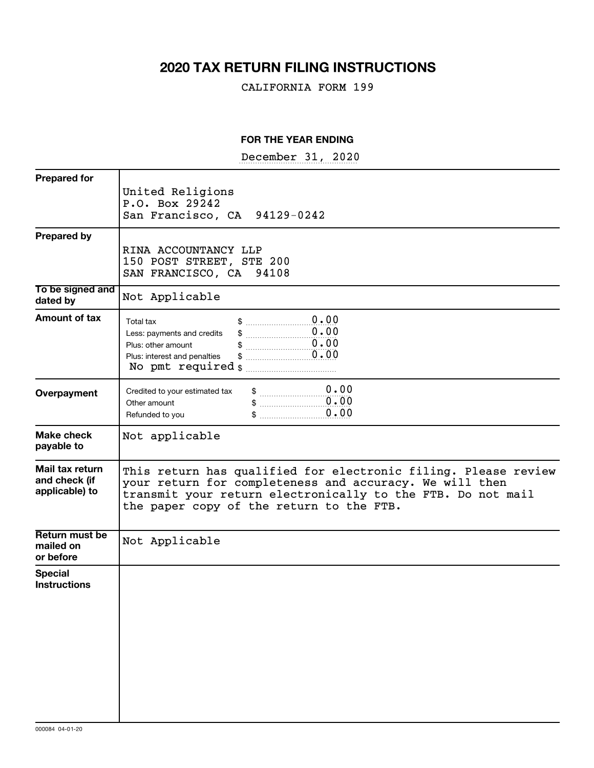# 2020 TAX RETURN FILING INSTRUCTIONS

CALIFORNIA FORM 199

**FOR THE YEAR ENDING**

December 31, 2020

| | |
|---|---|
| **Prepared for** | United Religions<br>P.O. Box 29242<br>San Francisco, CA 94129-0242 |
| **Prepared by** | RINA ACCOUNTANCY LLP<br>150 POST STREET, STE 200<br>SAN FRANCISCO, CA 94108 |
| **To be signed and dated by** | Not Applicable |
| **Amount of tax** | Total tax $ 0.00<br>Less: payments and credits $ 0.00<br>Plus: other amount $ 0.00<br>Plus: interest and penalties $ 0.00<br>No pmt required $ |
| **Overpayment** | Credited to your estimated tax $ 0.00<br>Other amount $ 0.00<br>Refunded to you $ 0.00 |
| **Make check payable to** | Not applicable |
| **Mail tax return and check (if applicable) to** | This return has qualified for electronic filing. Please review your return for completeness and accuracy. We will then transmit your return electronically to the FTB. Do not mail the paper copy of the return to the FTB. |
| **Return must be mailed on or before** | Not Applicable |
| **Special Instructions** | |

000084 04-01-20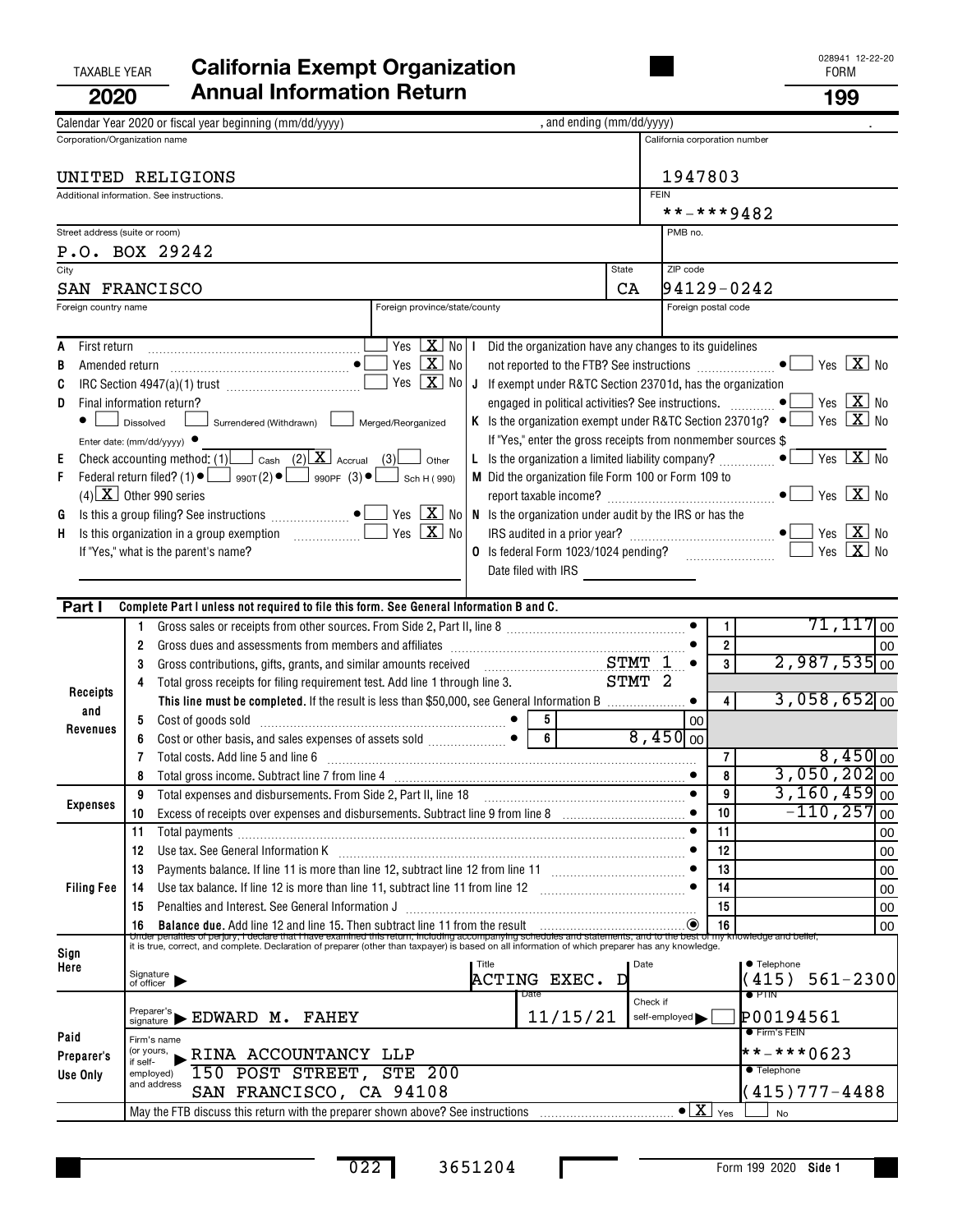TAXABLE YEAR **2020**

# California Exempt Organization Annual Information Return

028941 12-22-20
FORM **199**

Calendar Year 2020 or fiscal year beginning (mm/dd/yyyy) , and ending (mm/dd/yyyy) .

| Corporation/Organization name | California corporation number |
|---|---|
| UNITED RELIGIONS | 1947803 |
| Additional information. See instructions. | FEIN **-***9482 |
| Street address (suite or room) P.O. BOX 29242 | PMB no. |
| City SAN FRANCISCO | State CA / ZIP code 94129-0242 |
| Foreign country name / Foreign province/state/county | Foreign postal code |

A First return ... Yes [ ] No [X]
B Amended return ... Yes [ ] No [X]
C IRC Section 4947(a)(1) trust ... Yes [ ] No [X]
D Final information return? [ ] Dissolved [ ] Surrendered (Withdrawn) [ ] Merged/Reorganized
Enter date: (mm/dd/yyyy)
E Check accounting method: (1) [ ] Cash (2) [X] Accrual (3) [ ] Other
F Federal return filed? (1) [ ] 990T (2) [ ] 990PF (3) [ ] Sch H (990) (4) [X] Other 990 series
G Is this a group filing? See instructions ... Yes [ ] No [X]
H Is this organization in a group exemption ... Yes [ ] No [X]
If "Yes," what is the parent's name?

I Did the organization have any changes to its guidelines not reported to the FTB? See instructions ... Yes [ ] No [X]
J If exempt under R&TC Section 23701d, has the organization engaged in political activities? See instructions. ... Yes [ ] No [X]
K Is the organization exempt under R&TC Section 23701g? ... Yes [ ] No [X]
If "Yes," enter the gross receipts from nonmember sources $
L Is the organization a limited liability company? ... Yes [ ] No [X]
M Did the organization file Form 100 or Form 109 to report taxable income? ... Yes [ ] No [X]
N Is the organization under audit by the IRS or has the IRS audited in a prior year? ... Yes [ ] No [X]
O Is federal Form 1023/1024 pending? ... Yes [ ] No [X]
Date filed with IRS

## Part I Complete Part I unless not required to file this form. See General Information B and C.

| Section | Line | Description | | Amount |
|---|---|---|---|---|
| Receipts and Revenues | 1 | Gross sales or receipts from other sources. From Side 2, Part II, line 8 | 1 | 71,117 00 |
| | 2 | Gross dues and assessments from members and affiliates | 2 | 00 |
| | 3 | Gross contributions, gifts, grants, and similar amounts received STMT 1 | 3 | 2,987,535 00 |
| | 4 | Total gross receipts for filing requirement test. Add line 1 through line 3. STMT 2 **This line must be completed.** If the result is less than $50,000, see General Information B | 4 | 3,058,652 00 |
| | 5 | Cost of goods sold ... 5 — 00 | | |
| | 6 | Cost or other basis, and sales expenses of assets sold ... 6 — 8,450 00 | | |
| | 7 | Total costs. Add line 5 and line 6 | 7 | 8,450 00 |
| | 8 | Total gross income. Subtract line 7 from line 4 | 8 | 3,050,202 00 |
| Expenses | 9 | Total expenses and disbursements. From Side 2, Part II, line 18 | 9 | 3,160,459 00 |
| | 10 | Excess of receipts over expenses and disbursements. Subtract line 9 from line 8 | 10 | -110,257 00 |
| Filing Fee | 11 | Total payments | 11 | 00 |
| | 12 | Use tax. See General Information K | 12 | 00 |
| | 13 | Payments balance. If line 11 is more than line 12, subtract line 12 from line 11 | 13 | 00 |
| | 14 | Use tax balance. If line 12 is more than line 11, subtract line 11 from line 12 | 14 | 00 |
| | 15 | Penalties and Interest. See General Information J | 15 | 00 |
| | 16 | **Balance due.** Add line 12 and line 15. Then subtract line 11 from the result | 16 | 00 |

**Sign Here**
Under penalties of perjury, I declare that I have examined this return, including accompanying schedules and statements, and to the best of my knowledge and belief, it is true, correct, and complete. Declaration of preparer (other than taxpayer) is based on all information of which preparer has any knowledge.

Signature of officer — Title: ACTING EXEC. D — Date — Telephone: (415) 561-2300

**Paid Preparer's Use Only**
Preparer's signature: EDWARD M. FAHEY — Date: 11/15/21 — Check if self-employed [ ] — PTIN: P00194561
Firm's name (or yours, if self-employed) and address: RINA ACCOUNTANCY LLP, 150 POST STREET, STE 200, SAN FRANCISCO, CA 94108 — Firm's FEIN: **-***0623 — Telephone: (415)777-4488

May the FTB discuss this return with the preparer shown above? See instructions ... [X] Yes [ ] No

022 3651204 Form 199 2020 Side 1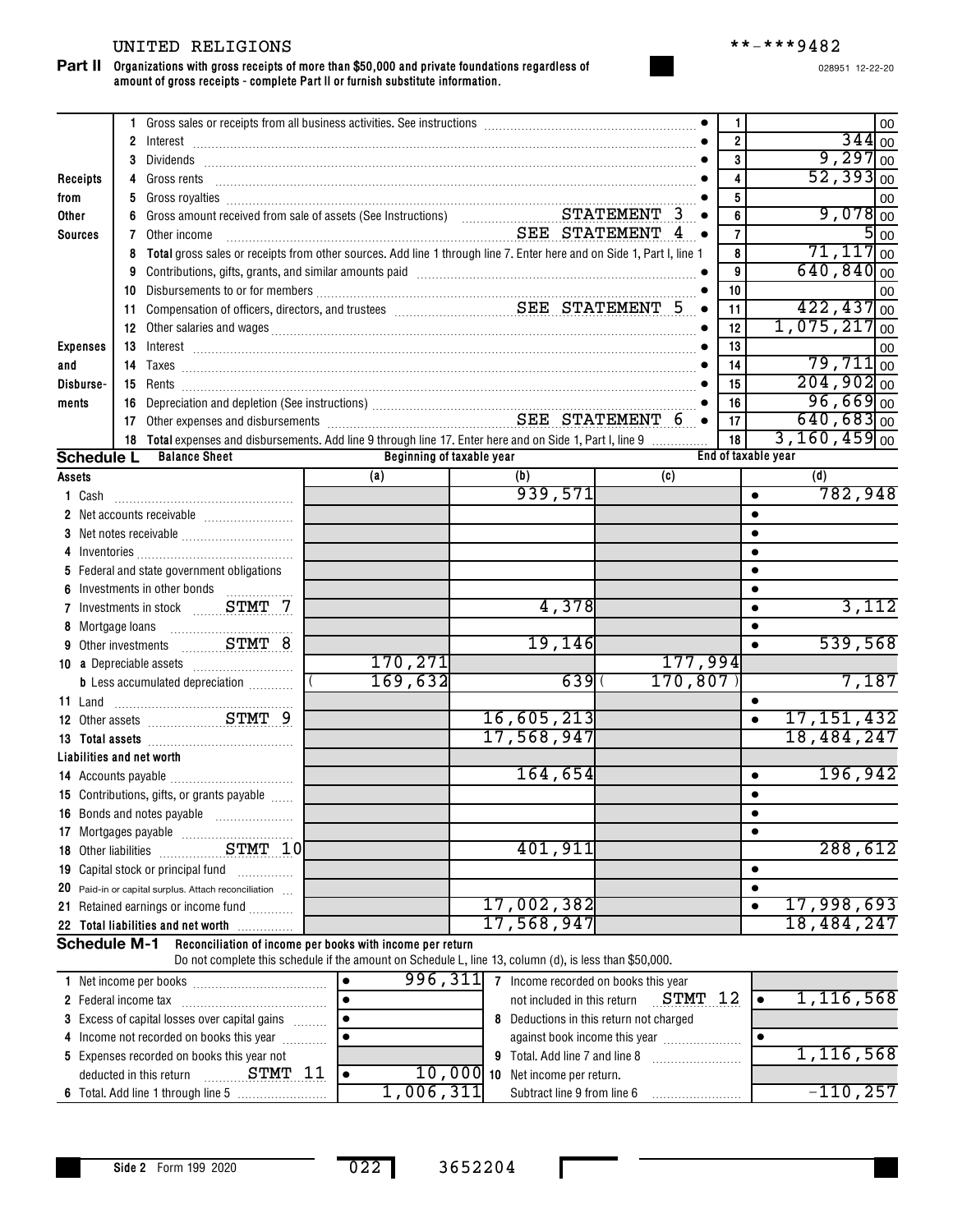UNITED RELIGIONS **-***9482

028951 12-22-20

**Part II Organizations with gross receipts of more than $50,000 and private foundations regardless of amount of gross receipts - complete Part II or furnish substitute information.**

| | | | | |
|---|---|---|---|---|
| **Receipts from Other Sources** | 1 | Gross sales or receipts from all business activities. See instructions | 1 | 00 |
| | 2 | Interest | 2 | 344 00 |
| | 3 | Dividends | 3 | 9,297 00 |
| | 4 | Gross rents | 4 | 52,393 00 |
| | 5 | Gross royalties | 5 | 00 |
| | 6 | Gross amount received from sale of assets (See Instructions) STATEMENT 3 | 6 | 9,078 00 |
| | 7 | Other income SEE STATEMENT 4 | 7 | 5 00 |
| | 8 | **Total** gross sales or receipts from other sources. Add line 1 through line 7. Enter here and on Side 1, Part I, line 1 | 8 | 71,117 00 |
| **Expenses and Disbursements** | 9 | Contributions, gifts, grants, and similar amounts paid | 9 | 640,840 00 |
| | 10 | Disbursements to or for members | 10 | 00 |
| | 11 | Compensation of officers, directors, and trustees SEE STATEMENT 5 | 11 | 422,437 00 |
| | 12 | Other salaries and wages | 12 | 1,075,217 00 |
| | 13 | Interest | 13 | 00 |
| | 14 | Taxes | 14 | 79,711 00 |
| | 15 | Rents | 15 | 204,902 00 |
| | 16 | Depreciation and depletion (See instructions) | 16 | 96,669 00 |
| | 17 | Other expenses and disbursements SEE STATEMENT 6 | 17 | 640,683 00 |
| | 18 | **Total** expenses and disbursements. Add line 9 through line 17. Enter here and on Side 1, Part I, line 9 | 18 | 3,160,459 00 |

**Schedule L Balance Sheet**

| Assets | Beginning of taxable year (a) | Beginning of taxable year (b) | End of taxable year (c) | End of taxable year (d) |
|---|---|---|---|---|
| 1 Cash | | 939,571 | | 782,948 |
| 2 Net accounts receivable | | | | |
| 3 Net notes receivable | | | | |
| 4 Inventories | | | | |
| 5 Federal and state government obligations | | | | |
| 6 Investments in other bonds | | | | |
| 7 Investments in stock STMT 7 | | 4,378 | | 3,112 |
| 8 Mortgage loans | | | | |
| 9 Other investments STMT 8 | | 19,146 | | 539,568 |
| 10 a Depreciable assets | 170,271 | | 177,994 | |
| b Less accumulated depreciation | ( 169,632 ) | 639 | ( 170,807 ) | 7,187 |
| 11 Land | | | | |
| 12 Other assets STMT 9 | | 16,605,213 | | 17,151,432 |
| 13 **Total assets** | | 17,568,947 | | 18,484,247 |
| **Liabilities and net worth** | | | | |
| 14 Accounts payable | | 164,654 | | 196,942 |
| 15 Contributions, gifts, or grants payable | | | | |
| 16 Bonds and notes payable | | | | |
| 17 Mortgages payable | | | | |
| 18 Other liabilities STMT 10 | | 401,911 | | 288,612 |
| 19 Capital stock or principal fund | | | | |
| 20 Paid-in or capital surplus. Attach reconciliation | | | | |
| 21 Retained earnings or income fund | | 17,002,382 | | 17,998,693 |
| 22 **Total liabilities and net worth** | | 17,568,947 | | 18,484,247 |

**Schedule M-1 Reconciliation of income per books with income per return**

Do not complete this schedule if the amount on Schedule L, line 13, column (d), is less than $50,000.

| | | | |
|---|---|---|---|
| 1 Net income per books | 996,311 | 7 Income recorded on books this year not included in this return STMT 12 | 1,116,568 |
| 2 Federal income tax | | 8 Deductions in this return not charged against book income this year | |
| 3 Excess of capital losses over capital gains | | | |
| 4 Income not recorded on books this year | | | |
| 5 Expenses recorded on books this year not deducted in this return STMT 11 | 10,000 | 9 Total. Add line 7 and line 8 | 1,116,568 |
| 6 Total. Add line 1 through line 5 | 1,006,311 | 10 Net income per return. Subtract line 9 from line 6 | -110,257 |

Side 2 Form 199 2020 022 3652204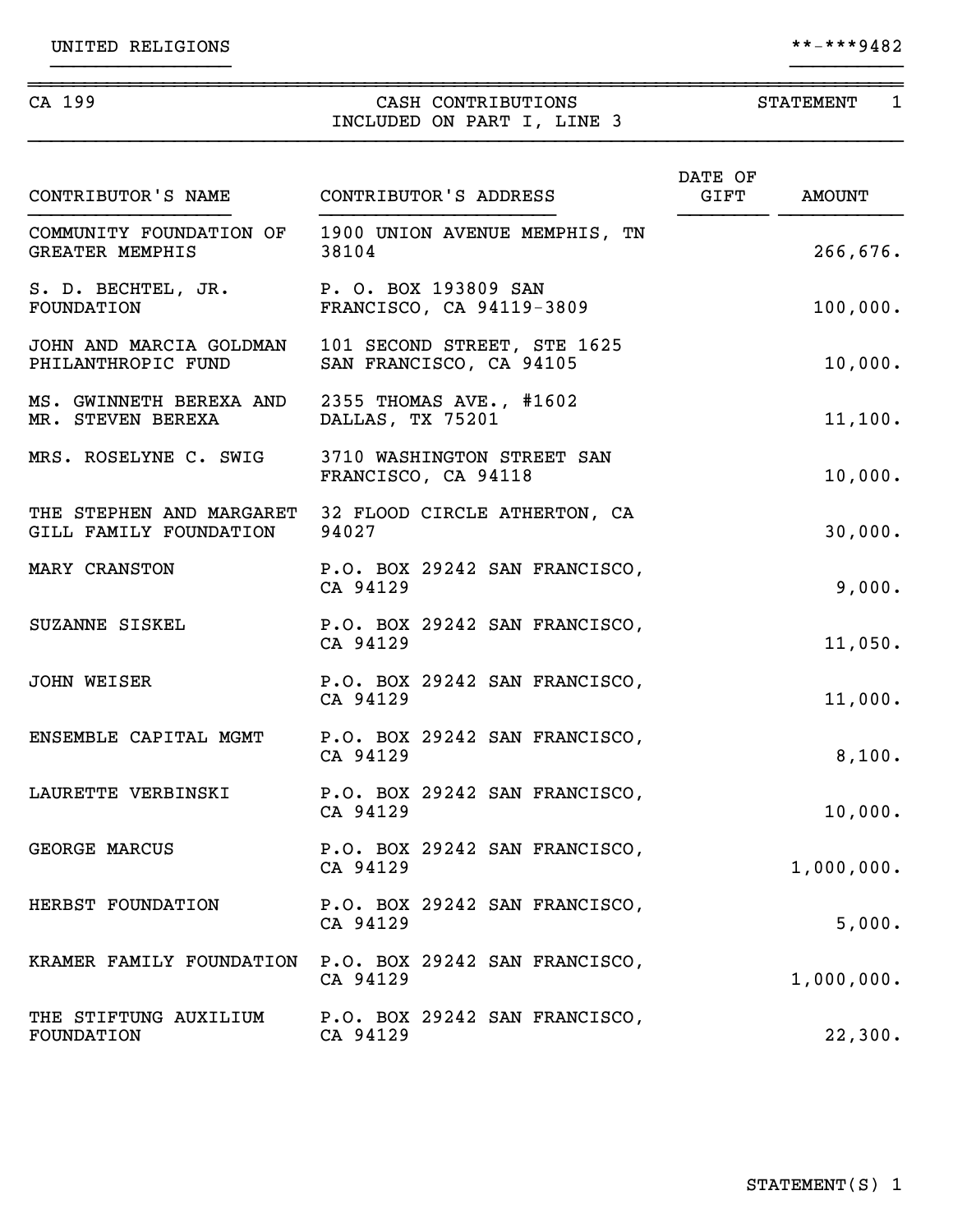UNITED RELIGIONS **-***9482

CA 199 CASH CONTRIBUTIONS INCLUDED ON PART I, LINE 3 STATEMENT 1

| CONTRIBUTOR'S NAME | CONTRIBUTOR'S ADDRESS | DATE OF GIFT | AMOUNT |
|---|---|---|---|
| COMMUNITY FOUNDATION OF GREATER MEMPHIS | 1900 UNION AVENUE MEMPHIS, TN 38104 | | 266,676. |
| S. D. BECHTEL, JR. FOUNDATION | P. O. BOX 193809 SAN FRANCISCO, CA 94119-3809 | | 100,000. |
| JOHN AND MARCIA GOLDMAN PHILANTHROPIC FUND | 101 SECOND STREET, STE 1625 SAN FRANCISCO, CA 94105 | | 10,000. |
| MS. GWINNETH BEREXA AND MR. STEVEN BEREXA | 2355 THOMAS AVE., #1602 DALLAS, TX 75201 | | 11,100. |
| MRS. ROSELYNE C. SWIG | 3710 WASHINGTON STREET SAN FRANCISCO, CA 94118 | | 10,000. |
| THE STEPHEN AND MARGARET GILL FAMILY FOUNDATION | 32 FLOOD CIRCLE ATHERTON, CA 94027 | | 30,000. |
| MARY CRANSTON | P.O. BOX 29242 SAN FRANCISCO, CA 94129 | | 9,000. |
| SUZANNE SISKEL | P.O. BOX 29242 SAN FRANCISCO, CA 94129 | | 11,050. |
| JOHN WEISER | P.O. BOX 29242 SAN FRANCISCO, CA 94129 | | 11,000. |
| ENSEMBLE CAPITAL MGMT | P.O. BOX 29242 SAN FRANCISCO, CA 94129 | | 8,100. |
| LAURETTE VERBINSKI | P.O. BOX 29242 SAN FRANCISCO, CA 94129 | | 10,000. |
| GEORGE MARCUS | P.O. BOX 29242 SAN FRANCISCO, CA 94129 | | 1,000,000. |
| HERBST FOUNDATION | P.O. BOX 29242 SAN FRANCISCO, CA 94129 | | 5,000. |
| KRAMER FAMILY FOUNDATION | P.O. BOX 29242 SAN FRANCISCO, CA 94129 | | 1,000,000. |
| THE STIFTUNG AUXILIUM FOUNDATION | P.O. BOX 29242 SAN FRANCISCO, CA 94129 | | 22,300. |

STATEMENT(S) 1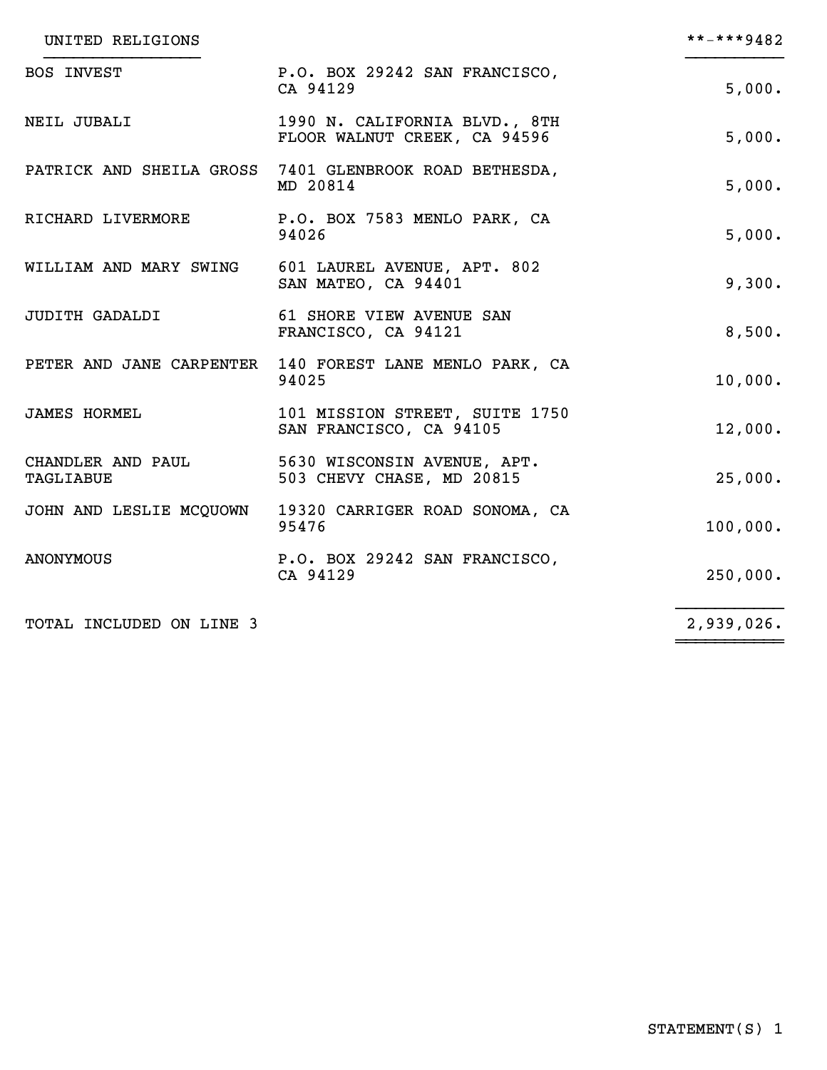UNITED RELIGIONS **-***9482

| | | |
|---|---|---|
| BOS INVEST | P.O. BOX 29242 SAN FRANCISCO, CA 94129 | 5,000. |
| NEIL JUBALI | 1990 N. CALIFORNIA BLVD., 8TH FLOOR WALNUT CREEK, CA 94596 | 5,000. |
| PATRICK AND SHEILA GROSS | 7401 GLENBROOK ROAD BETHESDA, MD 20814 | 5,000. |
| RICHARD LIVERMORE | P.O. BOX 7583 MENLO PARK, CA 94026 | 5,000. |
| WILLIAM AND MARY SWING | 601 LAUREL AVENUE, APT. 802 SAN MATEO, CA 94401 | 9,300. |
| JUDITH GADALDI | 61 SHORE VIEW AVENUE SAN FRANCISCO, CA 94121 | 8,500. |
| PETER AND JANE CARPENTER | 140 FOREST LANE MENLO PARK, CA 94025 | 10,000. |
| JAMES HORMEL | 101 MISSION STREET, SUITE 1750 SAN FRANCISCO, CA 94105 | 12,000. |
| CHANDLER AND PAUL TAGLIABUE | 5630 WISCONSIN AVENUE, APT. 503 CHEVY CHASE, MD 20815 | 25,000. |
| JOHN AND LESLIE MCQUOWN | 19320 CARRIGER ROAD SONOMA, CA 95476 | 100,000. |
| ANONYMOUS | P.O. BOX 29242 SAN FRANCISCO, CA 94129 | 250,000. |
| TOTAL INCLUDED ON LINE 3 | | 2,939,026. |

STATEMENT(S) 1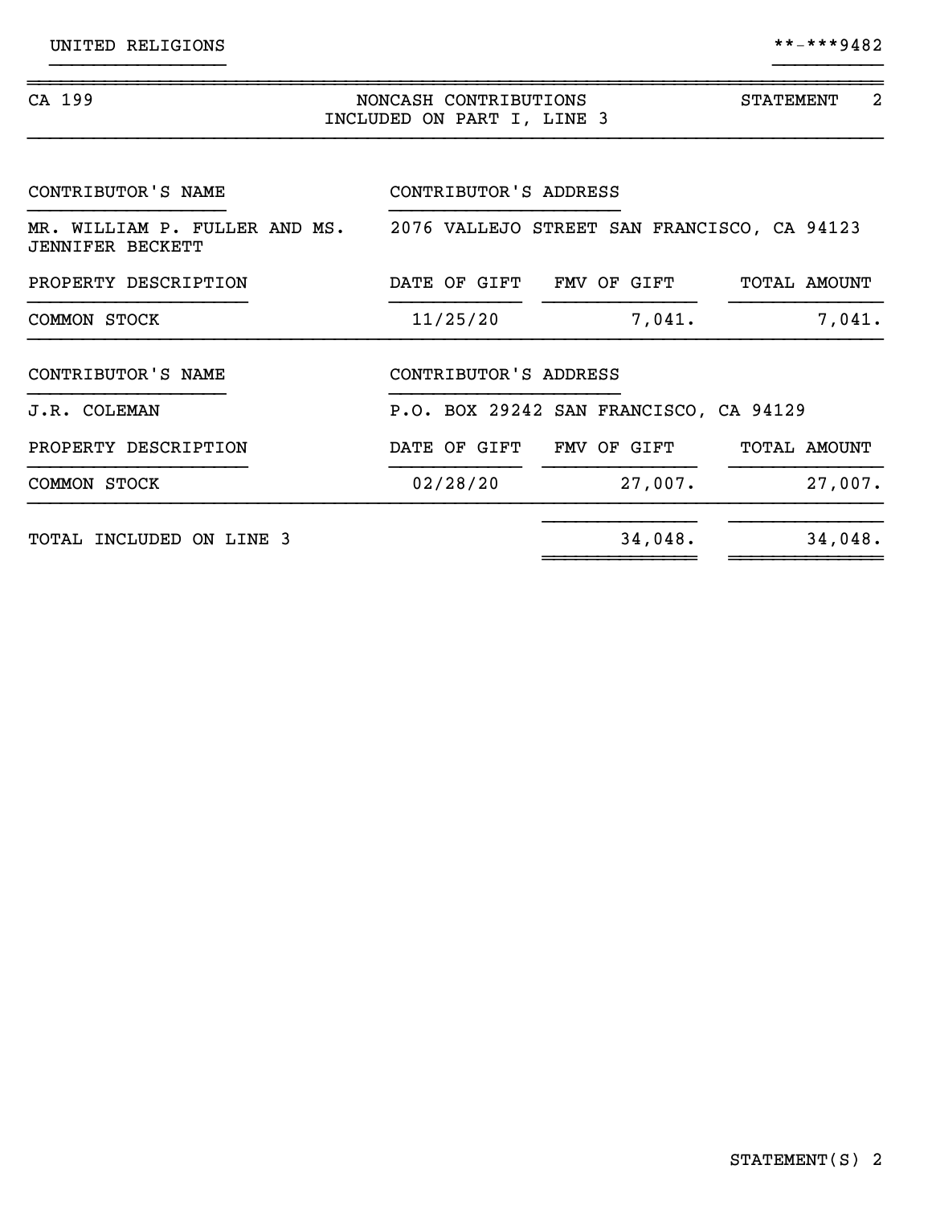UNITED RELIGIONS **-***9482

CA 199 — NONCASH CONTRIBUTIONS INCLUDED ON PART I, LINE 3 — STATEMENT 2

| CONTRIBUTOR'S NAME | CONTRIBUTOR'S ADDRESS | | |
|---|---|---|---|
| MR. WILLIAM P. FULLER AND MS. JENNIFER BECKETT | 2076 VALLEJO STREET SAN FRANCISCO, CA 94123 | | |
| **PROPERTY DESCRIPTION** | **DATE OF GIFT** | **FMV OF GIFT** | **TOTAL AMOUNT** |
| COMMON STOCK | 11/25/20 | 7,041. | 7,041. |

| CONTRIBUTOR'S NAME | CONTRIBUTOR'S ADDRESS | | |
|---|---|---|---|
| J.R. COLEMAN | P.O. BOX 29242 SAN FRANCISCO, CA 94129 | | |
| **PROPERTY DESCRIPTION** | **DATE OF GIFT** | **FMV OF GIFT** | **TOTAL AMOUNT** |
| COMMON STOCK | 02/28/20 | 27,007. | 27,007. |

| | | FMV OF GIFT | TOTAL AMOUNT |
|---|---|---|---|
| TOTAL INCLUDED ON LINE 3 | | 34,048. | 34,048. |

STATEMENT(S) 2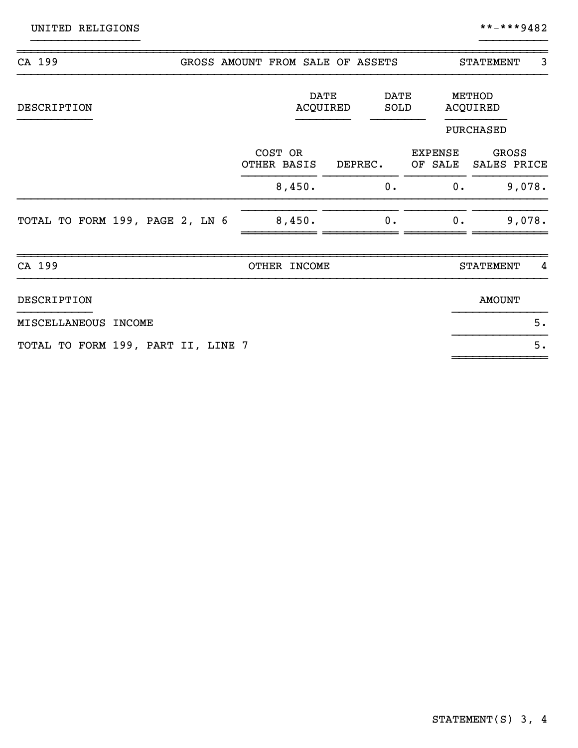UNITED RELIGIONS **-***9482

## CA 199 — GROSS AMOUNT FROM SALE OF ASSETS — STATEMENT 3

| DESCRIPTION | | DATE ACQUIRED | DATE SOLD | METHOD ACQUIRED |
|---|---|---|---|---|
| | | | | PURCHASED |
| | COST OR OTHER BASIS | DEPREC. | EXPENSE OF SALE | GROSS SALES PRICE |
| | 8,450. | 0. | 0. | 9,078. |
| TOTAL TO FORM 199, PAGE 2, LN 6 | 8,450. | 0. | 0. | 9,078. |

## CA 199 — OTHER INCOME — STATEMENT 4

| DESCRIPTION | AMOUNT |
|---|---|
| MISCELLANEOUS INCOME | 5. |
| TOTAL TO FORM 199, PART II, LINE 7 | 5. |

STATEMENT(S) 3, 4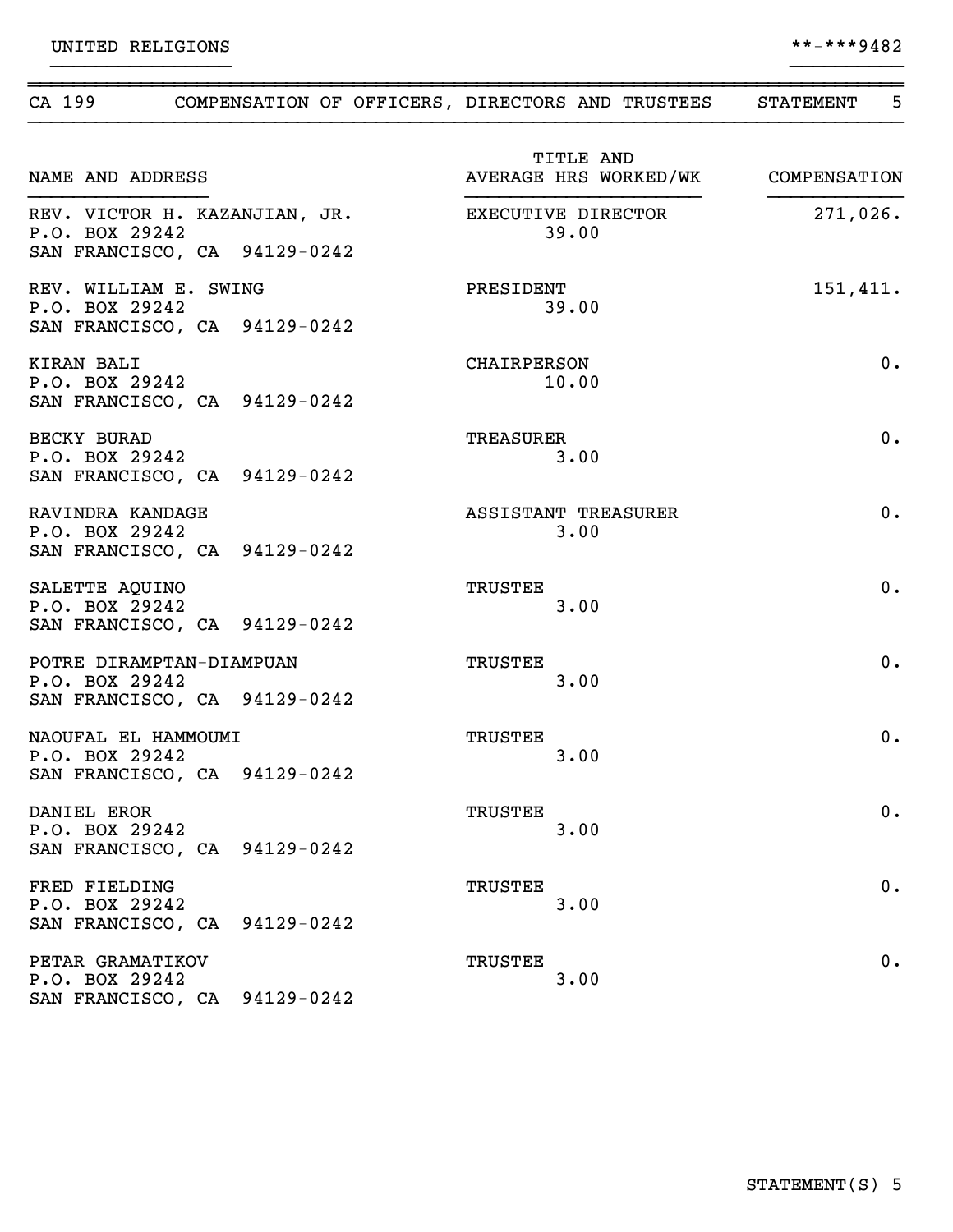UNITED RELIGIONS

**-***9482

## CA 199 COMPENSATION OF OFFICERS, DIRECTORS AND TRUSTEES STATEMENT 5

| NAME AND ADDRESS | TITLE AND AVERAGE HRS WORKED/WK | COMPENSATION |
|---|---|---|
| REV. VICTOR H. KAZANJIAN, JR.<br>P.O. BOX 29242<br>SAN FRANCISCO, CA 94129-0242 | EXECUTIVE DIRECTOR<br>39.00 | 271,026. |
| REV. WILLIAM E. SWING<br>P.O. BOX 29242<br>SAN FRANCISCO, CA 94129-0242 | PRESIDENT<br>39.00 | 151,411. |
| KIRAN BALI<br>P.O. BOX 29242<br>SAN FRANCISCO, CA 94129-0242 | CHAIRPERSON<br>10.00 | 0. |
| BECKY BURAD<br>P.O. BOX 29242<br>SAN FRANCISCO, CA 94129-0242 | TREASURER<br>3.00 | 0. |
| RAVINDRA KANDAGE<br>P.O. BOX 29242<br>SAN FRANCISCO, CA 94129-0242 | ASSISTANT TREASURER<br>3.00 | 0. |
| SALETTE AQUINO<br>P.O. BOX 29242<br>SAN FRANCISCO, CA 94129-0242 | TRUSTEE<br>3.00 | 0. |
| POTRE DIRAMPTAN-DIAMPUAN<br>P.O. BOX 29242<br>SAN FRANCISCO, CA 94129-0242 | TRUSTEE<br>3.00 | 0. |
| NAOUFAL EL HAMMOUMI<br>P.O. BOX 29242<br>SAN FRANCISCO, CA 94129-0242 | TRUSTEE<br>3.00 | 0. |
| DANIEL EROR<br>P.O. BOX 29242<br>SAN FRANCISCO, CA 94129-0242 | TRUSTEE<br>3.00 | 0. |
| FRED FIELDING<br>P.O. BOX 29242<br>SAN FRANCISCO, CA 94129-0242 | TRUSTEE<br>3.00 | 0. |
| PETAR GRAMATIKOV<br>P.O. BOX 29242<br>SAN FRANCISCO, CA 94129-0242 | TRUSTEE<br>3.00 | 0. |

STATEMENT(S) 5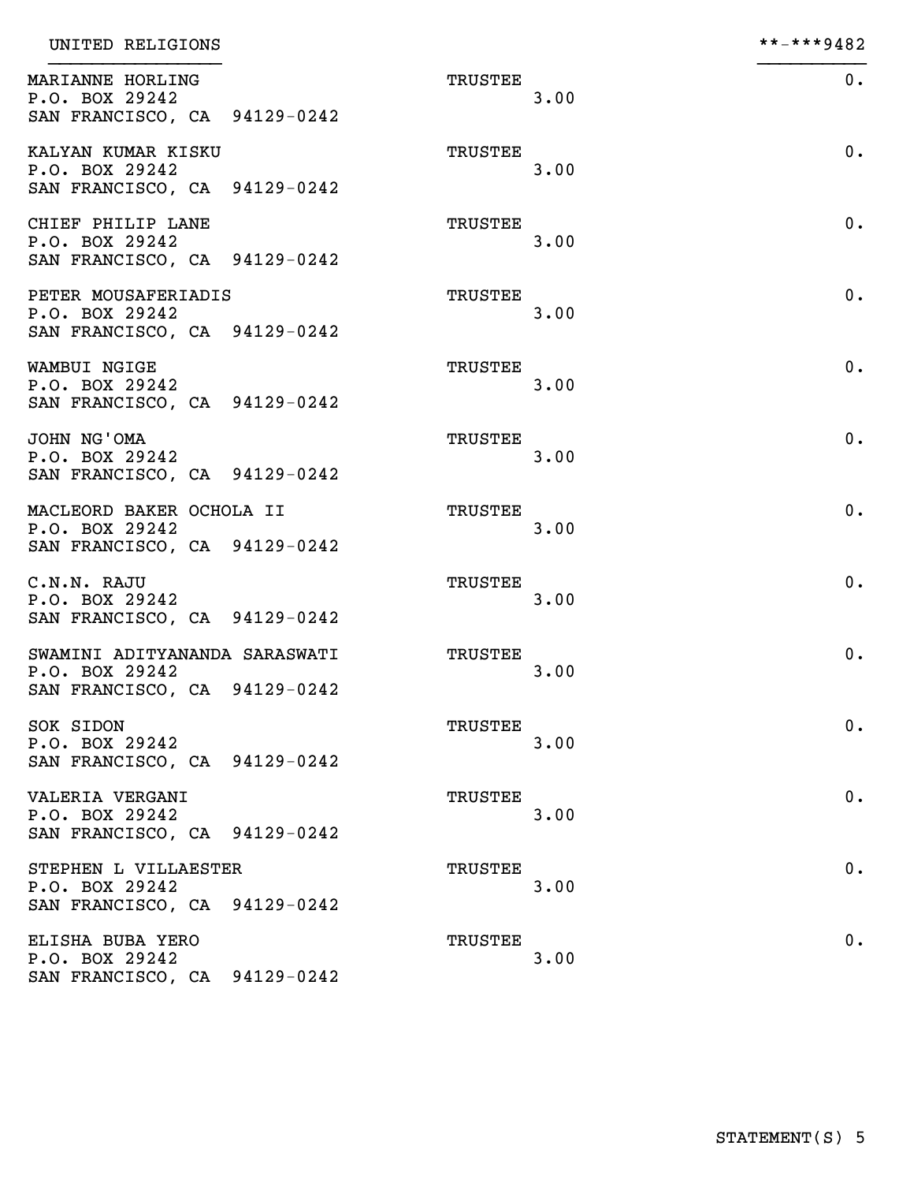UNITED RELIGIONS **-***9482

| Name and Address | Title | Hours | Compensation |
|---|---|---|---|
| MARIANNE HORLING<br>P.O. BOX 29242<br>SAN FRANCISCO, CA 94129-0242 | TRUSTEE | 3.00 | 0. |
| KALYAN KUMAR KISKU<br>P.O. BOX 29242<br>SAN FRANCISCO, CA 94129-0242 | TRUSTEE | 3.00 | 0. |
| CHIEF PHILIP LANE<br>P.O. BOX 29242<br>SAN FRANCISCO, CA 94129-0242 | TRUSTEE | 3.00 | 0. |
| PETER MOUSAFERIADIS<br>P.O. BOX 29242<br>SAN FRANCISCO, CA 94129-0242 | TRUSTEE | 3.00 | 0. |
| WAMBUI NGIGE<br>P.O. BOX 29242<br>SAN FRANCISCO, CA 94129-0242 | TRUSTEE | 3.00 | 0. |
| JOHN NG'OMA<br>P.O. BOX 29242<br>SAN FRANCISCO, CA 94129-0242 | TRUSTEE | 3.00 | 0. |
| MACLEORD BAKER OCHOLA II<br>P.O. BOX 29242<br>SAN FRANCISCO, CA 94129-0242 | TRUSTEE | 3.00 | 0. |
| C.N.N. RAJU<br>P.O. BOX 29242<br>SAN FRANCISCO, CA 94129-0242 | TRUSTEE | 3.00 | 0. |
| SWAMINI ADITYANANDA SARASWATI<br>P.O. BOX 29242<br>SAN FRANCISCO, CA 94129-0242 | TRUSTEE | 3.00 | 0. |
| SOK SIDON<br>P.O. BOX 29242<br>SAN FRANCISCO, CA 94129-0242 | TRUSTEE | 3.00 | 0. |
| VALERIA VERGANI<br>P.O. BOX 29242<br>SAN FRANCISCO, CA 94129-0242 | TRUSTEE | 3.00 | 0. |
| STEPHEN L VILLAESTER<br>P.O. BOX 29242<br>SAN FRANCISCO, CA 94129-0242 | TRUSTEE | 3.00 | 0. |
| ELISHA BUBA YERO<br>P.O. BOX 29242<br>SAN FRANCISCO, CA 94129-0242 | TRUSTEE | 3.00 | 0. |

STATEMENT(S) 5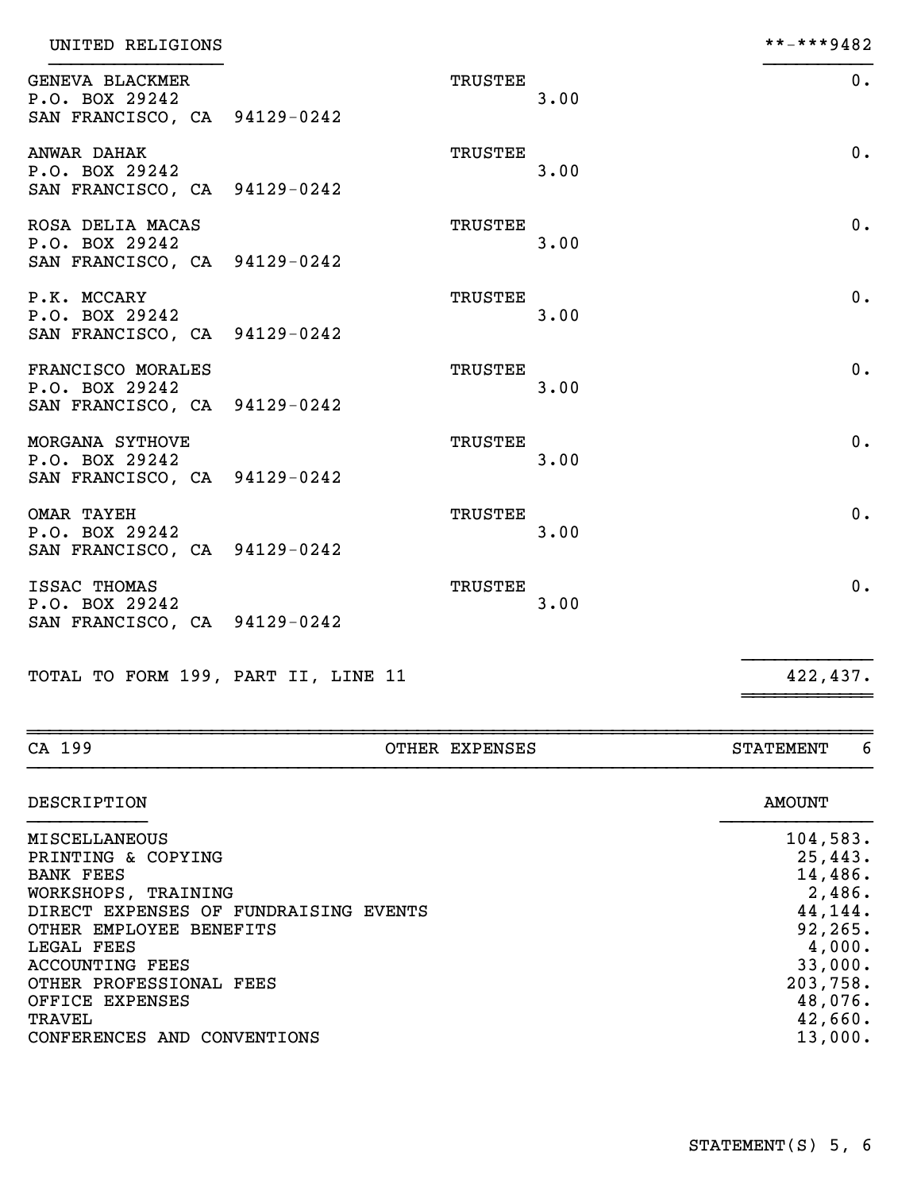UNITED RELIGIONS **-***9482

| NAME AND ADDRESS | TITLE | HOURS | AMOUNT |
|---|---|---|---|
| GENEVA BLACKMER<br>P.O. BOX 29242<br>SAN FRANCISCO, CA 94129-0242 | TRUSTEE | 3.00 | 0. |
| ANWAR DAHAK<br>P.O. BOX 29242<br>SAN FRANCISCO, CA 94129-0242 | TRUSTEE | 3.00 | 0. |
| ROSA DELIA MACAS<br>P.O. BOX 29242<br>SAN FRANCISCO, CA 94129-0242 | TRUSTEE | 3.00 | 0. |
| P.K. MCCARY<br>P.O. BOX 29242<br>SAN FRANCISCO, CA 94129-0242 | TRUSTEE | 3.00 | 0. |
| FRANCISCO MORALES<br>P.O. BOX 29242<br>SAN FRANCISCO, CA 94129-0242 | TRUSTEE | 3.00 | 0. |
| MORGANA SYTHOVE<br>P.O. BOX 29242<br>SAN FRANCISCO, CA 94129-0242 | TRUSTEE | 3.00 | 0. |
| OMAR TAYEH<br>P.O. BOX 29242<br>SAN FRANCISCO, CA 94129-0242 | TRUSTEE | 3.00 | 0. |
| ISSAC THOMAS<br>P.O. BOX 29242<br>SAN FRANCISCO, CA 94129-0242 | TRUSTEE | 3.00 | 0. |
| TOTAL TO FORM 199, PART II, LINE 11 | | | 422,437. |

## CA 199 — OTHER EXPENSES — STATEMENT 6

| DESCRIPTION | AMOUNT |
|---|---|
| MISCELLANEOUS | 104,583. |
| PRINTING & COPYING | 25,443. |
| BANK FEES | 14,486. |
| WORKSHOPS, TRAINING | 2,486. |
| DIRECT EXPENSES OF FUNDRAISING EVENTS | 44,144. |
| OTHER EMPLOYEE BENEFITS | 92,265. |
| LEGAL FEES | 4,000. |
| ACCOUNTING FEES | 33,000. |
| OTHER PROFESSIONAL FEES | 203,758. |
| OFFICE EXPENSES | 48,076. |
| TRAVEL | 42,660. |
| CONFERENCES AND CONVENTIONS | 13,000. |

STATEMENT(S) 5, 6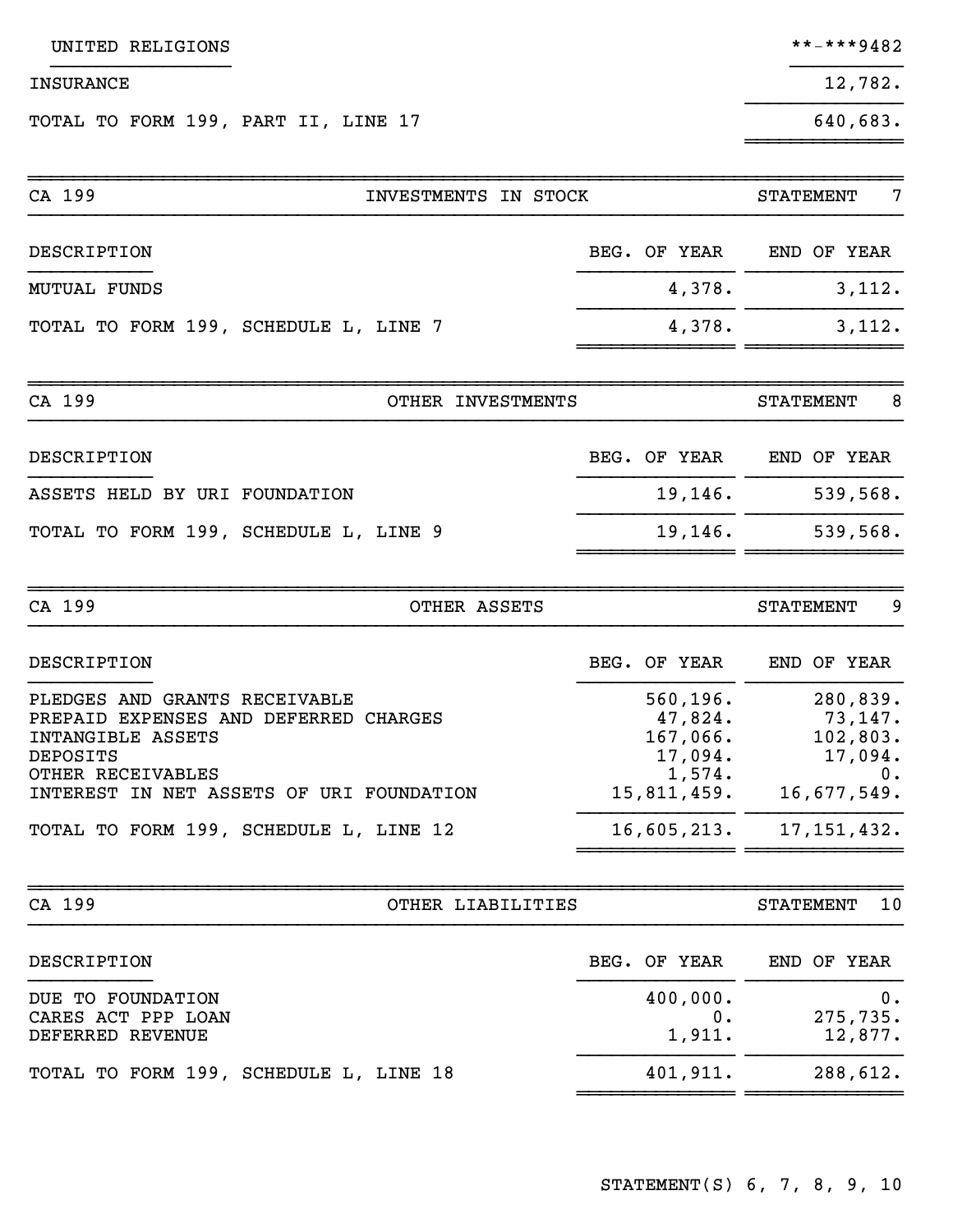UNITED RELIGIONS **-***9482

| | |
|---|---|
| INSURANCE | 12,782. |
| TOTAL TO FORM 199, PART II, LINE 17 | 640,683. |

CA 199 INVESTMENTS IN STOCK STATEMENT 7

| DESCRIPTION | BEG. OF YEAR | END OF YEAR |
|---|---|---|
| MUTUAL FUNDS | 4,378. | 3,112. |
| TOTAL TO FORM 199, SCHEDULE L, LINE 7 | 4,378. | 3,112. |

CA 199 OTHER INVESTMENTS STATEMENT 8

| DESCRIPTION | BEG. OF YEAR | END OF YEAR |
|---|---|---|
| ASSETS HELD BY URI FOUNDATION | 19,146. | 539,568. |
| TOTAL TO FORM 199, SCHEDULE L, LINE 9 | 19,146. | 539,568. |

CA 199 OTHER ASSETS STATEMENT 9

| DESCRIPTION | BEG. OF YEAR | END OF YEAR |
|---|---|---|
| PLEDGES AND GRANTS RECEIVABLE | 560,196. | 280,839. |
| PREPAID EXPENSES AND DEFERRED CHARGES | 47,824. | 73,147. |
| INTANGIBLE ASSETS | 167,066. | 102,803. |
| DEPOSITS | 17,094. | 17,094. |
| OTHER RECEIVABLES | 1,574. | 0. |
| INTEREST IN NET ASSETS OF URI FOUNDATION | 15,811,459. | 16,677,549. |
| TOTAL TO FORM 199, SCHEDULE L, LINE 12 | 16,605,213. | 17,151,432. |

CA 199 OTHER LIABILITIES STATEMENT 10

| DESCRIPTION | BEG. OF YEAR | END OF YEAR |
|---|---|---|
| DUE TO FOUNDATION | 400,000. | 0. |
| CARES ACT PPP LOAN | 0. | 275,735. |
| DEFERRED REVENUE | 1,911. | 12,877. |
| TOTAL TO FORM 199, SCHEDULE L, LINE 18 | 401,911. | 288,612. |

STATEMENT(S) 6, 7, 8, 9, 10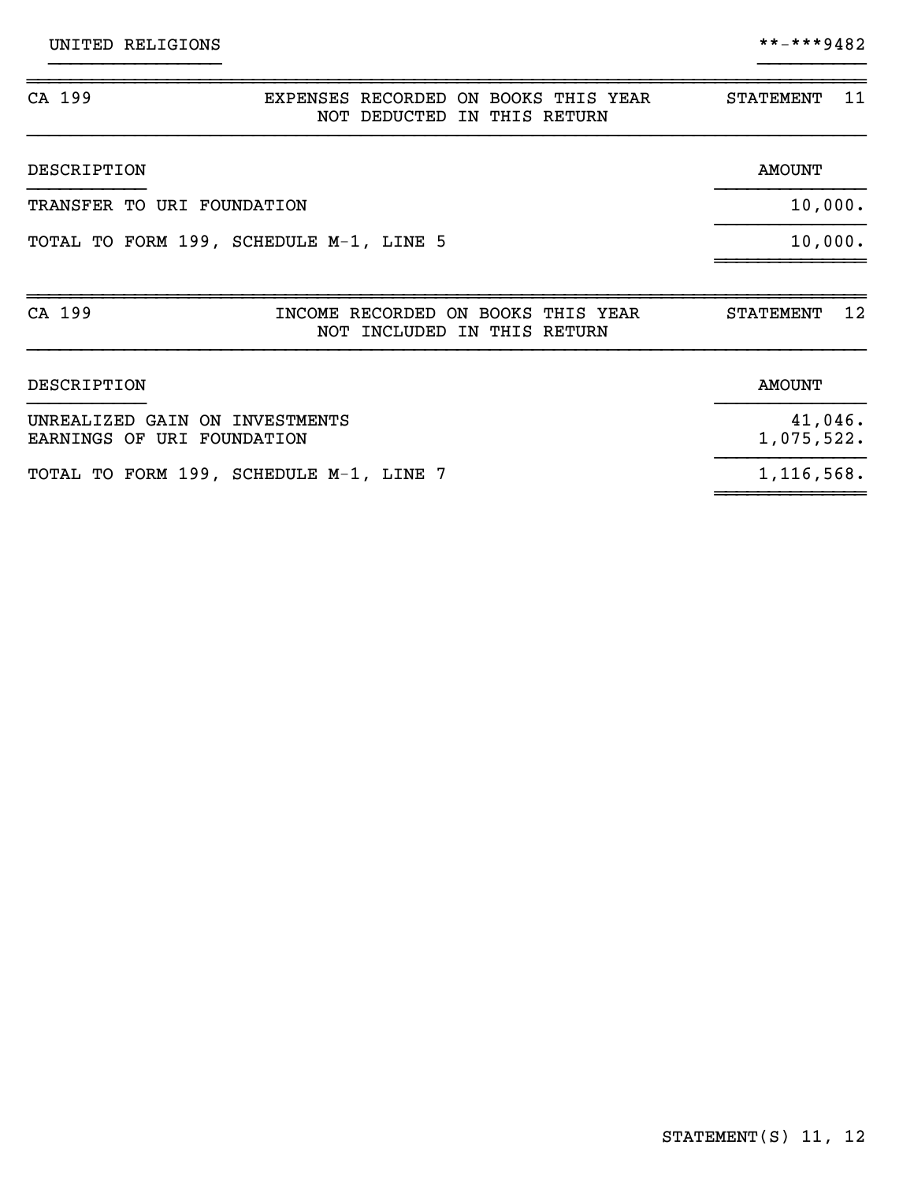UNITED RELIGIONS **-***9482

| CA 199 | EXPENSES RECORDED ON BOOKS THIS YEAR NOT DEDUCTED IN THIS RETURN | STATEMENT 11 |
|---|---|---|

| DESCRIPTION | AMOUNT |
|---|---|
| TRANSFER TO URI FOUNDATION | 10,000. |
| TOTAL TO FORM 199, SCHEDULE M-1, LINE 5 | 10,000. |

| CA 199 | INCOME RECORDED ON BOOKS THIS YEAR NOT INCLUDED IN THIS RETURN | STATEMENT 12 |
|---|---|---|

| DESCRIPTION | AMOUNT |
|---|---|
| UNREALIZED GAIN ON INVESTMENTS | 41,046. |
| EARNINGS OF URI FOUNDATION | 1,075,522. |
| TOTAL TO FORM 199, SCHEDULE M-1, LINE 7 | 1,116,568. |

STATEMENT(S) 11, 12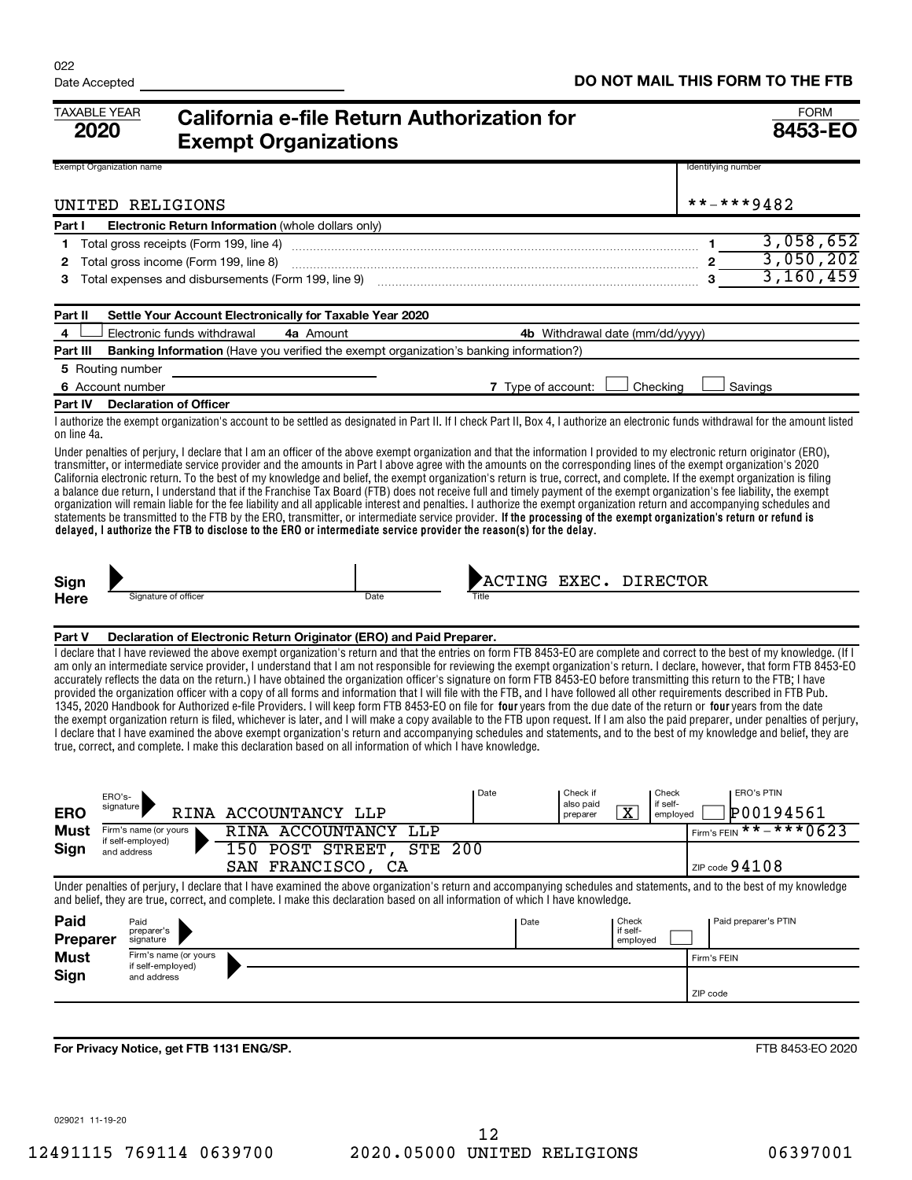022

Date Accepted

**DO NOT MAIL THIS FORM TO THE FTB**

TAXABLE YEAR **2020**

# California e-file Return Authorization for Exempt Organizations

FORM **8453-EO**

| Exempt Organization name | Identifying number |
|---|---|
| UNITED RELIGIONS | **-***9482 |

**Part I Electronic Return Information** (whole dollars only)

| | | | |
|---|---|---|---|
| 1 | Total gross receipts (Form 199, line 4) | 1 | 3,058,652 |
| 2 | Total gross income (Form 199, line 8) | 2 | 3,050,202 |
| 3 | Total expenses and disbursements (Form 199, line 9) | 3 | 3,160,459 |

**Part II Settle Your Account Electronically for Taxable Year 2020**

4 ☐ Electronic funds withdrawal **4a** Amount **4b** Withdrawal date (mm/dd/yyyy)

**Part III Banking Information** (Have you verified the exempt organization's banking information?)

5 Routing number

6 Account number **7** Type of account: ☐ Checking ☐ Savings

**Part IV Declaration of Officer**

I authorize the exempt organization's account to be settled as designated in Part II. If I check Part II, Box 4, I authorize an electronic funds withdrawal for the amount listed on line 4a.

Under penalties of perjury, I declare that I am an officer of the above exempt organization and that the information I provided to my electronic return originator (ERO), transmitter, or intermediate service provider and the amounts in Part I above agree with the amounts on the corresponding lines of the exempt organization's 2020 California electronic return. To the best of my knowledge and belief, the exempt organization's return is true, correct, and complete. If the exempt organization is filing a balance due return, I understand that if the Franchise Tax Board (FTB) does not receive full and timely payment of the exempt organization's fee liability, the exempt organization will remain liable for the fee liability and all applicable interest and penalties. I authorize the exempt organization return and accompanying schedules and statements be transmitted to the FTB by the ERO, transmitter, or intermediate service provider. **If the processing of the exempt organization's return or refund is delayed, I authorize the FTB to disclose to the ERO or intermediate service provider the reason(s) for the delay.**

**Sign Here** Signature of officer | Date | Title: ACTING EXEC. DIRECTOR

**Part V Declaration of Electronic Return Originator (ERO) and Paid Preparer.**

I declare that I have reviewed the above exempt organization's return and that the entries on form FTB 8453-EO are complete and correct to the best of my knowledge. (If I am only an intermediate service provider, I understand that I am not responsible for reviewing the exempt organization's return. I declare, however, that form FTB 8453-EO accurately reflects the data on the return.) I have obtained the organization officer's signature on form FTB 8453-EO before transmitting this return to the FTB; I have provided the organization officer with a copy of all forms and information that I will file with the FTB, and I have followed all other requirements described in FTB Pub. 1345, 2020 Handbook for Authorized e-file Providers. I will keep form FTB 8453-EO on file for **four** years from the due date of the return or **four** years from the date the exempt organization return is filed, whichever is later, and I will make a copy available to the FTB upon request. If I am also the paid preparer, under penalties of perjury, I declare that I have examined the above exempt organization's return and accompanying schedules and statements, and to the best of my knowledge and belief, they are true, correct, and complete. I make this declaration based on all information of which I have knowledge.

**ERO Must Sign**

| | |
|---|---|
| ERO's-signature | RINA ACCOUNTANCY LLP |
| Date | |
| Check if also paid preparer | X |
| Check if self-employed | ☐ |
| ERO's PTIN | P00194561 |
| Firm's name (or yours if self-employed) and address | RINA ACCOUNTANCY LLP, 150 POST STREET, STE 200, SAN FRANCISCO, CA |
| Firm's FEIN | **-***0623 |
| ZIP code | 94108 |

Under penalties of perjury, I declare that I have examined the above organization's return and accompanying schedules and statements, and to the best of my knowledge and belief, they are true, correct, and complete. I make this declaration based on all information of which I have knowledge.

**Paid Preparer Must Sign**

| | |
|---|---|
| Paid preparer's signature | |
| Date | |
| Check if self-employed | ☐ |
| Paid preparer's PTIN | |
| Firm's name (or yours if self-employed) and address | |
| Firm's FEIN | |
| ZIP code | |

**For Privacy Notice, get FTB 1131 ENG/SP.**

FTB 8453-EO 2020

029021 11-19-20

12491115 769114 0639700 2020.05000 UNITED RELIGIONS 06397001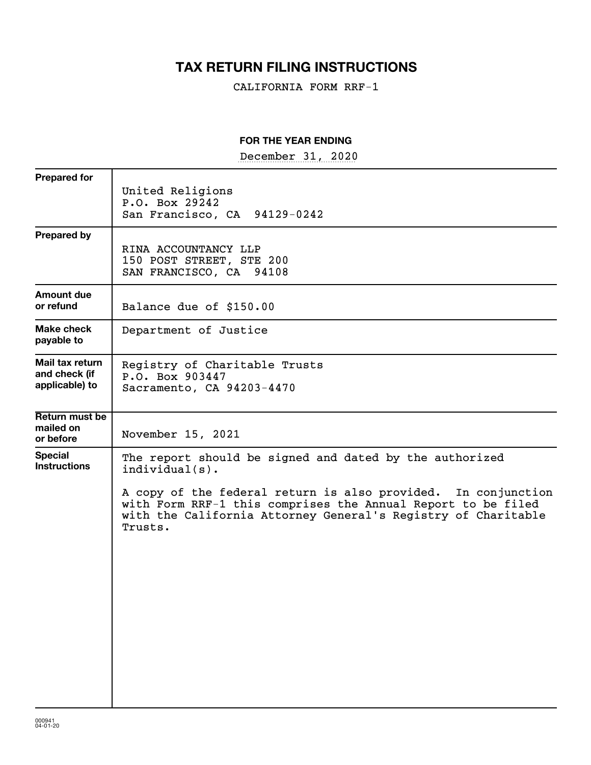# TAX RETURN FILING INSTRUCTIONS

CALIFORNIA FORM RRF-1

**FOR THE YEAR ENDING**

December 31, 2020

| | |
|---|---|
| **Prepared for** | United Religions<br>P.O. Box 29242<br>San Francisco, CA 94129-0242 |
| **Prepared by** | RINA ACCOUNTANCY LLP<br>150 POST STREET, STE 200<br>SAN FRANCISCO, CA 94108 |
| **Amount due or refund** | Balance due of $150.00 |
| **Make check payable to** | Department of Justice |
| **Mail tax return and check (if applicable) to** | Registry of Charitable Trusts<br>P.O. Box 903447<br>Sacramento, CA 94203-4470 |
| **Return must be mailed on or before** | November 15, 2021 |
| **Special Instructions** | The report should be signed and dated by the authorized individual(s).<br><br>A copy of the federal return is also provided. In conjunction with Form RRF-1 this comprises the Annual Report to be filed with the California Attorney General's Registry of Charitable Trusts. |

000941
04-01-20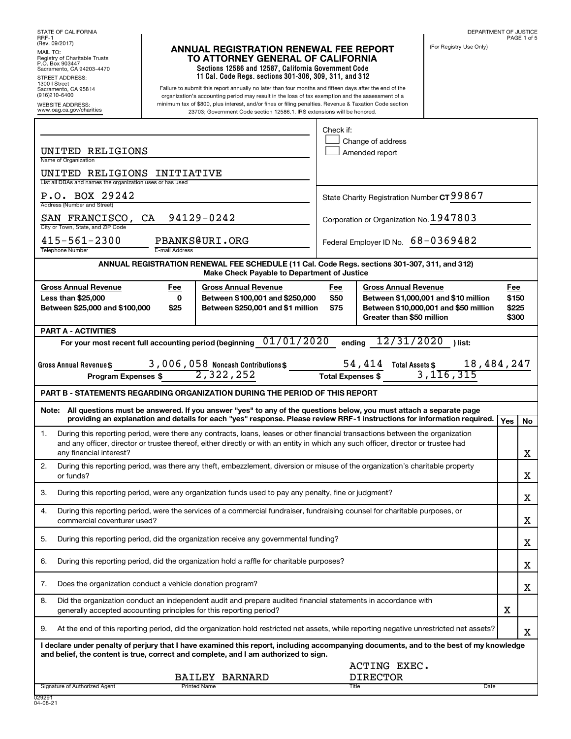STATE OF CALIFORNIA
RRF-1
(Rev. 09/2017)

MAIL TO:
Registry of Charitable Trusts
P.O. Box 903447
Sacramento, CA 94203-4470

STREET ADDRESS:
1300 I Street
Sacramento, CA 95814
(916)210-6400

WEBSITE ADDRESS:
www.oag.ca.gov/charities

# ANNUAL REGISTRATION RENEWAL FEE REPORT TO ATTORNEY GENERAL OF CALIFORNIA

**Sections 12586 and 12587, California Government Code**
**11 Cal. Code Regs. sections 301-306, 309, 311, and 312**

Failure to submit this report annually no later than four months and fifteen days after the end of the organization's accounting period may result in the loss of tax exemption and the assessment of a minimum tax of $800, plus interest, and/or fines or filing penalties. Revenue & Taxation Code section 23703; Government Code section 12586.1. IRS extensions will be honored.

DEPARTMENT OF JUSTICE

(For Registry Use Only)

Check if:
☐ Change of address
☐ Amended report

Name of Organization: UNITED RELIGIONS

List all DBAs and names the organization uses or has used: UNITED RELIGIONS INITIATIVE

Address (Number and Street): P.O. BOX 29242

City or Town, State, and ZIP Code: SAN FRANCISCO, CA 94129-0242

Telephone Number: 415-561-2300 E-mail Address: PBANKS@URI.ORG

State Charity Registration Number CT 99867

Corporation or Organization No. 1947803

Federal Employer ID No. 68-0369482

**ANNUAL REGISTRATION RENEWAL FEE SCHEDULE (11 Cal. Code Regs. sections 301-307, 311, and 312)**
**Make Check Payable to Department of Justice**

| Gross Annual Revenue | Fee | Gross Annual Revenue | Fee | Gross Annual Revenue | Fee |
|---|---|---|---|---|---|
| Less than $25,000 | 0 | Between $100,001 and $250,000 | $50 | Between $1,000,001 and $10 million | $150 |
| Between $25,000 and $100,000 | $25 | Between $250,001 and $1 million | $75 | Between $10,000,001 and $50 million | $225 |
| | | | | Greater than $50 million | $300 |

**PART A - ACTIVITIES**

For your most recent full accounting period (beginning 01/01/2020 ending 12/31/2020 ) list:

Gross Annual Revenue $ 3,006,058 Noncash Contributions $ 54,414 Total Assets $ 18,484,247

Program Expenses $ 2,322,252 Total Expenses $ 3,116,315

**PART B - STATEMENTS REGARDING ORGANIZATION DURING THE PERIOD OF THIS REPORT**

**Note: All questions must be answered. If you answer "yes" to any of the questions below, you must attach a separate page providing an explanation and details for each "yes" response. Please review RRF-1 instructions for information required.**

| | | Yes | No |
|---|---|---|---|
| 1. | During this reporting period, were there any contracts, loans, leases or other financial transactions between the organization and any officer, director or trustee thereof, either directly or with an entity in which any such officer, director or trustee had any financial interest? | | X |
| 2. | During this reporting period, was there any theft, embezzlement, diversion or misuse of the organization's charitable property or funds? | | X |
| 3. | During this reporting period, were any organization funds used to pay any penalty, fine or judgment? | | X |
| 4. | During this reporting period, were the services of a commercial fundraiser, fundraising counsel for charitable purposes, or commercial coventurer used? | | X |
| 5. | During this reporting period, did the organization receive any governmental funding? | | X |
| 6. | During this reporting period, did the organization hold a raffle for charitable purposes? | | X |
| 7. | Does the organization conduct a vehicle donation program? | | X |
| 8. | Did the organization conduct an independent audit and prepare audited financial statements in accordance with generally accepted accounting principles for this reporting period? | X | |
| 9. | At the end of this reporting period, did the organization hold restricted net assets, while reporting negative unrestricted net assets? | | X |

**I declare under penalty of perjury that I have examined this report, including accompanying documents, and to the best of my knowledge and belief, the content is true, correct and complete, and I am authorized to sign.**

| Signature of Authorized Agent | Printed Name | Title | Date |
|---|---|---|---|
| | BAILEY BARNARD | ACTING EXEC. DIRECTOR | |

029291
04-08-21